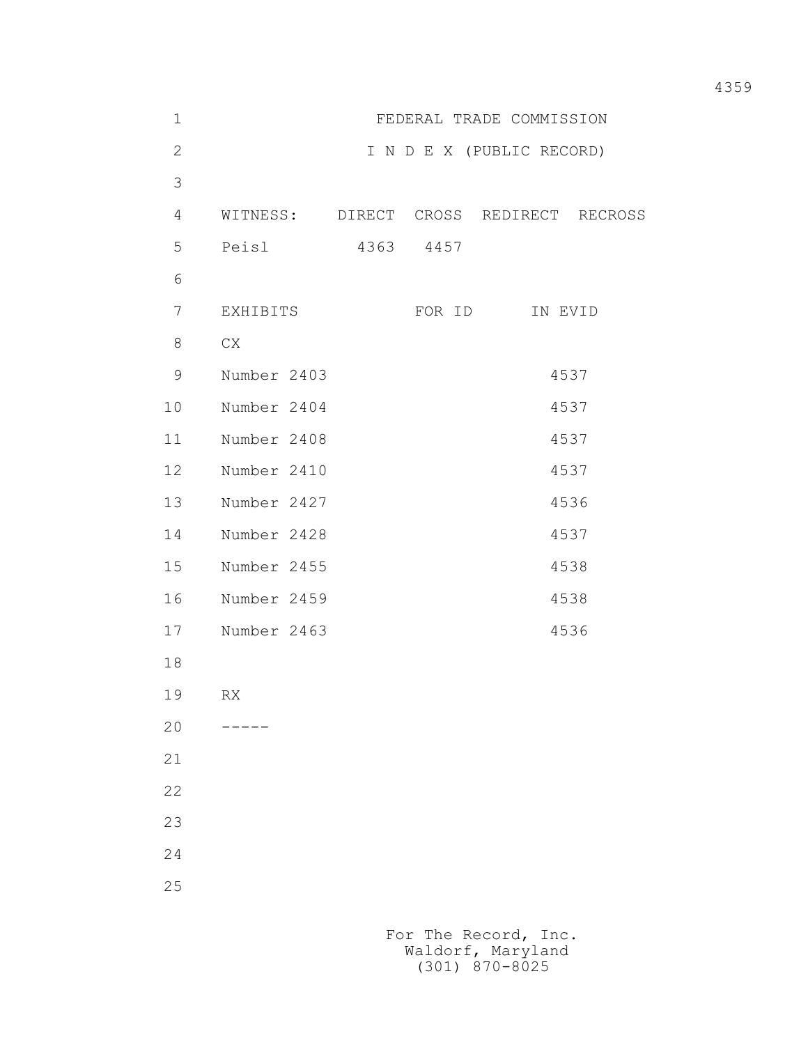FEDERAL TRADE COMMISSION

I N D E X (PUBLIC RECORD)

| WITNESS: | DIRECT | CROSS | REDIRECT | RECROSS |
|---|---|---|---|---|
| Peisl | 4363 | 4457 | | |

| EXHIBITS | FOR ID | IN EVID |
|---|---|---|
| CX | | |
| Number 2403 | | 4537 |
| Number 2404 | | 4537 |
| Number 2408 | | 4537 |
| Number 2410 | | 4537 |
| Number 2427 | | 4536 |
| Number 2428 | | 4537 |
| Number 2455 | | 4538 |
| Number 2459 | | 4538 |
| Number 2463 | | 4536 |
| | | |
| RX | | |
| ----- | | |

For The Record, Inc.
Waldorf, Maryland
(301) 870-8025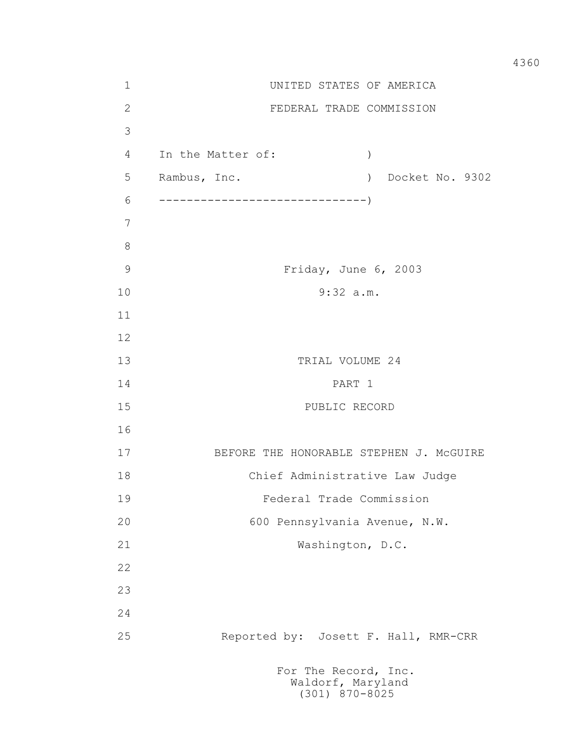UNITED STATES OF AMERICA

FEDERAL TRADE COMMISSION

In the Matter of: )
Rambus, Inc. ) Docket No. 9302
------------------------------)

Friday, June 6, 2003

9:32 a.m.

TRIAL VOLUME 24

PART 1

PUBLIC RECORD

BEFORE THE HONORABLE STEPHEN J. McGUIRE

Chief Administrative Law Judge

Federal Trade Commission

600 Pennsylvania Avenue, N.W.

Washington, D.C.

Reported by: Josett F. Hall, RMR-CRR

For The Record, Inc.
Waldorf, Maryland
(301) 870-8025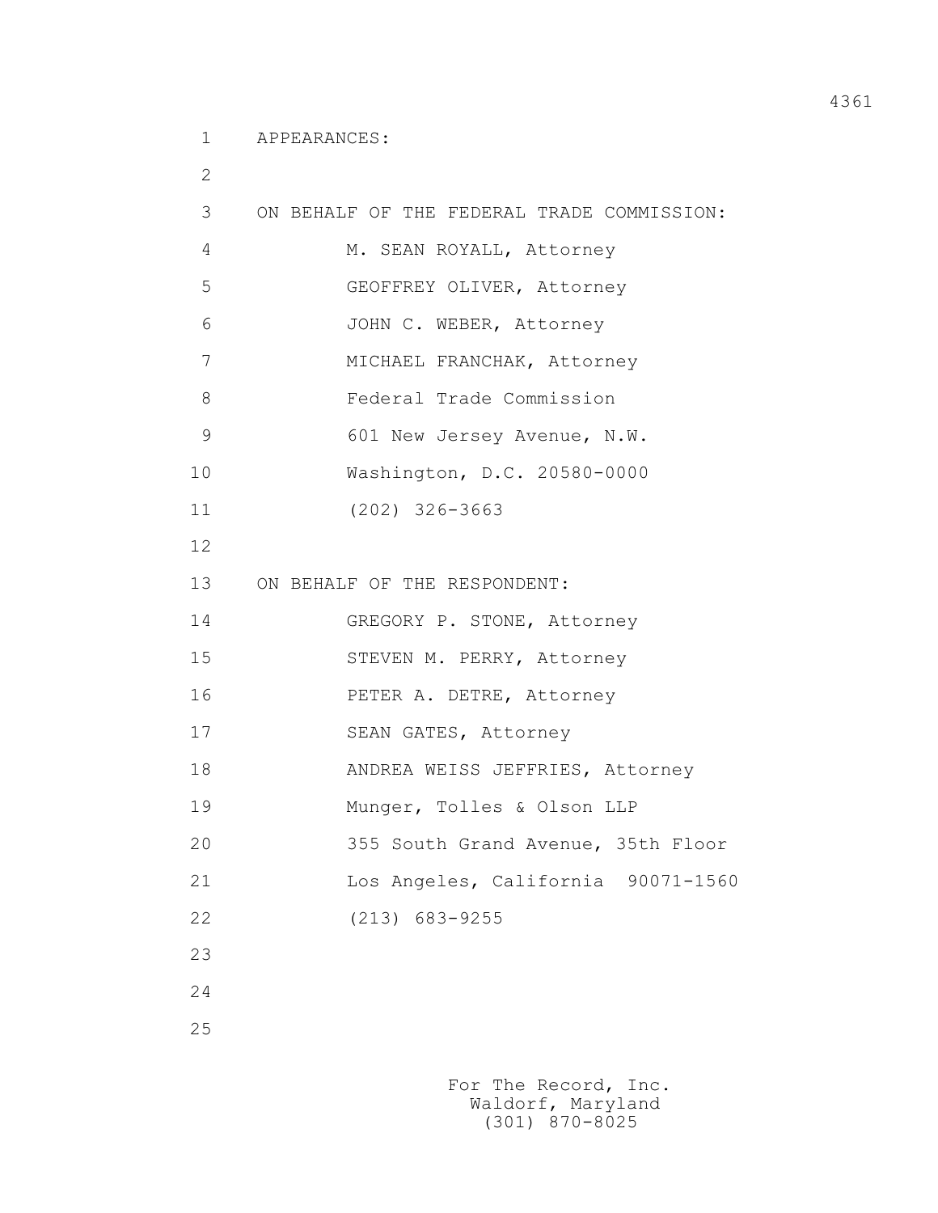APPEARANCES:

ON BEHALF OF THE FEDERAL TRADE COMMISSION:

M. SEAN ROYALL, Attorney
GEOFFREY OLIVER, Attorney
JOHN C. WEBER, Attorney
MICHAEL FRANCHAK, Attorney
Federal Trade Commission
601 New Jersey Avenue, N.W.
Washington, D.C. 20580-0000
(202) 326-3663

ON BEHALF OF THE RESPONDENT:

GREGORY P. STONE, Attorney
STEVEN M. PERRY, Attorney
PETER A. DETRE, Attorney
SEAN GATES, Attorney
ANDREA WEISS JEFFRIES, Attorney
Munger, Tolles & Olson LLP
355 South Grand Avenue, 35th Floor
Los Angeles, California 90071-1560
(213) 683-9255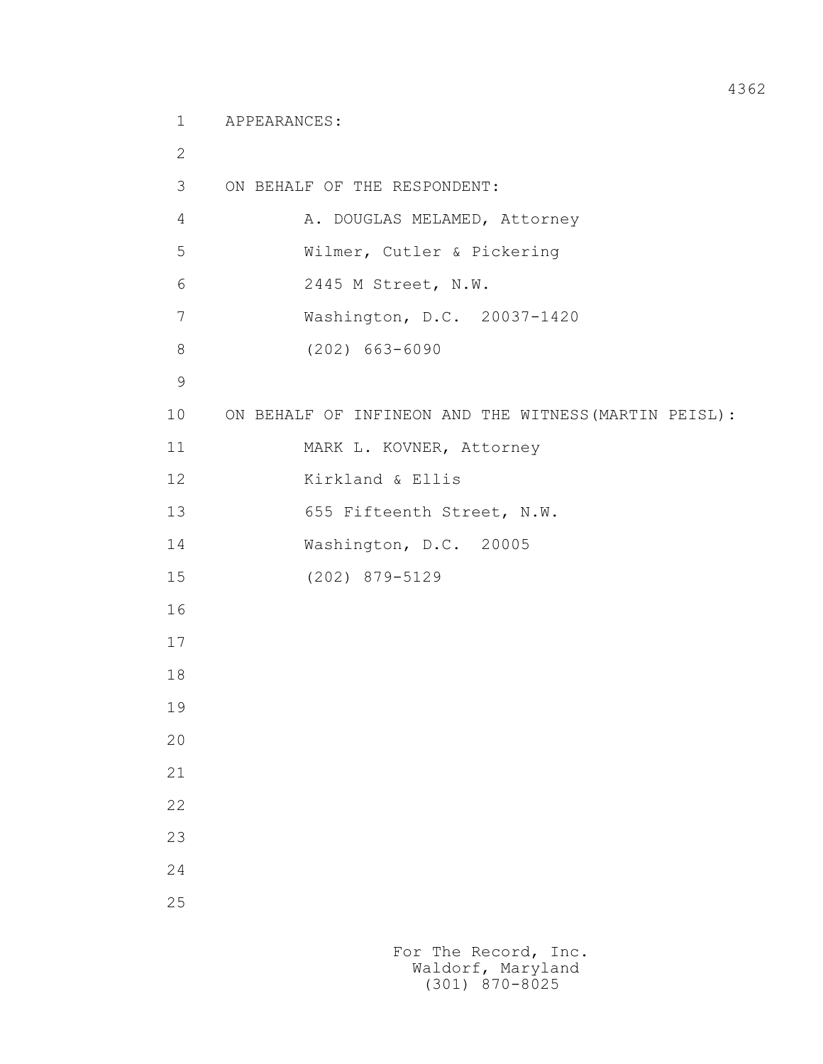APPEARANCES:

ON BEHALF OF THE RESPONDENT:

A. DOUGLAS MELAMED, Attorney
Wilmer, Cutler & Pickering
2445 M Street, N.W.
Washington, D.C. 20037-1420
(202) 663-6090

ON BEHALF OF INFINEON AND THE WITNESS(MARTIN PEISL):

MARK L. KOVNER, Attorney
Kirkland & Ellis
655 Fifteenth Street, N.W.
Washington, D.C. 20005
(202) 879-5129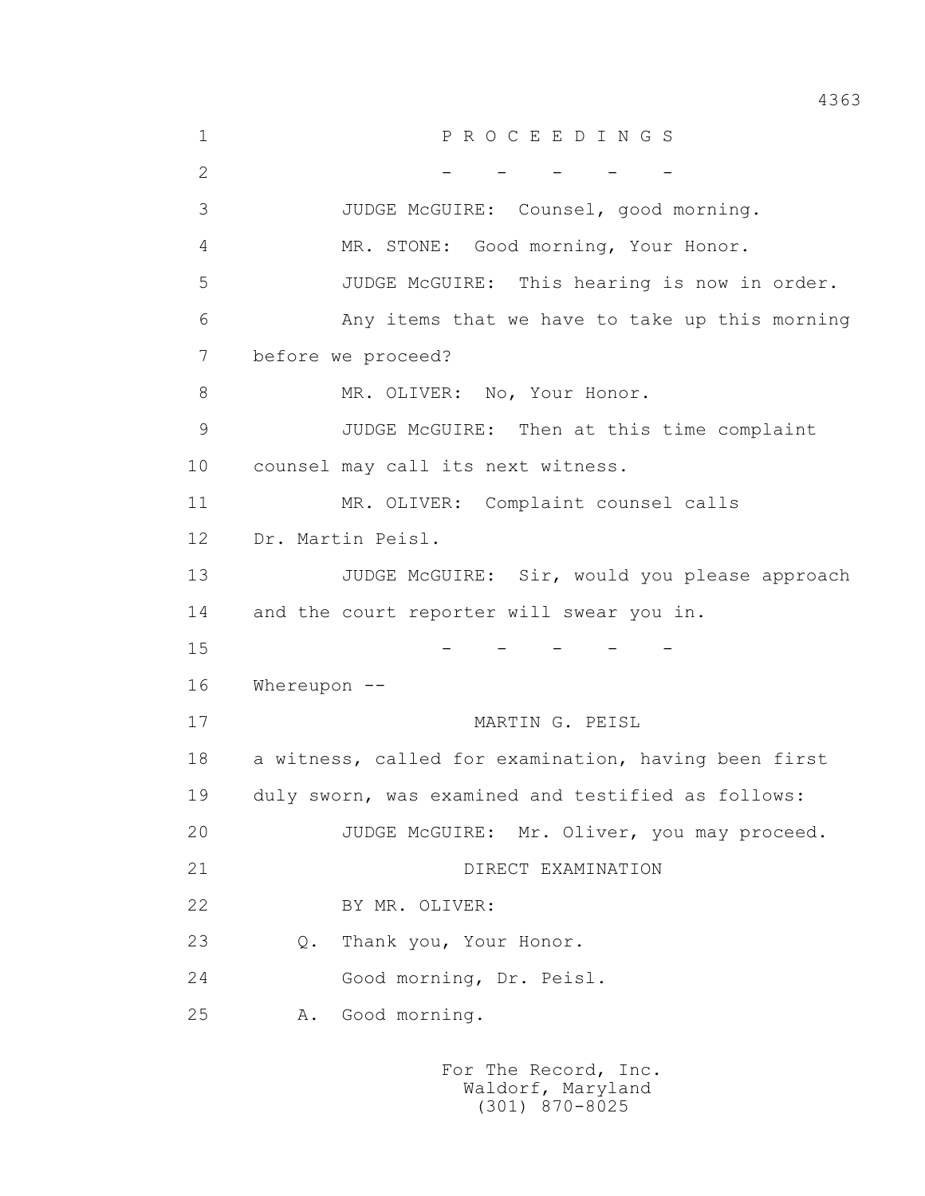P R O C E E D I N G S

\- - - - -

JUDGE McGUIRE: Counsel, good morning.

MR. STONE: Good morning, Your Honor.

JUDGE McGUIRE: This hearing is now in order. Any items that we have to take up this morning before we proceed?

MR. OLIVER: No, Your Honor.

JUDGE McGUIRE: Then at this time complaint counsel may call its next witness.

MR. OLIVER: Complaint counsel calls Dr. Martin Peisl.

JUDGE McGUIRE: Sir, would you please approach and the court reporter will swear you in.

\- - - - -

Whereupon --

MARTIN G. PEISL

a witness, called for examination, having been first duly sworn, was examined and testified as follows:

JUDGE McGUIRE: Mr. Oliver, you may proceed.

DIRECT EXAMINATION

BY MR. OLIVER:

Q. Thank you, Your Honor.

Good morning, Dr. Peisl.

A. Good morning.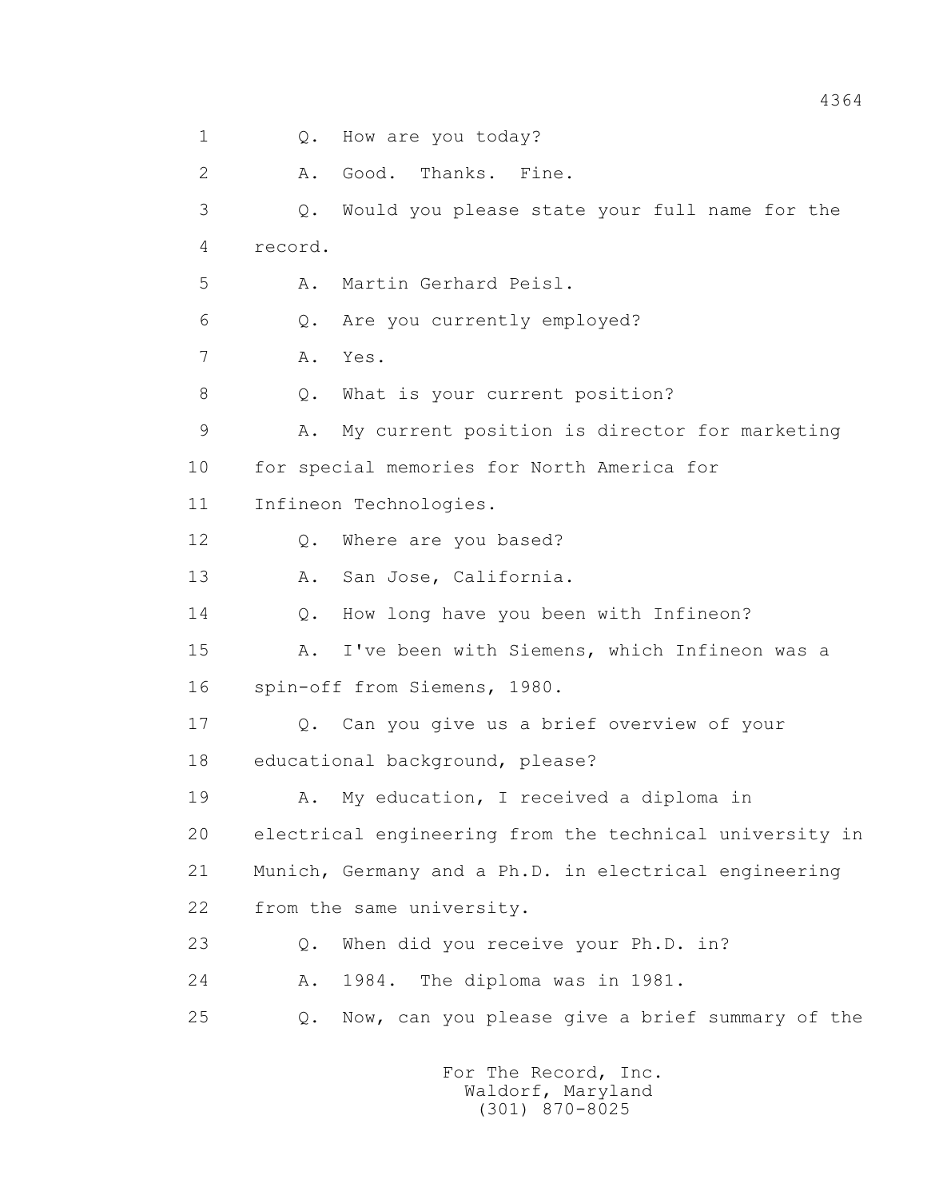1 Q. How are you today?

2 A. Good. Thanks. Fine.

3 Q. Would you please state your full name for the

4 record.

5 A. Martin Gerhard Peisl.

6 Q. Are you currently employed?

7 A. Yes.

8 Q. What is your current position?

9 A. My current position is director for marketing

10 for special memories for North America for

11 Infineon Technologies.

12 Q. Where are you based?

13 A. San Jose, California.

14 Q. How long have you been with Infineon?

15 A. I've been with Siemens, which Infineon was a

16 spin-off from Siemens, 1980.

17 Q. Can you give us a brief overview of your

18 educational background, please?

19 A. My education, I received a diploma in

20 electrical engineering from the technical university in

21 Munich, Germany and a Ph.D. in electrical engineering

22 from the same university.

23 Q. When did you receive your Ph.D. in?

24 A. 1984. The diploma was in 1981.

25 Q. Now, can you please give a brief summary of the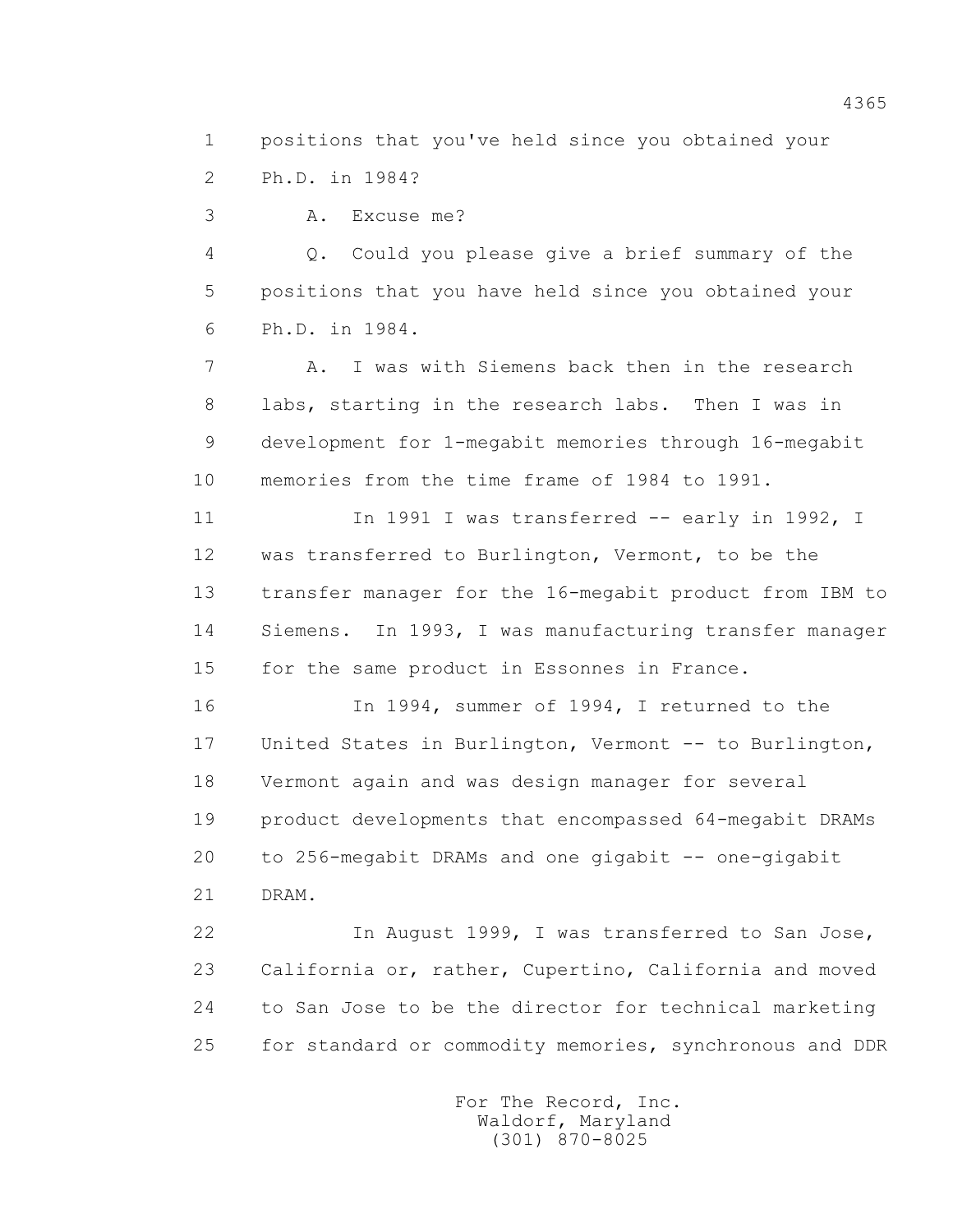1 positions that you've held since you obtained your
2 Ph.D. in 1984?
3 A. Excuse me?
4 Q. Could you please give a brief summary of the
5 positions that you have held since you obtained your
6 Ph.D. in 1984.
7 A. I was with Siemens back then in the research
8 labs, starting in the research labs. Then I was in
9 development for 1-megabit memories through 16-megabit
10 memories from the time frame of 1984 to 1991.
11 In 1991 I was transferred -- early in 1992, I
12 was transferred to Burlington, Vermont, to be the
13 transfer manager for the 16-megabit product from IBM to
14 Siemens. In 1993, I was manufacturing transfer manager
15 for the same product in Essonnes in France.
16 In 1994, summer of 1994, I returned to the
17 United States in Burlington, Vermont -- to Burlington,
18 Vermont again and was design manager for several
19 product developments that encompassed 64-megabit DRAMs
20 to 256-megabit DRAMs and one gigabit -- one-gigabit
21 DRAM.
22 In August 1999, I was transferred to San Jose,
23 California or, rather, Cupertino, California and moved
24 to San Jose to be the director for technical marketing
25 for standard or commodity memories, synchronous and DDR

For The Record, Inc.
Waldorf, Maryland
(301) 870-8025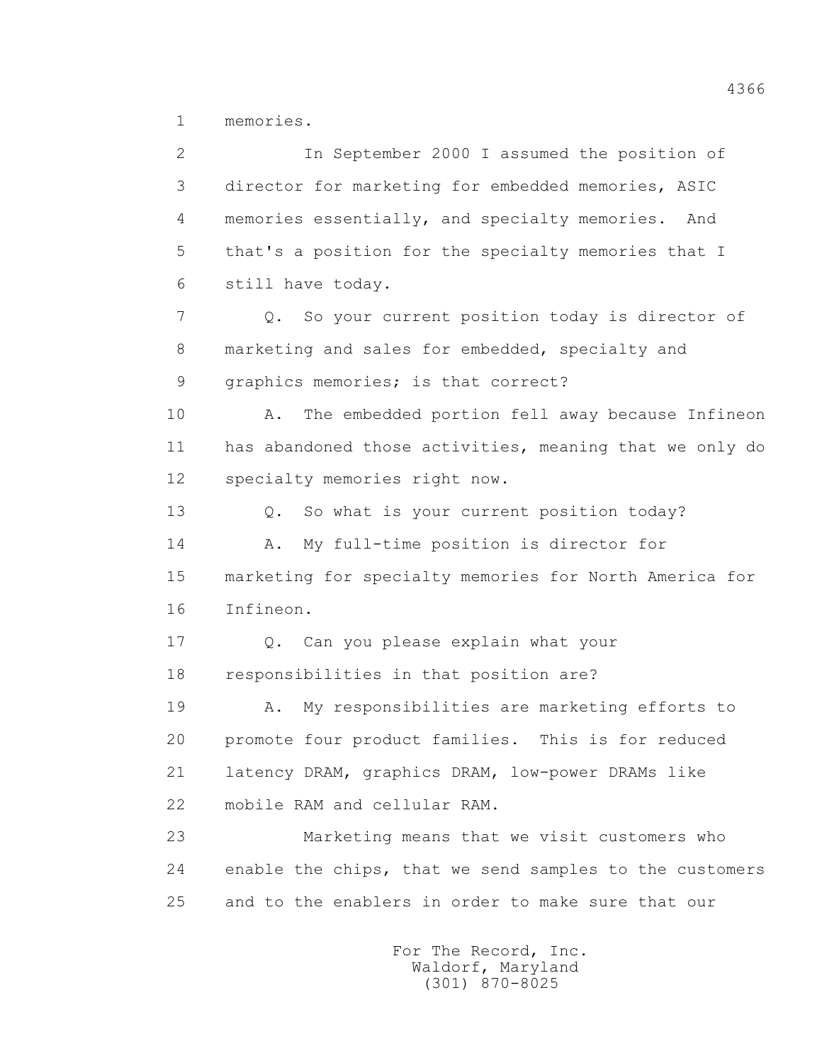1 memories.

2 In September 2000 I assumed the position of
3 director for marketing for embedded memories, ASIC
4 memories essentially, and specialty memories. And
5 that's a position for the specialty memories that I
6 still have today.

7 Q. So your current position today is director of
8 marketing and sales for embedded, specialty and
9 graphics memories; is that correct?

10 A. The embedded portion fell away because Infineon
11 has abandoned those activities, meaning that we only do
12 specialty memories right now.

13 Q. So what is your current position today?

14 A. My full-time position is director for
15 marketing for specialty memories for North America for
16 Infineon.

17 Q. Can you please explain what your
18 responsibilities in that position are?

19 A. My responsibilities are marketing efforts to
20 promote four product families. This is for reduced
21 latency DRAM, graphics DRAM, low-power DRAMs like
22 mobile RAM and cellular RAM.

23 Marketing means that we visit customers who
24 enable the chips, that we send samples to the customers
25 and to the enablers in order to make sure that our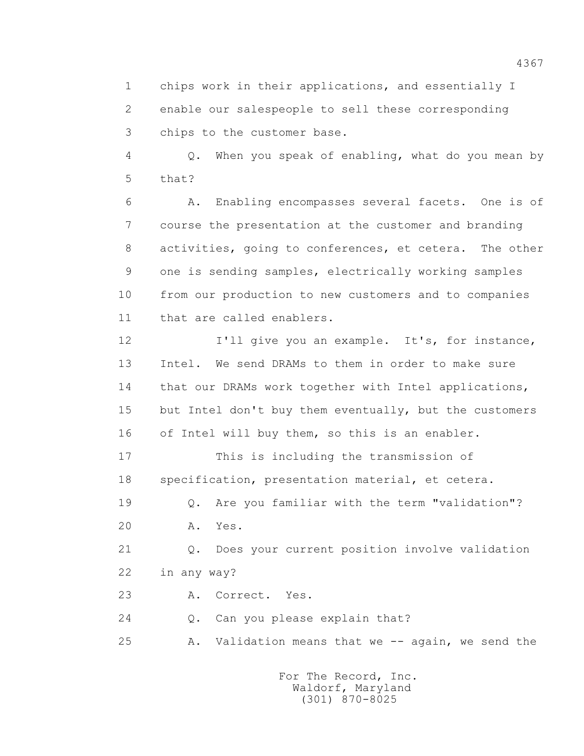1 chips work in their applications, and essentially I
2 enable our salespeople to sell these corresponding
3 chips to the customer base.

4 Q. When you speak of enabling, what do you mean by
5 that?

6 A. Enabling encompasses several facets. One is of
7 course the presentation at the customer and branding
8 activities, going to conferences, et cetera. The other
9 one is sending samples, electrically working samples
10 from our production to new customers and to companies
11 that are called enablers.

12 I'll give you an example. It's, for instance,
13 Intel. We send DRAMs to them in order to make sure
14 that our DRAMs work together with Intel applications,
15 but Intel don't buy them eventually, but the customers
16 of Intel will buy them, so this is an enabler.

17 This is including the transmission of
18 specification, presentation material, et cetera.

19 Q. Are you familiar with the term "validation"?

20 A. Yes.

21 Q. Does your current position involve validation
22 in any way?

23 A. Correct. Yes.

24 Q. Can you please explain that?

25 A. Validation means that we -- again, we send the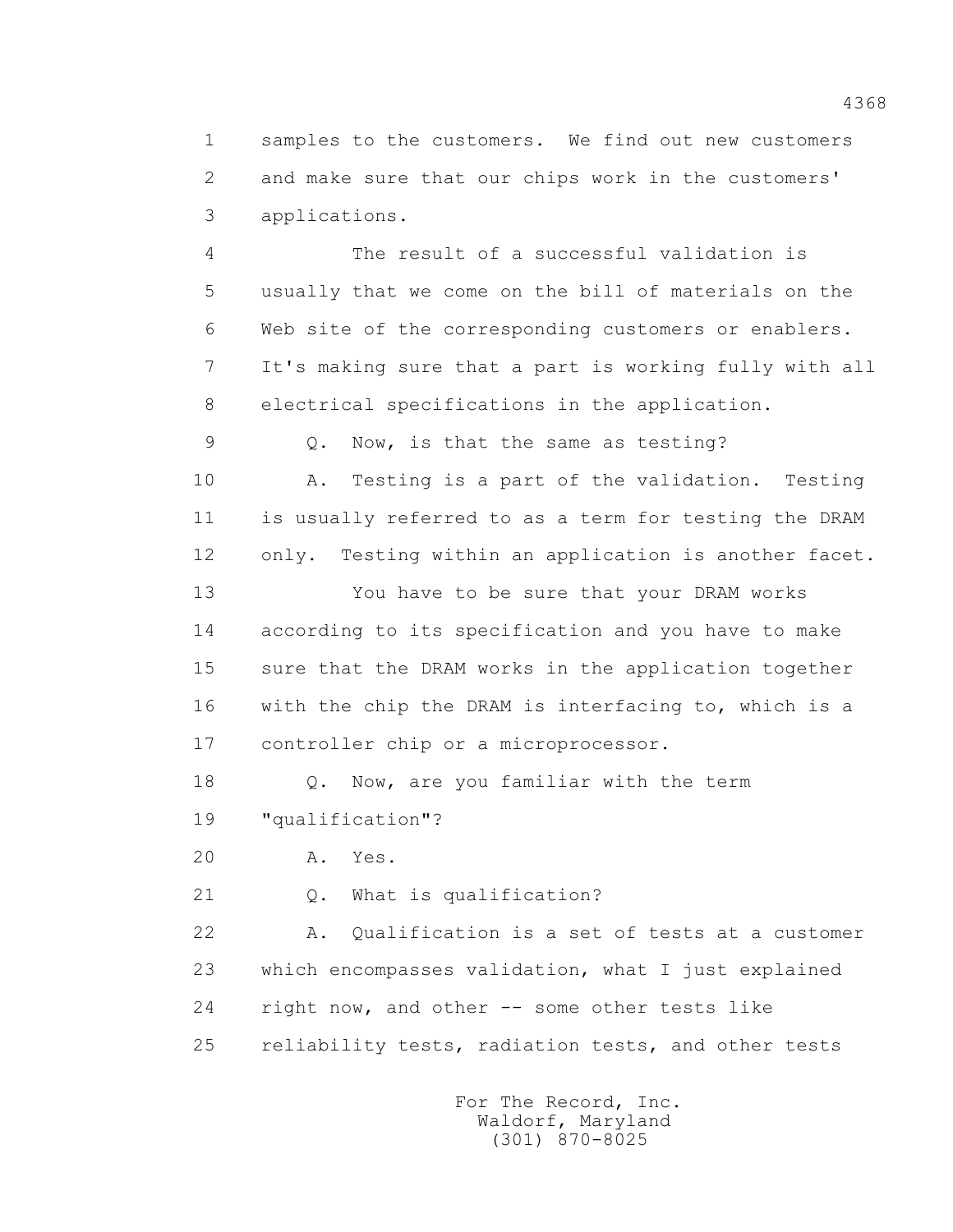samples to the customers. We find out new customers and make sure that our chips work in the customers' applications.

The result of a successful validation is usually that we come on the bill of materials on the Web site of the corresponding customers or enablers. It's making sure that a part is working fully with all electrical specifications in the application.

Q. Now, is that the same as testing?

A. Testing is a part of the validation. Testing is usually referred to as a term for testing the DRAM only. Testing within an application is another facet.

You have to be sure that your DRAM works according to its specification and you have to make sure that the DRAM works in the application together with the chip the DRAM is interfacing to, which is a controller chip or a microprocessor.

Q. Now, are you familiar with the term "qualification"?

A. Yes.

Q. What is qualification?

A. Qualification is a set of tests at a customer which encompasses validation, what I just explained right now, and other -- some other tests like reliability tests, radiation tests, and other tests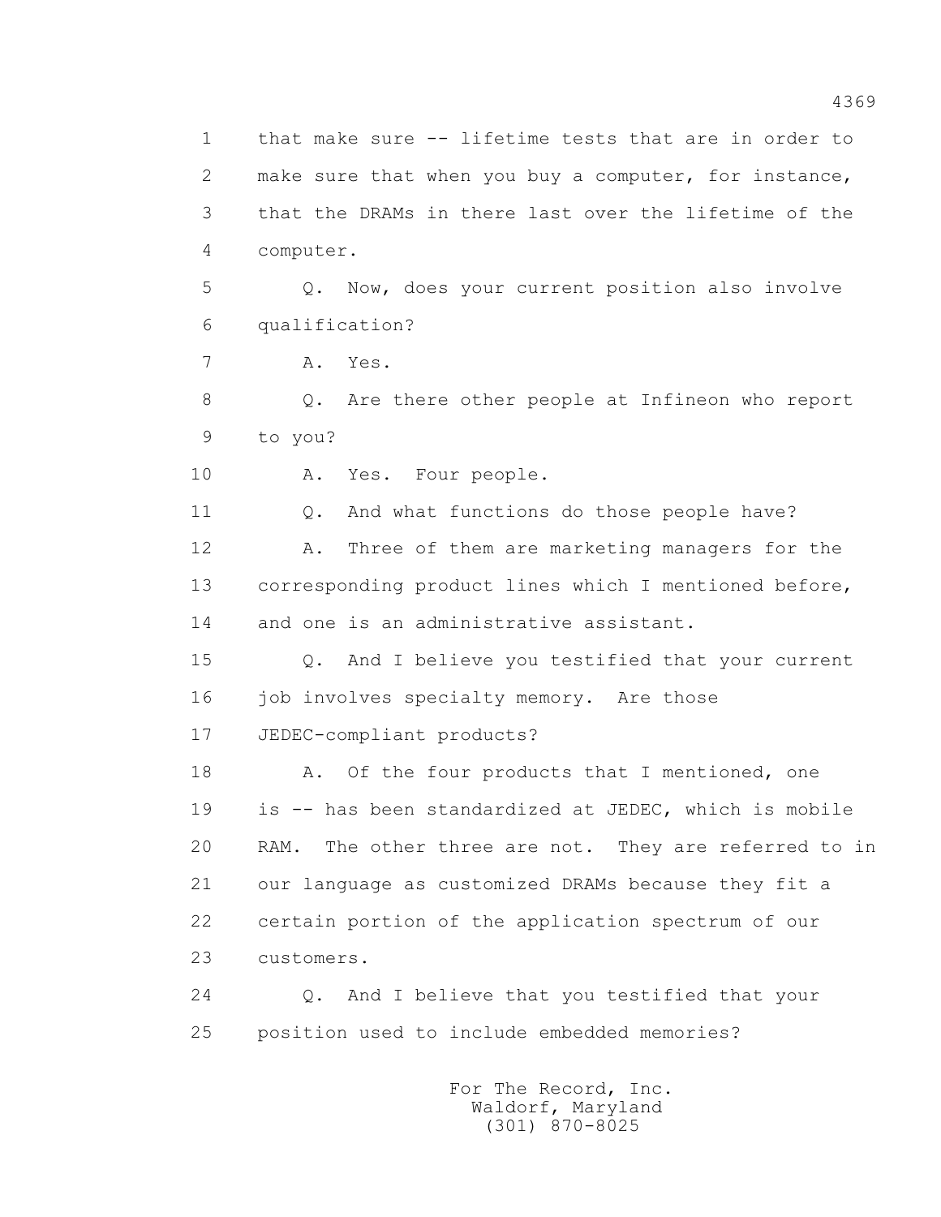1 that make sure -- lifetime tests that are in order to
2 make sure that when you buy a computer, for instance,
3 that the DRAMs in there last over the lifetime of the
4 computer.

5 Q. Now, does your current position also involve
6 qualification?

7 A. Yes.

8 Q. Are there other people at Infineon who report
9 to you?

10 A. Yes. Four people.

11 Q. And what functions do those people have?

12 A. Three of them are marketing managers for the
13 corresponding product lines which I mentioned before,
14 and one is an administrative assistant.

15 Q. And I believe you testified that your current
16 job involves specialty memory. Are those
17 JEDEC-compliant products?

18 A. Of the four products that I mentioned, one
19 is -- has been standardized at JEDEC, which is mobile
20 RAM. The other three are not. They are referred to in
21 our language as customized DRAMs because they fit a
22 certain portion of the application spectrum of our
23 customers.

24 Q. And I believe that you testified that your
25 position used to include embedded memories?

For The Record, Inc.
Waldorf, Maryland
(301) 870-8025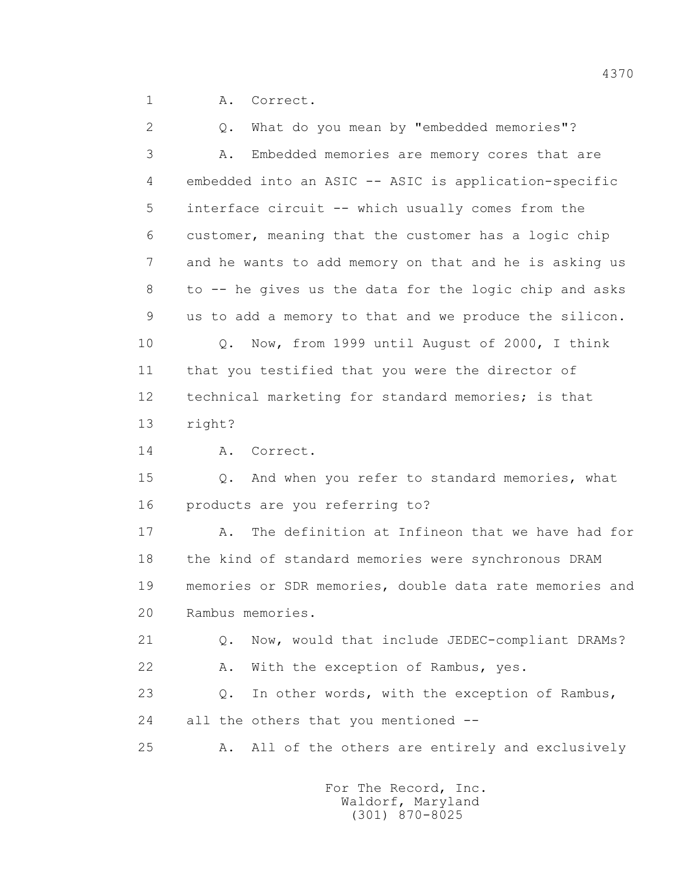1 A. Correct.

2 Q. What do you mean by "embedded memories"?

3 A. Embedded memories are memory cores that are

4 embedded into an ASIC -- ASIC is application-specific

5 interface circuit -- which usually comes from the

6 customer, meaning that the customer has a logic chip

7 and he wants to add memory on that and he is asking us

8 to -- he gives us the data for the logic chip and asks

9 us to add a memory to that and we produce the silicon.

10 Q. Now, from 1999 until August of 2000, I think

11 that you testified that you were the director of

12 technical marketing for standard memories; is that

13 right?

14 A. Correct.

15 Q. And when you refer to standard memories, what

16 products are you referring to?

17 A. The definition at Infineon that we have had for

18 the kind of standard memories were synchronous DRAM

19 memories or SDR memories, double data rate memories and

20 Rambus memories.

21 Q. Now, would that include JEDEC-compliant DRAMs?

22 A. With the exception of Rambus, yes.

23 Q. In other words, with the exception of Rambus,

24 all the others that you mentioned --

25 A. All of the others are entirely and exclusively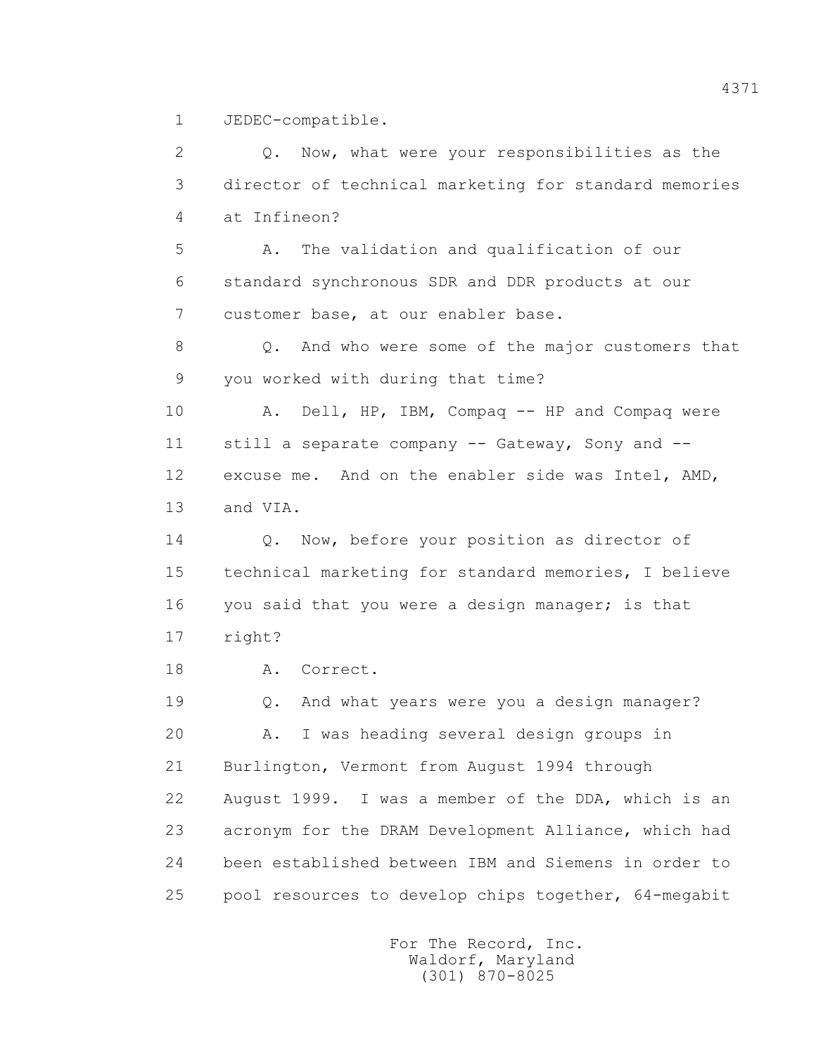1 JEDEC-compatible.

2 Q. Now, what were your responsibilities as the
3 director of technical marketing for standard memories
4 at Infineon?

5 A. The validation and qualification of our
6 standard synchronous SDR and DDR products at our
7 customer base, at our enabler base.

8 Q. And who were some of the major customers that
9 you worked with during that time?

10 A. Dell, HP, IBM, Compaq -- HP and Compaq were
11 still a separate company -- Gateway, Sony and --
12 excuse me. And on the enabler side was Intel, AMD,
13 and VIA.

14 Q. Now, before your position as director of
15 technical marketing for standard memories, I believe
16 you said that you were a design manager; is that
17 right?

18 A. Correct.

19 Q. And what years were you a design manager?

20 A. I was heading several design groups in
21 Burlington, Vermont from August 1994 through
22 August 1999. I was a member of the DDA, which is an
23 acronym for the DRAM Development Alliance, which had
24 been established between IBM and Siemens in order to
25 pool resources to develop chips together, 64-megabit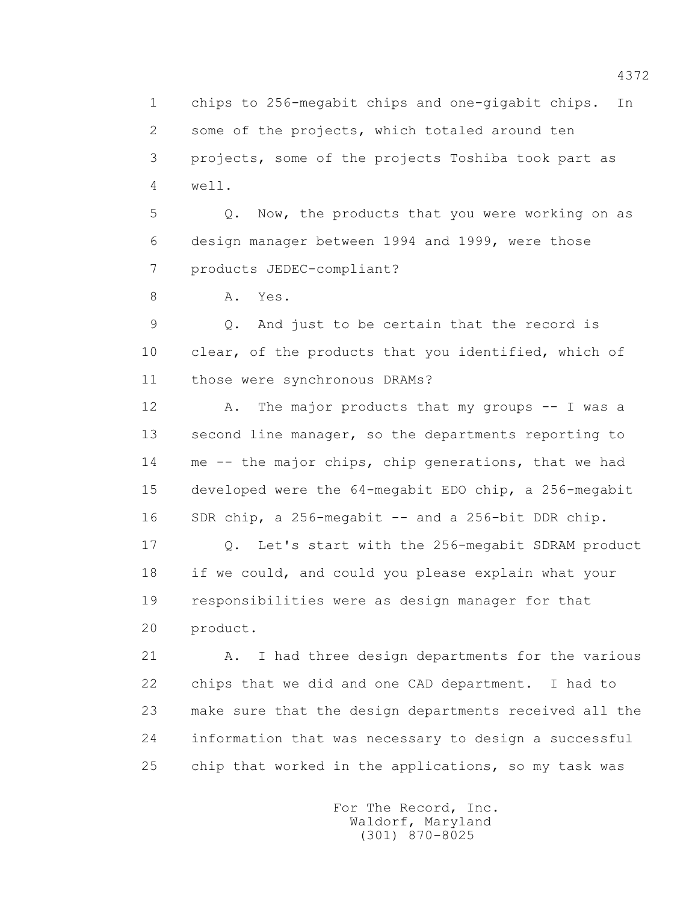1 chips to 256-megabit chips and one-gigabit chips. In
2 some of the projects, which totaled around ten
3 projects, some of the projects Toshiba took part as
4 well.

5 Q. Now, the products that you were working on as
6 design manager between 1994 and 1999, were those
7 products JEDEC-compliant?

8 A. Yes.

9 Q. And just to be certain that the record is
10 clear, of the products that you identified, which of
11 those were synchronous DRAMs?

12 A. The major products that my groups -- I was a
13 second line manager, so the departments reporting to
14 me -- the major chips, chip generations, that we had
15 developed were the 64-megabit EDO chip, a 256-megabit
16 SDR chip, a 256-megabit -- and a 256-bit DDR chip.

17 Q. Let's start with the 256-megabit SDRAM product
18 if we could, and could you please explain what your
19 responsibilities were as design manager for that
20 product.

21 A. I had three design departments for the various
22 chips that we did and one CAD department. I had to
23 make sure that the design departments received all the
24 information that was necessary to design a successful
25 chip that worked in the applications, so my task was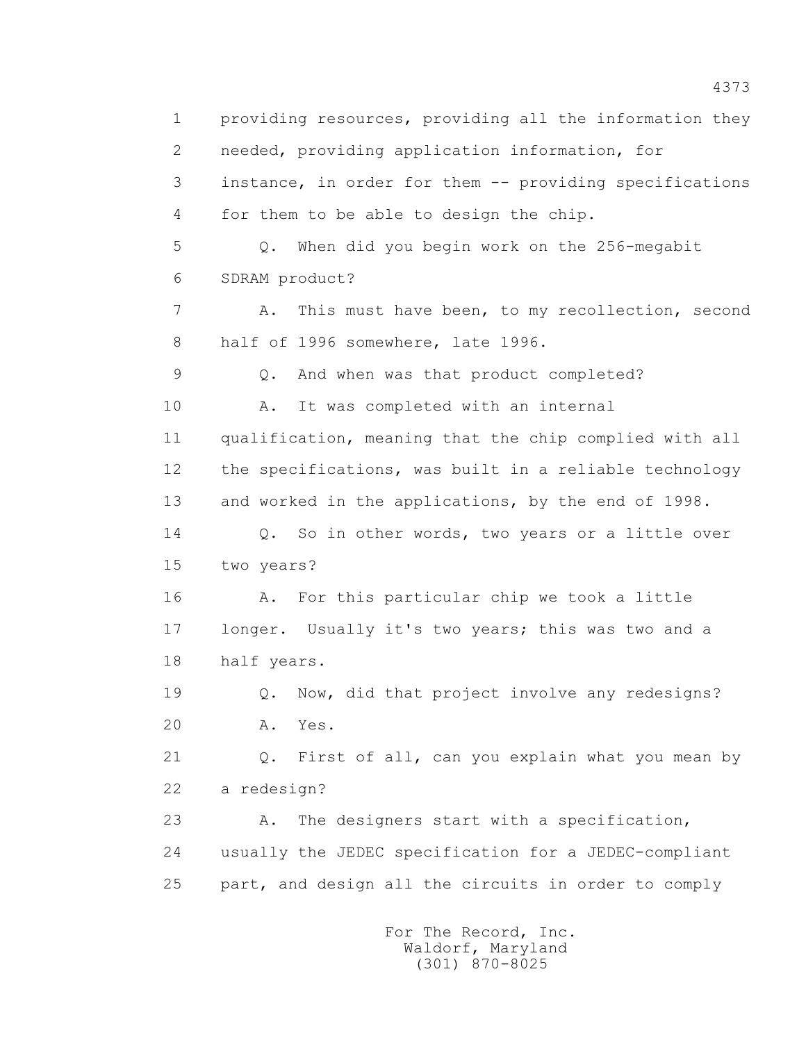providing resources, providing all the information they needed, providing application information, for instance, in order for them -- providing specifications for them to be able to design the chip.

Q. When did you begin work on the 256-megabit SDRAM product?

A. This must have been, to my recollection, second half of 1996 somewhere, late 1996.

Q. And when was that product completed?

A. It was completed with an internal qualification, meaning that the chip complied with all the specifications, was built in a reliable technology and worked in the applications, by the end of 1998.

Q. So in other words, two years or a little over two years?

A. For this particular chip we took a little longer. Usually it's two years; this was two and a half years.

Q. Now, did that project involve any redesigns?

A. Yes.

Q. First of all, can you explain what you mean by a redesign?

A. The designers start with a specification, usually the JEDEC specification for a JEDEC-compliant part, and design all the circuits in order to comply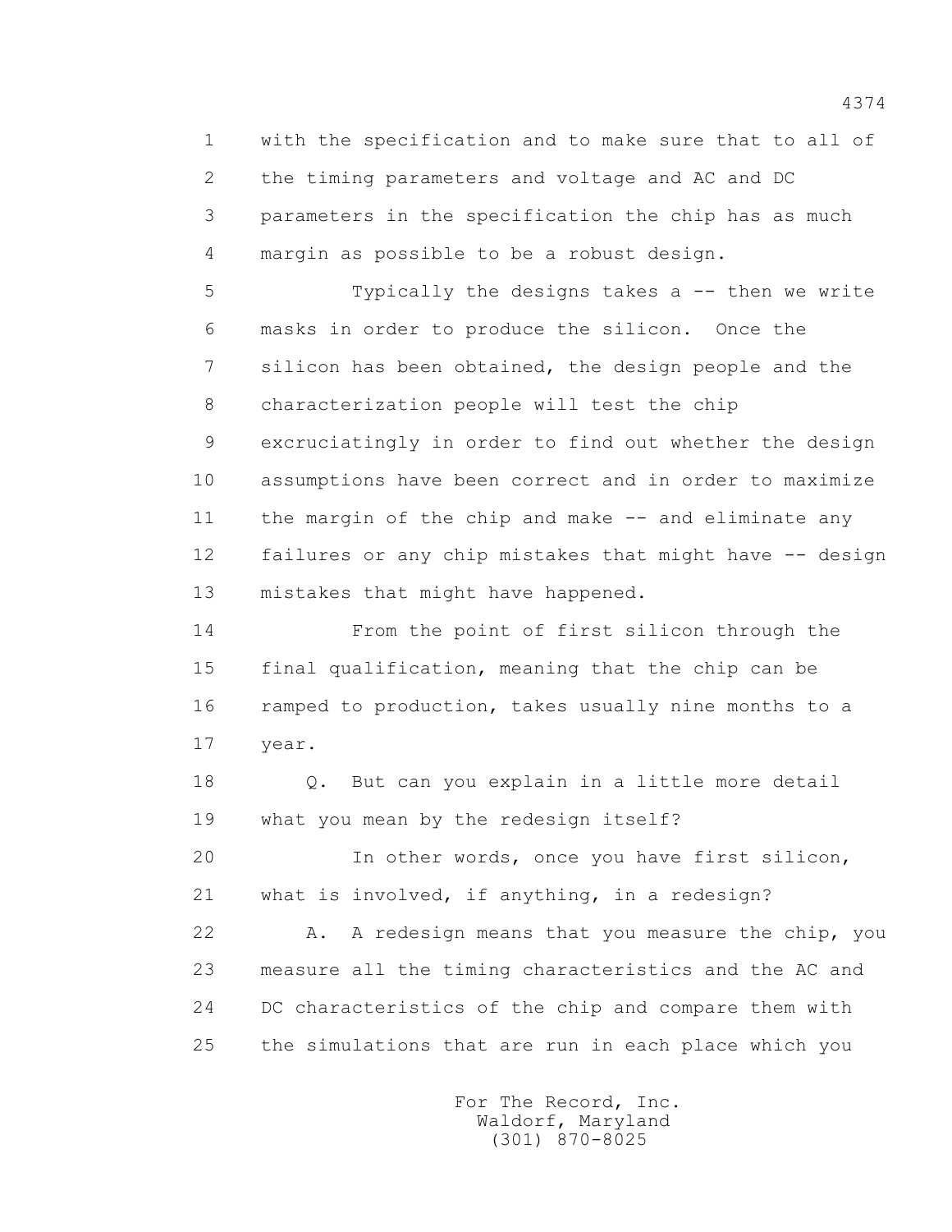1 with the specification and to make sure that to all of
2 the timing parameters and voltage and AC and DC
3 parameters in the specification the chip has as much
4 margin as possible to be a robust design.

5 Typically the designs takes a -- then we write
6 masks in order to produce the silicon. Once the
7 silicon has been obtained, the design people and the
8 characterization people will test the chip
9 excruciatingly in order to find out whether the design
10 assumptions have been correct and in order to maximize
11 the margin of the chip and make -- and eliminate any
12 failures or any chip mistakes that might have -- design
13 mistakes that might have happened.

14 From the point of first silicon through the
15 final qualification, meaning that the chip can be
16 ramped to production, takes usually nine months to a
17 year.

18 Q. But can you explain in a little more detail
19 what you mean by the redesign itself?

20 In other words, once you have first silicon,
21 what is involved, if anything, in a redesign?

22 A. A redesign means that you measure the chip, you
23 measure all the timing characteristics and the AC and
24 DC characteristics of the chip and compare them with
25 the simulations that are run in each place which you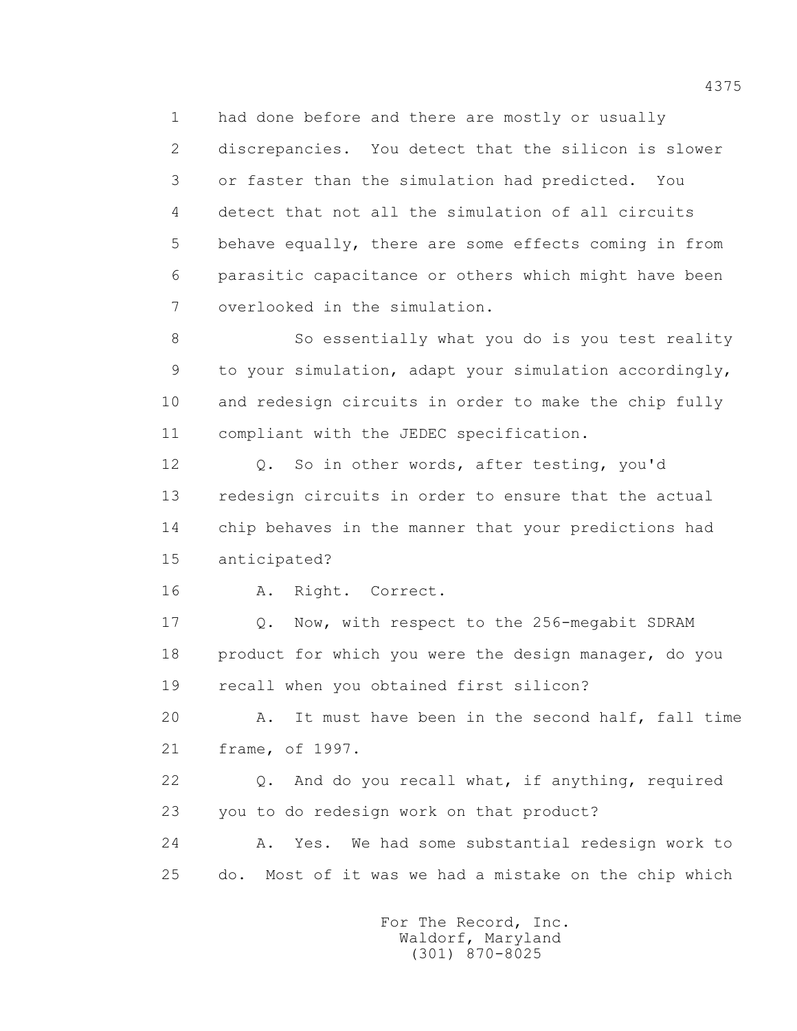had done before and there are mostly or usually discrepancies. You detect that the silicon is slower or faster than the simulation had predicted. You detect that not all the simulation of all circuits behave equally, there are some effects coming in from parasitic capacitance or others which might have been overlooked in the simulation.

So essentially what you do is you test reality to your simulation, adapt your simulation accordingly, and redesign circuits in order to make the chip fully compliant with the JEDEC specification.

Q. So in other words, after testing, you'd redesign circuits in order to ensure that the actual chip behaves in the manner that your predictions had anticipated?

A. Right. Correct.

Q. Now, with respect to the 256-megabit SDRAM product for which you were the design manager, do you recall when you obtained first silicon?

A. It must have been in the second half, fall time frame, of 1997.

Q. And do you recall what, if anything, required you to do redesign work on that product?

A. Yes. We had some substantial redesign work to do. Most of it was we had a mistake on the chip which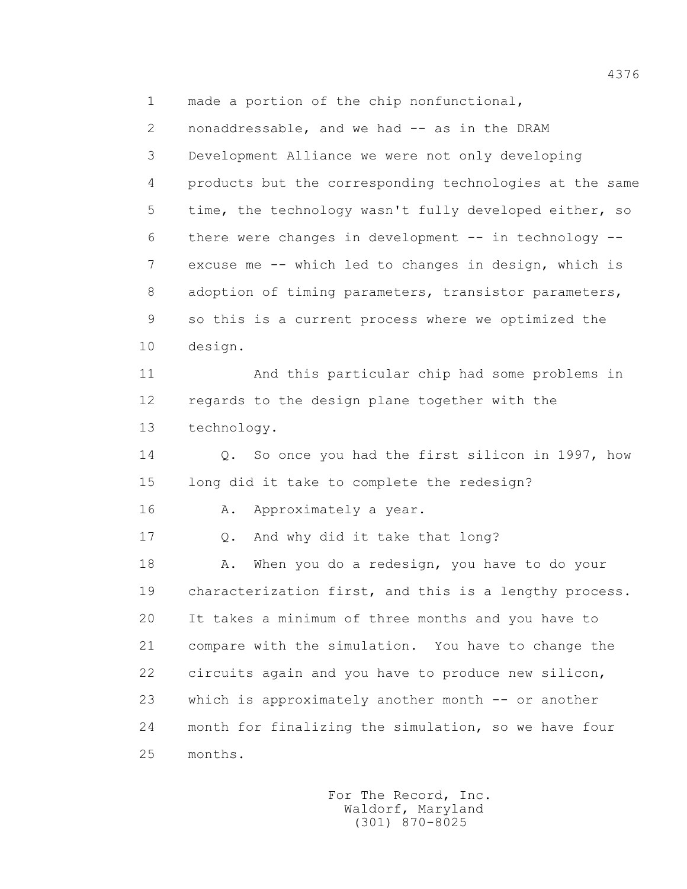1 made a portion of the chip nonfunctional,

2 nonaddressable, and we had -- as in the DRAM

3 Development Alliance we were not only developing

4 products but the corresponding technologies at the same

5 time, the technology wasn't fully developed either, so

6 there were changes in development -- in technology --

7 excuse me -- which led to changes in design, which is

8 adoption of timing parameters, transistor parameters,

9 so this is a current process where we optimized the

10 design.

11 And this particular chip had some problems in

12 regards to the design plane together with the

13 technology.

14 Q. So once you had the first silicon in 1997, how

15 long did it take to complete the redesign?

16 A. Approximately a year.

17 Q. And why did it take that long?

18 A. When you do a redesign, you have to do your

19 characterization first, and this is a lengthy process.

20 It takes a minimum of three months and you have to

21 compare with the simulation. You have to change the

22 circuits again and you have to produce new silicon,

23 which is approximately another month -- or another

24 month for finalizing the simulation, so we have four

25 months.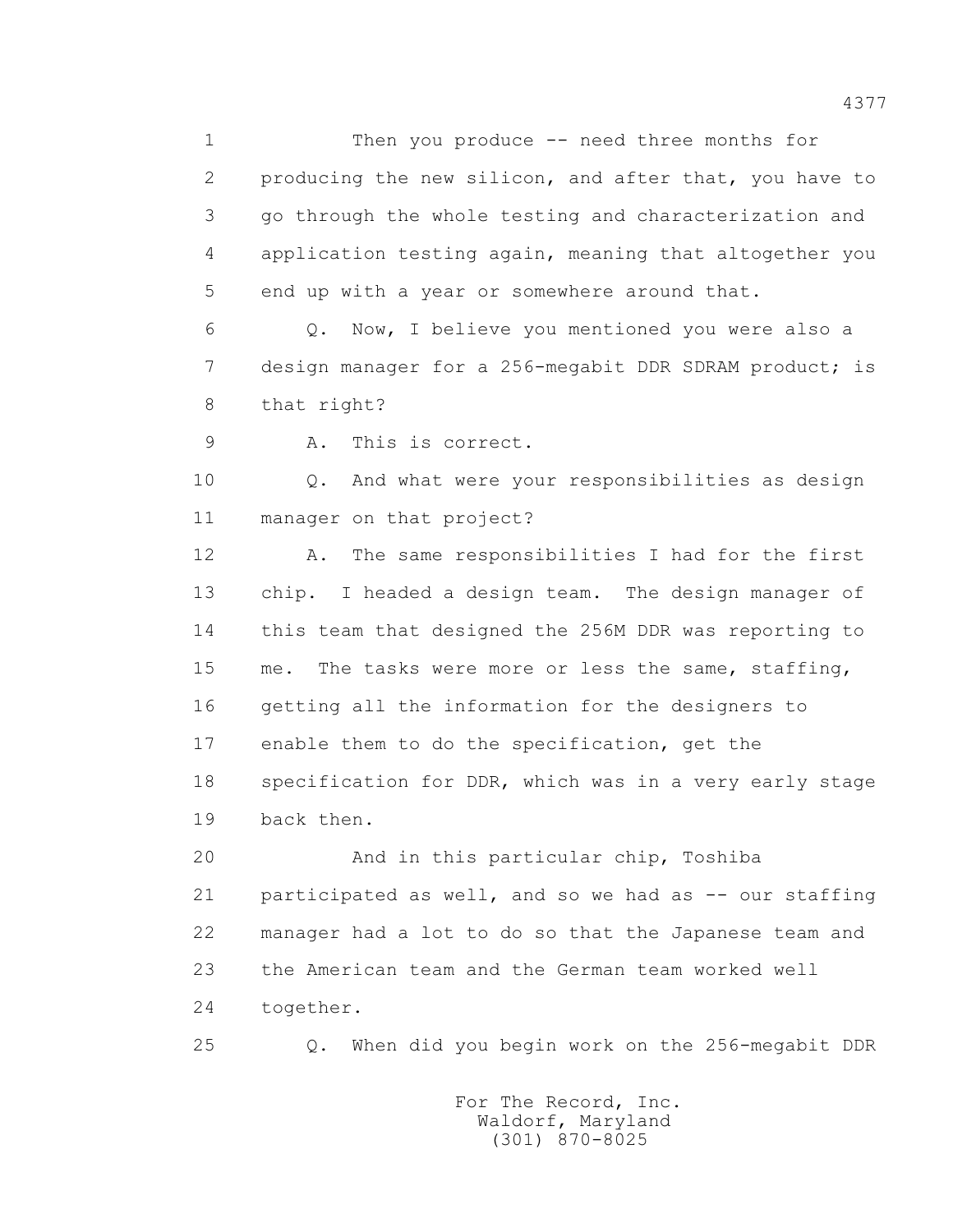1 Then you produce -- need three months for
2 producing the new silicon, and after that, you have to
3 go through the whole testing and characterization and
4 application testing again, meaning that altogether you
5 end up with a year or somewhere around that.

6 Q. Now, I believe you mentioned you were also a
7 design manager for a 256-megabit DDR SDRAM product; is
8 that right?

9 A. This is correct.

10 Q. And what were your responsibilities as design
11 manager on that project?

12 A. The same responsibilities I had for the first
13 chip. I headed a design team. The design manager of
14 this team that designed the 256M DDR was reporting to
15 me. The tasks were more or less the same, staffing,
16 getting all the information for the designers to
17 enable them to do the specification, get the
18 specification for DDR, which was in a very early stage
19 back then.

20 And in this particular chip, Toshiba
21 participated as well, and so we had as -- our staffing
22 manager had a lot to do so that the Japanese team and
23 the American team and the German team worked well
24 together.

25 Q. When did you begin work on the 256-megabit DDR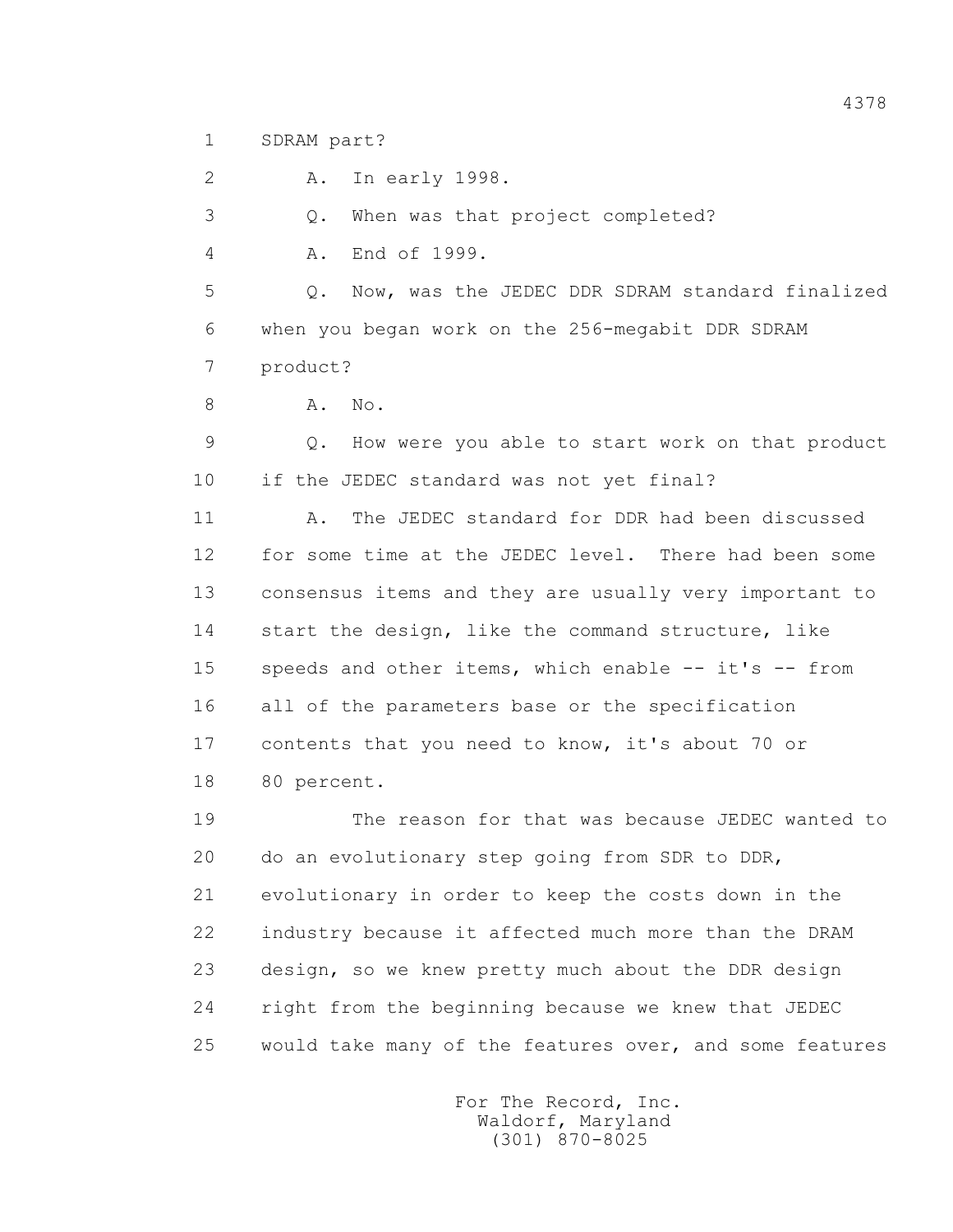1 SDRAM part?

2 A. In early 1998.

3 Q. When was that project completed?

4 A. End of 1999.

5 Q. Now, was the JEDEC DDR SDRAM standard finalized

6 when you began work on the 256-megabit DDR SDRAM

7 product?

8 A. No.

9 Q. How were you able to start work on that product

10 if the JEDEC standard was not yet final?

11 A. The JEDEC standard for DDR had been discussed

12 for some time at the JEDEC level. There had been some

13 consensus items and they are usually very important to

14 start the design, like the command structure, like

15 speeds and other items, which enable -- it's -- from

16 all of the parameters base or the specification

17 contents that you need to know, it's about 70 or

18 80 percent.

19 The reason for that was because JEDEC wanted to

20 do an evolutionary step going from SDR to DDR,

21 evolutionary in order to keep the costs down in the

22 industry because it affected much more than the DRAM

23 design, so we knew pretty much about the DDR design

24 right from the beginning because we knew that JEDEC

25 would take many of the features over, and some features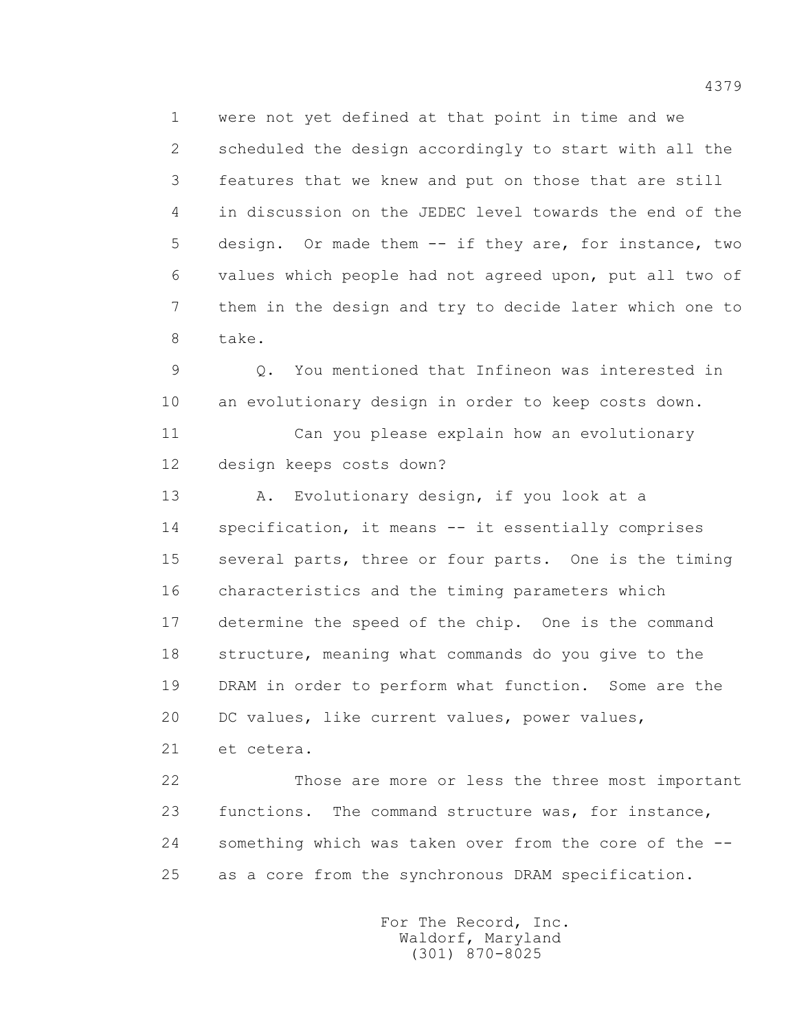were not yet defined at that point in time and we scheduled the design accordingly to start with all the features that we knew and put on those that are still in discussion on the JEDEC level towards the end of the design. Or made them -- if they are, for instance, two values which people had not agreed upon, put all two of them in the design and try to decide later which one to take.

Q. You mentioned that Infineon was interested in an evolutionary design in order to keep costs down.

Can you please explain how an evolutionary design keeps costs down?

A. Evolutionary design, if you look at a specification, it means -- it essentially comprises several parts, three or four parts. One is the timing characteristics and the timing parameters which determine the speed of the chip. One is the command structure, meaning what commands do you give to the DRAM in order to perform what function. Some are the DC values, like current values, power values, et cetera.

Those are more or less the three most important functions. The command structure was, for instance, something which was taken over from the core of the -- as a core from the synchronous DRAM specification.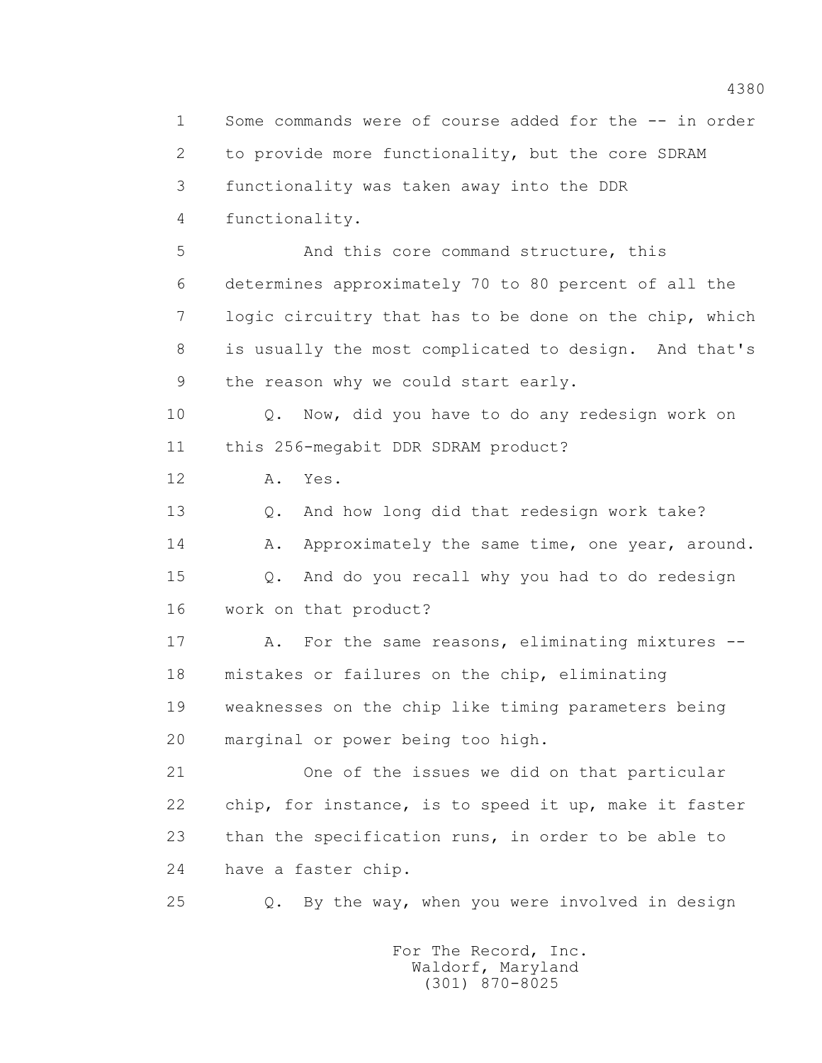1 Some commands were of course added for the -- in order
2 to provide more functionality, but the core SDRAM
3 functionality was taken away into the DDR
4 functionality.

5 And this core command structure, this
6 determines approximately 70 to 80 percent of all the
7 logic circuitry that has to be done on the chip, which
8 is usually the most complicated to design. And that's
9 the reason why we could start early.

10 Q. Now, did you have to do any redesign work on
11 this 256-megabit DDR SDRAM product?

12 A. Yes.

13 Q. And how long did that redesign work take?

14 A. Approximately the same time, one year, around.

15 Q. And do you recall why you had to do redesign
16 work on that product?

17 A. For the same reasons, eliminating mixtures --
18 mistakes or failures on the chip, eliminating
19 weaknesses on the chip like timing parameters being
20 marginal or power being too high.

21 One of the issues we did on that particular
22 chip, for instance, is to speed it up, make it faster
23 than the specification runs, in order to be able to
24 have a faster chip.

25 Q. By the way, when you were involved in design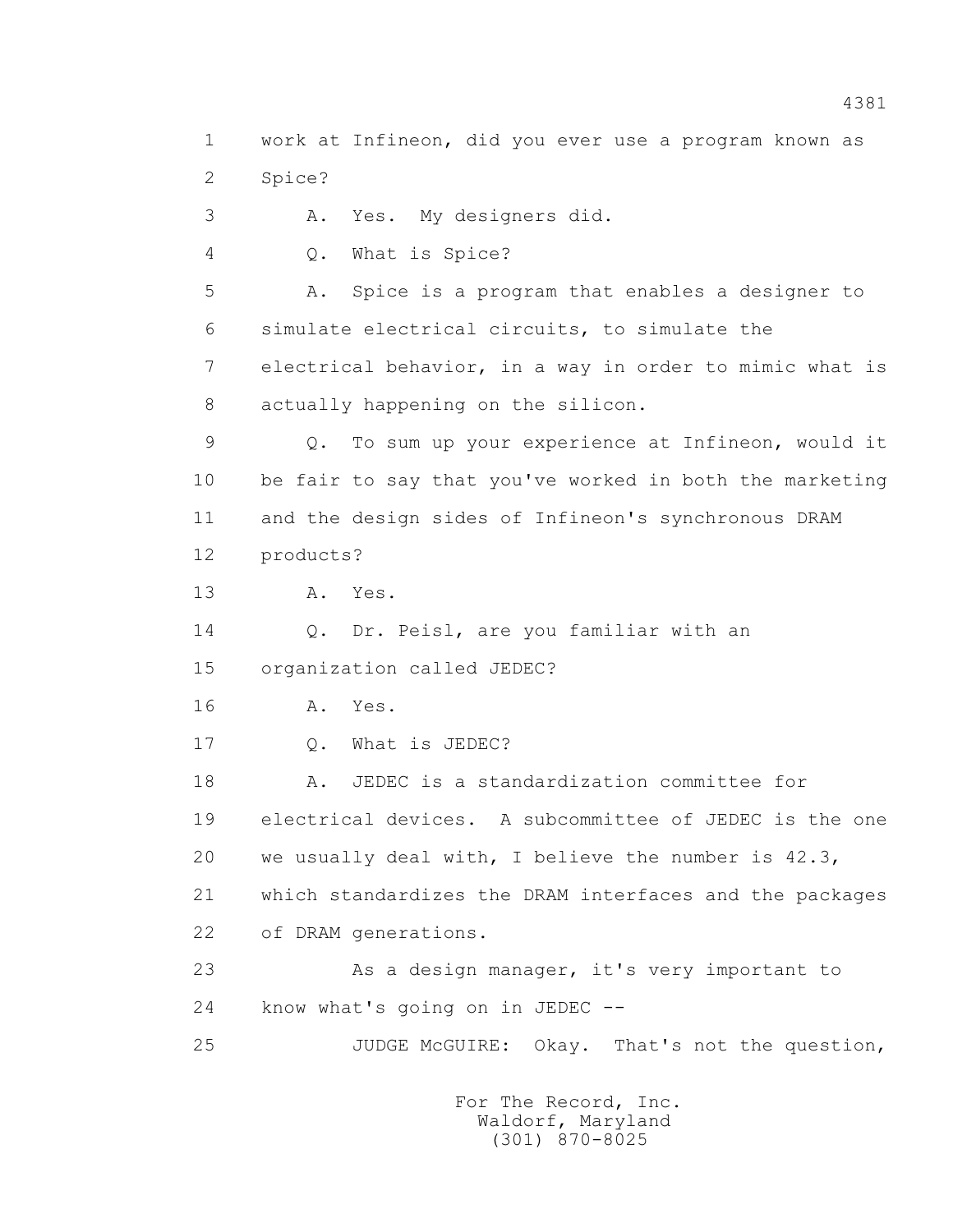1 work at Infineon, did you ever use a program known as
2 Spice?
3 A. Yes. My designers did.
4 Q. What is Spice?
5 A. Spice is a program that enables a designer to
6 simulate electrical circuits, to simulate the
7 electrical behavior, in a way in order to mimic what is
8 actually happening on the silicon.
9 Q. To sum up your experience at Infineon, would it
10 be fair to say that you've worked in both the marketing
11 and the design sides of Infineon's synchronous DRAM
12 products?
13 A. Yes.
14 Q. Dr. Peisl, are you familiar with an
15 organization called JEDEC?
16 A. Yes.
17 Q. What is JEDEC?
18 A. JEDEC is a standardization committee for
19 electrical devices. A subcommittee of JEDEC is the one
20 we usually deal with, I believe the number is 42.3,
21 which standardizes the DRAM interfaces and the packages
22 of DRAM generations.
23 As a design manager, it's very important to
24 know what's going on in JEDEC --
25 JUDGE McGUIRE: Okay. That's not the question,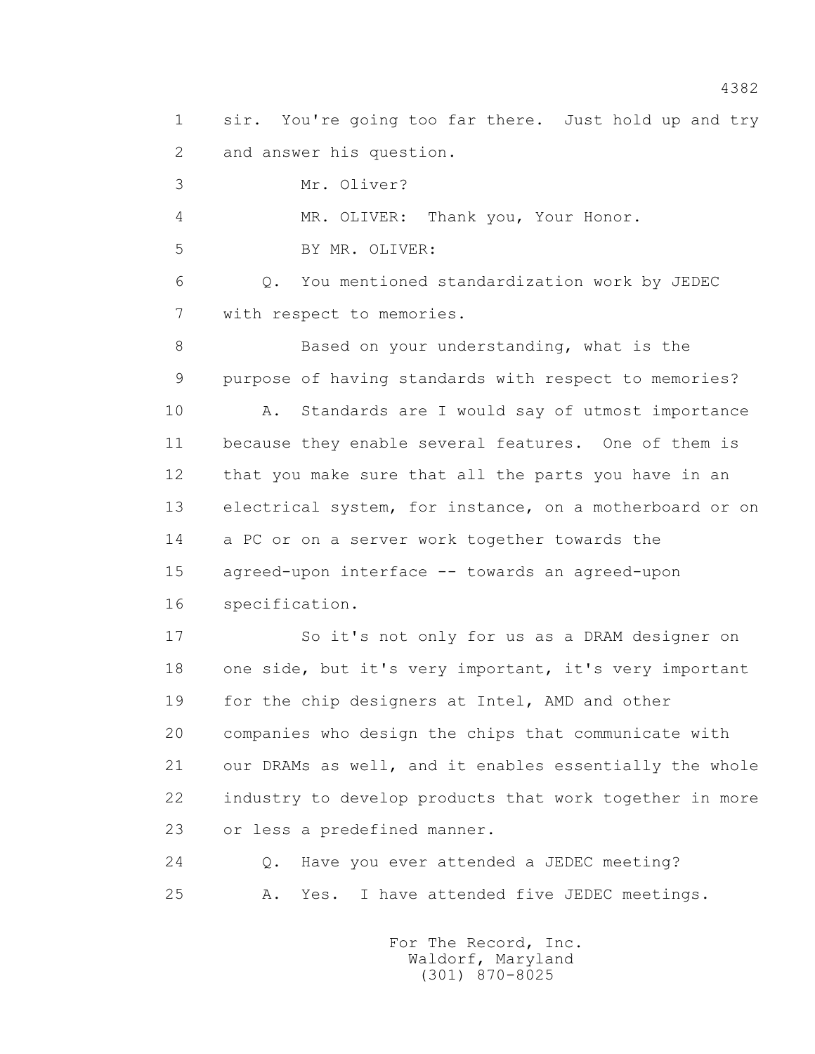sir. You're going too far there. Just hold up and try and answer his question.

Mr. Oliver?

MR. OLIVER: Thank you, Your Honor.

BY MR. OLIVER:

Q. You mentioned standardization work by JEDEC with respect to memories.

Based on your understanding, what is the purpose of having standards with respect to memories?

A. Standards are I would say of utmost importance because they enable several features. One of them is that you make sure that all the parts you have in an electrical system, for instance, on a motherboard or on a PC or on a server work together towards the agreed-upon interface -- towards an agreed-upon specification.

So it's not only for us as a DRAM designer on one side, but it's very important, it's very important for the chip designers at Intel, AMD and other companies who design the chips that communicate with our DRAMs as well, and it enables essentially the whole industry to develop products that work together in more or less a predefined manner.

Q. Have you ever attended a JEDEC meeting?

A. Yes. I have attended five JEDEC meetings.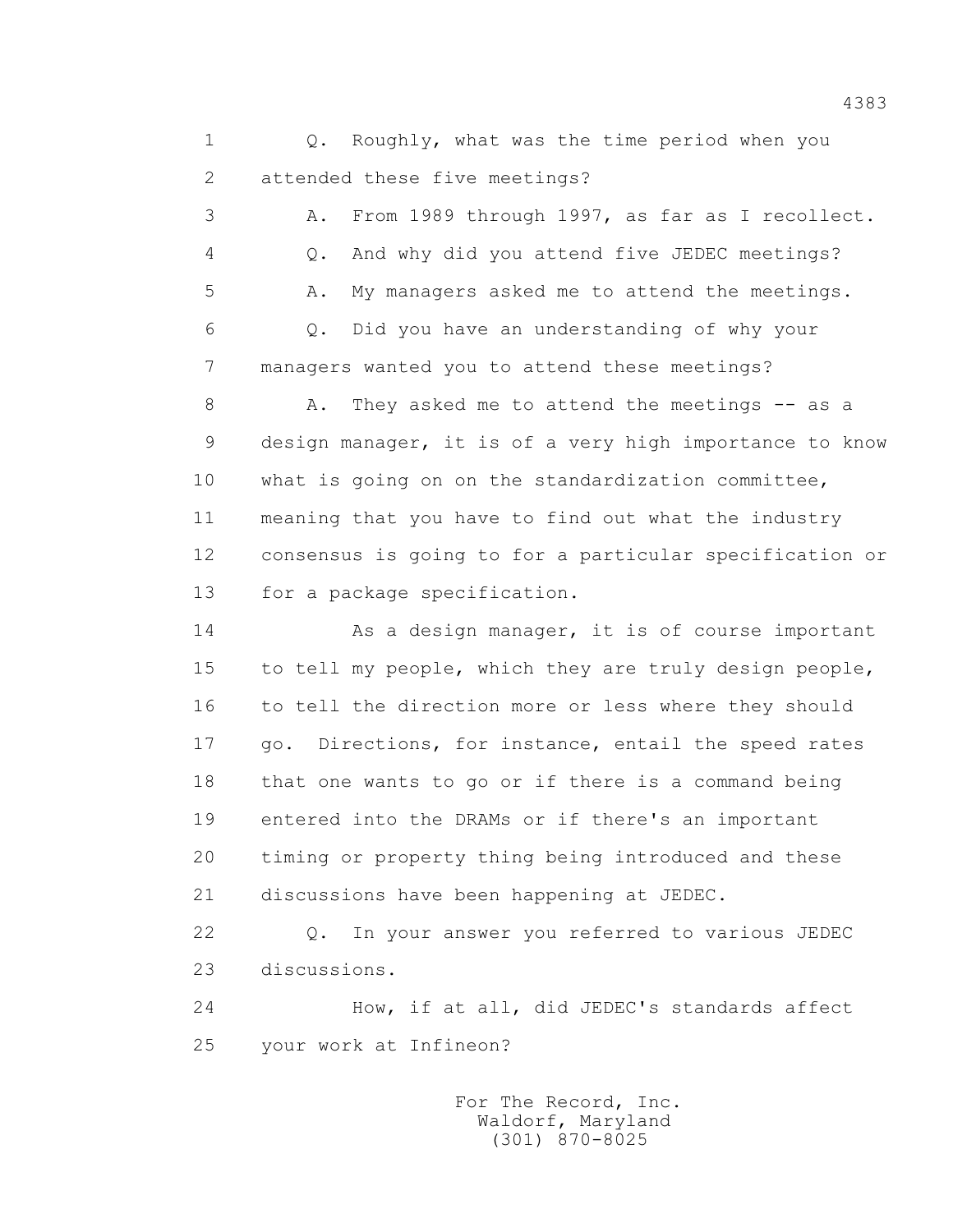Q. Roughly, what was the time period when you attended these five meetings?

A. From 1989 through 1997, as far as I recollect.

Q. And why did you attend five JEDEC meetings?

A. My managers asked me to attend the meetings.

Q. Did you have an understanding of why your managers wanted you to attend these meetings?

A. They asked me to attend the meetings -- as a design manager, it is of a very high importance to know what is going on on the standardization committee, meaning that you have to find out what the industry consensus is going to for a particular specification or for a package specification.

As a design manager, it is of course important to tell my people, which they are truly design people, to tell the direction more or less where they should go. Directions, for instance, entail the speed rates that one wants to go or if there is a command being entered into the DRAMs or if there's an important timing or property thing being introduced and these discussions have been happening at JEDEC.

Q. In your answer you referred to various JEDEC discussions.

How, if at all, did JEDEC's standards affect your work at Infineon?

For The Record, Inc.
Waldorf, Maryland
(301) 870-8025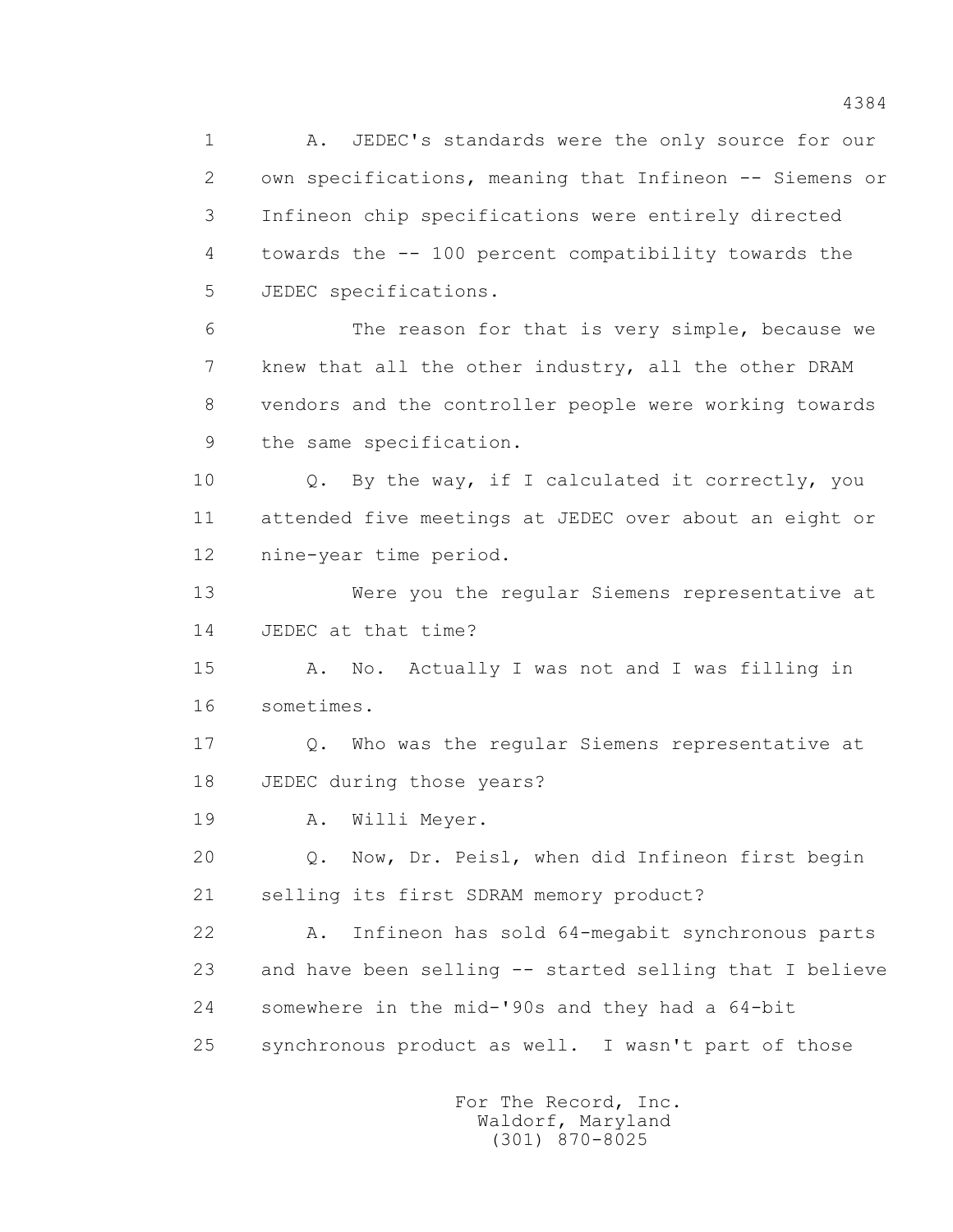A. JEDEC's standards were the only source for our own specifications, meaning that Infineon -- Siemens or Infineon chip specifications were entirely directed towards the -- 100 percent compatibility towards the JEDEC specifications.

The reason for that is very simple, because we knew that all the other industry, all the other DRAM vendors and the controller people were working towards the same specification.

Q. By the way, if I calculated it correctly, you attended five meetings at JEDEC over about an eight or nine-year time period.

Were you the regular Siemens representative at JEDEC at that time?

A. No. Actually I was not and I was filling in sometimes.

Q. Who was the regular Siemens representative at JEDEC during those years?

A. Willi Meyer.

Q. Now, Dr. Peisl, when did Infineon first begin selling its first SDRAM memory product?

A. Infineon has sold 64-megabit synchronous parts and have been selling -- started selling that I believe somewhere in the mid-'90s and they had a 64-bit synchronous product as well. I wasn't part of those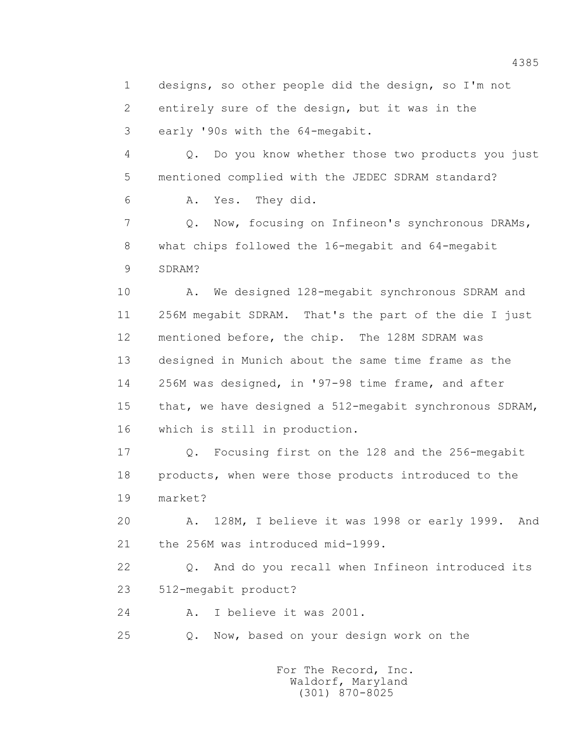designs, so other people did the design, so I'm not entirely sure of the design, but it was in the early '90s with the 64-megabit.

Q. Do you know whether those two products you just mentioned complied with the JEDEC SDRAM standard?

A. Yes. They did.

Q. Now, focusing on Infineon's synchronous DRAMs, what chips followed the 16-megabit and 64-megabit SDRAM?

A. We designed 128-megabit synchronous SDRAM and 256M megabit SDRAM. That's the part of the die I just mentioned before, the chip. The 128M SDRAM was designed in Munich about the same time frame as the 256M was designed, in '97-98 time frame, and after that, we have designed a 512-megabit synchronous SDRAM, which is still in production.

Q. Focusing first on the 128 and the 256-megabit products, when were those products introduced to the market?

A. 128M, I believe it was 1998 or early 1999. And the 256M was introduced mid-1999.

Q. And do you recall when Infineon introduced its 512-megabit product?

A. I believe it was 2001.

Q. Now, based on your design work on the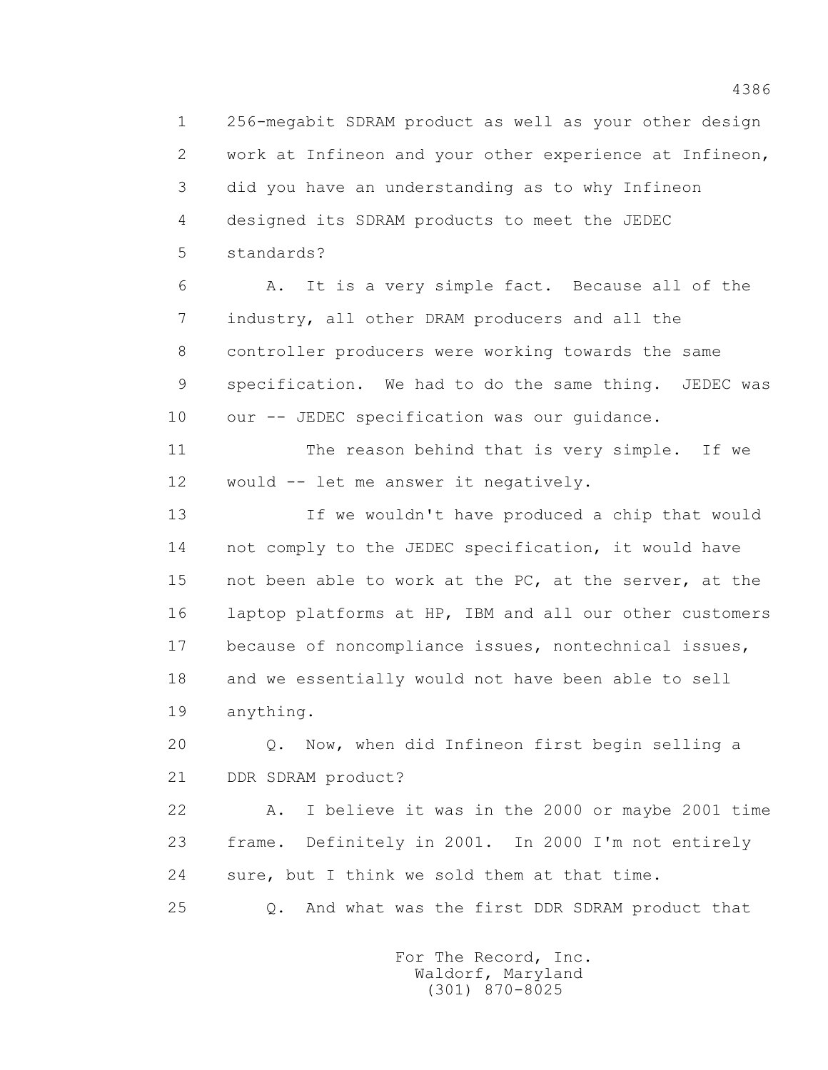1 256-megabit SDRAM product as well as your other design
2 work at Infineon and your other experience at Infineon,
3 did you have an understanding as to why Infineon
4 designed its SDRAM products to meet the JEDEC
5 standards?

6 A. It is a very simple fact. Because all of the
7 industry, all other DRAM producers and all the
8 controller producers were working towards the same
9 specification. We had to do the same thing. JEDEC was
10 our -- JEDEC specification was our guidance.

11 The reason behind that is very simple. If we
12 would -- let me answer it negatively.

13 If we wouldn't have produced a chip that would
14 not comply to the JEDEC specification, it would have
15 not been able to work at the PC, at the server, at the
16 laptop platforms at HP, IBM and all our other customers
17 because of noncompliance issues, nontechnical issues,
18 and we essentially would not have been able to sell
19 anything.

20 Q. Now, when did Infineon first begin selling a
21 DDR SDRAM product?

22 A. I believe it was in the 2000 or maybe 2001 time
23 frame. Definitely in 2001. In 2000 I'm not entirely
24 sure, but I think we sold them at that time.

25 Q. And what was the first DDR SDRAM product that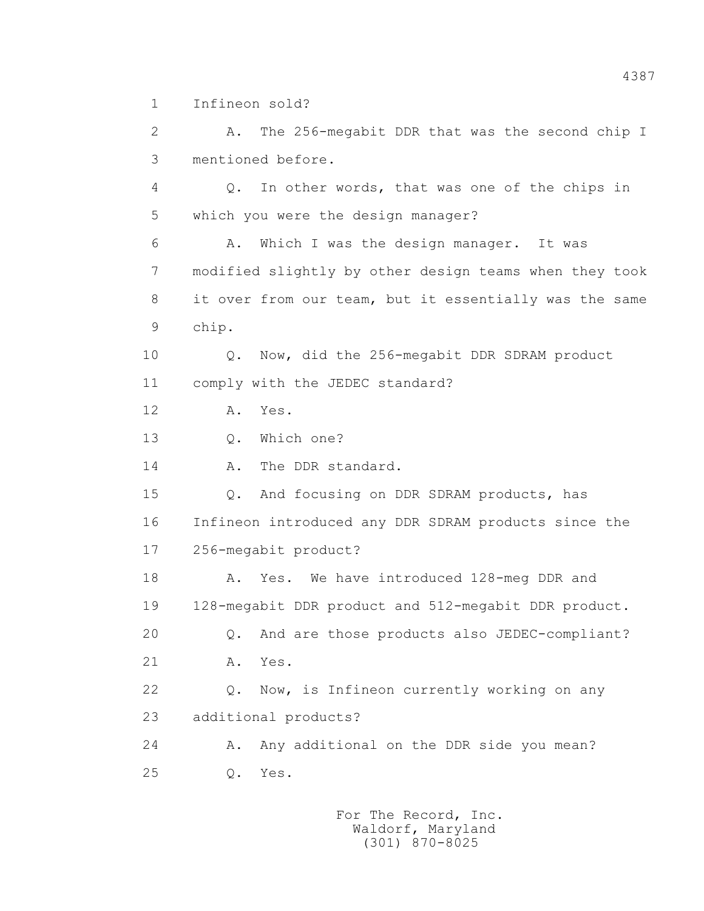1 Infineon sold?

2 A. The 256-megabit DDR that was the second chip I

3 mentioned before.

4 Q. In other words, that was one of the chips in

5 which you were the design manager?

6 A. Which I was the design manager. It was

7 modified slightly by other design teams when they took

8 it over from our team, but it essentially was the same

9 chip.

10 Q. Now, did the 256-megabit DDR SDRAM product

11 comply with the JEDEC standard?

12 A. Yes.

13 Q. Which one?

14 A. The DDR standard.

15 Q. And focusing on DDR SDRAM products, has

16 Infineon introduced any DDR SDRAM products since the

17 256-megabit product?

18 A. Yes. We have introduced 128-meg DDR and

19 128-megabit DDR product and 512-megabit DDR product.

20 Q. And are those products also JEDEC-compliant?

21 A. Yes.

22 Q. Now, is Infineon currently working on any

23 additional products?

24 A. Any additional on the DDR side you mean?

25 Q. Yes.

For The Record, Inc.
Waldorf, Maryland
(301) 870-8025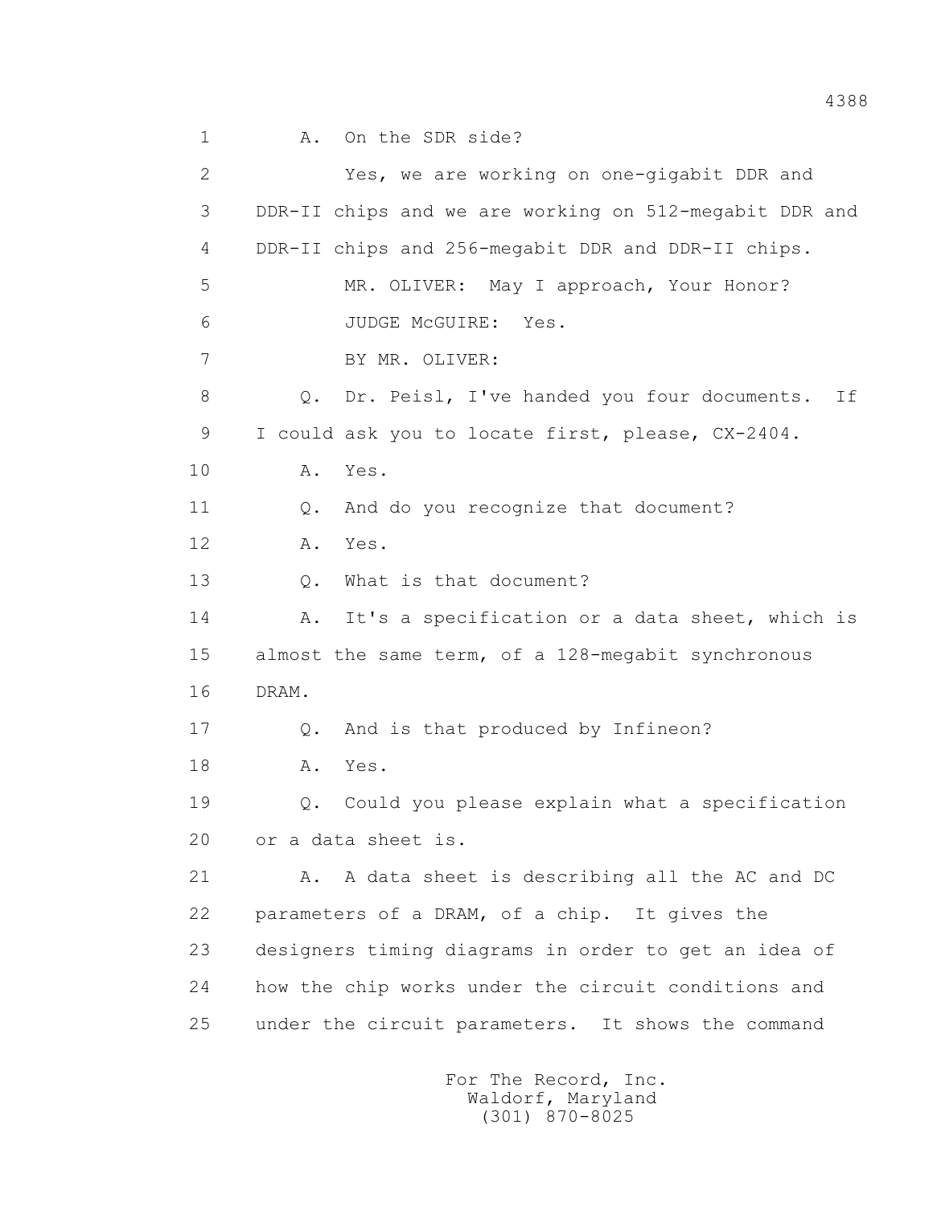A. On the SDR side?

Yes, we are working on one-gigabit DDR and DDR-II chips and we are working on 512-megabit DDR and DDR-II chips and 256-megabit DDR and DDR-II chips.

MR. OLIVER: May I approach, Your Honor?

JUDGE McGUIRE: Yes.

BY MR. OLIVER:

Q. Dr. Peisl, I've handed you four documents. If I could ask you to locate first, please, CX-2404.

A. Yes.

Q. And do you recognize that document?

A. Yes.

Q. What is that document?

A. It's a specification or a data sheet, which is almost the same term, of a 128-megabit synchronous DRAM.

Q. And is that produced by Infineon?

A. Yes.

Q. Could you please explain what a specification or a data sheet is.

A. A data sheet is describing all the AC and DC parameters of a DRAM, of a chip. It gives the designers timing diagrams in order to get an idea of how the chip works under the circuit conditions and under the circuit parameters. It shows the command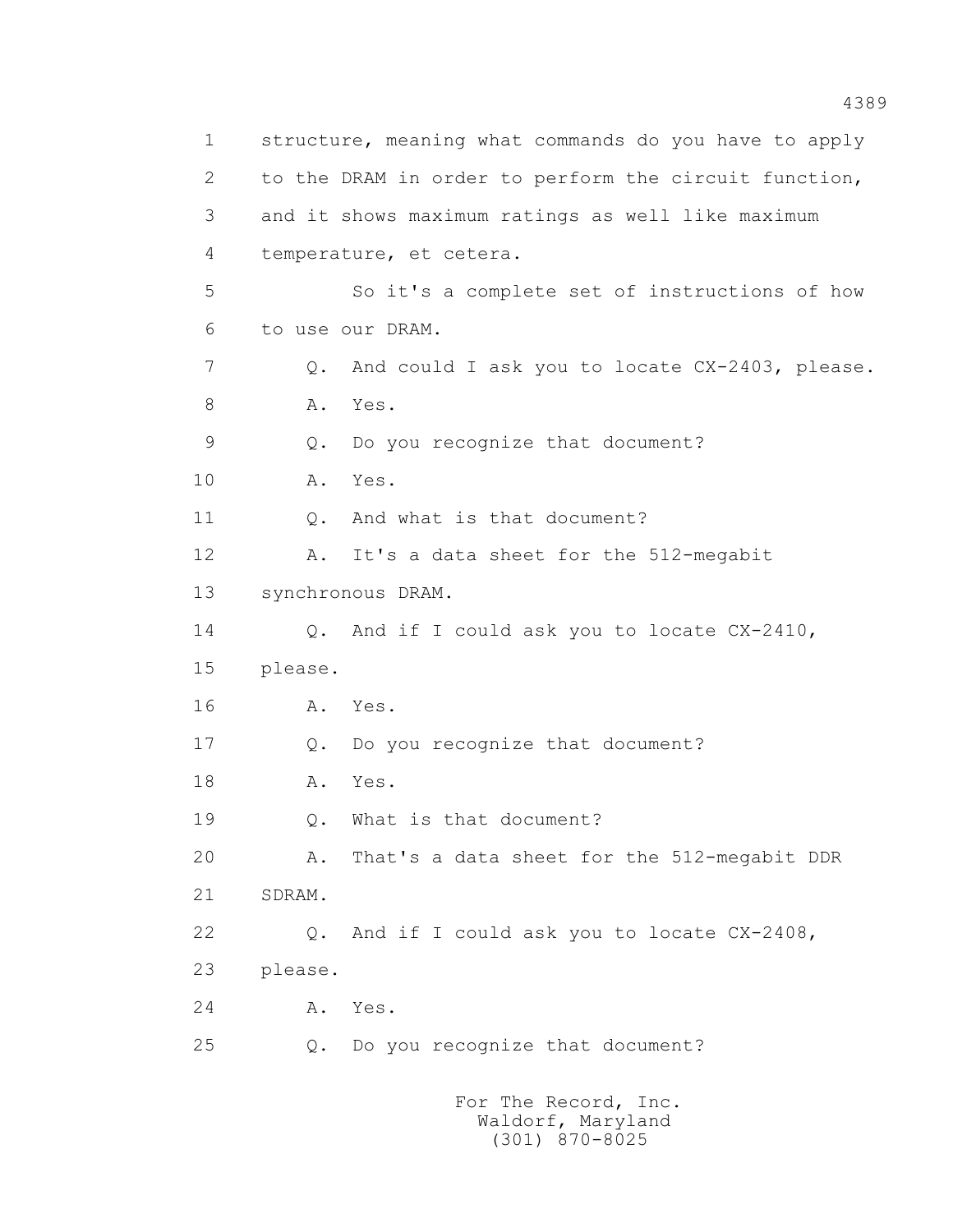structure, meaning what commands do you have to apply to the DRAM in order to perform the circuit function, and it shows maximum ratings as well like maximum temperature, et cetera.

So it's a complete set of instructions of how to use our DRAM.

Q. And could I ask you to locate CX-2403, please.

A. Yes.

Q. Do you recognize that document?

A. Yes.

Q. And what is that document?

A. It's a data sheet for the 512-megabit synchronous DRAM.

Q. And if I could ask you to locate CX-2410, please.

A. Yes.

Q. Do you recognize that document?

A. Yes.

Q. What is that document?

A. That's a data sheet for the 512-megabit DDR SDRAM.

Q. And if I could ask you to locate CX-2408, please.

A. Yes.

Q. Do you recognize that document?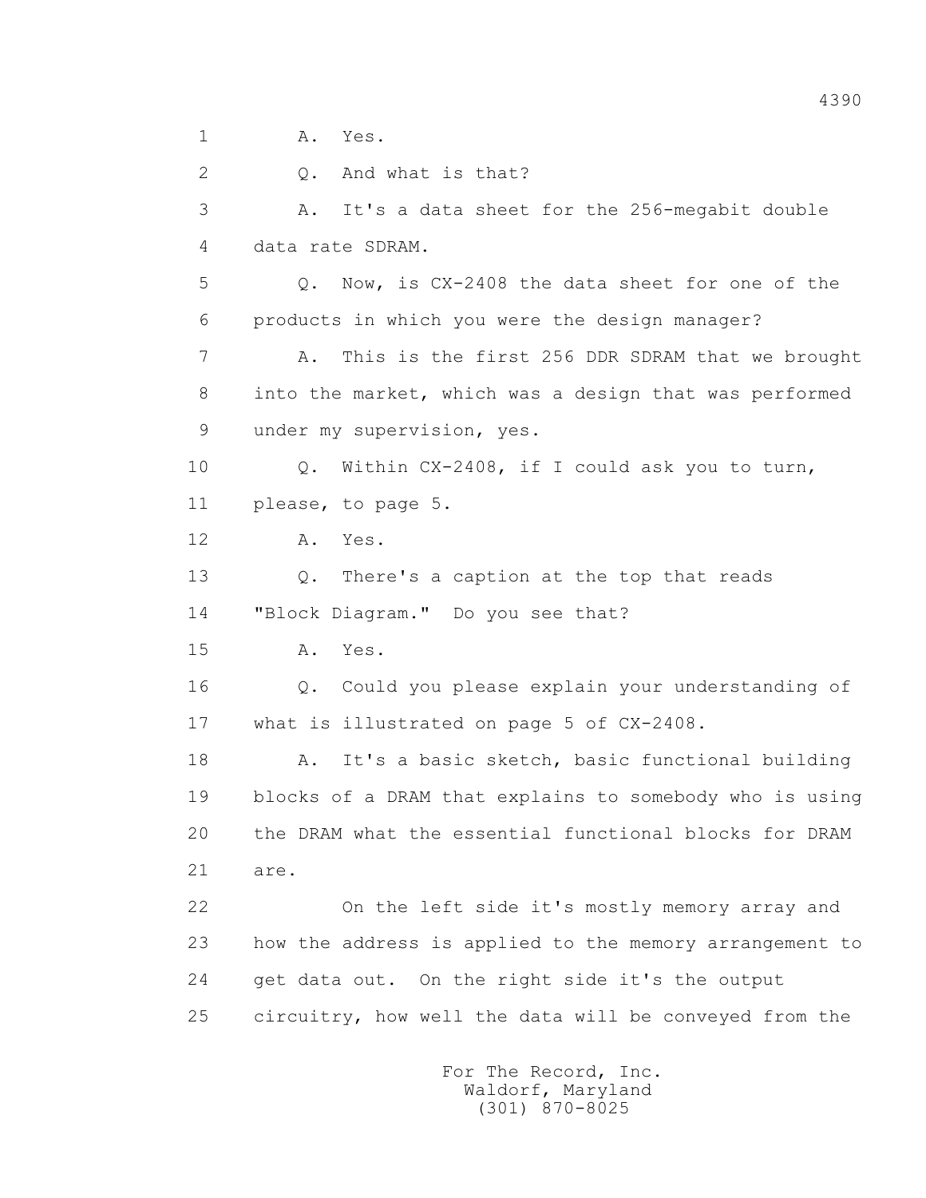1 A. Yes.

2 Q. And what is that?

3 A. It's a data sheet for the 256-megabit double

4 data rate SDRAM.

5 Q. Now, is CX-2408 the data sheet for one of the

6 products in which you were the design manager?

7 A. This is the first 256 DDR SDRAM that we brought

8 into the market, which was a design that was performed

9 under my supervision, yes.

10 Q. Within CX-2408, if I could ask you to turn,

11 please, to page 5.

12 A. Yes.

13 Q. There's a caption at the top that reads

14 "Block Diagram." Do you see that?

15 A. Yes.

16 Q. Could you please explain your understanding of

17 what is illustrated on page 5 of CX-2408.

18 A. It's a basic sketch, basic functional building

19 blocks of a DRAM that explains to somebody who is using

20 the DRAM what the essential functional blocks for DRAM

21 are.

22 On the left side it's mostly memory array and

23 how the address is applied to the memory arrangement to

24 get data out. On the right side it's the output

25 circuitry, how well the data will be conveyed from the

For The Record, Inc.
Waldorf, Maryland
(301) 870-8025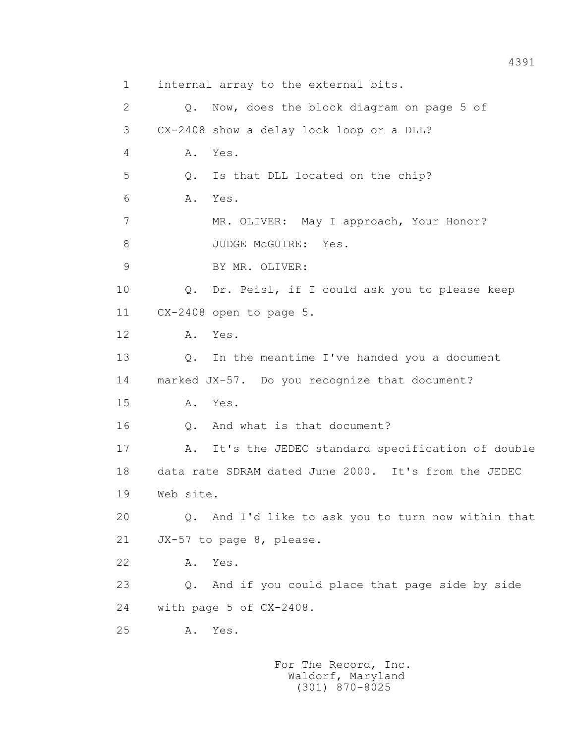1 internal array to the external bits.

2 Q. Now, does the block diagram on page 5 of

3 CX-2408 show a delay lock loop or a DLL?

4 A. Yes.

5 Q. Is that DLL located on the chip?

6 A. Yes.

7 MR. OLIVER: May I approach, Your Honor?

8 JUDGE McGUIRE: Yes.

9 BY MR. OLIVER:

10 Q. Dr. Peisl, if I could ask you to please keep

11 CX-2408 open to page 5.

12 A. Yes.

13 Q. In the meantime I've handed you a document

14 marked JX-57. Do you recognize that document?

15 A. Yes.

16 Q. And what is that document?

17 A. It's the JEDEC standard specification of double

18 data rate SDRAM dated June 2000. It's from the JEDEC

19 Web site.

20 Q. And I'd like to ask you to turn now within that

21 JX-57 to page 8, please.

22 A. Yes.

23 Q. And if you could place that page side by side

24 with page 5 of CX-2408.

25 A. Yes.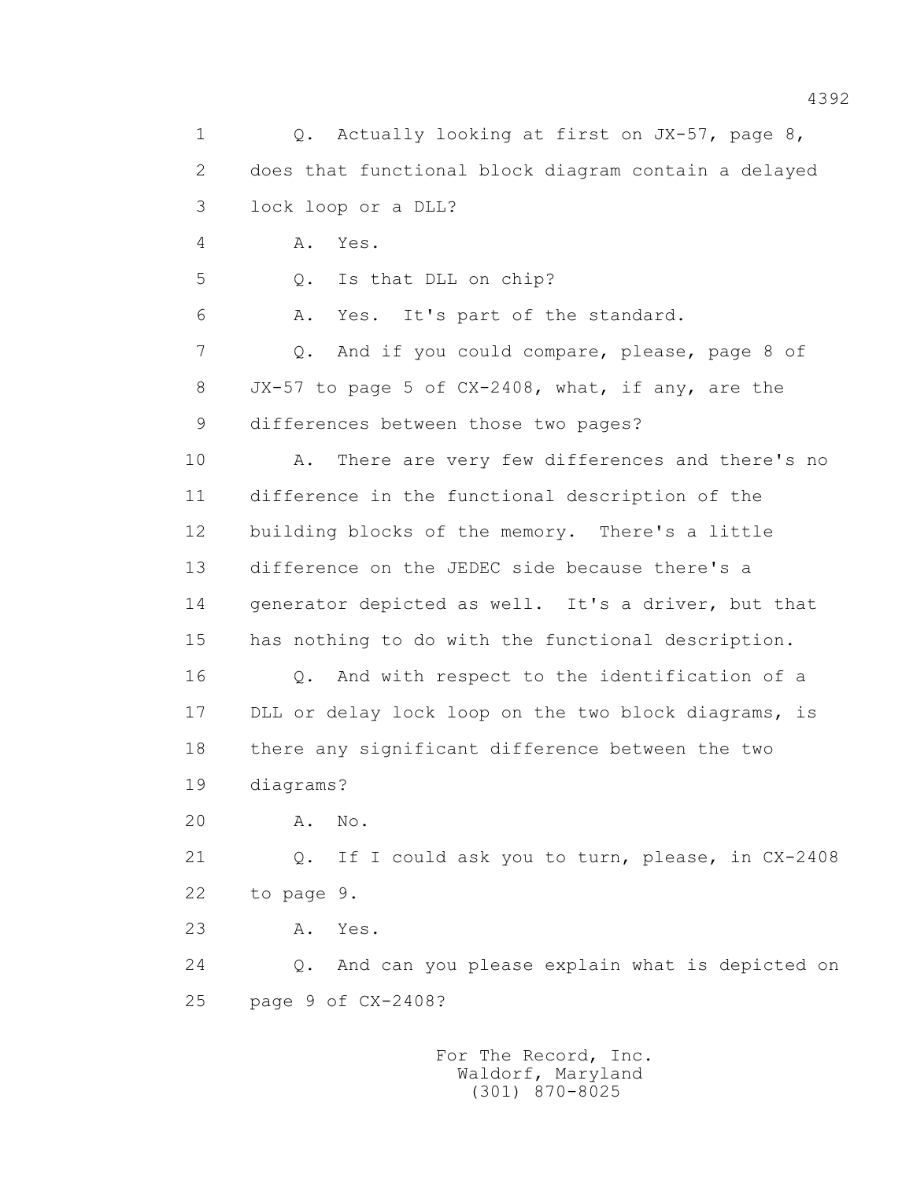1 Q. Actually looking at first on JX-57, page 8,
2 does that functional block diagram contain a delayed
3 lock loop or a DLL?
4 A. Yes.
5 Q. Is that DLL on chip?
6 A. Yes. It's part of the standard.
7 Q. And if you could compare, please, page 8 of
8 JX-57 to page 5 of CX-2408, what, if any, are the
9 differences between those two pages?
10 A. There are very few differences and there's no
11 difference in the functional description of the
12 building blocks of the memory. There's a little
13 difference on the JEDEC side because there's a
14 generator depicted as well. It's a driver, but that
15 has nothing to do with the functional description.
16 Q. And with respect to the identification of a
17 DLL or delay lock loop on the two block diagrams, is
18 there any significant difference between the two
19 diagrams?
20 A. No.
21 Q. If I could ask you to turn, please, in CX-2408
22 to page 9.
23 A. Yes.
24 Q. And can you please explain what is depicted on
25 page 9 of CX-2408?

For The Record, Inc.
Waldorf, Maryland
(301) 870-8025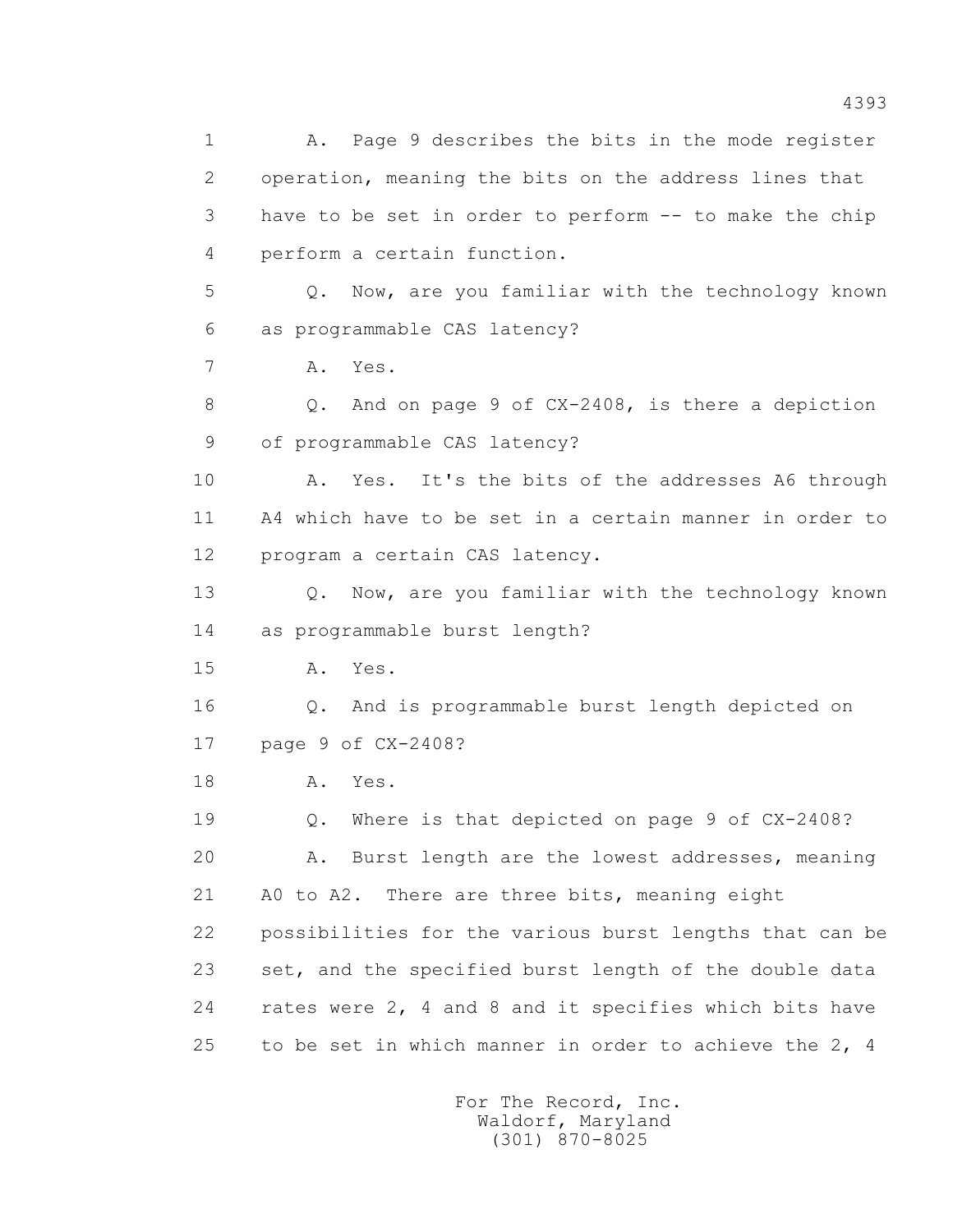A. Page 9 describes the bits in the mode register operation, meaning the bits on the address lines that have to be set in order to perform -- to make the chip perform a certain function.

Q. Now, are you familiar with the technology known as programmable CAS latency?

A. Yes.

Q. And on page 9 of CX-2408, is there a depiction of programmable CAS latency?

A. Yes. It's the bits of the addresses A6 through A4 which have to be set in a certain manner in order to program a certain CAS latency.

Q. Now, are you familiar with the technology known as programmable burst length?

A. Yes.

Q. And is programmable burst length depicted on page 9 of CX-2408?

A. Yes.

Q. Where is that depicted on page 9 of CX-2408?

A. Burst length are the lowest addresses, meaning A0 to A2. There are three bits, meaning eight possibilities for the various burst lengths that can be set, and the specified burst length of the double data rates were 2, 4 and 8 and it specifies which bits have to be set in which manner in order to achieve the 2, 4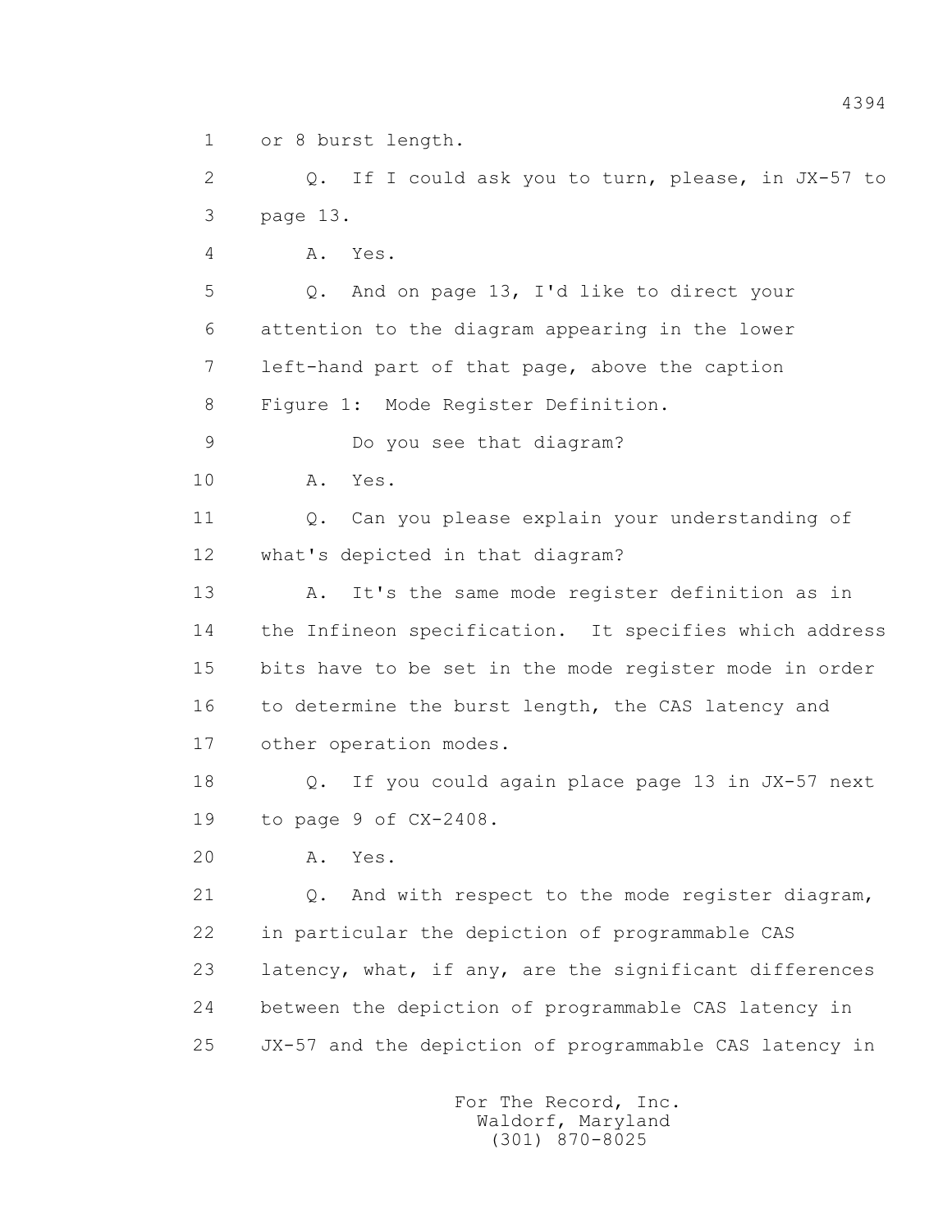1 or 8 burst length.

2 Q. If I could ask you to turn, please, in JX-57 to

3 page 13.

4 A. Yes.

5 Q. And on page 13, I'd like to direct your

6 attention to the diagram appearing in the lower

7 left-hand part of that page, above the caption

8 Figure 1: Mode Register Definition.

9 Do you see that diagram?

10 A. Yes.

11 Q. Can you please explain your understanding of

12 what's depicted in that diagram?

13 A. It's the same mode register definition as in

14 the Infineon specification. It specifies which address

15 bits have to be set in the mode register mode in order

16 to determine the burst length, the CAS latency and

17 other operation modes.

18 Q. If you could again place page 13 in JX-57 next

19 to page 9 of CX-2408.

20 A. Yes.

21 Q. And with respect to the mode register diagram,

22 in particular the depiction of programmable CAS

23 latency, what, if any, are the significant differences

24 between the depiction of programmable CAS latency in

25 JX-57 and the depiction of programmable CAS latency in

For The Record, Inc.
Waldorf, Maryland
(301) 870-8025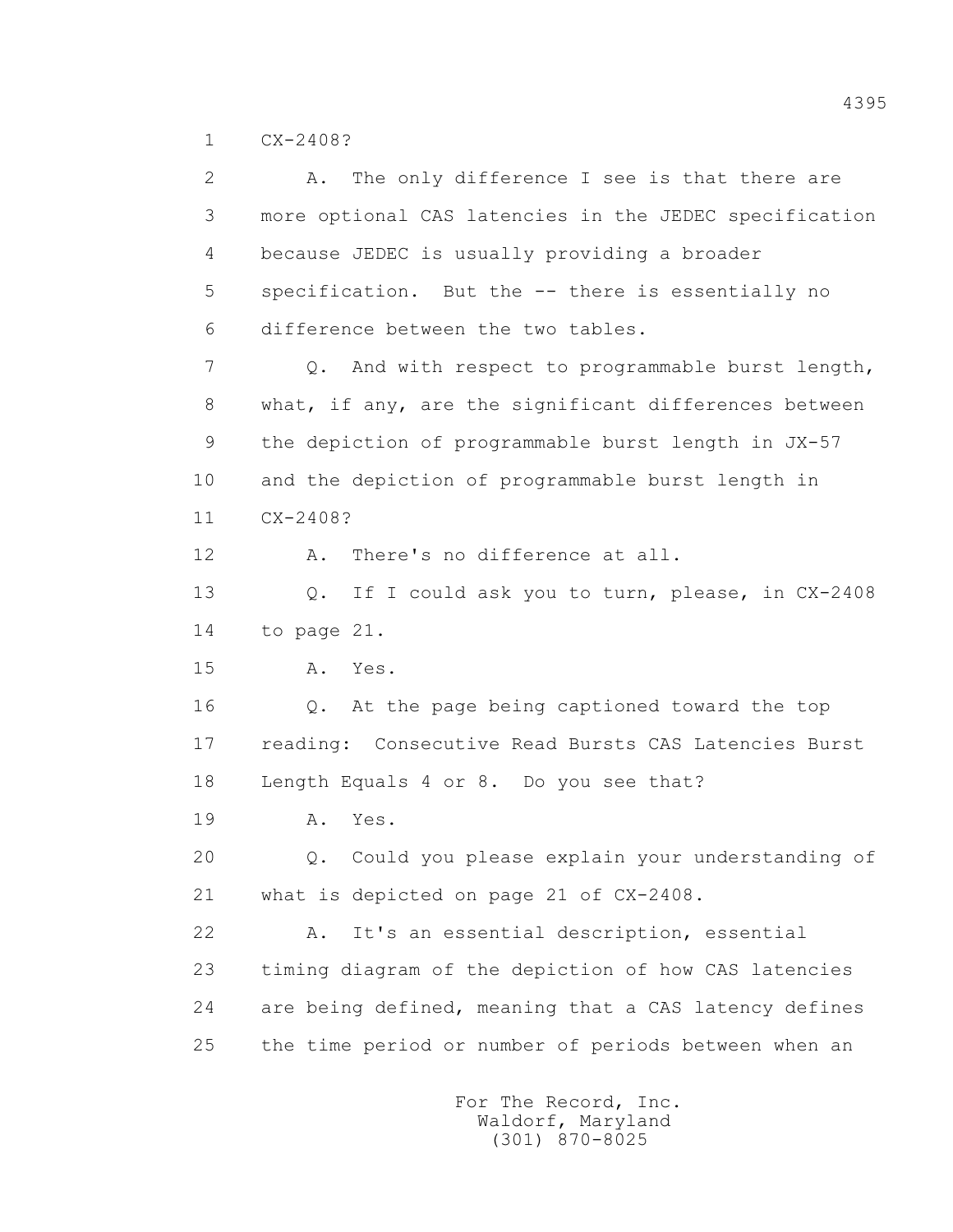1 CX-2408?

2 A. The only difference I see is that there are
3 more optional CAS latencies in the JEDEC specification
4 because JEDEC is usually providing a broader
5 specification. But the -- there is essentially no
6 difference between the two tables.

7 Q. And with respect to programmable burst length,
8 what, if any, are the significant differences between
9 the depiction of programmable burst length in JX-57
10 and the depiction of programmable burst length in
11 CX-2408?

12 A. There's no difference at all.

13 Q. If I could ask you to turn, please, in CX-2408
14 to page 21.

15 A. Yes.

16 Q. At the page being captioned toward the top
17 reading: Consecutive Read Bursts CAS Latencies Burst
18 Length Equals 4 or 8. Do you see that?

19 A. Yes.

20 Q. Could you please explain your understanding of
21 what is depicted on page 21 of CX-2408.

22 A. It's an essential description, essential
23 timing diagram of the depiction of how CAS latencies
24 are being defined, meaning that a CAS latency defines
25 the time period or number of periods between when an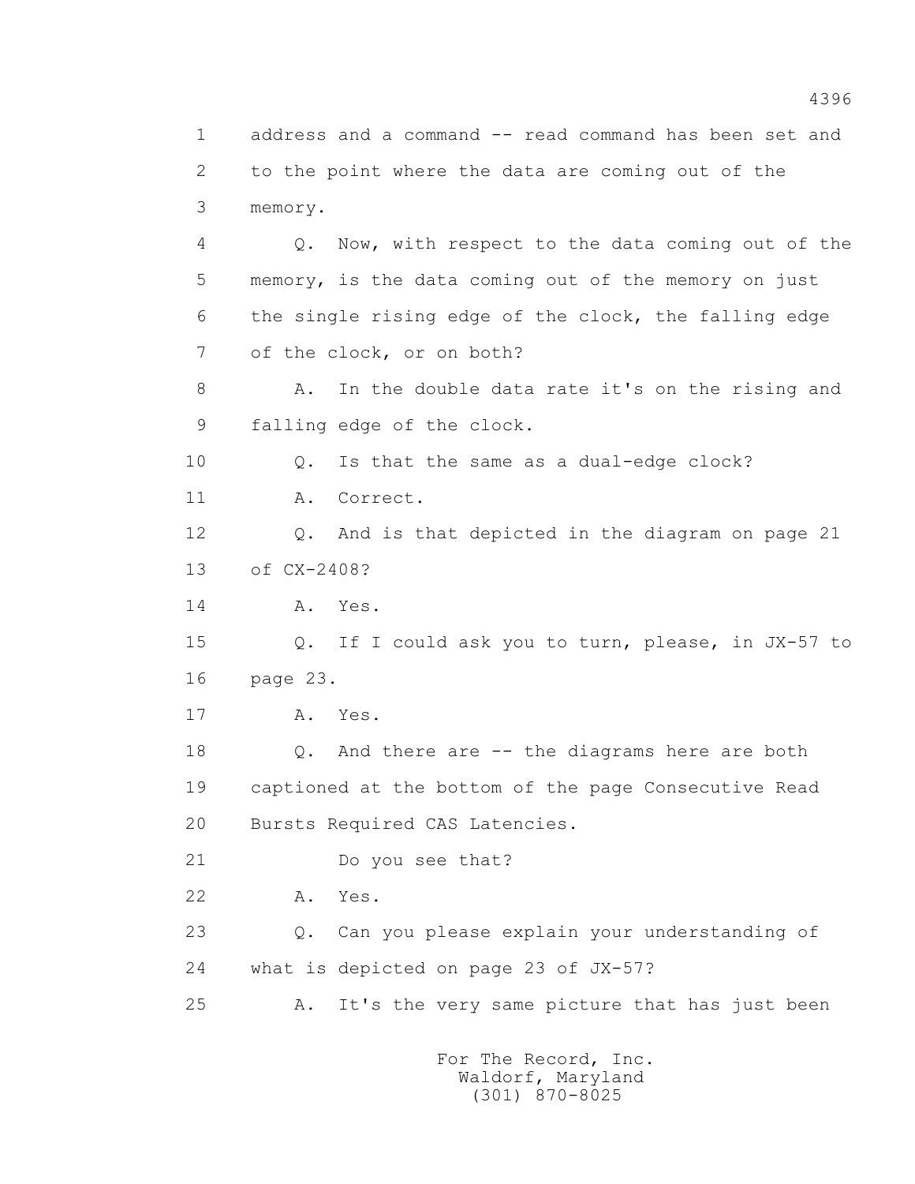1 address and a command -- read command has been set and
2 to the point where the data are coming out of the
3 memory.

4 Q. Now, with respect to the data coming out of the
5 memory, is the data coming out of the memory on just
6 the single rising edge of the clock, the falling edge
7 of the clock, or on both?

8 A. In the double data rate it's on the rising and
9 falling edge of the clock.

10 Q. Is that the same as a dual-edge clock?

11 A. Correct.

12 Q. And is that depicted in the diagram on page 21
13 of CX-2408?

14 A. Yes.

15 Q. If I could ask you to turn, please, in JX-57 to
16 page 23.

17 A. Yes.

18 Q. And there are -- the diagrams here are both
19 captioned at the bottom of the page Consecutive Read
20 Bursts Required CAS Latencies.

21 Do you see that?

22 A. Yes.

23 Q. Can you please explain your understanding of
24 what is depicted on page 23 of JX-57?

25 A. It's the very same picture that has just been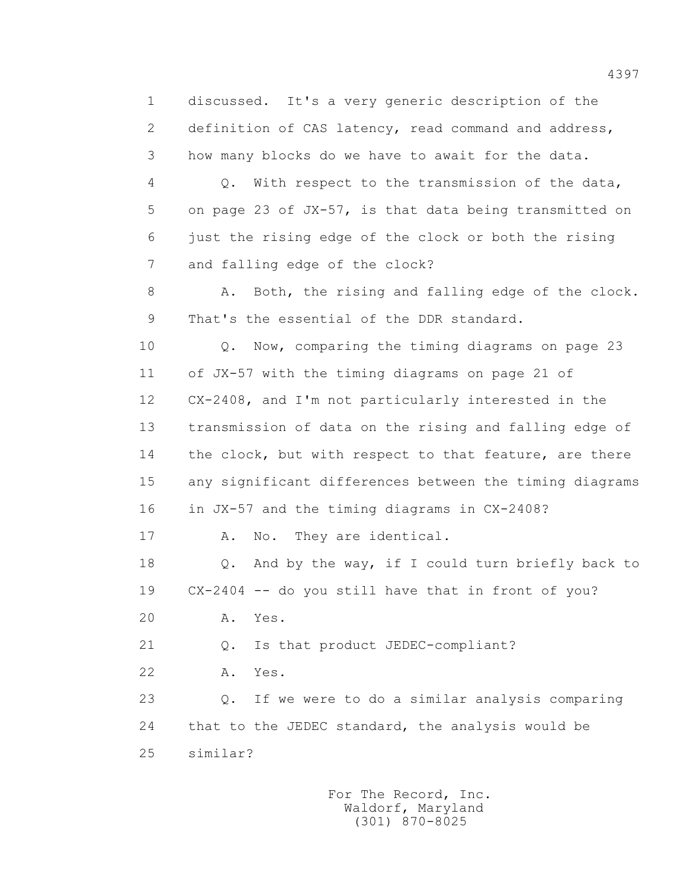discussed. It's a very generic description of the definition of CAS latency, read command and address, how many blocks do we have to await for the data.

Q. With respect to the transmission of the data, on page 23 of JX-57, is that data being transmitted on just the rising edge of the clock or both the rising and falling edge of the clock?

A. Both, the rising and falling edge of the clock. That's the essential of the DDR standard.

Q. Now, comparing the timing diagrams on page 23 of JX-57 with the timing diagrams on page 21 of CX-2408, and I'm not particularly interested in the transmission of data on the rising and falling edge of the clock, but with respect to that feature, are there any significant differences between the timing diagrams in JX-57 and the timing diagrams in CX-2408?

A. No. They are identical.

Q. And by the way, if I could turn briefly back to CX-2404 -- do you still have that in front of you?

A. Yes.

Q. Is that product JEDEC-compliant?

A. Yes.

Q. If we were to do a similar analysis comparing that to the JEDEC standard, the analysis would be similar?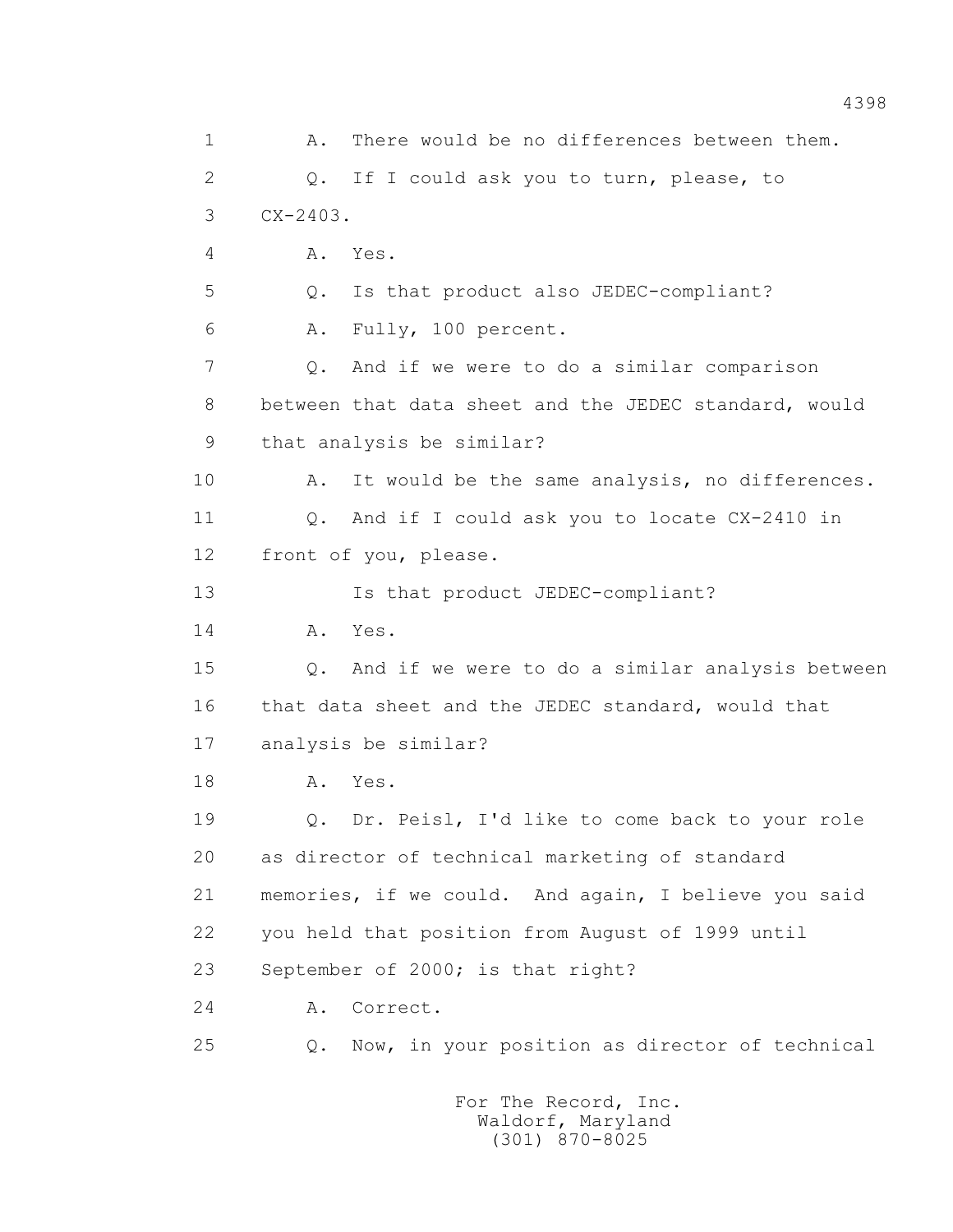A. There would be no differences between them.

Q. If I could ask you to turn, please, to CX-2403.

A. Yes.

Q. Is that product also JEDEC-compliant?

A. Fully, 100 percent.

Q. And if we were to do a similar comparison between that data sheet and the JEDEC standard, would that analysis be similar?

A. It would be the same analysis, no differences.

Q. And if I could ask you to locate CX-2410 in front of you, please.

Is that product JEDEC-compliant?

A. Yes.

Q. And if we were to do a similar analysis between that data sheet and the JEDEC standard, would that analysis be similar?

A. Yes.

Q. Dr. Peisl, I'd like to come back to your role as director of technical marketing of standard memories, if we could. And again, I believe you said you held that position from August of 1999 until September of 2000; is that right?

A. Correct.

Q. Now, in your position as director of technical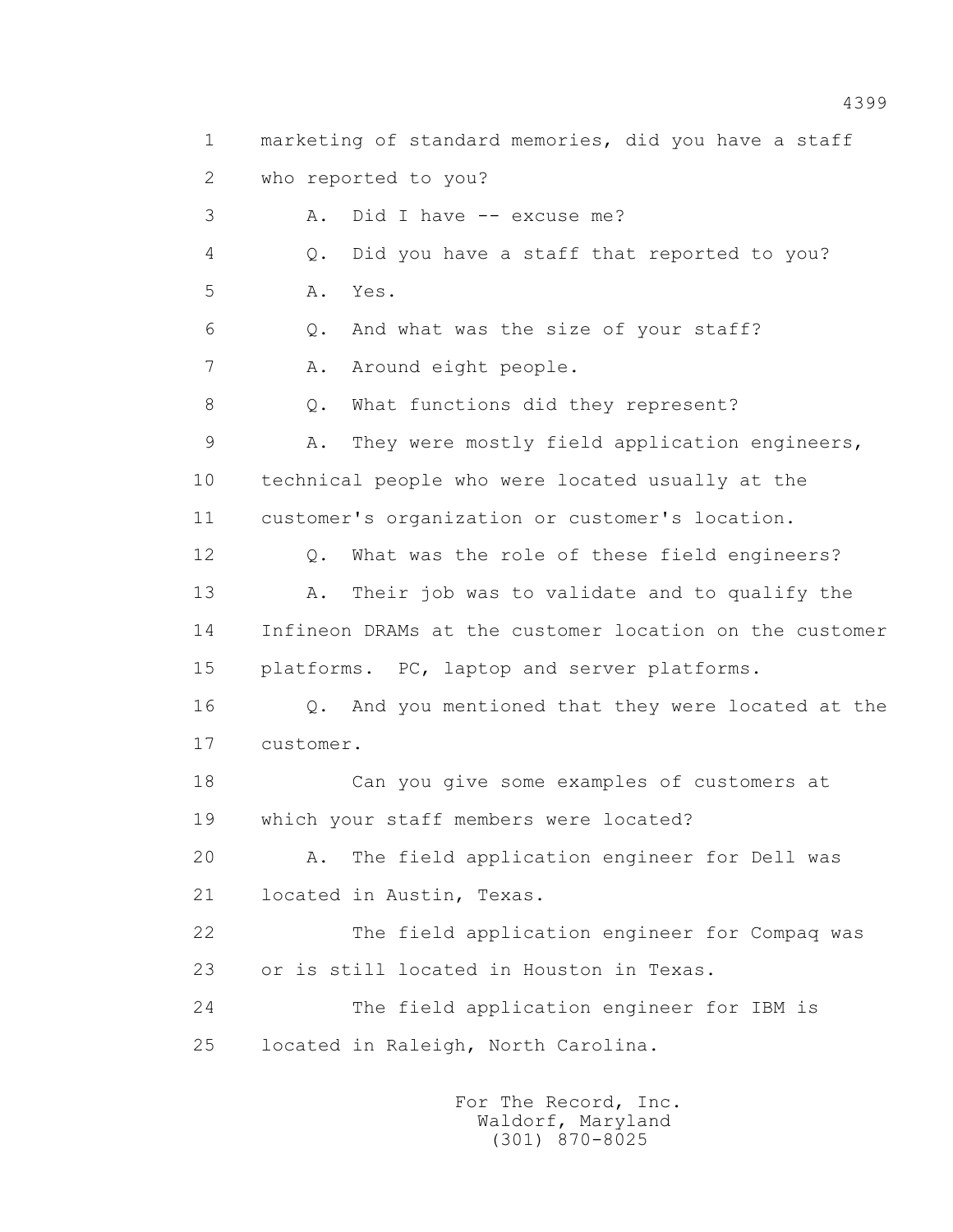1 marketing of standard memories, did you have a staff

2 who reported to you?

3 A. Did I have -- excuse me?

4 Q. Did you have a staff that reported to you?

5 A. Yes.

6 Q. And what was the size of your staff?

7 A. Around eight people.

8 Q. What functions did they represent?

9 A. They were mostly field application engineers,

10 technical people who were located usually at the

11 customer's organization or customer's location.

12 Q. What was the role of these field engineers?

13 A. Their job was to validate and to qualify the

14 Infineon DRAMs at the customer location on the customer

15 platforms. PC, laptop and server platforms.

16 Q. And you mentioned that they were located at the

17 customer.

18 Can you give some examples of customers at

19 which your staff members were located?

20 A. The field application engineer for Dell was

21 located in Austin, Texas.

22 The field application engineer for Compaq was

23 or is still located in Houston in Texas.

24 The field application engineer for IBM is

25 located in Raleigh, North Carolina.

For The Record, Inc.
Waldorf, Maryland
(301) 870-8025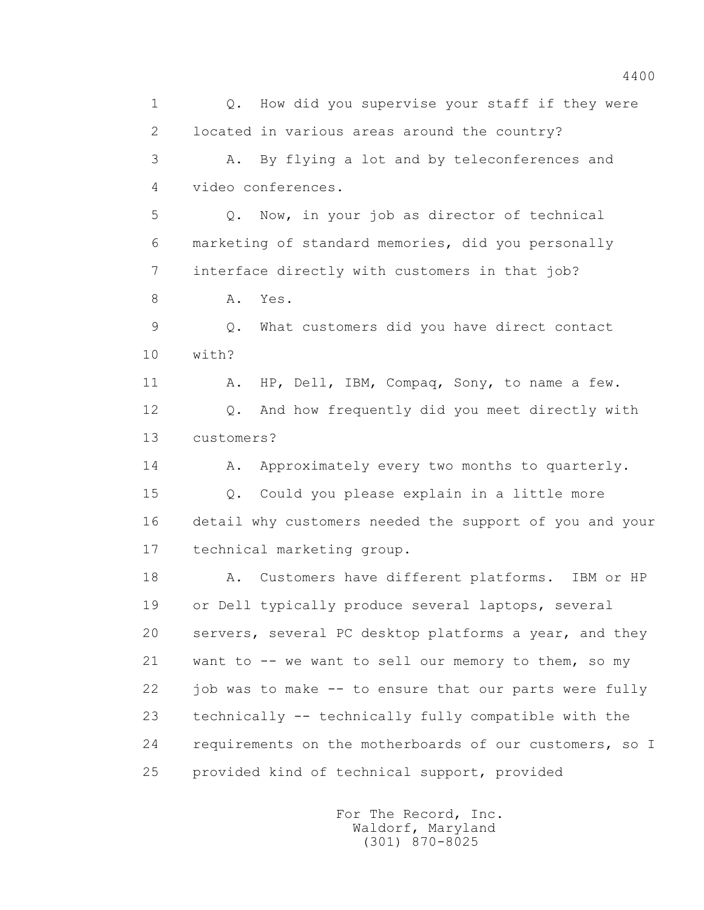Q. How did you supervise your staff if they were located in various areas around the country?

A. By flying a lot and by teleconferences and video conferences.

Q. Now, in your job as director of technical marketing of standard memories, did you personally interface directly with customers in that job?

A. Yes.

Q. What customers did you have direct contact with?

A. HP, Dell, IBM, Compaq, Sony, to name a few.

Q. And how frequently did you meet directly with customers?

A. Approximately every two months to quarterly.

Q. Could you please explain in a little more detail why customers needed the support of you and your technical marketing group.

A. Customers have different platforms. IBM or HP or Dell typically produce several laptops, several servers, several PC desktop platforms a year, and they want to -- we want to sell our memory to them, so my job was to make -- to ensure that our parts were fully technically -- technically fully compatible with the requirements on the motherboards of our customers, so I provided kind of technical support, provided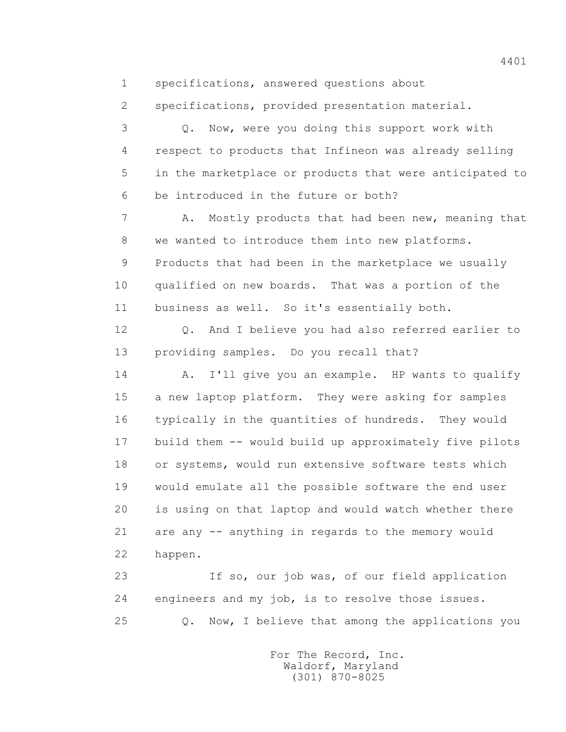1 specifications, answered questions about

2 specifications, provided presentation material.

3 Q. Now, were you doing this support work with

4 respect to products that Infineon was already selling

5 in the marketplace or products that were anticipated to

6 be introduced in the future or both?

7 A. Mostly products that had been new, meaning that

8 we wanted to introduce them into new platforms.

9 Products that had been in the marketplace we usually

10 qualified on new boards. That was a portion of the

11 business as well. So it's essentially both.

12 Q. And I believe you had also referred earlier to

13 providing samples. Do you recall that?

14 A. I'll give you an example. HP wants to qualify

15 a new laptop platform. They were asking for samples

16 typically in the quantities of hundreds. They would

17 build them -- would build up approximately five pilots

18 or systems, would run extensive software tests which

19 would emulate all the possible software the end user

20 is using on that laptop and would watch whether there

21 are any -- anything in regards to the memory would

22 happen.

23 If so, our job was, of our field application

24 engineers and my job, is to resolve those issues.

25 Q. Now, I believe that among the applications you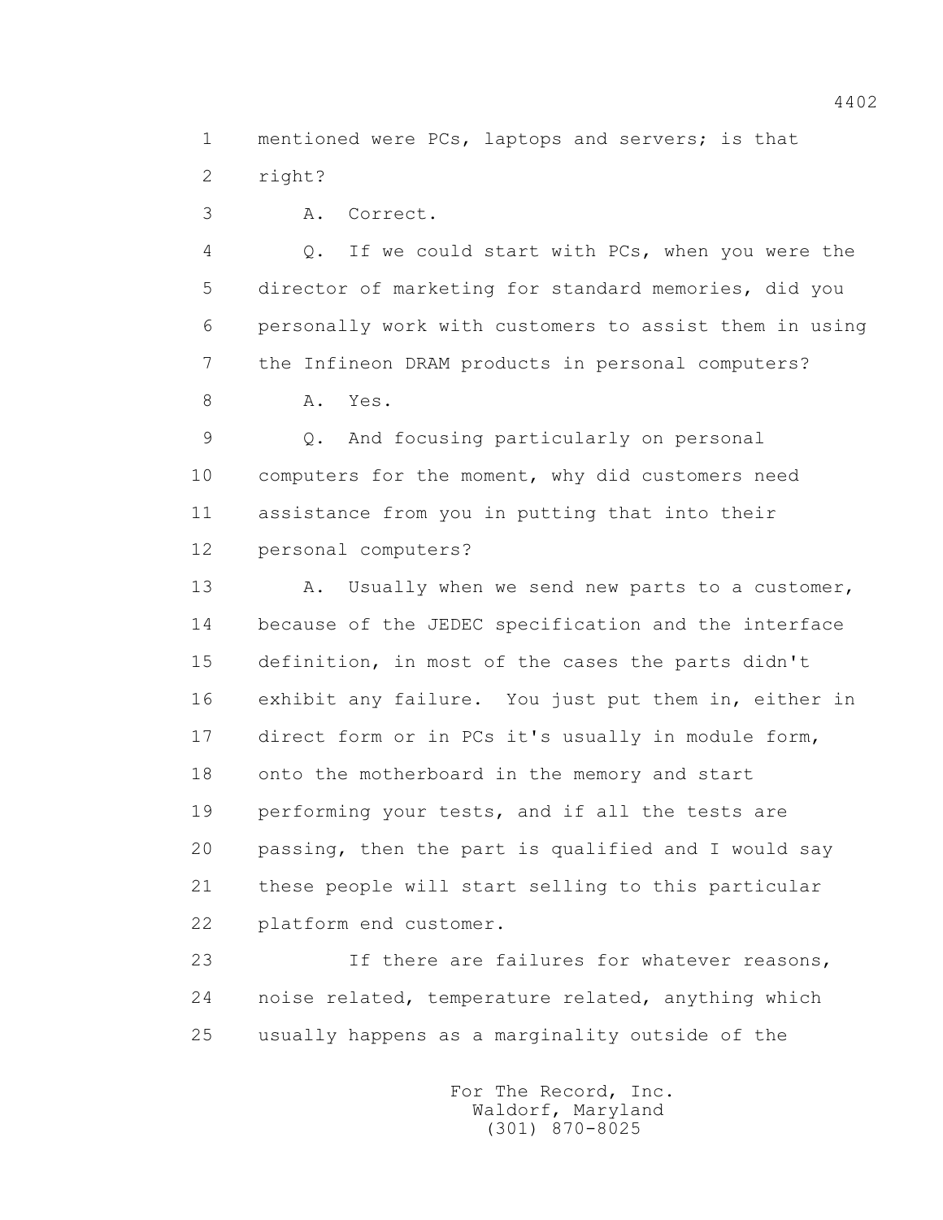1 mentioned were PCs, laptops and servers; is that
2 right?

3 A. Correct.

4 Q. If we could start with PCs, when you were the
5 director of marketing for standard memories, did you
6 personally work with customers to assist them in using
7 the Infineon DRAM products in personal computers?

8 A. Yes.

9 Q. And focusing particularly on personal
10 computers for the moment, why did customers need
11 assistance from you in putting that into their
12 personal computers?

13 A. Usually when we send new parts to a customer,
14 because of the JEDEC specification and the interface
15 definition, in most of the cases the parts didn't
16 exhibit any failure. You just put them in, either in
17 direct form or in PCs it's usually in module form,
18 onto the motherboard in the memory and start
19 performing your tests, and if all the tests are
20 passing, then the part is qualified and I would say
21 these people will start selling to this particular
22 platform end customer.

23 If there are failures for whatever reasons,
24 noise related, temperature related, anything which
25 usually happens as a marginality outside of the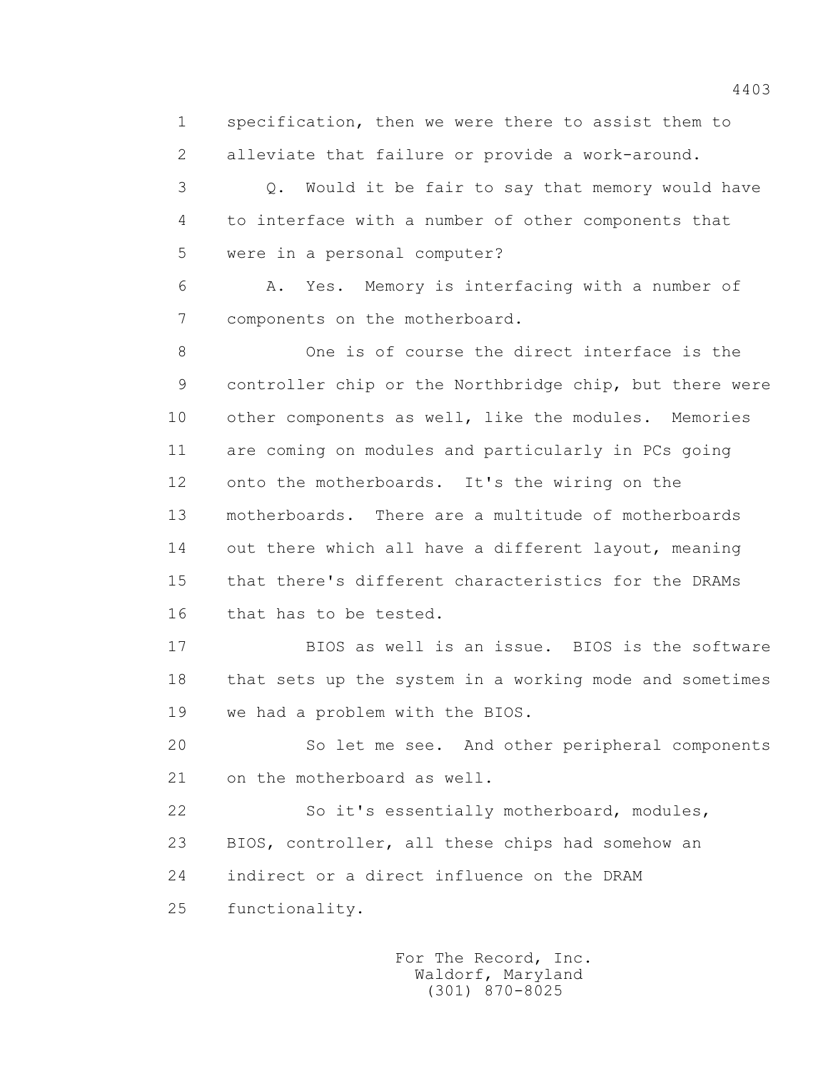specification, then we were there to assist them to alleviate that failure or provide a work-around.

Q. Would it be fair to say that memory would have to interface with a number of other components that were in a personal computer?

A. Yes. Memory is interfacing with a number of components on the motherboard.

One is of course the direct interface is the controller chip or the Northbridge chip, but there were other components as well, like the modules. Memories are coming on modules and particularly in PCs going onto the motherboards. It's the wiring on the motherboards. There are a multitude of motherboards out there which all have a different layout, meaning that there's different characteristics for the DRAMs that has to be tested.

BIOS as well is an issue. BIOS is the software that sets up the system in a working mode and sometimes we had a problem with the BIOS.

So let me see. And other peripheral components on the motherboard as well.

So it's essentially motherboard, modules, BIOS, controller, all these chips had somehow an indirect or a direct influence on the DRAM functionality.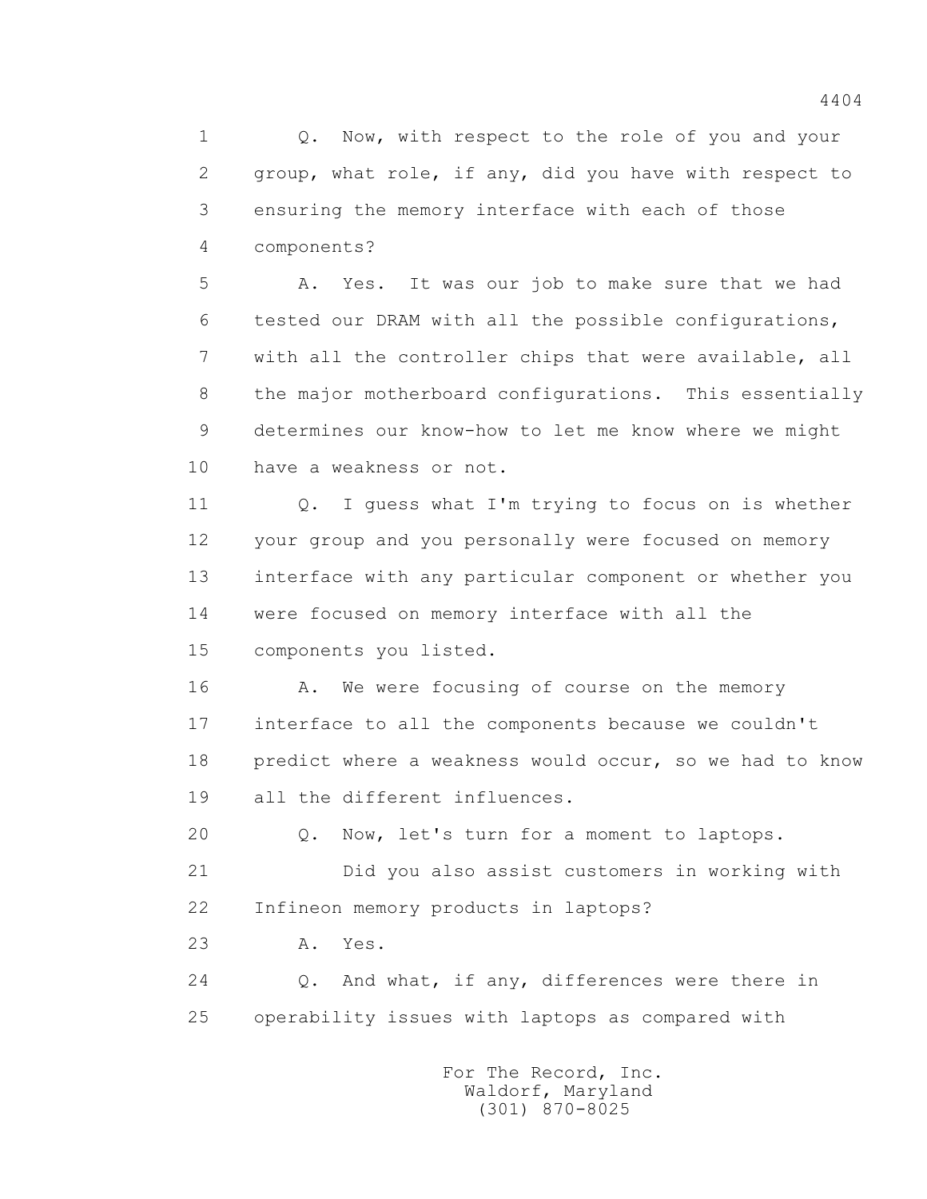Q. Now, with respect to the role of you and your group, what role, if any, did you have with respect to ensuring the memory interface with each of those components?

A. Yes. It was our job to make sure that we had tested our DRAM with all the possible configurations, with all the controller chips that were available, all the major motherboard configurations. This essentially determines our know-how to let me know where we might have a weakness or not.

Q. I guess what I'm trying to focus on is whether your group and you personally were focused on memory interface with any particular component or whether you were focused on memory interface with all the components you listed.

A. We were focusing of course on the memory interface to all the components because we couldn't predict where a weakness would occur, so we had to know all the different influences.

Q. Now, let's turn for a moment to laptops.

Did you also assist customers in working with Infineon memory products in laptops?

A. Yes.

Q. And what, if any, differences were there in operability issues with laptops as compared with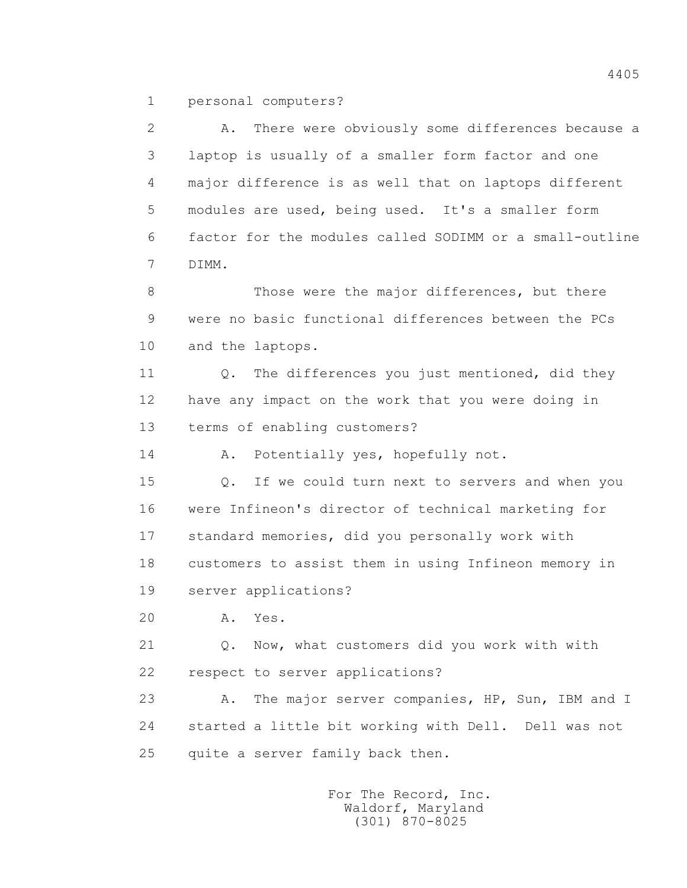1 personal computers?

2 A. There were obviously some differences because a
3 laptop is usually of a smaller form factor and one
4 major difference is as well that on laptops different
5 modules are used, being used. It's a smaller form
6 factor for the modules called SODIMM or a small-outline
7 DIMM.

8 Those were the major differences, but there
9 were no basic functional differences between the PCs
10 and the laptops.

11 Q. The differences you just mentioned, did they
12 have any impact on the work that you were doing in
13 terms of enabling customers?

14 A. Potentially yes, hopefully not.

15 Q. If we could turn next to servers and when you
16 were Infineon's director of technical marketing for
17 standard memories, did you personally work with
18 customers to assist them in using Infineon memory in
19 server applications?

20 A. Yes.

21 Q. Now, what customers did you work with with
22 respect to server applications?

23 A. The major server companies, HP, Sun, IBM and I
24 started a little bit working with Dell. Dell was not
25 quite a server family back then.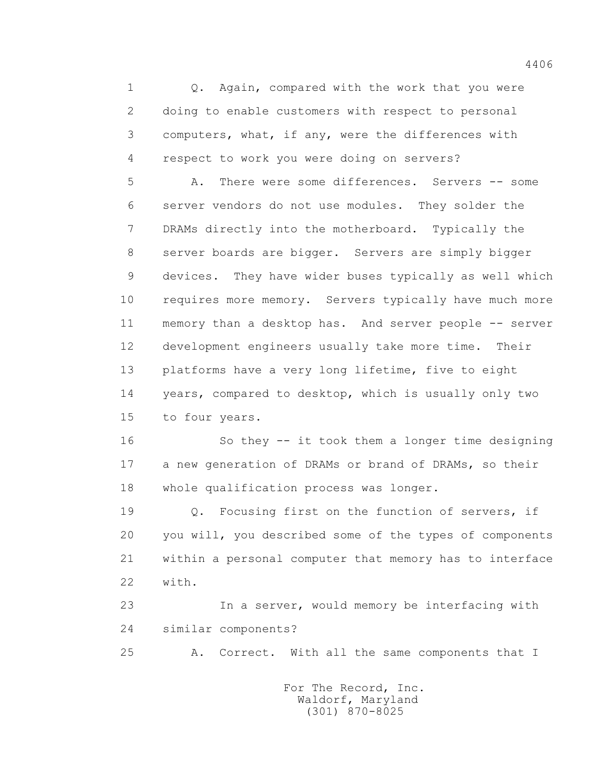Q. Again, compared with the work that you were doing to enable customers with respect to personal computers, what, if any, were the differences with respect to work you were doing on servers?

A. There were some differences. Servers -- some server vendors do not use modules. They solder the DRAMs directly into the motherboard. Typically the server boards are bigger. Servers are simply bigger devices. They have wider buses typically as well which requires more memory. Servers typically have much more memory than a desktop has. And server people -- server development engineers usually take more time. Their platforms have a very long lifetime, five to eight years, compared to desktop, which is usually only two to four years.

So they -- it took them a longer time designing a new generation of DRAMs or brand of DRAMs, so their whole qualification process was longer.

Q. Focusing first on the function of servers, if you will, you described some of the types of components within a personal computer that memory has to interface with.

In a server, would memory be interfacing with similar components?

A. Correct. With all the same components that I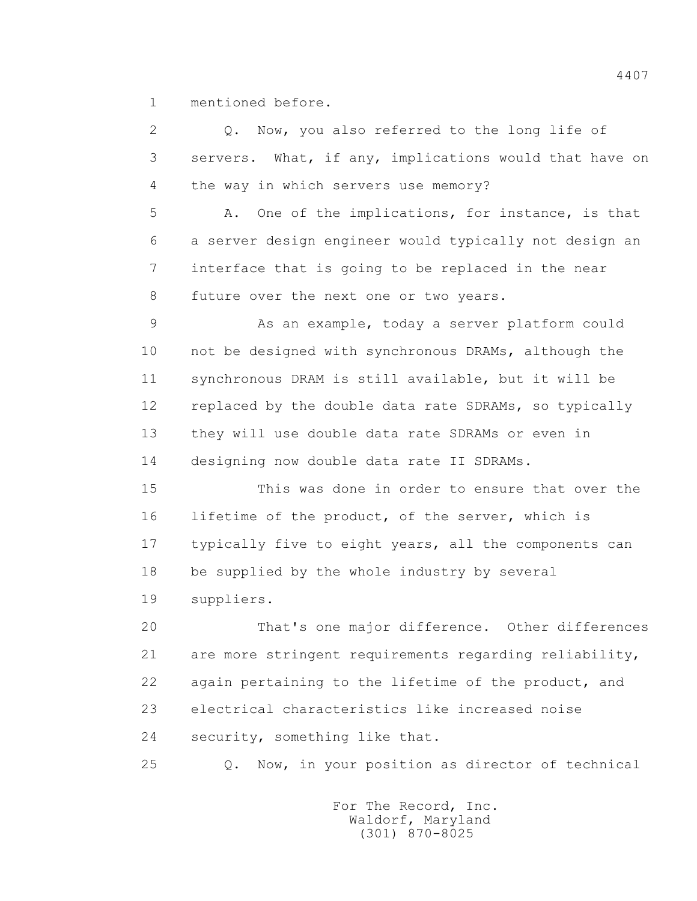mentioned before.

Q. Now, you also referred to the long life of servers. What, if any, implications would that have on the way in which servers use memory?

A. One of the implications, for instance, is that a server design engineer would typically not design an interface that is going to be replaced in the near future over the next one or two years.

As an example, today a server platform could not be designed with synchronous DRAMs, although the synchronous DRAM is still available, but it will be replaced by the double data rate SDRAMs, so typically they will use double data rate SDRAMs or even in designing now double data rate II SDRAMs.

This was done in order to ensure that over the lifetime of the product, of the server, which is typically five to eight years, all the components can be supplied by the whole industry by several suppliers.

That's one major difference. Other differences are more stringent requirements regarding reliability, again pertaining to the lifetime of the product, and electrical characteristics like increased noise security, something like that.

Q. Now, in your position as director of technical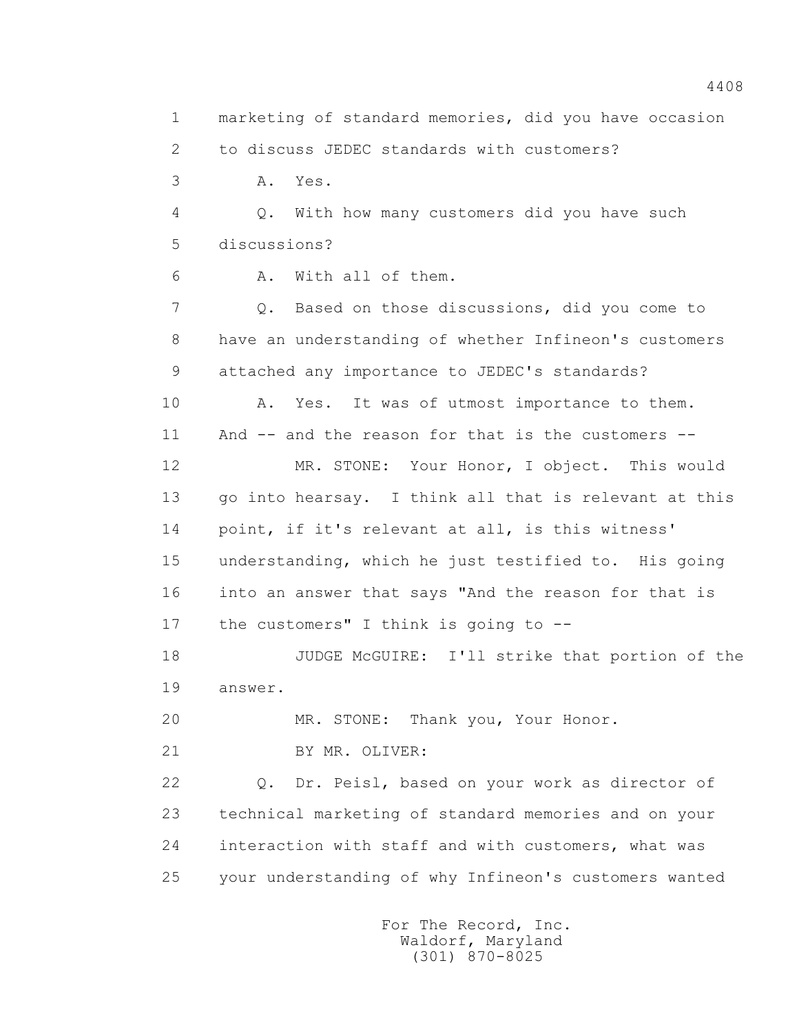1 marketing of standard memories, did you have occasion
2 to discuss JEDEC standards with customers?
3 A. Yes.
4 Q. With how many customers did you have such
5 discussions?
6 A. With all of them.
7 Q. Based on those discussions, did you come to
8 have an understanding of whether Infineon's customers
9 attached any importance to JEDEC's standards?
10 A. Yes. It was of utmost importance to them.
11 And -- and the reason for that is the customers --
12 MR. STONE: Your Honor, I object. This would
13 go into hearsay. I think all that is relevant at this
14 point, if it's relevant at all, is this witness'
15 understanding, which he just testified to. His going
16 into an answer that says "And the reason for that is
17 the customers" I think is going to --
18 JUDGE McGUIRE: I'll strike that portion of the
19 answer.
20 MR. STONE: Thank you, Your Honor.
21 BY MR. OLIVER:
22 Q. Dr. Peisl, based on your work as director of
23 technical marketing of standard memories and on your
24 interaction with staff and with customers, what was
25 your understanding of why Infineon's customers wanted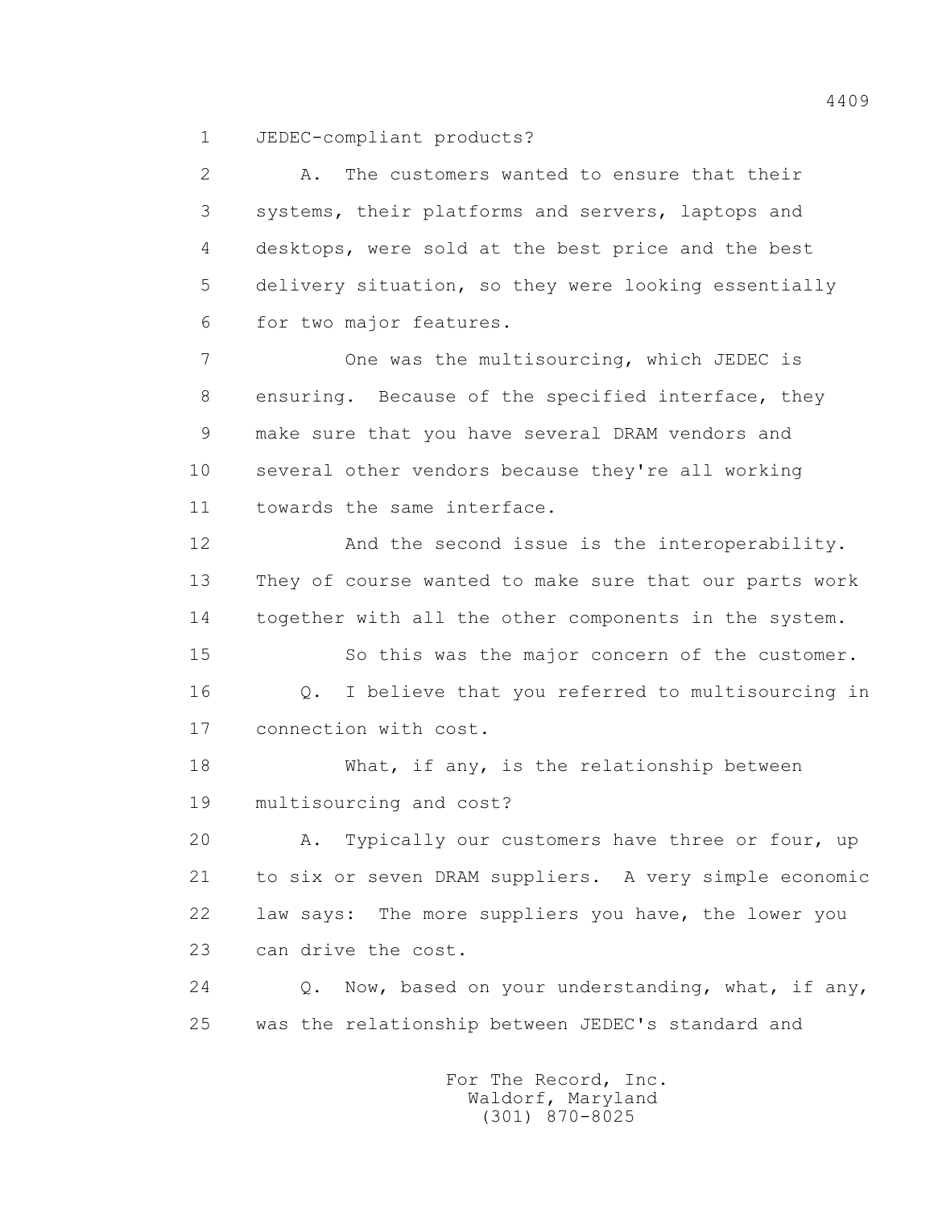JEDEC-compliant products?

A. The customers wanted to ensure that their systems, their platforms and servers, laptops and desktops, were sold at the best price and the best delivery situation, so they were looking essentially for two major features.

One was the multisourcing, which JEDEC is ensuring. Because of the specified interface, they make sure that you have several DRAM vendors and several other vendors because they're all working towards the same interface.

And the second issue is the interoperability. They of course wanted to make sure that our parts work together with all the other components in the system.

So this was the major concern of the customer.

Q. I believe that you referred to multisourcing in connection with cost.

What, if any, is the relationship between multisourcing and cost?

A. Typically our customers have three or four, up to six or seven DRAM suppliers. A very simple economic law says: The more suppliers you have, the lower you can drive the cost.

Q. Now, based on your understanding, what, if any, was the relationship between JEDEC's standard and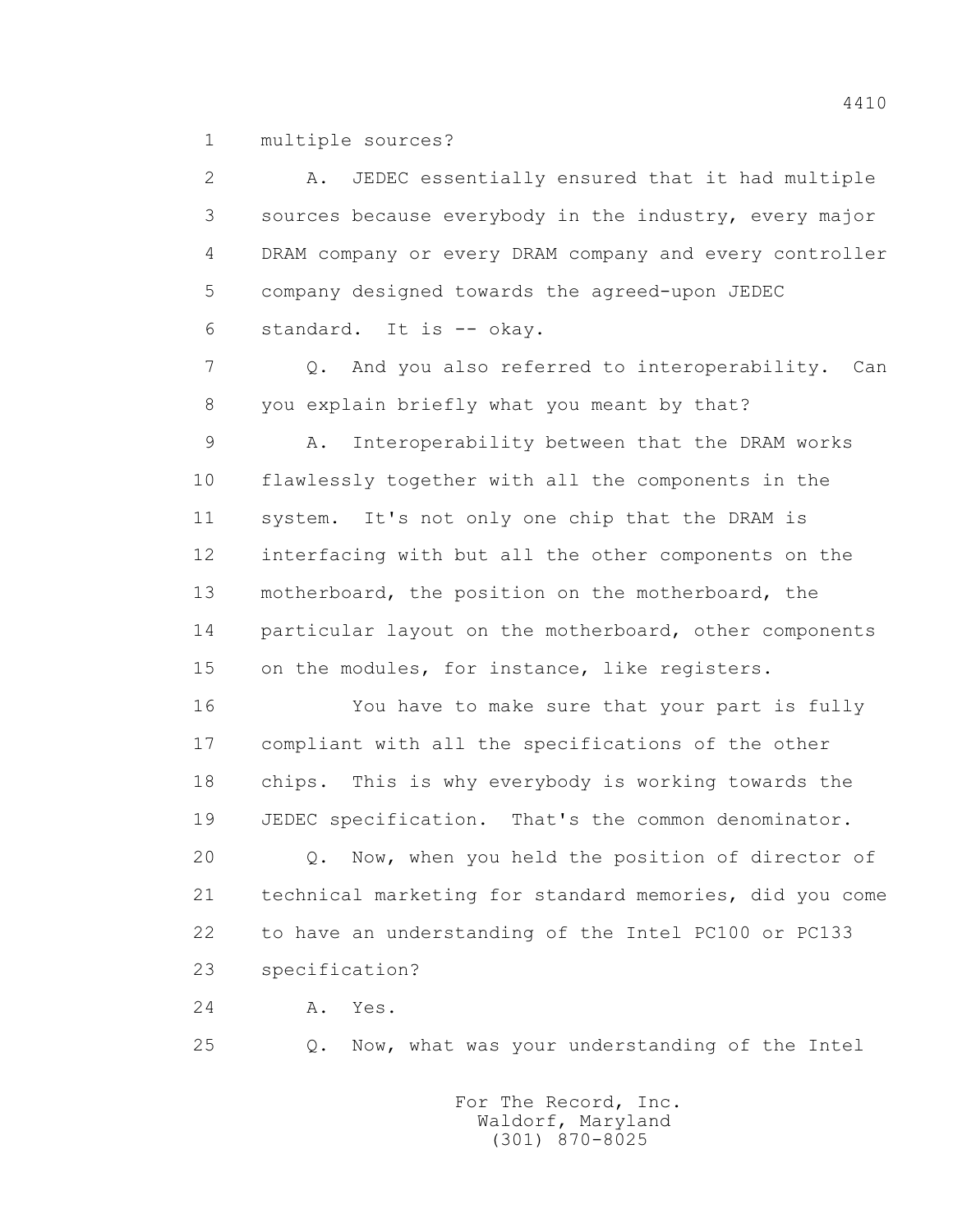multiple sources?

A. JEDEC essentially ensured that it had multiple sources because everybody in the industry, every major DRAM company or every DRAM company and every controller company designed towards the agreed-upon JEDEC standard. It is -- okay.

Q. And you also referred to interoperability. Can you explain briefly what you meant by that?

A. Interoperability between that the DRAM works flawlessly together with all the components in the system. It's not only one chip that the DRAM is interfacing with but all the other components on the motherboard, the position on the motherboard, the particular layout on the motherboard, other components on the modules, for instance, like registers.

You have to make sure that your part is fully compliant with all the specifications of the other chips. This is why everybody is working towards the JEDEC specification. That's the common denominator.

Q. Now, when you held the position of director of technical marketing for standard memories, did you come to have an understanding of the Intel PC100 or PC133 specification?

A. Yes.

Q. Now, what was your understanding of the Intel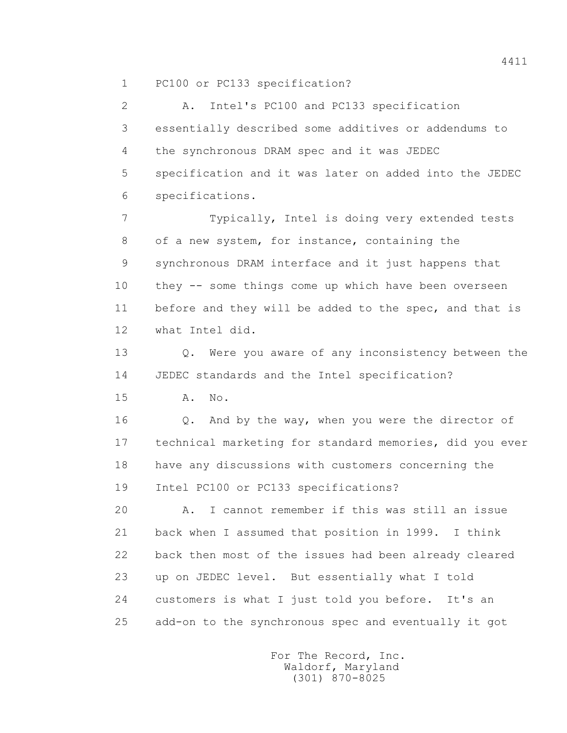1 PC100 or PC133 specification?

2 A. Intel's PC100 and PC133 specification

3 essentially described some additives or addendums to

4 the synchronous DRAM spec and it was JEDEC

5 specification and it was later on added into the JEDEC

6 specifications.

7 Typically, Intel is doing very extended tests

8 of a new system, for instance, containing the

9 synchronous DRAM interface and it just happens that

10 they -- some things come up which have been overseen

11 before and they will be added to the spec, and that is

12 what Intel did.

13 Q. Were you aware of any inconsistency between the

14 JEDEC standards and the Intel specification?

15 A. No.

16 Q. And by the way, when you were the director of

17 technical marketing for standard memories, did you ever

18 have any discussions with customers concerning the

19 Intel PC100 or PC133 specifications?

20 A. I cannot remember if this was still an issue

21 back when I assumed that position in 1999. I think

22 back then most of the issues had been already cleared

23 up on JEDEC level. But essentially what I told

24 customers is what I just told you before. It's an

25 add-on to the synchronous spec and eventually it got

For The Record, Inc.
Waldorf, Maryland
(301) 870-8025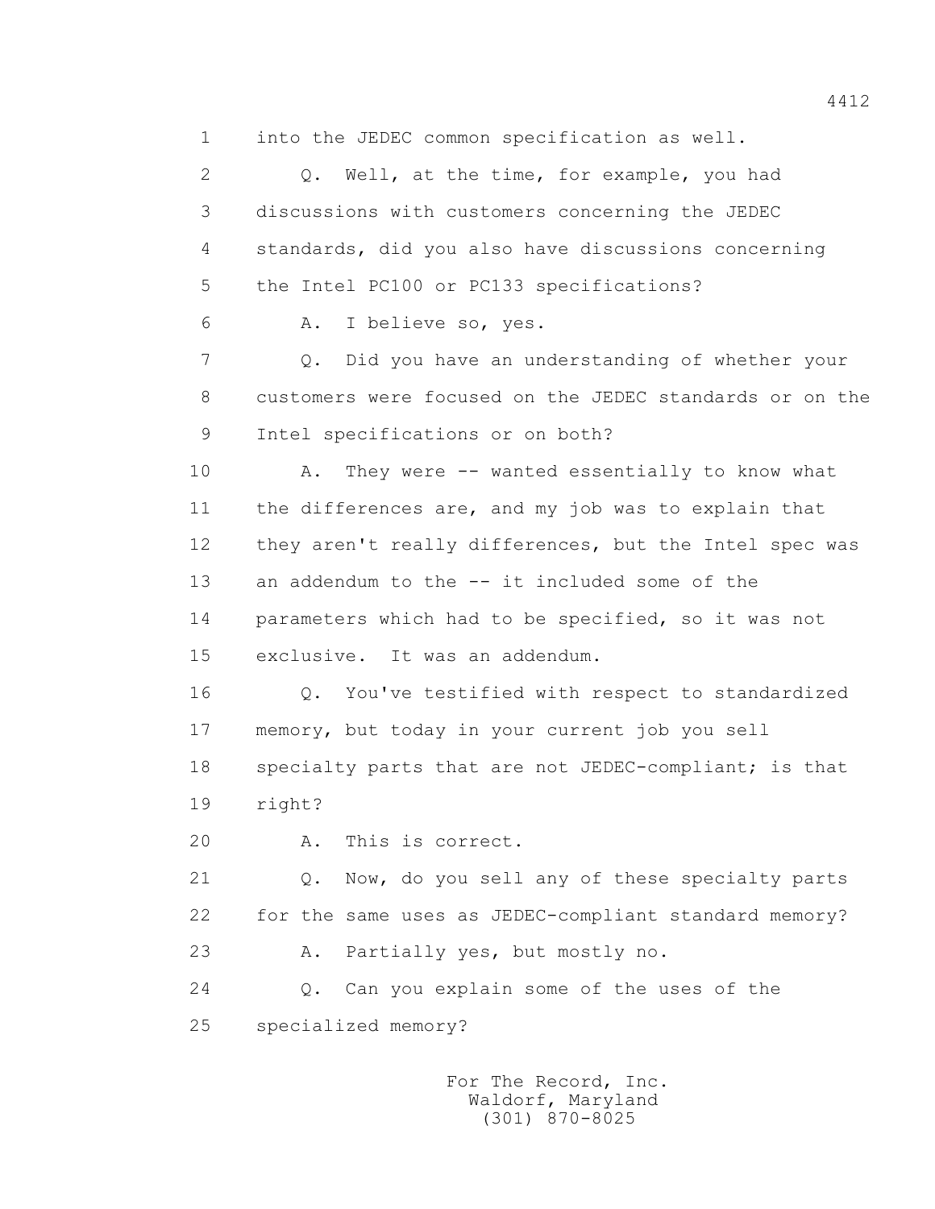1 into the JEDEC common specification as well.

2 Q. Well, at the time, for example, you had

3 discussions with customers concerning the JEDEC

4 standards, did you also have discussions concerning

5 the Intel PC100 or PC133 specifications?

6 A. I believe so, yes.

7 Q. Did you have an understanding of whether your

8 customers were focused on the JEDEC standards or on the

9 Intel specifications or on both?

10 A. They were -- wanted essentially to know what

11 the differences are, and my job was to explain that

12 they aren't really differences, but the Intel spec was

13 an addendum to the -- it included some of the

14 parameters which had to be specified, so it was not

15 exclusive. It was an addendum.

16 Q. You've testified with respect to standardized

17 memory, but today in your current job you sell

18 specialty parts that are not JEDEC-compliant; is that

19 right?

20 A. This is correct.

21 Q. Now, do you sell any of these specialty parts

22 for the same uses as JEDEC-compliant standard memory?

23 A. Partially yes, but mostly no.

24 Q. Can you explain some of the uses of the

25 specialized memory?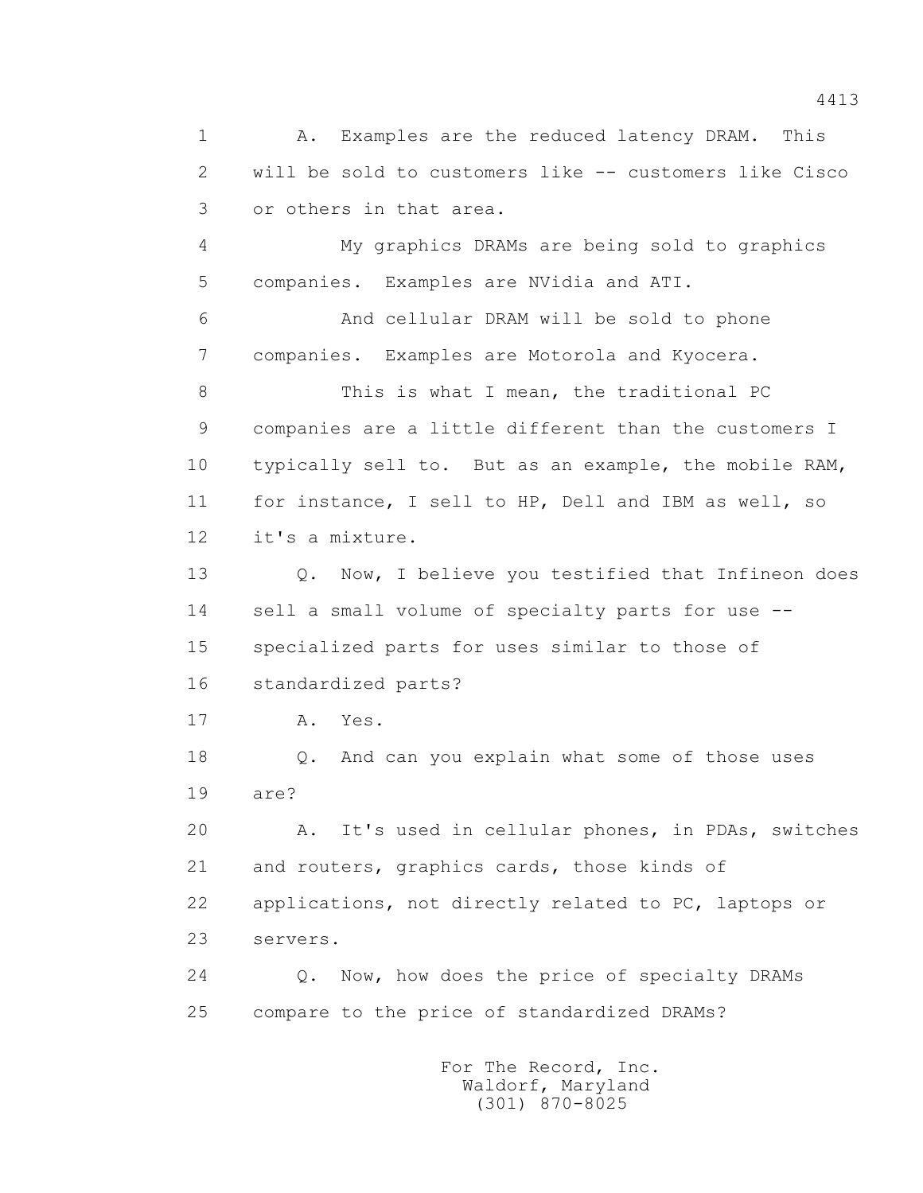1 A. Examples are the reduced latency DRAM. This
2 will be sold to customers like -- customers like Cisco
3 or others in that area.
4 My graphics DRAMs are being sold to graphics
5 companies. Examples are NVidia and ATI.
6 And cellular DRAM will be sold to phone
7 companies. Examples are Motorola and Kyocera.
8 This is what I mean, the traditional PC
9 companies are a little different than the customers I
10 typically sell to. But as an example, the mobile RAM,
11 for instance, I sell to HP, Dell and IBM as well, so
12 it's a mixture.
13 Q. Now, I believe you testified that Infineon does
14 sell a small volume of specialty parts for use --
15 specialized parts for uses similar to those of
16 standardized parts?
17 A. Yes.
18 Q. And can you explain what some of those uses
19 are?
20 A. It's used in cellular phones, in PDAs, switches
21 and routers, graphics cards, those kinds of
22 applications, not directly related to PC, laptops or
23 servers.
24 Q. Now, how does the price of specialty DRAMs
25 compare to the price of standardized DRAMs?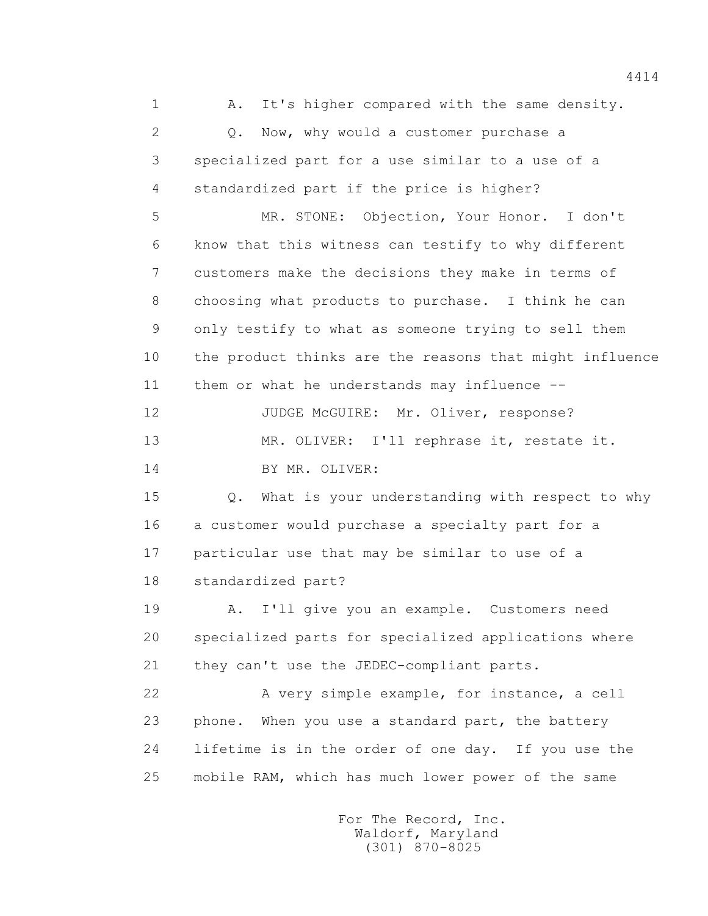A. It's higher compared with the same density.

Q. Now, why would a customer purchase a specialized part for a use similar to a use of a standardized part if the price is higher?

MR. STONE: Objection, Your Honor. I don't know that this witness can testify to why different customers make the decisions they make in terms of choosing what products to purchase. I think he can only testify to what as someone trying to sell them the product thinks are the reasons that might influence them or what he understands may influence --

JUDGE McGUIRE: Mr. Oliver, response?

MR. OLIVER: I'll rephrase it, restate it.

BY MR. OLIVER:

Q. What is your understanding with respect to why a customer would purchase a specialty part for a particular use that may be similar to use of a standardized part?

A. I'll give you an example. Customers need specialized parts for specialized applications where they can't use the JEDEC-compliant parts.

A very simple example, for instance, a cell phone. When you use a standard part, the battery lifetime is in the order of one day. If you use the mobile RAM, which has much lower power of the same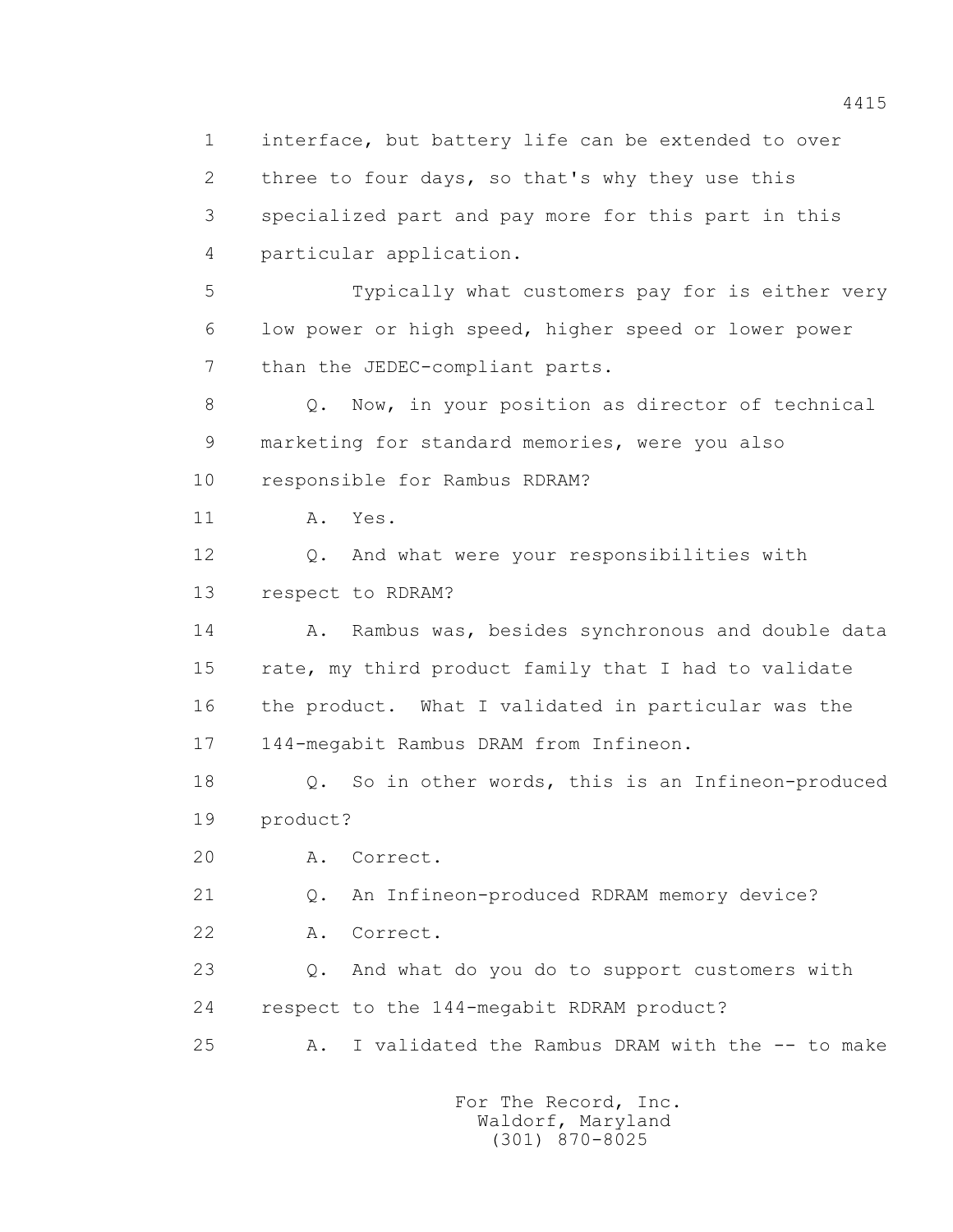1 interface, but battery life can be extended to over
2 three to four days, so that's why they use this
3 specialized part and pay more for this part in this
4 particular application.

5 Typically what customers pay for is either very
6 low power or high speed, higher speed or lower power
7 than the JEDEC-compliant parts.

8 Q. Now, in your position as director of technical
9 marketing for standard memories, were you also
10 responsible for Rambus RDRAM?

11 A. Yes.

12 Q. And what were your responsibilities with
13 respect to RDRAM?

14 A. Rambus was, besides synchronous and double data
15 rate, my third product family that I had to validate
16 the product. What I validated in particular was the
17 144-megabit Rambus DRAM from Infineon.

18 Q. So in other words, this is an Infineon-produced
19 product?

20 A. Correct.

21 Q. An Infineon-produced RDRAM memory device?

22 A. Correct.

23 Q. And what do you do to support customers with
24 respect to the 144-megabit RDRAM product?

25 A. I validated the Rambus DRAM with the -- to make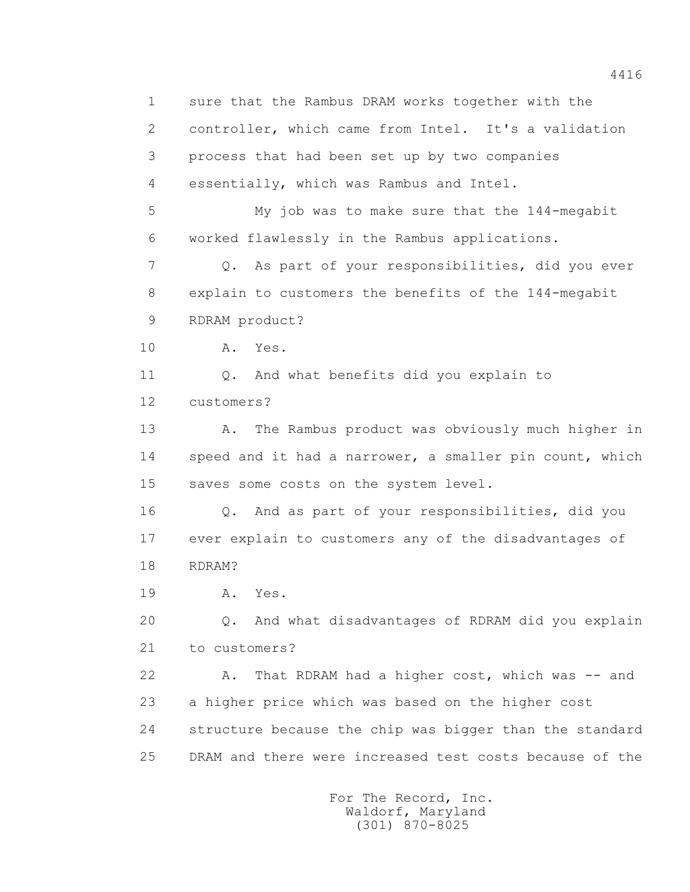sure that the Rambus DRAM works together with the controller, which came from Intel. It's a validation process that had been set up by two companies essentially, which was Rambus and Intel.

My job was to make sure that the 144-megabit worked flawlessly in the Rambus applications.

Q. As part of your responsibilities, did you ever explain to customers the benefits of the 144-megabit RDRAM product?

A. Yes.

Q. And what benefits did you explain to customers?

A. The Rambus product was obviously much higher in speed and it had a narrower, a smaller pin count, which saves some costs on the system level.

Q. And as part of your responsibilities, did you ever explain to customers any of the disadvantages of RDRAM?

A. Yes.

Q. And what disadvantages of RDRAM did you explain to customers?

A. That RDRAM had a higher cost, which was -- and a higher price which was based on the higher cost structure because the chip was bigger than the standard DRAM and there were increased test costs because of the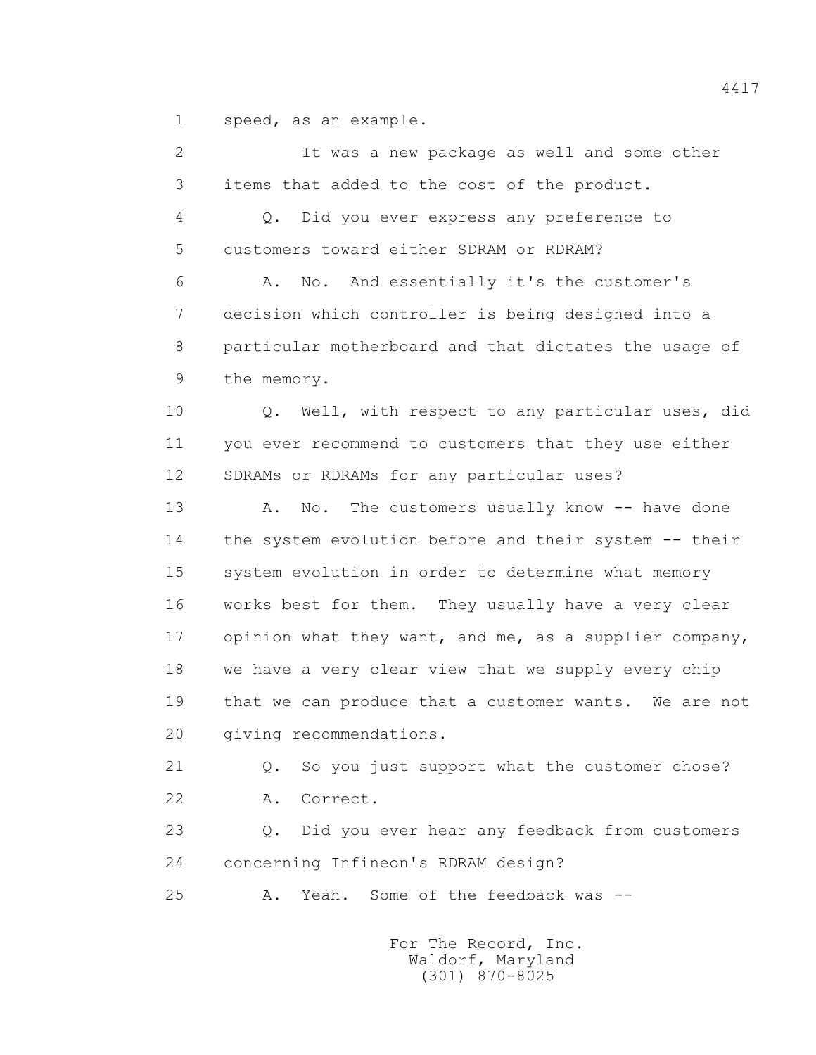1 speed, as an example.

2 It was a new package as well and some other

3 items that added to the cost of the product.

4 Q. Did you ever express any preference to

5 customers toward either SDRAM or RDRAM?

6 A. No. And essentially it's the customer's

7 decision which controller is being designed into a

8 particular motherboard and that dictates the usage of

9 the memory.

10 Q. Well, with respect to any particular uses, did

11 you ever recommend to customers that they use either

12 SDRAMs or RDRAMs for any particular uses?

13 A. No. The customers usually know -- have done

14 the system evolution before and their system -- their

15 system evolution in order to determine what memory

16 works best for them. They usually have a very clear

17 opinion what they want, and me, as a supplier company,

18 we have a very clear view that we supply every chip

19 that we can produce that a customer wants. We are not

20 giving recommendations.

21 Q. So you just support what the customer chose?

22 A. Correct.

23 Q. Did you ever hear any feedback from customers

24 concerning Infineon's RDRAM design?

25 A. Yeah. Some of the feedback was --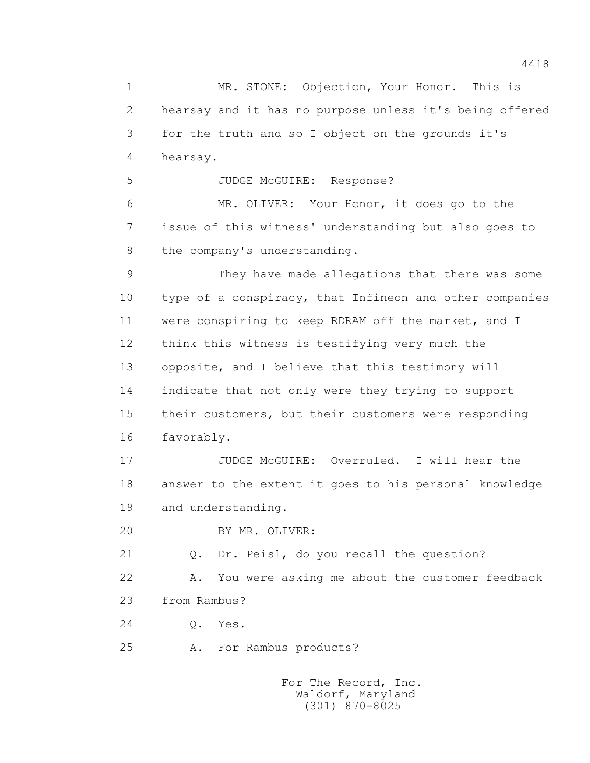1 MR. STONE: Objection, Your Honor. This is
2 hearsay and it has no purpose unless it's being offered
3 for the truth and so I object on the grounds it's
4 hearsay.
5 JUDGE McGUIRE: Response?
6 MR. OLIVER: Your Honor, it does go to the
7 issue of this witness' understanding but also goes to
8 the company's understanding.
9 They have made allegations that there was some
10 type of a conspiracy, that Infineon and other companies
11 were conspiring to keep RDRAM off the market, and I
12 think this witness is testifying very much the
13 opposite, and I believe that this testimony will
14 indicate that not only were they trying to support
15 their customers, but their customers were responding
16 favorably.
17 JUDGE McGUIRE: Overruled. I will hear the
18 answer to the extent it goes to his personal knowledge
19 and understanding.
20 BY MR. OLIVER:
21 Q. Dr. Peisl, do you recall the question?
22 A. You were asking me about the customer feedback
23 from Rambus?
24 Q. Yes.
25 A. For Rambus products?

For The Record, Inc.
Waldorf, Maryland
(301) 870-8025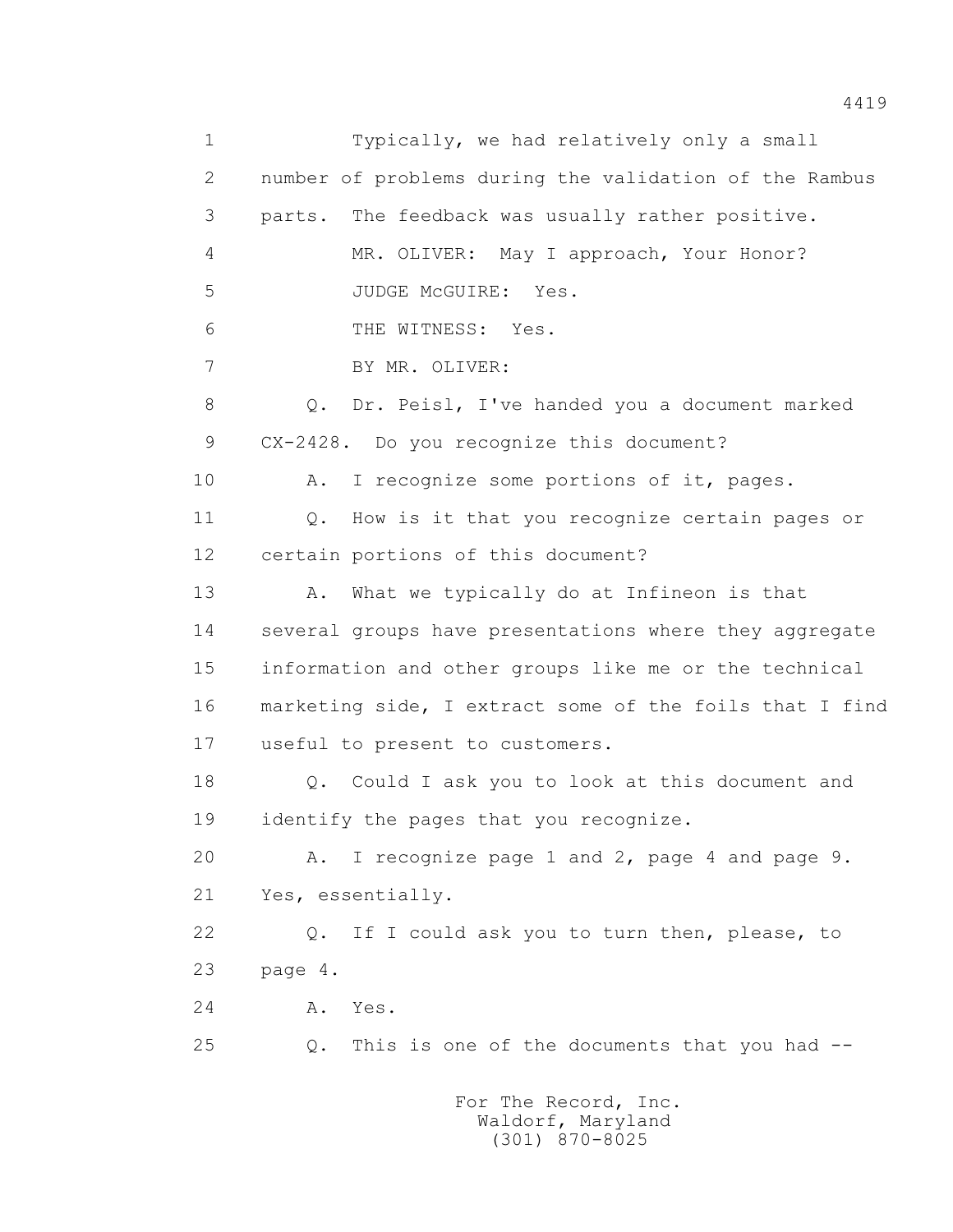1 Typically, we had relatively only a small
2 number of problems during the validation of the Rambus
3 parts. The feedback was usually rather positive.
4 MR. OLIVER: May I approach, Your Honor?
5 JUDGE McGUIRE: Yes.
6 THE WITNESS: Yes.
7 BY MR. OLIVER:
8 Q. Dr. Peisl, I've handed you a document marked
9 CX-2428. Do you recognize this document?
10 A. I recognize some portions of it, pages.
11 Q. How is it that you recognize certain pages or
12 certain portions of this document?
13 A. What we typically do at Infineon is that
14 several groups have presentations where they aggregate
15 information and other groups like me or the technical
16 marketing side, I extract some of the foils that I find
17 useful to present to customers.
18 Q. Could I ask you to look at this document and
19 identify the pages that you recognize.
20 A. I recognize page 1 and 2, page 4 and page 9.
21 Yes, essentially.
22 Q. If I could ask you to turn then, please, to
23 page 4.
24 A. Yes.
25 Q. This is one of the documents that you had --

For The Record, Inc.
Waldorf, Maryland
(301) 870-8025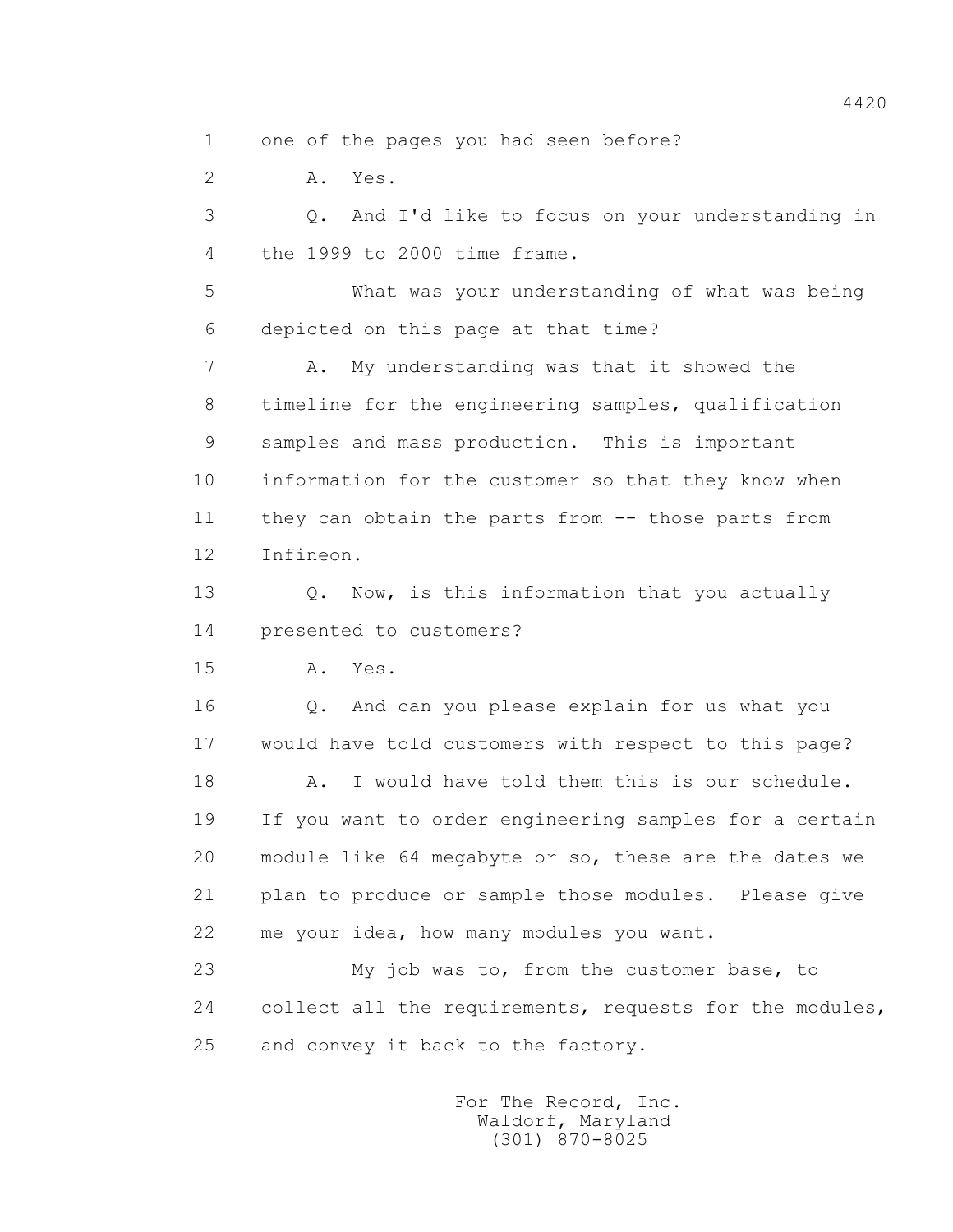one of the pages you had seen before?

A. Yes.

Q. And I'd like to focus on your understanding in the 1999 to 2000 time frame.

What was your understanding of what was being depicted on this page at that time?

A. My understanding was that it showed the timeline for the engineering samples, qualification samples and mass production. This is important information for the customer so that they know when they can obtain the parts from -- those parts from Infineon.

Q. Now, is this information that you actually presented to customers?

A. Yes.

Q. And can you please explain for us what you would have told customers with respect to this page?

A. I would have told them this is our schedule. If you want to order engineering samples for a certain module like 64 megabyte or so, these are the dates we plan to produce or sample those modules. Please give me your idea, how many modules you want.

My job was to, from the customer base, to collect all the requirements, requests for the modules, and convey it back to the factory.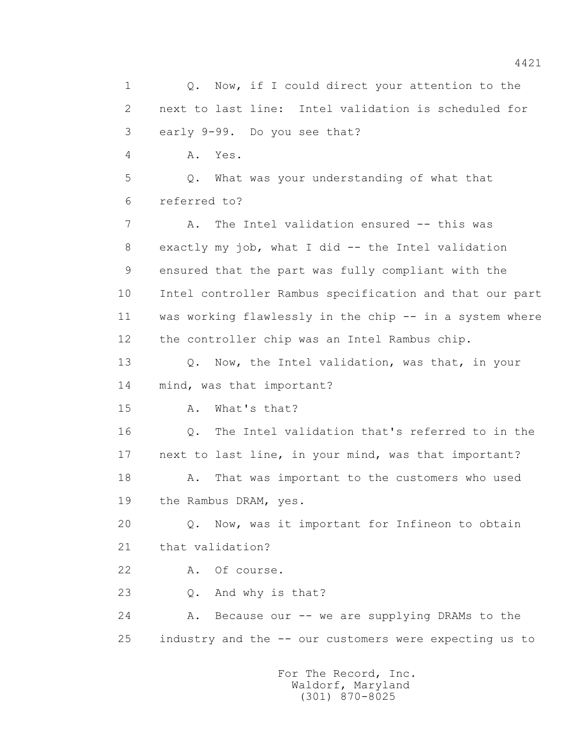1 Q. Now, if I could direct your attention to the
2 next to last line: Intel validation is scheduled for
3 early 9-99. Do you see that?
4 A. Yes.
5 Q. What was your understanding of what that
6 referred to?
7 A. The Intel validation ensured -- this was
8 exactly my job, what I did -- the Intel validation
9 ensured that the part was fully compliant with the
10 Intel controller Rambus specification and that our part
11 was working flawlessly in the chip -- in a system where
12 the controller chip was an Intel Rambus chip.
13 Q. Now, the Intel validation, was that, in your
14 mind, was that important?
15 A. What's that?
16 Q. The Intel validation that's referred to in the
17 next to last line, in your mind, was that important?
18 A. That was important to the customers who used
19 the Rambus DRAM, yes.
20 Q. Now, was it important for Infineon to obtain
21 that validation?
22 A. Of course.
23 Q. And why is that?
24 A. Because our -- we are supplying DRAMs to the
25 industry and the -- our customers were expecting us to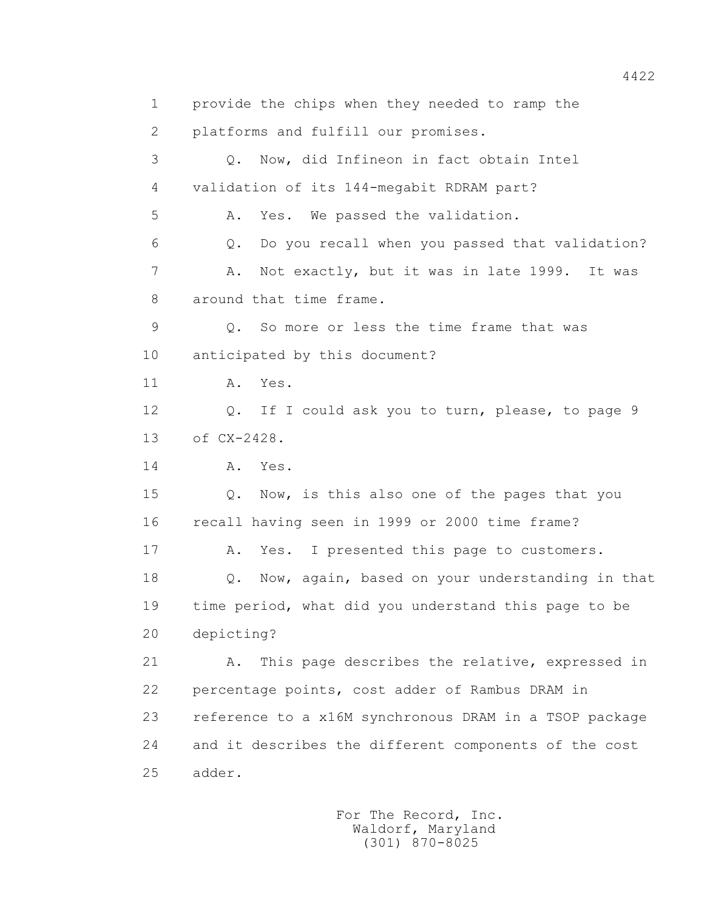1 provide the chips when they needed to ramp the
2 platforms and fulfill our promises.
3 Q. Now, did Infineon in fact obtain Intel
4 validation of its 144-megabit RDRAM part?
5 A. Yes. We passed the validation.
6 Q. Do you recall when you passed that validation?
7 A. Not exactly, but it was in late 1999. It was
8 around that time frame.
9 Q. So more or less the time frame that was
10 anticipated by this document?
11 A. Yes.
12 Q. If I could ask you to turn, please, to page 9
13 of CX-2428.
14 A. Yes.
15 Q. Now, is this also one of the pages that you
16 recall having seen in 1999 or 2000 time frame?
17 A. Yes. I presented this page to customers.
18 Q. Now, again, based on your understanding in that
19 time period, what did you understand this page to be
20 depicting?
21 A. This page describes the relative, expressed in
22 percentage points, cost adder of Rambus DRAM in
23 reference to a x16M synchronous DRAM in a TSOP package
24 and it describes the different components of the cost
25 adder.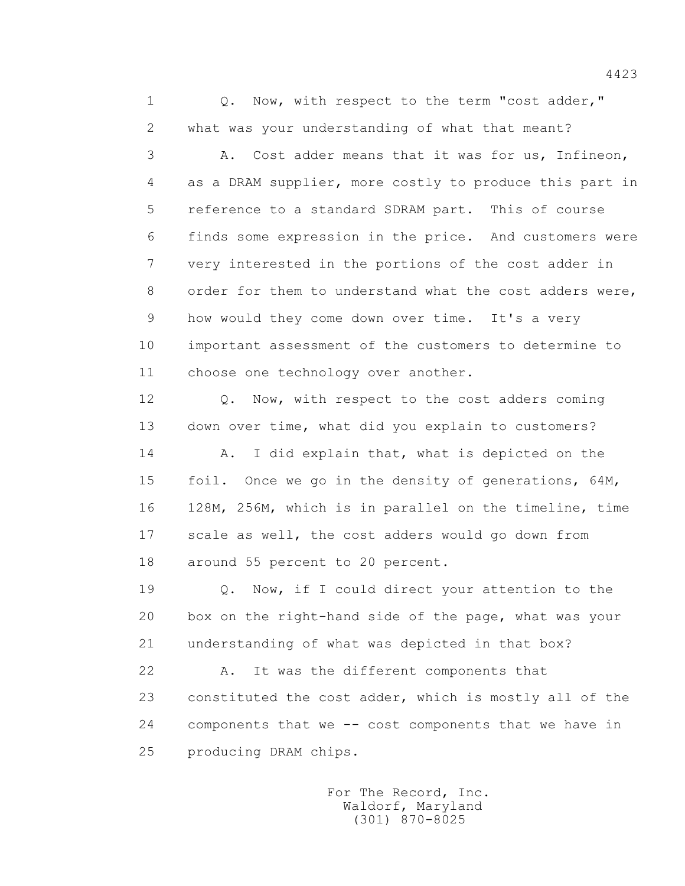Q. Now, with respect to the term "cost adder," what was your understanding of what that meant?

A. Cost adder means that it was for us, Infineon, as a DRAM supplier, more costly to produce this part in reference to a standard SDRAM part. This of course finds some expression in the price. And customers were very interested in the portions of the cost adder in order for them to understand what the cost adders were, how would they come down over time. It's a very important assessment of the customers to determine to choose one technology over another.

Q. Now, with respect to the cost adders coming down over time, what did you explain to customers?

A. I did explain that, what is depicted on the foil. Once we go in the density of generations, 64M, 128M, 256M, which is in parallel on the timeline, time scale as well, the cost adders would go down from around 55 percent to 20 percent.

Q. Now, if I could direct your attention to the box on the right-hand side of the page, what was your understanding of what was depicted in that box?

A. It was the different components that constituted the cost adder, which is mostly all of the components that we -- cost components that we have in producing DRAM chips.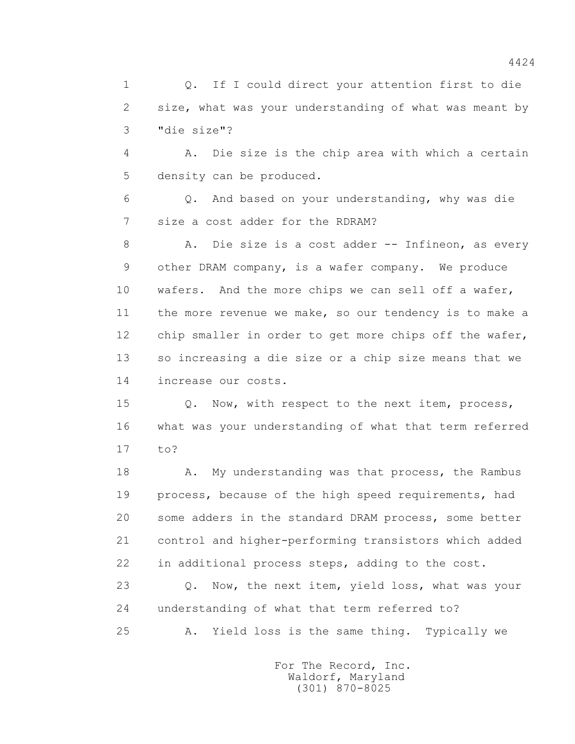Q. If I could direct your attention first to die size, what was your understanding of what was meant by "die size"?

A. Die size is the chip area with which a certain density can be produced.

Q. And based on your understanding, why was die size a cost adder for the RDRAM?

A. Die size is a cost adder -- Infineon, as every other DRAM company, is a wafer company. We produce wafers. And the more chips we can sell off a wafer, the more revenue we make, so our tendency is to make a chip smaller in order to get more chips off the wafer, so increasing a die size or a chip size means that we increase our costs.

Q. Now, with respect to the next item, process, what was your understanding of what that term referred to?

A. My understanding was that process, the Rambus process, because of the high speed requirements, had some adders in the standard DRAM process, some better control and higher-performing transistors which added in additional process steps, adding to the cost.

Q. Now, the next item, yield loss, what was your understanding of what that term referred to?

A. Yield loss is the same thing. Typically we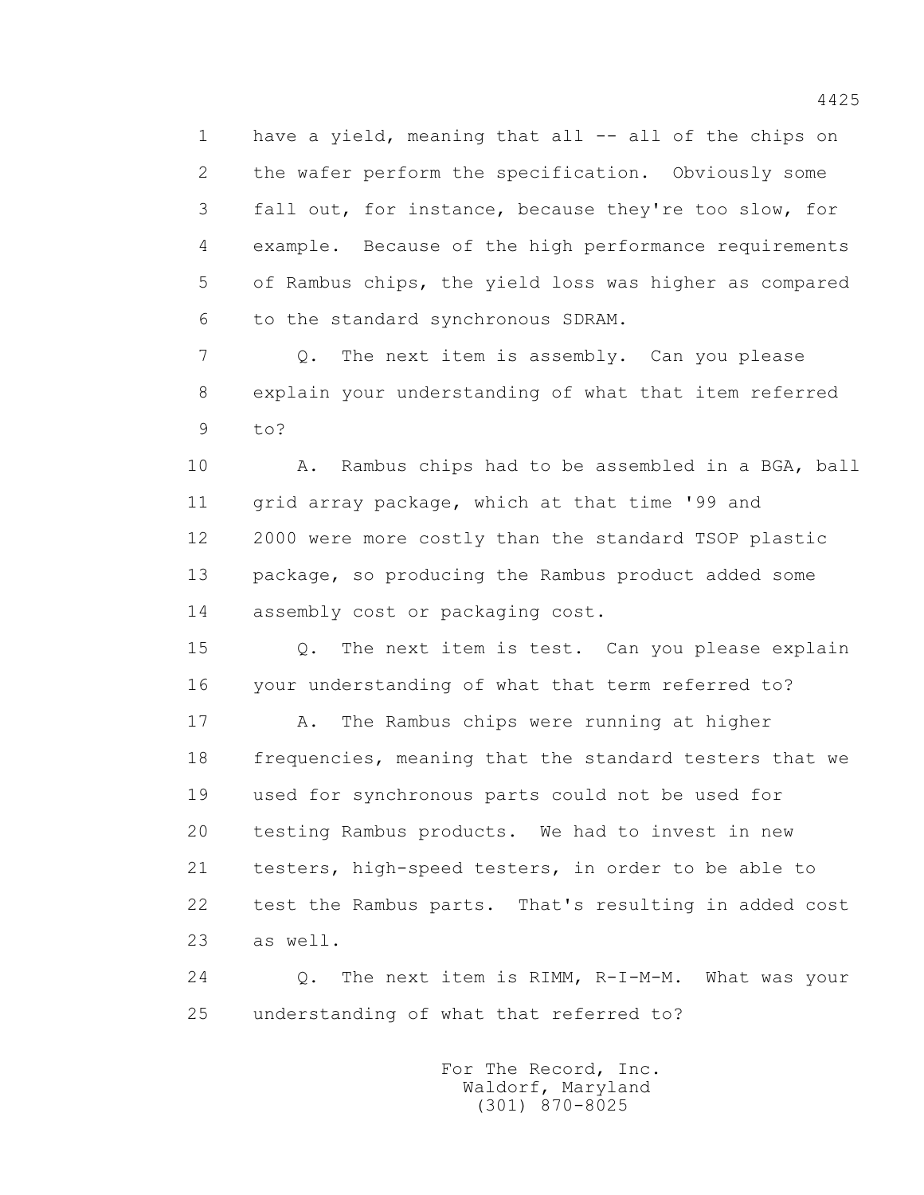1 have a yield, meaning that all -- all of the chips on
2 the wafer perform the specification. Obviously some
3 fall out, for instance, because they're too slow, for
4 example. Because of the high performance requirements
5 of Rambus chips, the yield loss was higher as compared
6 to the standard synchronous SDRAM.

7 Q. The next item is assembly. Can you please
8 explain your understanding of what that item referred
9 to?

10 A. Rambus chips had to be assembled in a BGA, ball
11 grid array package, which at that time '99 and
12 2000 were more costly than the standard TSOP plastic
13 package, so producing the Rambus product added some
14 assembly cost or packaging cost.

15 Q. The next item is test. Can you please explain
16 your understanding of what that term referred to?

17 A. The Rambus chips were running at higher
18 frequencies, meaning that the standard testers that we
19 used for synchronous parts could not be used for
20 testing Rambus products. We had to invest in new
21 testers, high-speed testers, in order to be able to
22 test the Rambus parts. That's resulting in added cost
23 as well.

24 Q. The next item is RIMM, R-I-M-M. What was your
25 understanding of what that referred to?

For The Record, Inc.
Waldorf, Maryland
(301) 870-8025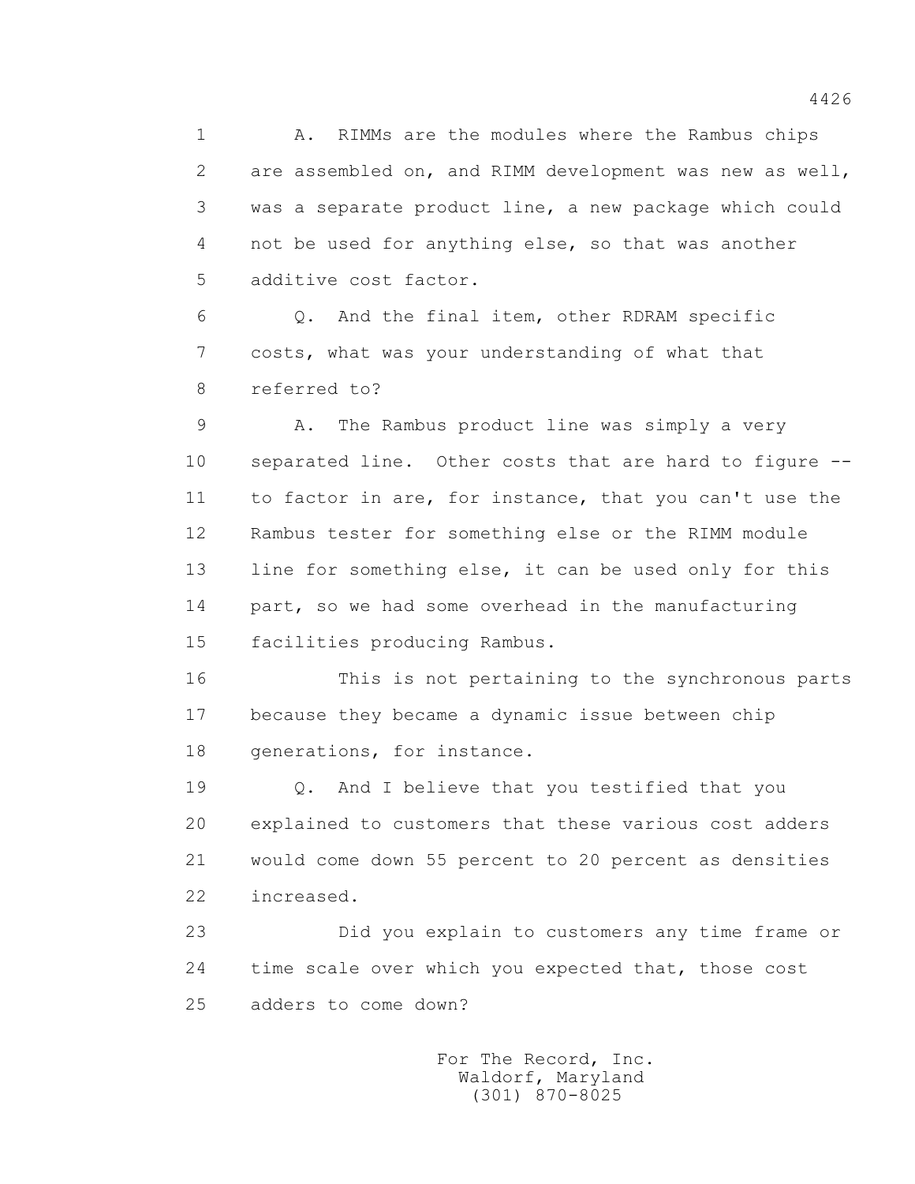1 A. RIMMs are the modules where the Rambus chips
2 are assembled on, and RIMM development was new as well,
3 was a separate product line, a new package which could
4 not be used for anything else, so that was another
5 additive cost factor.

6 Q. And the final item, other RDRAM specific
7 costs, what was your understanding of what that
8 referred to?

9 A. The Rambus product line was simply a very
10 separated line. Other costs that are hard to figure --
11 to factor in are, for instance, that you can't use the
12 Rambus tester for something else or the RIMM module
13 line for something else, it can be used only for this
14 part, so we had some overhead in the manufacturing
15 facilities producing Rambus.

16 This is not pertaining to the synchronous parts
17 because they became a dynamic issue between chip
18 generations, for instance.

19 Q. And I believe that you testified that you
20 explained to customers that these various cost adders
21 would come down 55 percent to 20 percent as densities
22 increased.

23 Did you explain to customers any time frame or
24 time scale over which you expected that, those cost
25 adders to come down?

For The Record, Inc.
Waldorf, Maryland
(301) 870-8025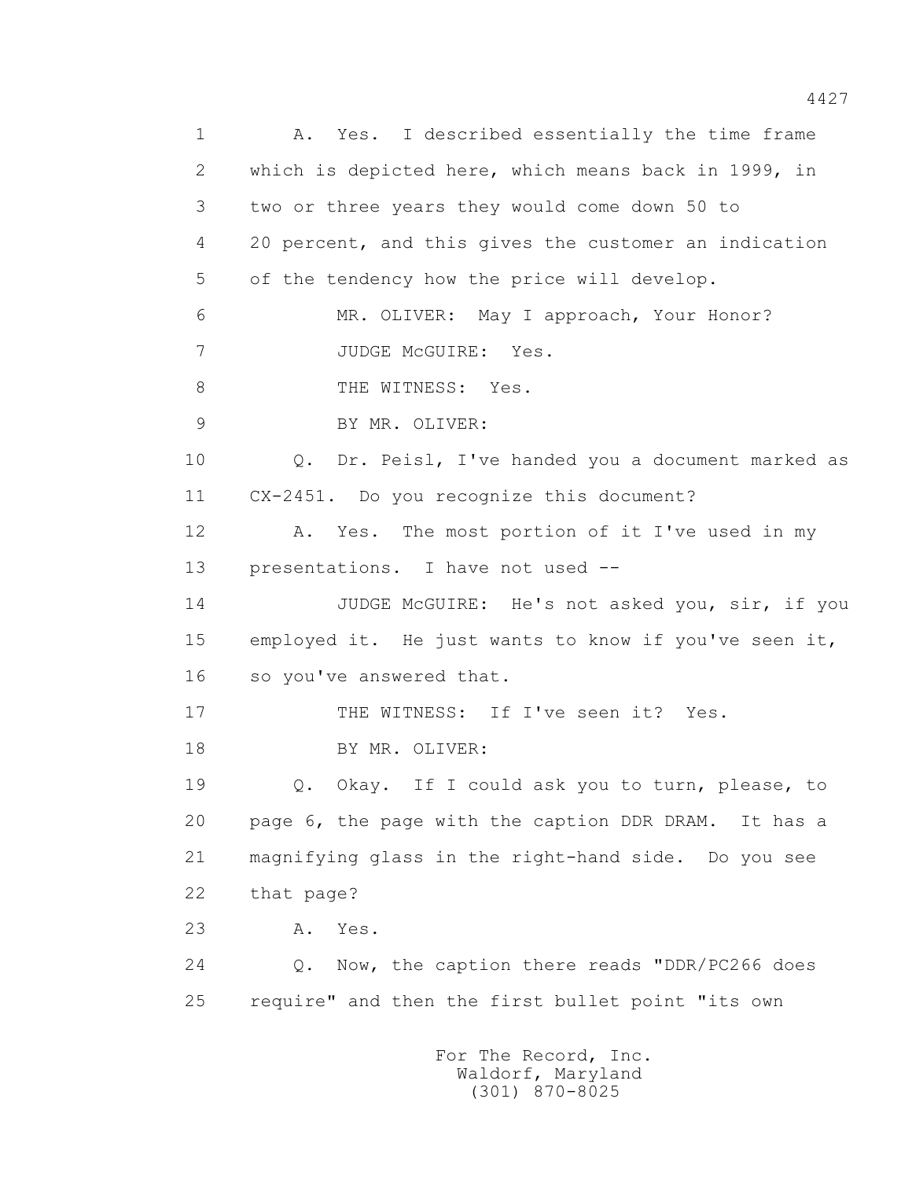1 A. Yes. I described essentially the time frame
2 which is depicted here, which means back in 1999, in
3 two or three years they would come down 50 to
4 20 percent, and this gives the customer an indication
5 of the tendency how the price will develop.
6 MR. OLIVER: May I approach, Your Honor?
7 JUDGE McGUIRE: Yes.
8 THE WITNESS: Yes.
9 BY MR. OLIVER:
10 Q. Dr. Peisl, I've handed you a document marked as
11 CX-2451. Do you recognize this document?
12 A. Yes. The most portion of it I've used in my
13 presentations. I have not used --
14 JUDGE McGUIRE: He's not asked you, sir, if you
15 employed it. He just wants to know if you've seen it,
16 so you've answered that.
17 THE WITNESS: If I've seen it? Yes.
18 BY MR. OLIVER:
19 Q. Okay. If I could ask you to turn, please, to
20 page 6, the page with the caption DDR DRAM. It has a
21 magnifying glass in the right-hand side. Do you see
22 that page?
23 A. Yes.
24 Q. Now, the caption there reads "DDR/PC266 does
25 require" and then the first bullet point "its own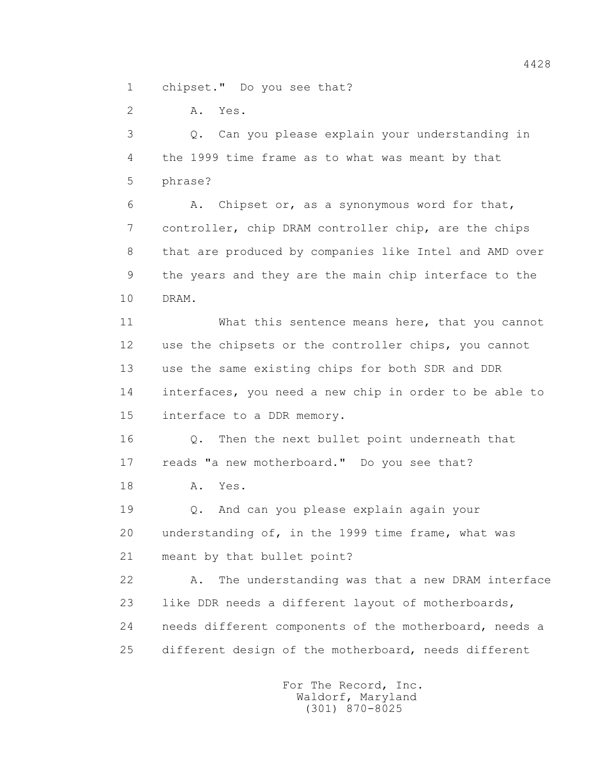chipset." Do you see that?

A. Yes.

Q. Can you please explain your understanding in the 1999 time frame as to what was meant by that phrase?

A. Chipset or, as a synonymous word for that, controller, chip DRAM controller chip, are the chips that are produced by companies like Intel and AMD over the years and they are the main chip interface to the DRAM.

What this sentence means here, that you cannot use the chipsets or the controller chips, you cannot use the same existing chips for both SDR and DDR interfaces, you need a new chip in order to be able to interface to a DDR memory.

Q. Then the next bullet point underneath that reads "a new motherboard." Do you see that?

A. Yes.

Q. And can you please explain again your understanding of, in the 1999 time frame, what was meant by that bullet point?

A. The understanding was that a new DRAM interface like DDR needs a different layout of motherboards, needs different components of the motherboard, needs a different design of the motherboard, needs different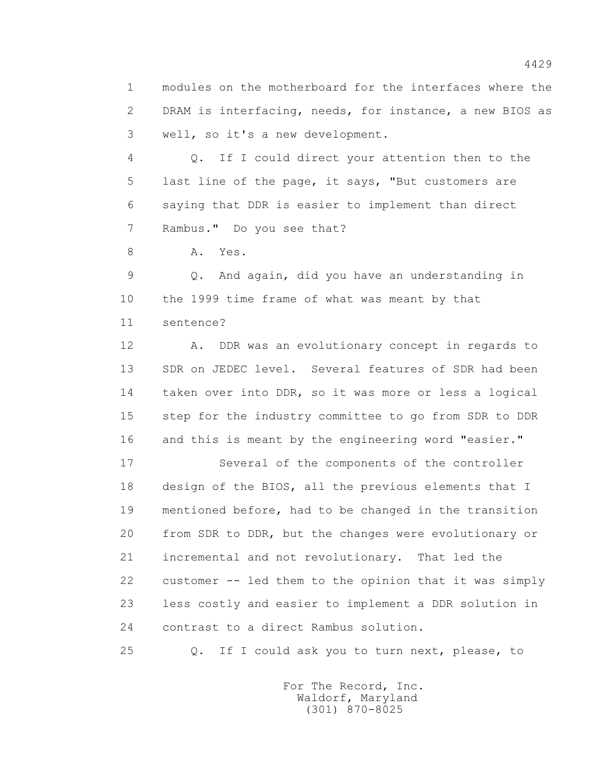modules on the motherboard for the interfaces where the DRAM is interfacing, needs, for instance, a new BIOS as well, so it's a new development.

Q. If I could direct your attention then to the last line of the page, it says, "But customers are saying that DDR is easier to implement than direct Rambus." Do you see that?

A. Yes.

Q. And again, did you have an understanding in the 1999 time frame of what was meant by that sentence?

A. DDR was an evolutionary concept in regards to SDR on JEDEC level. Several features of SDR had been taken over into DDR, so it was more or less a logical step for the industry committee to go from SDR to DDR and this is meant by the engineering word "easier."

Several of the components of the controller design of the BIOS, all the previous elements that I mentioned before, had to be changed in the transition from SDR to DDR, but the changes were evolutionary or incremental and not revolutionary. That led the customer -- led them to the opinion that it was simply less costly and easier to implement a DDR solution in contrast to a direct Rambus solution.

Q. If I could ask you to turn next, please, to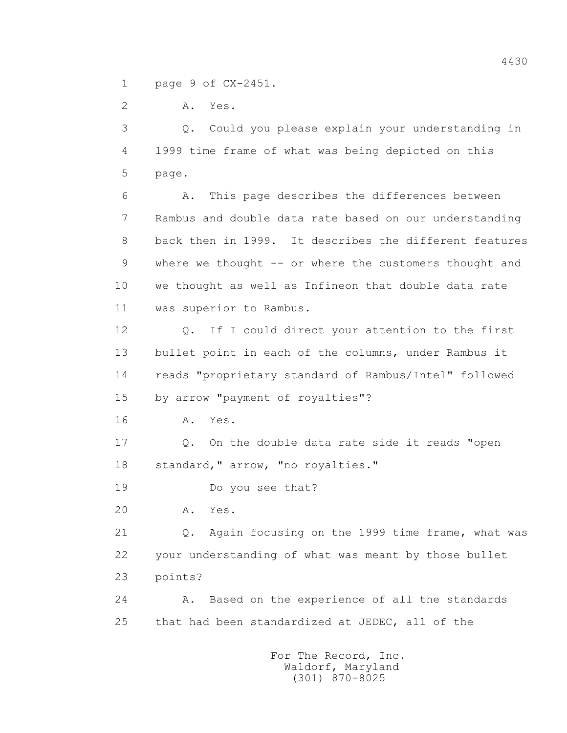1 page 9 of CX-2451.

2 A. Yes.

3 Q. Could you please explain your understanding in

4 1999 time frame of what was being depicted on this

5 page.

6 A. This page describes the differences between

7 Rambus and double data rate based on our understanding

8 back then in 1999. It describes the different features

9 where we thought -- or where the customers thought and

10 we thought as well as Infineon that double data rate

11 was superior to Rambus.

12 Q. If I could direct your attention to the first

13 bullet point in each of the columns, under Rambus it

14 reads "proprietary standard of Rambus/Intel" followed

15 by arrow "payment of royalties"?

16 A. Yes.

17 Q. On the double data rate side it reads "open

18 standard," arrow, "no royalties."

19 Do you see that?

20 A. Yes.

21 Q. Again focusing on the 1999 time frame, what was

22 your understanding of what was meant by those bullet

23 points?

24 A. Based on the experience of all the standards

25 that had been standardized at JEDEC, all of the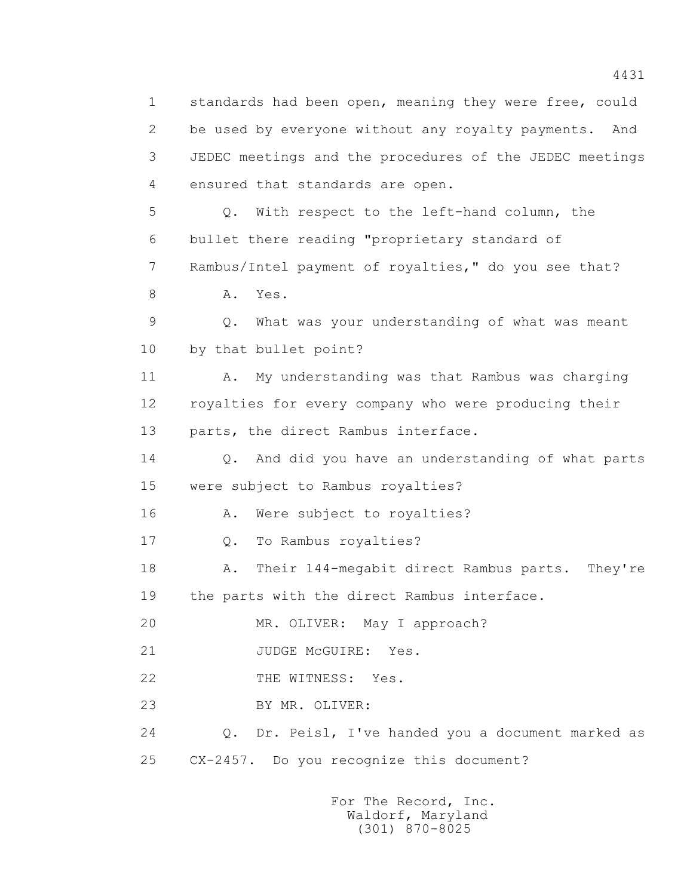1 standards had been open, meaning they were free, could
2 be used by everyone without any royalty payments. And
3 JEDEC meetings and the procedures of the JEDEC meetings
4 ensured that standards are open.
5 Q. With respect to the left-hand column, the
6 bullet there reading "proprietary standard of
7 Rambus/Intel payment of royalties," do you see that?
8 A. Yes.
9 Q. What was your understanding of what was meant
10 by that bullet point?
11 A. My understanding was that Rambus was charging
12 royalties for every company who were producing their
13 parts, the direct Rambus interface.
14 Q. And did you have an understanding of what parts
15 were subject to Rambus royalties?
16 A. Were subject to royalties?
17 Q. To Rambus royalties?
18 A. Their 144-megabit direct Rambus parts. They're
19 the parts with the direct Rambus interface.
20 MR. OLIVER: May I approach?
21 JUDGE McGUIRE: Yes.
22 THE WITNESS: Yes.
23 BY MR. OLIVER:
24 Q. Dr. Peisl, I've handed you a document marked as
25 CX-2457. Do you recognize this document?

For The Record, Inc.
Waldorf, Maryland
(301) 870-8025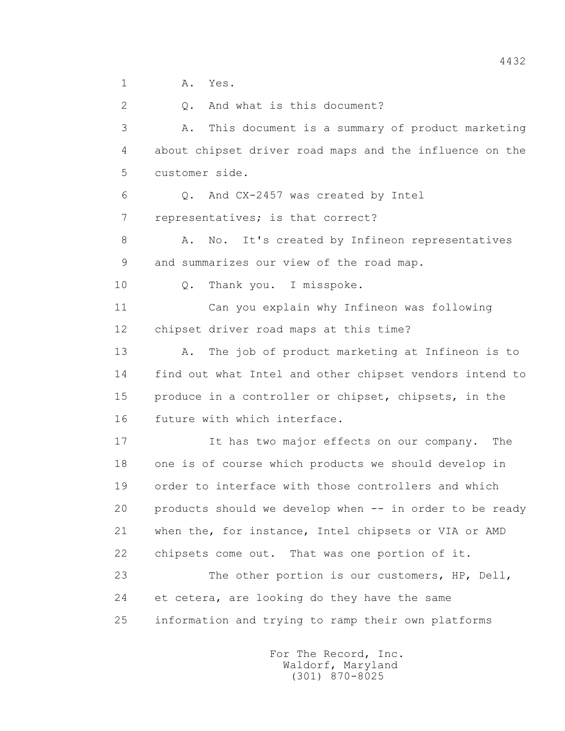1 A. Yes.

2 Q. And what is this document?

3 A. This document is a summary of product marketing

4 about chipset driver road maps and the influence on the

5 customer side.

6 Q. And CX-2457 was created by Intel

7 representatives; is that correct?

8 A. No. It's created by Infineon representatives

9 and summarizes our view of the road map.

10 Q. Thank you. I misspoke.

11 Can you explain why Infineon was following

12 chipset driver road maps at this time?

13 A. The job of product marketing at Infineon is to

14 find out what Intel and other chipset vendors intend to

15 produce in a controller or chipset, chipsets, in the

16 future with which interface.

17 It has two major effects on our company. The

18 one is of course which products we should develop in

19 order to interface with those controllers and which

20 products should we develop when -- in order to be ready

21 when the, for instance, Intel chipsets or VIA or AMD

22 chipsets come out. That was one portion of it.

23 The other portion is our customers, HP, Dell,

24 et cetera, are looking do they have the same

25 information and trying to ramp their own platforms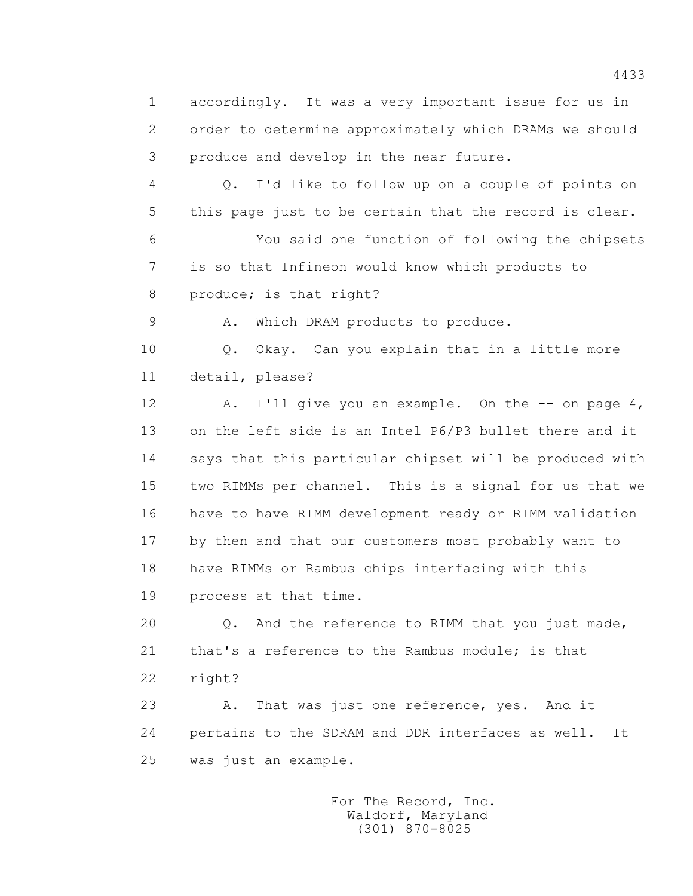accordingly. It was a very important issue for us in order to determine approximately which DRAMs we should produce and develop in the near future.

Q. I'd like to follow up on a couple of points on this page just to be certain that the record is clear.

You said one function of following the chipsets is so that Infineon would know which products to produce; is that right?

A. Which DRAM products to produce.

Q. Okay. Can you explain that in a little more detail, please?

A. I'll give you an example. On the -- on page 4, on the left side is an Intel P6/P3 bullet there and it says that this particular chipset will be produced with two RIMMs per channel. This is a signal for us that we have to have RIMM development ready or RIMM validation by then and that our customers most probably want to have RIMMs or Rambus chips interfacing with this process at that time.

Q. And the reference to RIMM that you just made, that's a reference to the Rambus module; is that right?

A. That was just one reference, yes. And it pertains to the SDRAM and DDR interfaces as well. It was just an example.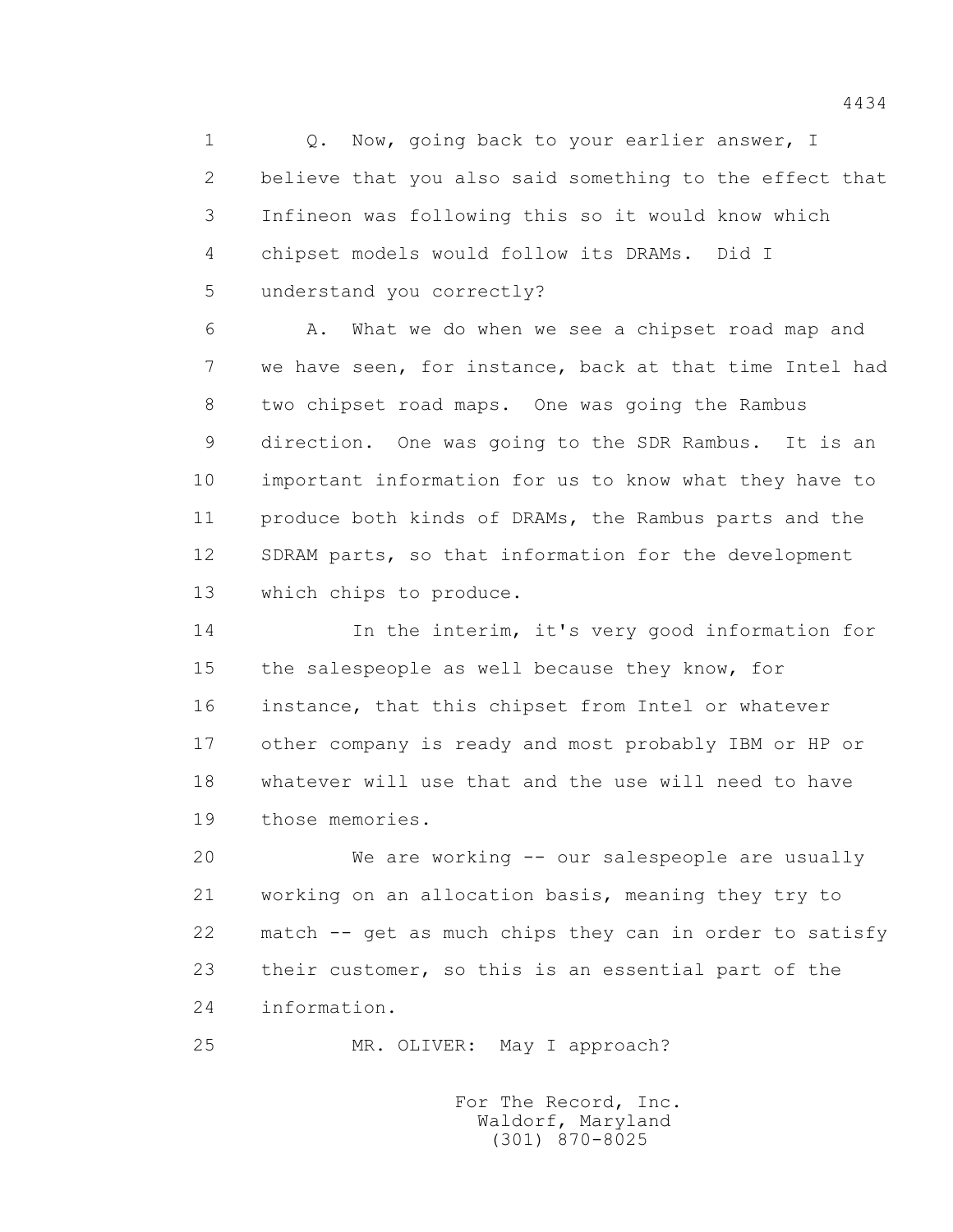1 Q. Now, going back to your earlier answer, I
2 believe that you also said something to the effect that
3 Infineon was following this so it would know which
4 chipset models would follow its DRAMs. Did I
5 understand you correctly?

6 A. What we do when we see a chipset road map and
7 we have seen, for instance, back at that time Intel had
8 two chipset road maps. One was going the Rambus
9 direction. One was going to the SDR Rambus. It is an
10 important information for us to know what they have to
11 produce both kinds of DRAMs, the Rambus parts and the
12 SDRAM parts, so that information for the development
13 which chips to produce.

14 In the interim, it's very good information for
15 the salespeople as well because they know, for
16 instance, that this chipset from Intel or whatever
17 other company is ready and most probably IBM or HP or
18 whatever will use that and the use will need to have
19 those memories.

20 We are working -- our salespeople are usually
21 working on an allocation basis, meaning they try to
22 match -- get as much chips they can in order to satisfy
23 their customer, so this is an essential part of the
24 information.

25 MR. OLIVER: May I approach?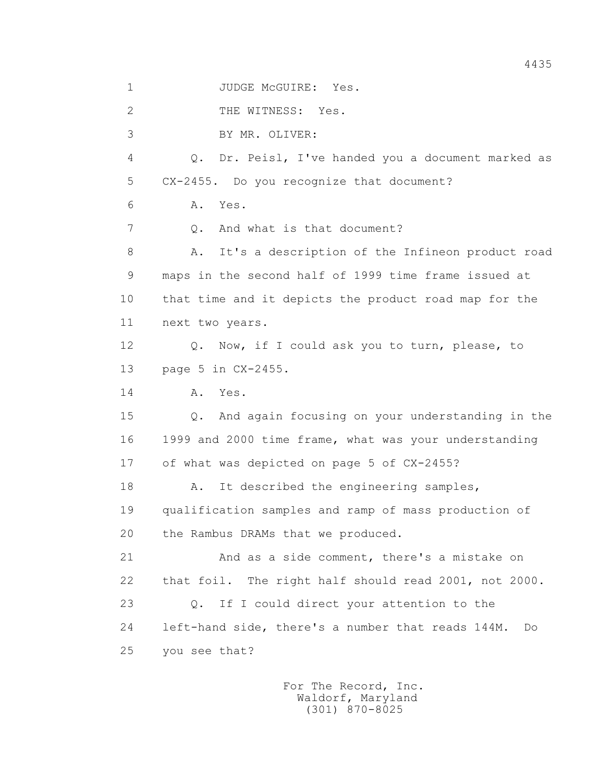1 JUDGE McGUIRE: Yes.

2 THE WITNESS: Yes.

3 BY MR. OLIVER:

4 Q. Dr. Peisl, I've handed you a document marked as

5 CX-2455. Do you recognize that document?

6 A. Yes.

7 Q. And what is that document?

8 A. It's a description of the Infineon product road

9 maps in the second half of 1999 time frame issued at

10 that time and it depicts the product road map for the

11 next two years.

12 Q. Now, if I could ask you to turn, please, to

13 page 5 in CX-2455.

14 A. Yes.

15 Q. And again focusing on your understanding in the

16 1999 and 2000 time frame, what was your understanding

17 of what was depicted on page 5 of CX-2455?

18 A. It described the engineering samples,

19 qualification samples and ramp of mass production of

20 the Rambus DRAMs that we produced.

21 And as a side comment, there's a mistake on

22 that foil. The right half should read 2001, not 2000.

23 Q. If I could direct your attention to the

24 left-hand side, there's a number that reads 144M. Do

25 you see that?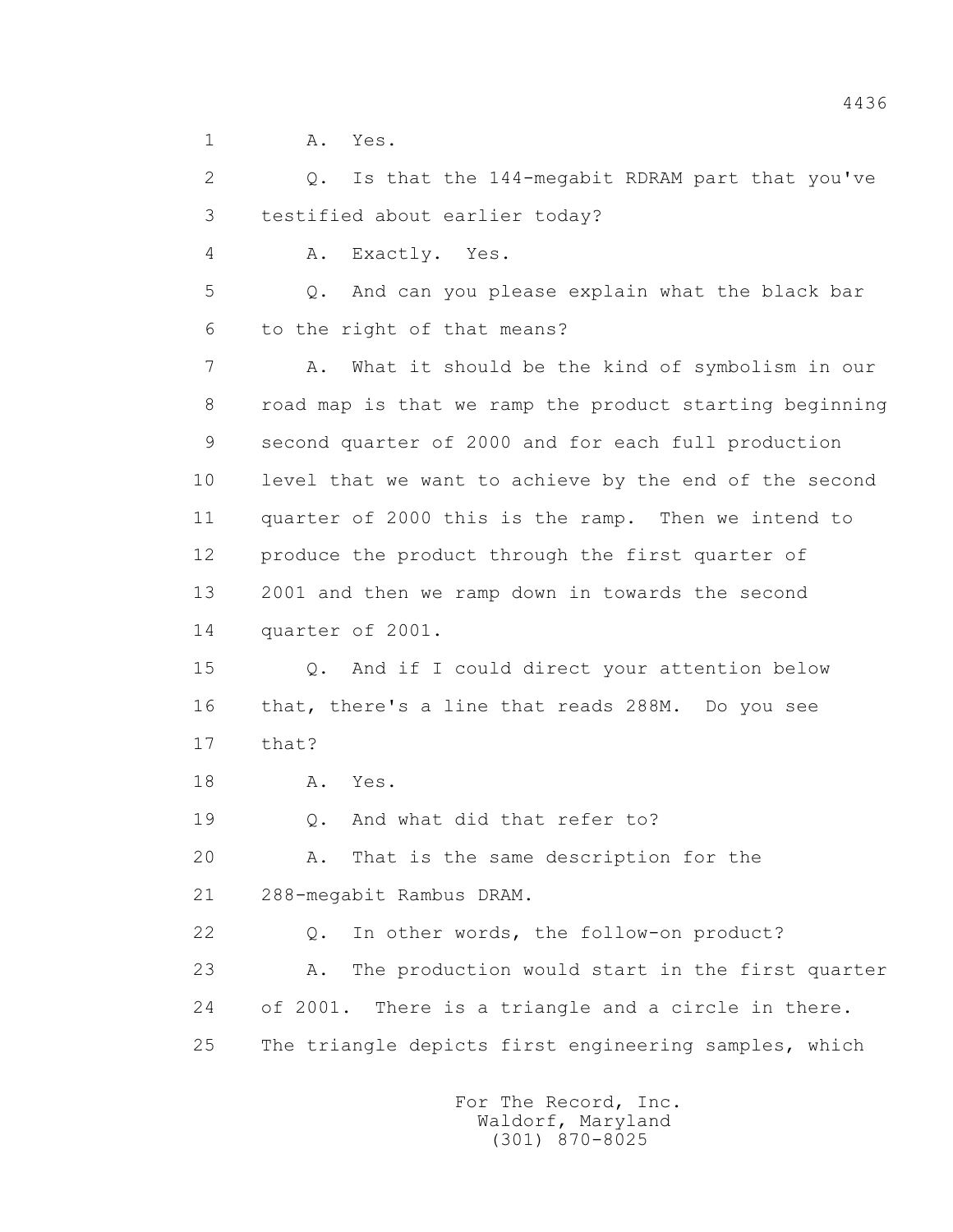1 A. Yes.

2 Q. Is that the 144-megabit RDRAM part that you've

3 testified about earlier today?

4 A. Exactly. Yes.

5 Q. And can you please explain what the black bar

6 to the right of that means?

7 A. What it should be the kind of symbolism in our

8 road map is that we ramp the product starting beginning

9 second quarter of 2000 and for each full production

10 level that we want to achieve by the end of the second

11 quarter of 2000 this is the ramp. Then we intend to

12 produce the product through the first quarter of

13 2001 and then we ramp down in towards the second

14 quarter of 2001.

15 Q. And if I could direct your attention below

16 that, there's a line that reads 288M. Do you see

17 that?

18 A. Yes.

19 Q. And what did that refer to?

20 A. That is the same description for the

21 288-megabit Rambus DRAM.

22 Q. In other words, the follow-on product?

23 A. The production would start in the first quarter

24 of 2001. There is a triangle and a circle in there.

25 The triangle depicts first engineering samples, which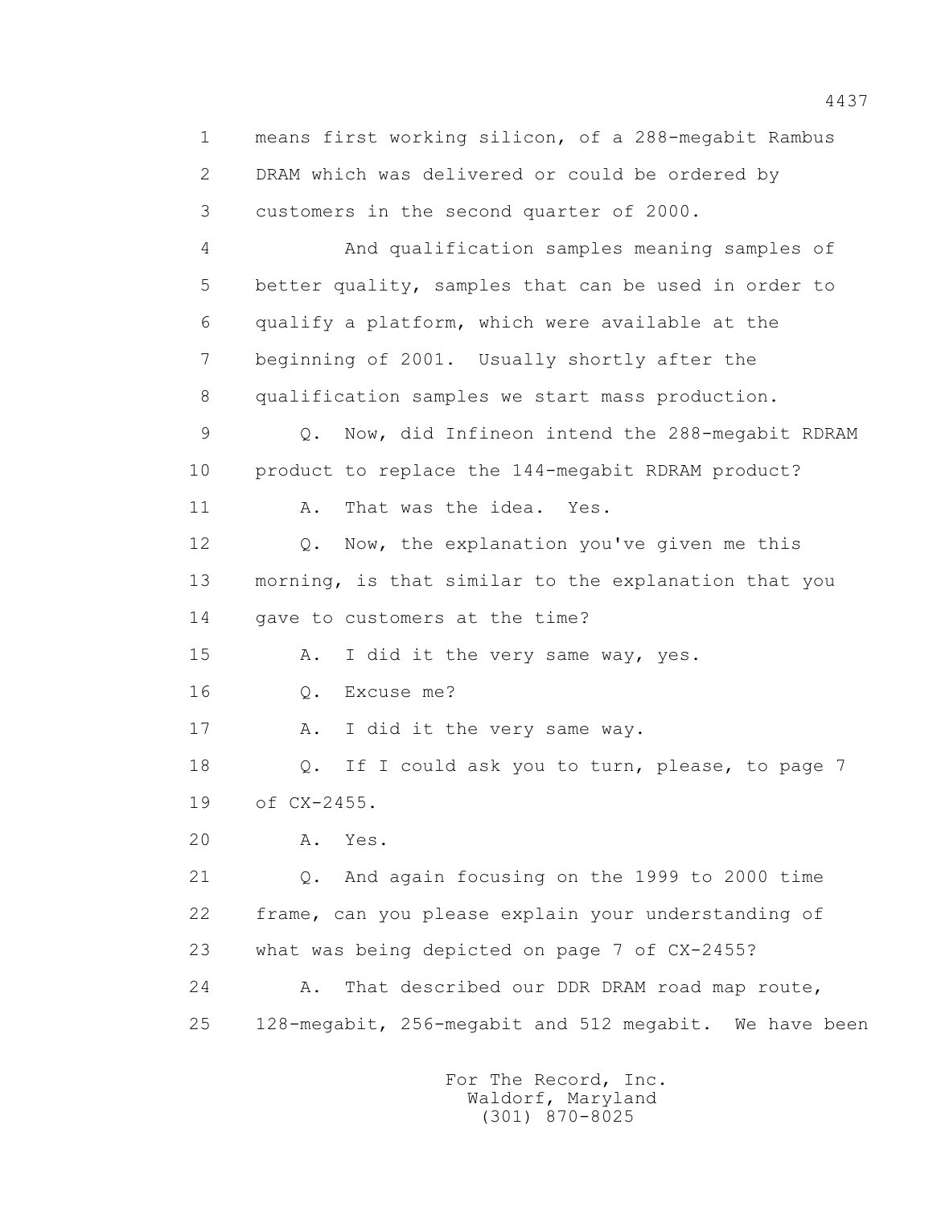1 means first working silicon, of a 288-megabit Rambus
2 DRAM which was delivered or could be ordered by
3 customers in the second quarter of 2000.

4 And qualification samples meaning samples of
5 better quality, samples that can be used in order to
6 qualify a platform, which were available at the
7 beginning of 2001. Usually shortly after the
8 qualification samples we start mass production.

9 Q. Now, did Infineon intend the 288-megabit RDRAM
10 product to replace the 144-megabit RDRAM product?

11 A. That was the idea. Yes.

12 Q. Now, the explanation you've given me this
13 morning, is that similar to the explanation that you
14 gave to customers at the time?

15 A. I did it the very same way, yes.

16 Q. Excuse me?

17 A. I did it the very same way.

18 Q. If I could ask you to turn, please, to page 7
19 of CX-2455.

20 A. Yes.

21 Q. And again focusing on the 1999 to 2000 time
22 frame, can you please explain your understanding of
23 what was being depicted on page 7 of CX-2455?

24 A. That described our DDR DRAM road map route,
25 128-megabit, 256-megabit and 512 megabit. We have been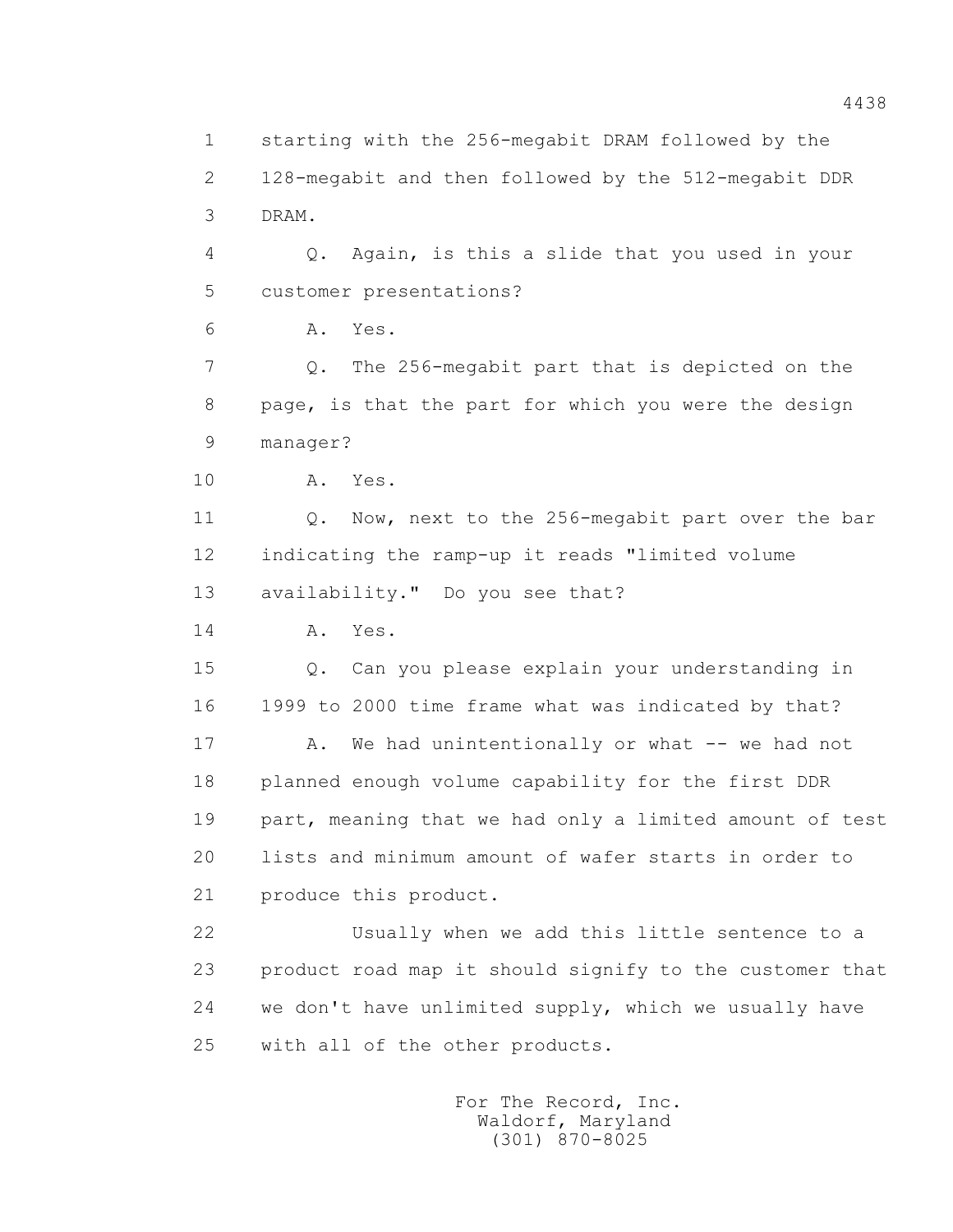1 starting with the 256-megabit DRAM followed by the
2 128-megabit and then followed by the 512-megabit DDR
3 DRAM.

4 Q. Again, is this a slide that you used in your
5 customer presentations?

6 A. Yes.

7 Q. The 256-megabit part that is depicted on the
8 page, is that the part for which you were the design
9 manager?

10 A. Yes.

11 Q. Now, next to the 256-megabit part over the bar
12 indicating the ramp-up it reads "limited volume
13 availability." Do you see that?

14 A. Yes.

15 Q. Can you please explain your understanding in
16 1999 to 2000 time frame what was indicated by that?

17 A. We had unintentionally or what -- we had not
18 planned enough volume capability for the first DDR
19 part, meaning that we had only a limited amount of test
20 lists and minimum amount of wafer starts in order to
21 produce this product.

22 Usually when we add this little sentence to a
23 product road map it should signify to the customer that
24 we don't have unlimited supply, which we usually have
25 with all of the other products.

For The Record, Inc.
Waldorf, Maryland
(301) 870-8025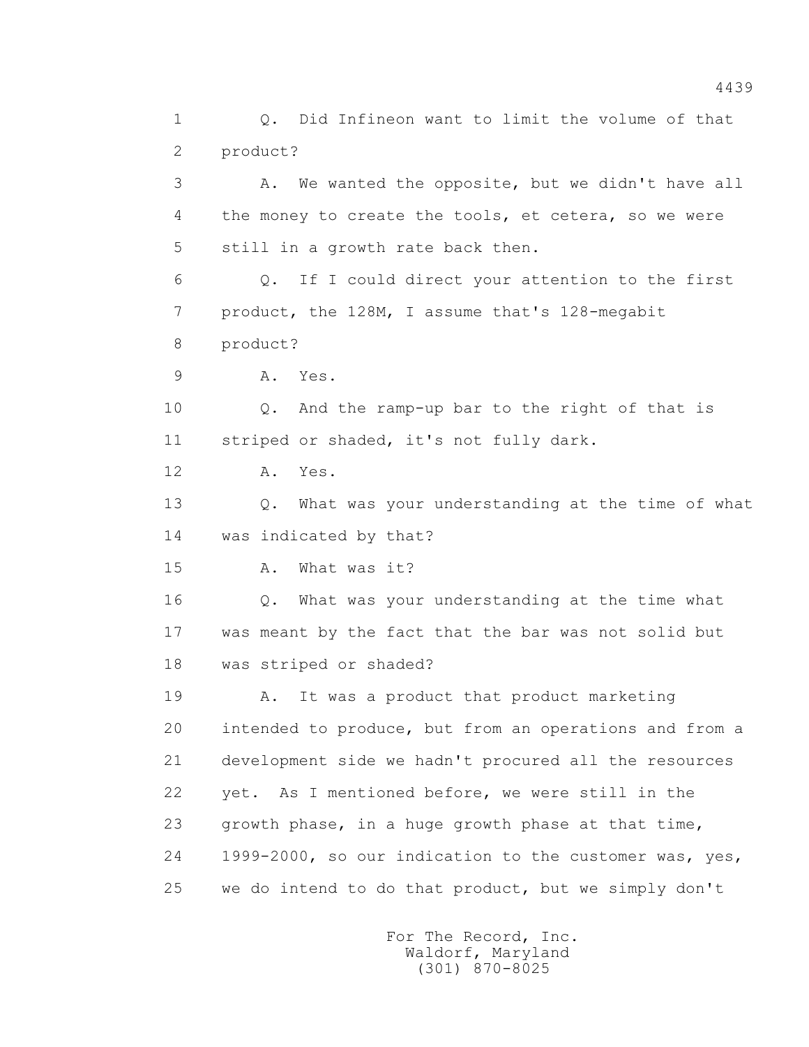1 Q. Did Infineon want to limit the volume of that
2 product?
3 A. We wanted the opposite, but we didn't have all
4 the money to create the tools, et cetera, so we were
5 still in a growth rate back then.
6 Q. If I could direct your attention to the first
7 product, the 128M, I assume that's 128-megabit
8 product?
9 A. Yes.
10 Q. And the ramp-up bar to the right of that is
11 striped or shaded, it's not fully dark.
12 A. Yes.
13 Q. What was your understanding at the time of what
14 was indicated by that?
15 A. What was it?
16 Q. What was your understanding at the time what
17 was meant by the fact that the bar was not solid but
18 was striped or shaded?
19 A. It was a product that product marketing
20 intended to produce, but from an operations and from a
21 development side we hadn't procured all the resources
22 yet. As I mentioned before, we were still in the
23 growth phase, in a huge growth phase at that time,
24 1999-2000, so our indication to the customer was, yes,
25 we do intend to do that product, but we simply don't

For The Record, Inc.
Waldorf, Maryland
(301) 870-8025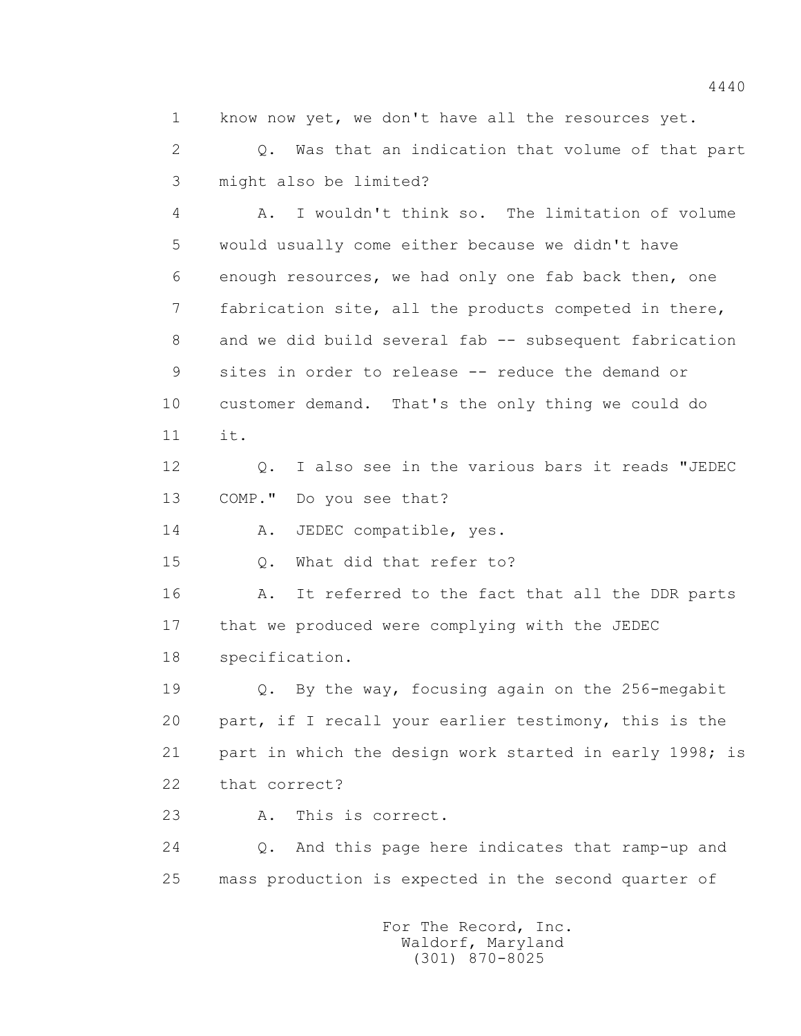1 know now yet, we don't have all the resources yet.

2 Q. Was that an indication that volume of that part

3 might also be limited?

4 A. I wouldn't think so. The limitation of volume

5 would usually come either because we didn't have

6 enough resources, we had only one fab back then, one

7 fabrication site, all the products competed in there,

8 and we did build several fab -- subsequent fabrication

9 sites in order to release -- reduce the demand or

10 customer demand. That's the only thing we could do

11 it.

12 Q. I also see in the various bars it reads "JEDEC

13 COMP." Do you see that?

14 A. JEDEC compatible, yes.

15 Q. What did that refer to?

16 A. It referred to the fact that all the DDR parts

17 that we produced were complying with the JEDEC

18 specification.

19 Q. By the way, focusing again on the 256-megabit

20 part, if I recall your earlier testimony, this is the

21 part in which the design work started in early 1998; is

22 that correct?

23 A. This is correct.

24 Q. And this page here indicates that ramp-up and

25 mass production is expected in the second quarter of

For The Record, Inc.
Waldorf, Maryland
(301) 870-8025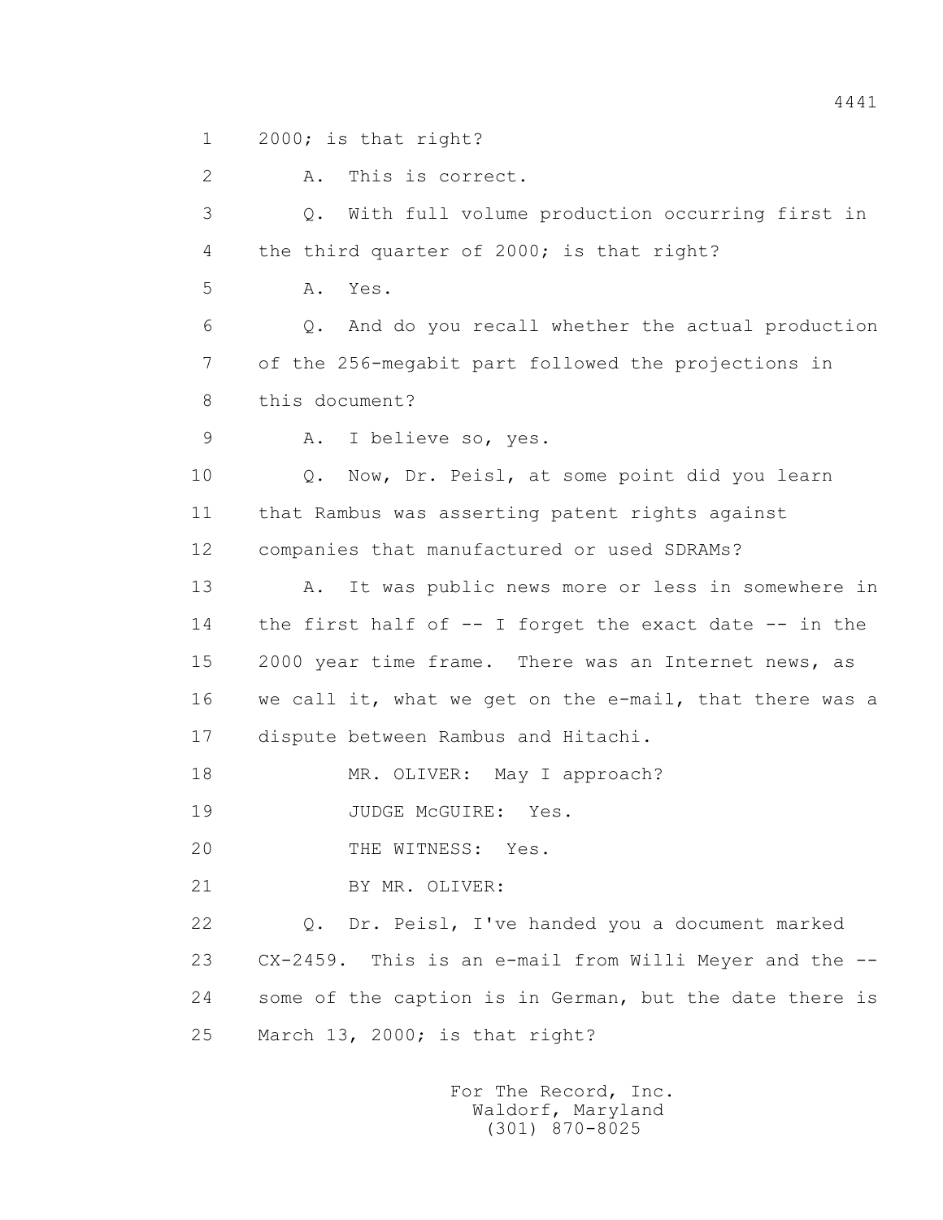1 2000; is that right?

2 A. This is correct.

3 Q. With full volume production occurring first in

4 the third quarter of 2000; is that right?

5 A. Yes.

6 Q. And do you recall whether the actual production

7 of the 256-megabit part followed the projections in

8 this document?

9 A. I believe so, yes.

10 Q. Now, Dr. Peisl, at some point did you learn

11 that Rambus was asserting patent rights against

12 companies that manufactured or used SDRAMs?

13 A. It was public news more or less in somewhere in

14 the first half of -- I forget the exact date -- in the

15 2000 year time frame. There was an Internet news, as

16 we call it, what we get on the e-mail, that there was a

17 dispute between Rambus and Hitachi.

18 MR. OLIVER: May I approach?

19 JUDGE McGUIRE: Yes.

20 THE WITNESS: Yes.

21 BY MR. OLIVER:

22 Q. Dr. Peisl, I've handed you a document marked

23 CX-2459. This is an e-mail from Willi Meyer and the --

24 some of the caption is in German, but the date there is

25 March 13, 2000; is that right?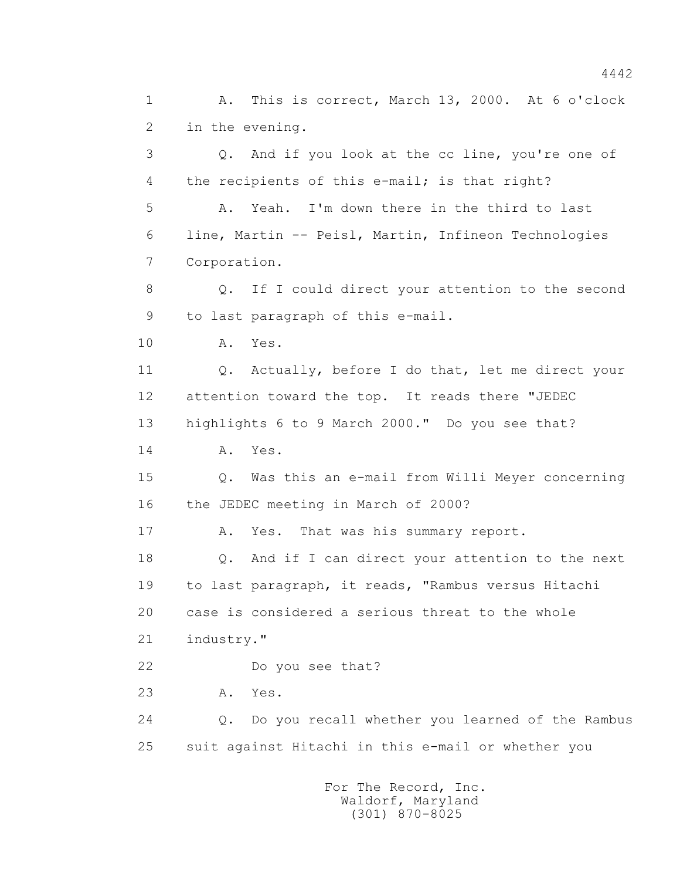1 A. This is correct, March 13, 2000. At 6 o'clock
2 in the evening.
3 Q. And if you look at the cc line, you're one of
4 the recipients of this e-mail; is that right?
5 A. Yeah. I'm down there in the third to last
6 line, Martin -- Peisl, Martin, Infineon Technologies
7 Corporation.
8 Q. If I could direct your attention to the second
9 to last paragraph of this e-mail.
10 A. Yes.
11 Q. Actually, before I do that, let me direct your
12 attention toward the top. It reads there "JEDEC
13 highlights 6 to 9 March 2000." Do you see that?
14 A. Yes.
15 Q. Was this an e-mail from Willi Meyer concerning
16 the JEDEC meeting in March of 2000?
17 A. Yes. That was his summary report.
18 Q. And if I can direct your attention to the next
19 to last paragraph, it reads, "Rambus versus Hitachi
20 case is considered a serious threat to the whole
21 industry."
22 Do you see that?
23 A. Yes.
24 Q. Do you recall whether you learned of the Rambus
25 suit against Hitachi in this e-mail or whether you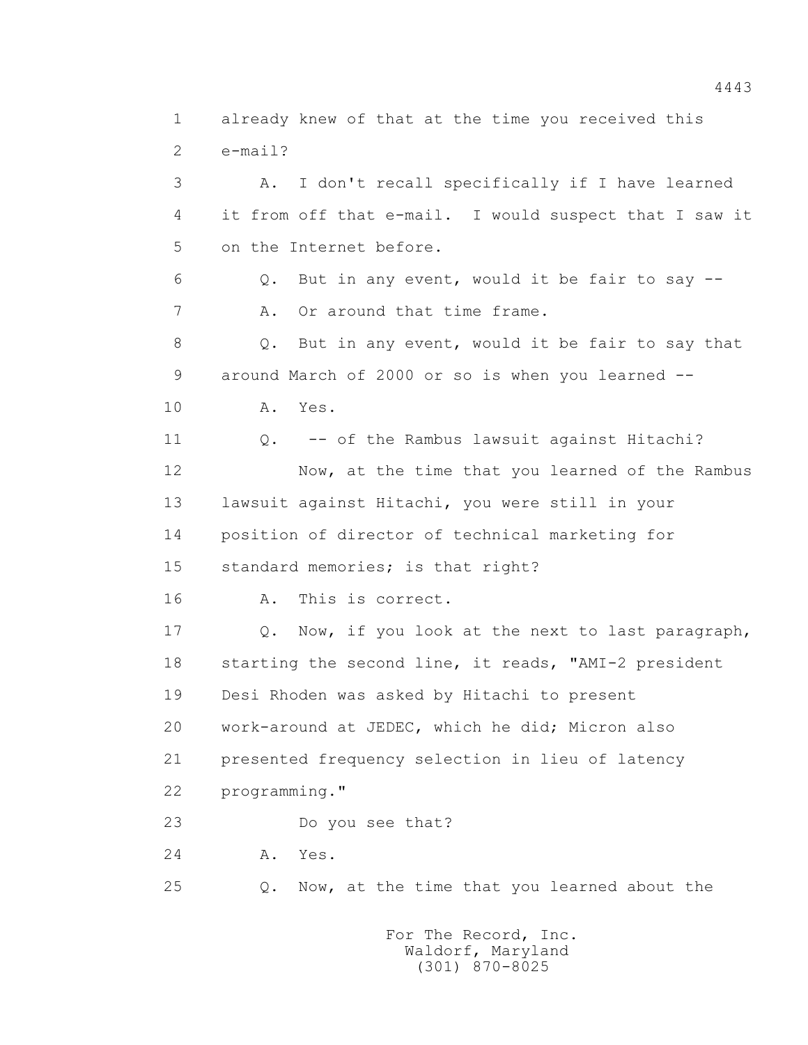1 already knew of that at the time you received this
2 e-mail?

3 A. I don't recall specifically if I have learned
4 it from off that e-mail. I would suspect that I saw it
5 on the Internet before.

6 Q. But in any event, would it be fair to say --

7 A. Or around that time frame.

8 Q. But in any event, would it be fair to say that
9 around March of 2000 or so is when you learned --

10 A. Yes.

11 Q. -- of the Rambus lawsuit against Hitachi?

12 Now, at the time that you learned of the Rambus
13 lawsuit against Hitachi, you were still in your
14 position of director of technical marketing for
15 standard memories; is that right?

16 A. This is correct.

17 Q. Now, if you look at the next to last paragraph,
18 starting the second line, it reads, "AMI-2 president
19 Desi Rhoden was asked by Hitachi to present
20 work-around at JEDEC, which he did; Micron also
21 presented frequency selection in lieu of latency
22 programming."

23 Do you see that?

24 A. Yes.

25 Q. Now, at the time that you learned about the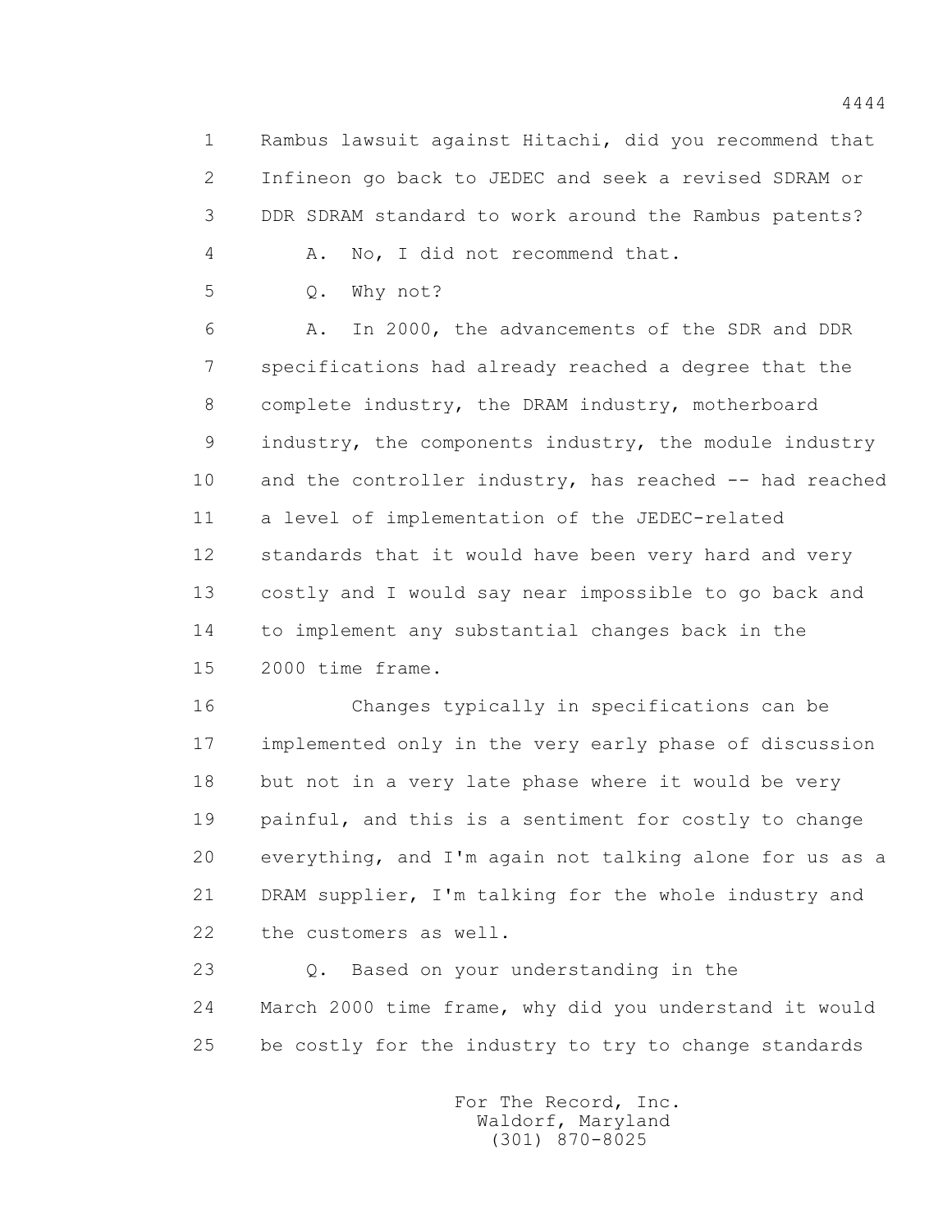1 Rambus lawsuit against Hitachi, did you recommend that
2 Infineon go back to JEDEC and seek a revised SDRAM or
3 DDR SDRAM standard to work around the Rambus patents?
4 A. No, I did not recommend that.
5 Q. Why not?
6 A. In 2000, the advancements of the SDR and DDR
7 specifications had already reached a degree that the
8 complete industry, the DRAM industry, motherboard
9 industry, the components industry, the module industry
10 and the controller industry, has reached -- had reached
11 a level of implementation of the JEDEC-related
12 standards that it would have been very hard and very
13 costly and I would say near impossible to go back and
14 to implement any substantial changes back in the
15 2000 time frame.
16 Changes typically in specifications can be
17 implemented only in the very early phase of discussion
18 but not in a very late phase where it would be very
19 painful, and this is a sentiment for costly to change
20 everything, and I'm again not talking alone for us as a
21 DRAM supplier, I'm talking for the whole industry and
22 the customers as well.
23 Q. Based on your understanding in the
24 March 2000 time frame, why did you understand it would
25 be costly for the industry to try to change standards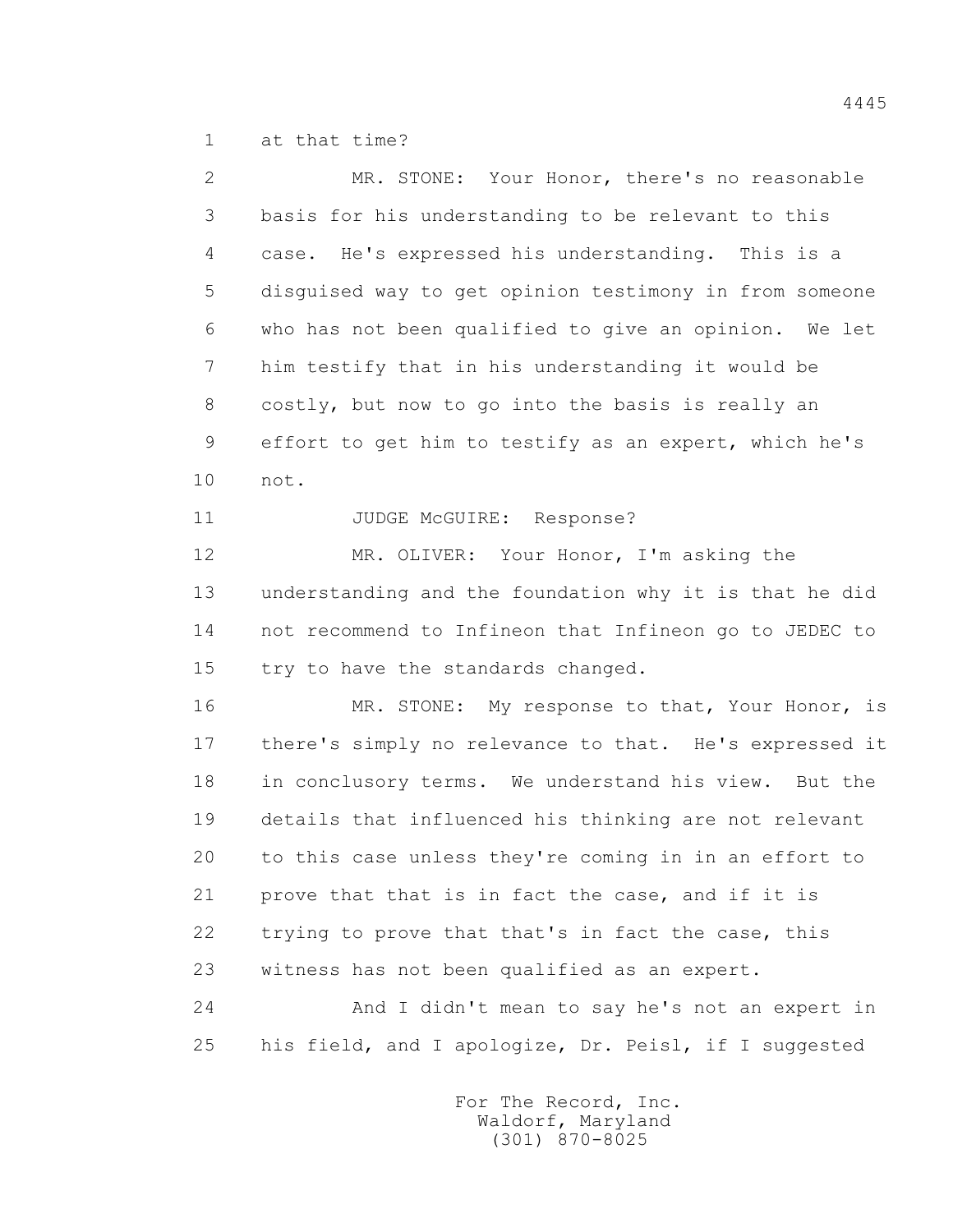at that time?

MR. STONE: Your Honor, there's no reasonable basis for his understanding to be relevant to this case. He's expressed his understanding. This is a disguised way to get opinion testimony in from someone who has not been qualified to give an opinion. We let him testify that in his understanding it would be costly, but now to go into the basis is really an effort to get him to testify as an expert, which he's not.

JUDGE McGUIRE: Response?

MR. OLIVER: Your Honor, I'm asking the understanding and the foundation why it is that he did not recommend to Infineon that Infineon go to JEDEC to try to have the standards changed.

MR. STONE: My response to that, Your Honor, is there's simply no relevance to that. He's expressed it in conclusory terms. We understand his view. But the details that influenced his thinking are not relevant to this case unless they're coming in in an effort to prove that that is in fact the case, and if it is trying to prove that that's in fact the case, this witness has not been qualified as an expert.

And I didn't mean to say he's not an expert in his field, and I apologize, Dr. Peisl, if I suggested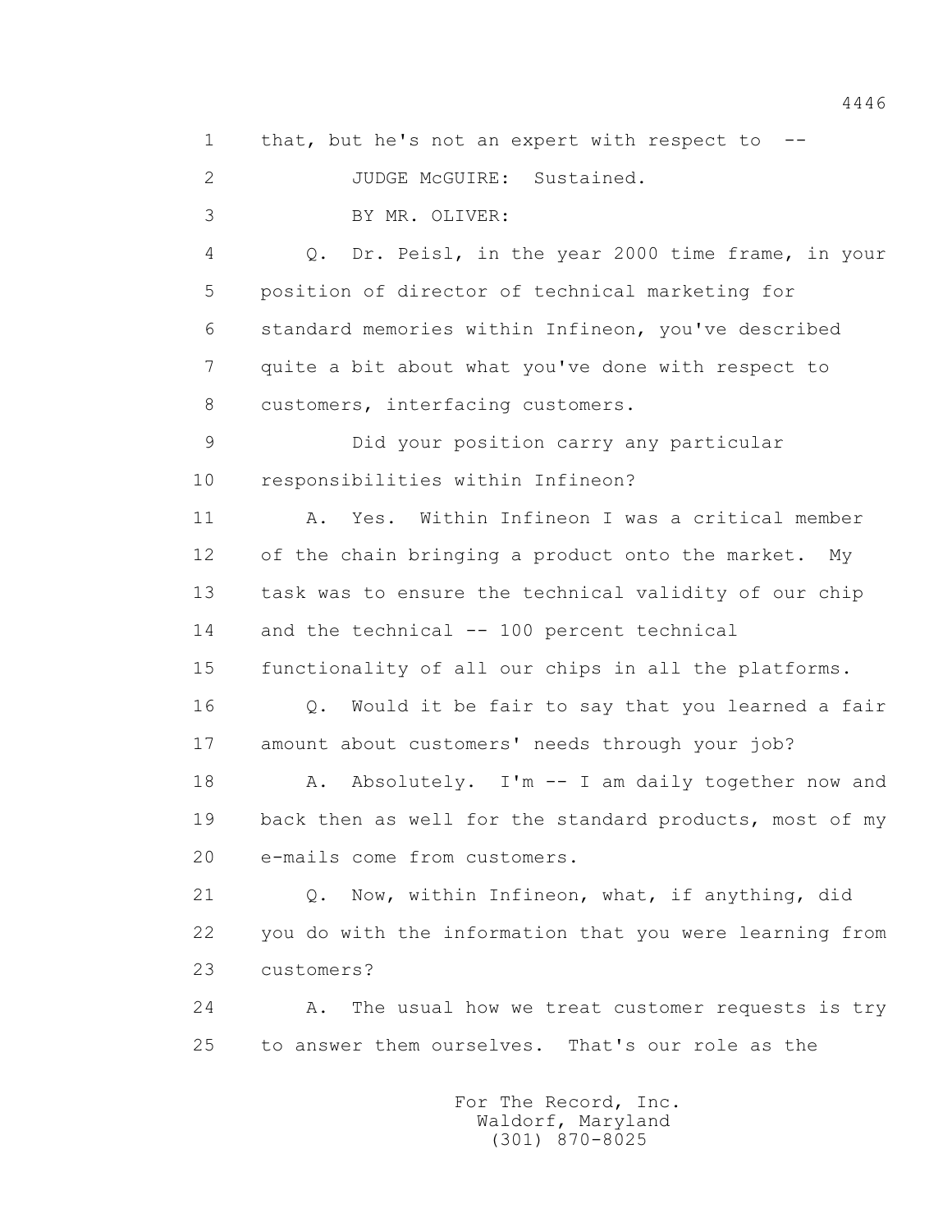1 that, but he's not an expert with respect to --

2 JUDGE McGUIRE: Sustained.

3 BY MR. OLIVER:

4 Q. Dr. Peisl, in the year 2000 time frame, in your

5 position of director of technical marketing for

6 standard memories within Infineon, you've described

7 quite a bit about what you've done with respect to

8 customers, interfacing customers.

9 Did your position carry any particular

10 responsibilities within Infineon?

11 A. Yes. Within Infineon I was a critical member

12 of the chain bringing a product onto the market. My

13 task was to ensure the technical validity of our chip

14 and the technical -- 100 percent technical

15 functionality of all our chips in all the platforms.

16 Q. Would it be fair to say that you learned a fair

17 amount about customers' needs through your job?

18 A. Absolutely. I'm -- I am daily together now and

19 back then as well for the standard products, most of my

20 e-mails come from customers.

21 Q. Now, within Infineon, what, if anything, did

22 you do with the information that you were learning from

23 customers?

24 A. The usual how we treat customer requests is try

25 to answer them ourselves. That's our role as the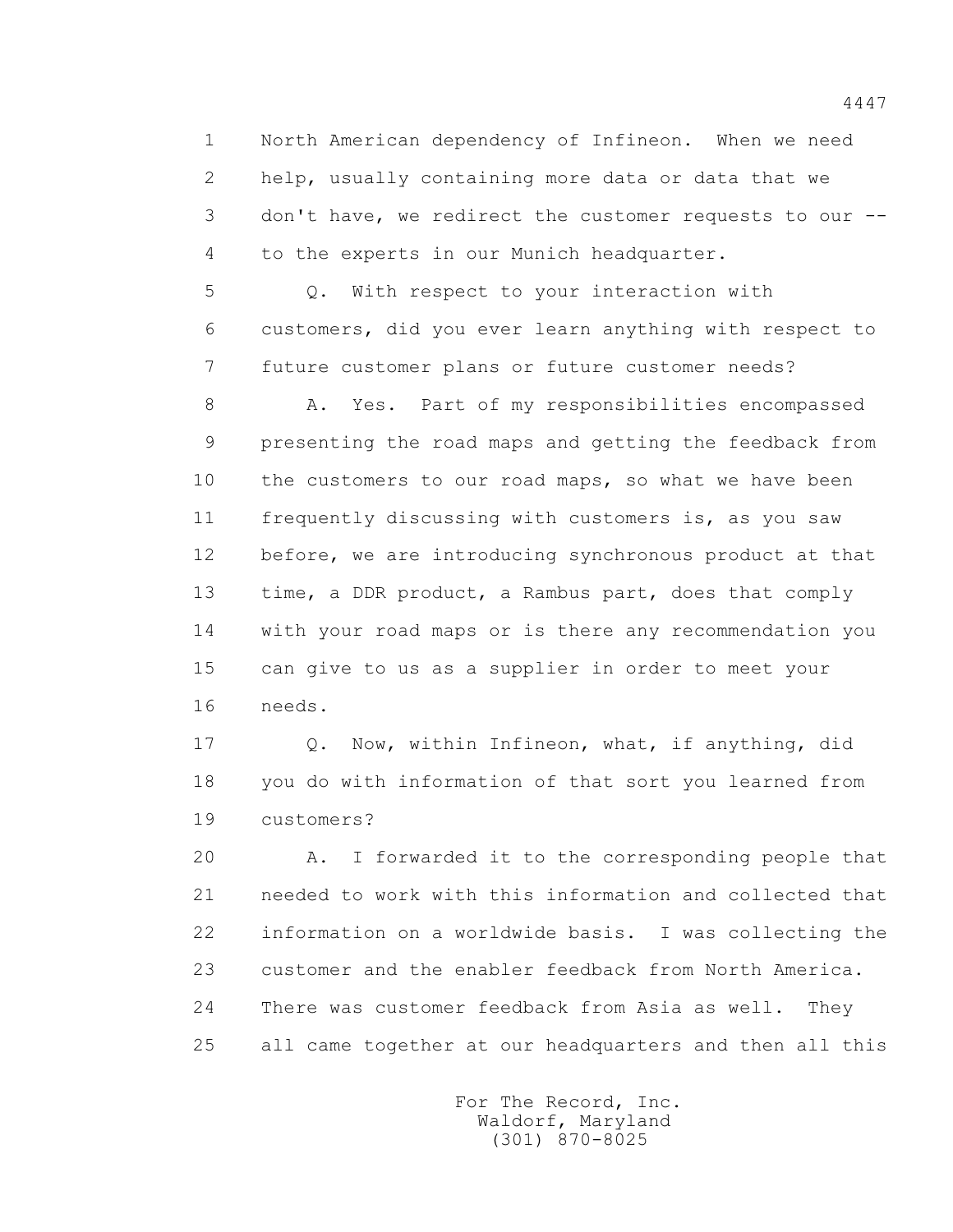North American dependency of Infineon. When we need help, usually containing more data or data that we don't have, we redirect the customer requests to our -- to the experts in our Munich headquarter.

Q. With respect to your interaction with customers, did you ever learn anything with respect to future customer plans or future customer needs?

A. Yes. Part of my responsibilities encompassed presenting the road maps and getting the feedback from the customers to our road maps, so what we have been frequently discussing with customers is, as you saw before, we are introducing synchronous product at that time, a DDR product, a Rambus part, does that comply with your road maps or is there any recommendation you can give to us as a supplier in order to meet your needs.

Q. Now, within Infineon, what, if anything, did you do with information of that sort you learned from customers?

A. I forwarded it to the corresponding people that needed to work with this information and collected that information on a worldwide basis. I was collecting the customer and the enabler feedback from North America. There was customer feedback from Asia as well. They all came together at our headquarters and then all this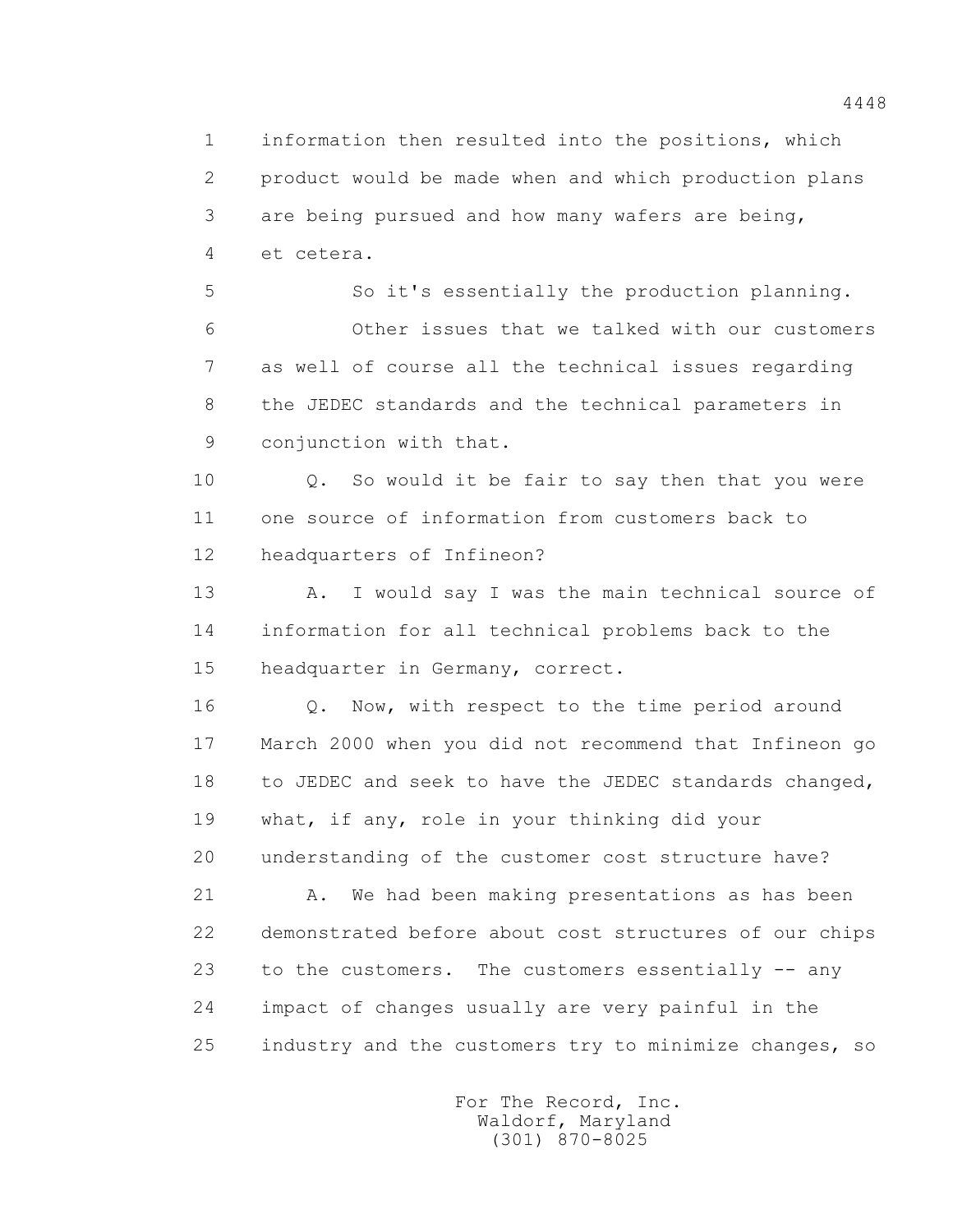1 information then resulted into the positions, which
2 product would be made when and which production plans
3 are being pursued and how many wafers are being,
4 et cetera.

5 So it's essentially the production planning.

6 Other issues that we talked with our customers
7 as well of course all the technical issues regarding
8 the JEDEC standards and the technical parameters in
9 conjunction with that.

10 Q. So would it be fair to say then that you were
11 one source of information from customers back to
12 headquarters of Infineon?

13 A. I would say I was the main technical source of
14 information for all technical problems back to the
15 headquarter in Germany, correct.

16 Q. Now, with respect to the time period around
17 March 2000 when you did not recommend that Infineon go
18 to JEDEC and seek to have the JEDEC standards changed,
19 what, if any, role in your thinking did your
20 understanding of the customer cost structure have?

21 A. We had been making presentations as has been
22 demonstrated before about cost structures of our chips
23 to the customers. The customers essentially -- any
24 impact of changes usually are very painful in the
25 industry and the customers try to minimize changes, so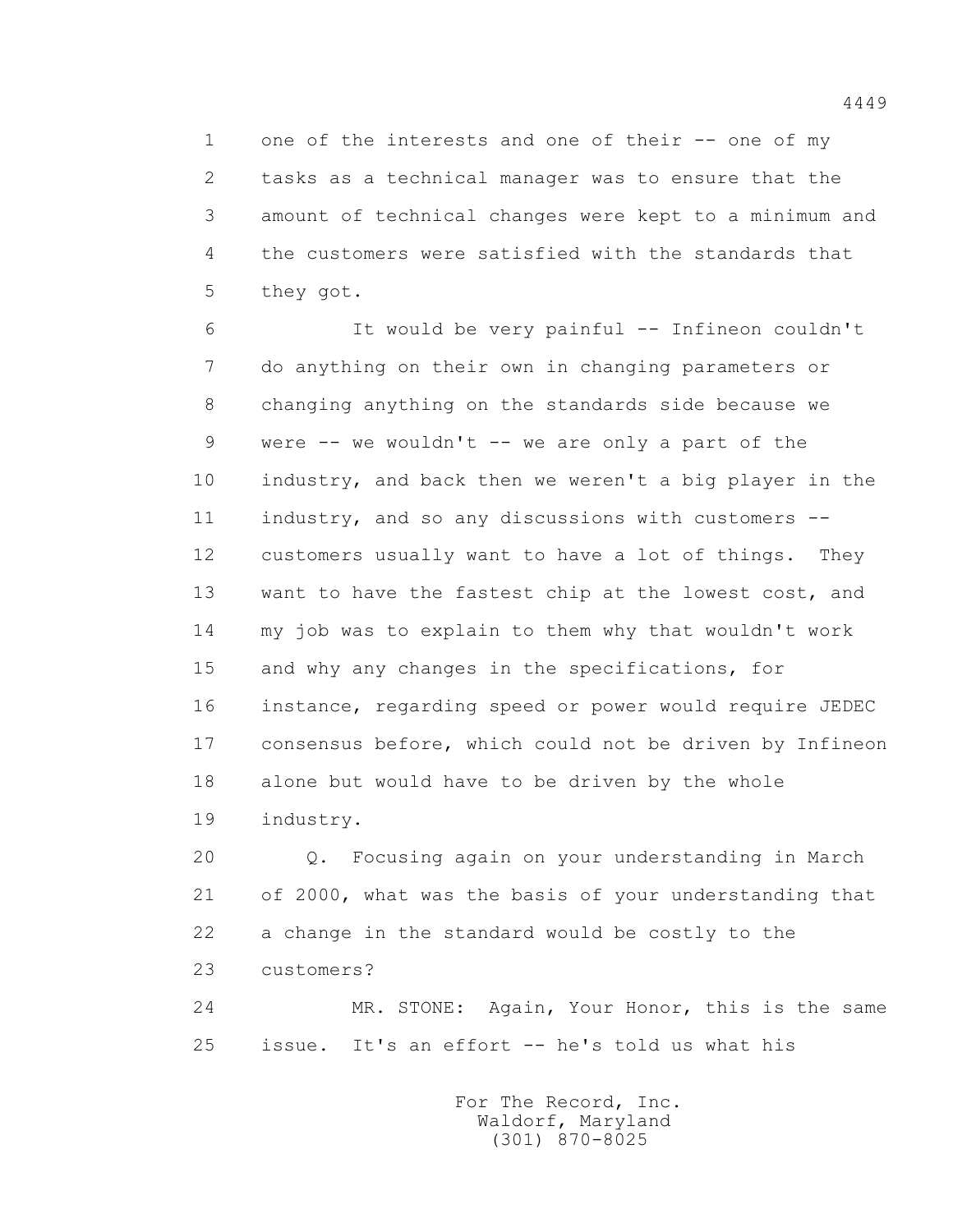one of the interests and one of their -- one of my tasks as a technical manager was to ensure that the amount of technical changes were kept to a minimum and the customers were satisfied with the standards that they got.

It would be very painful -- Infineon couldn't do anything on their own in changing parameters or changing anything on the standards side because we were -- we wouldn't -- we are only a part of the industry, and back then we weren't a big player in the industry, and so any discussions with customers -- customers usually want to have a lot of things. They want to have the fastest chip at the lowest cost, and my job was to explain to them why that wouldn't work and why any changes in the specifications, for instance, regarding speed or power would require JEDEC consensus before, which could not be driven by Infineon alone but would have to be driven by the whole industry.

Q. Focusing again on your understanding in March of 2000, what was the basis of your understanding that a change in the standard would be costly to the customers?

MR. STONE: Again, Your Honor, this is the same issue. It's an effort -- he's told us what his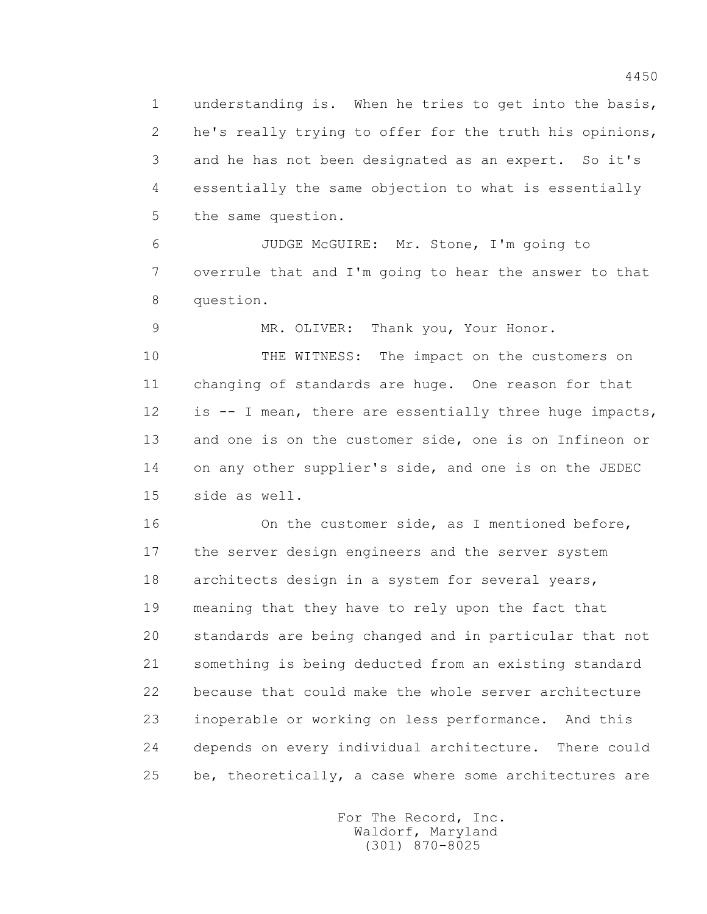understanding is. When he tries to get into the basis, he's really trying to offer for the truth his opinions, and he has not been designated as an expert. So it's essentially the same objection to what is essentially the same question.

JUDGE McGUIRE: Mr. Stone, I'm going to overrule that and I'm going to hear the answer to that question.

MR. OLIVER: Thank you, Your Honor.

THE WITNESS: The impact on the customers on changing of standards are huge. One reason for that is -- I mean, there are essentially three huge impacts, and one is on the customer side, one is on Infineon or on any other supplier's side, and one is on the JEDEC side as well.

On the customer side, as I mentioned before, the server design engineers and the server system architects design in a system for several years, meaning that they have to rely upon the fact that standards are being changed and in particular that not something is being deducted from an existing standard because that could make the whole server architecture inoperable or working on less performance. And this depends on every individual architecture. There could be, theoretically, a case where some architectures are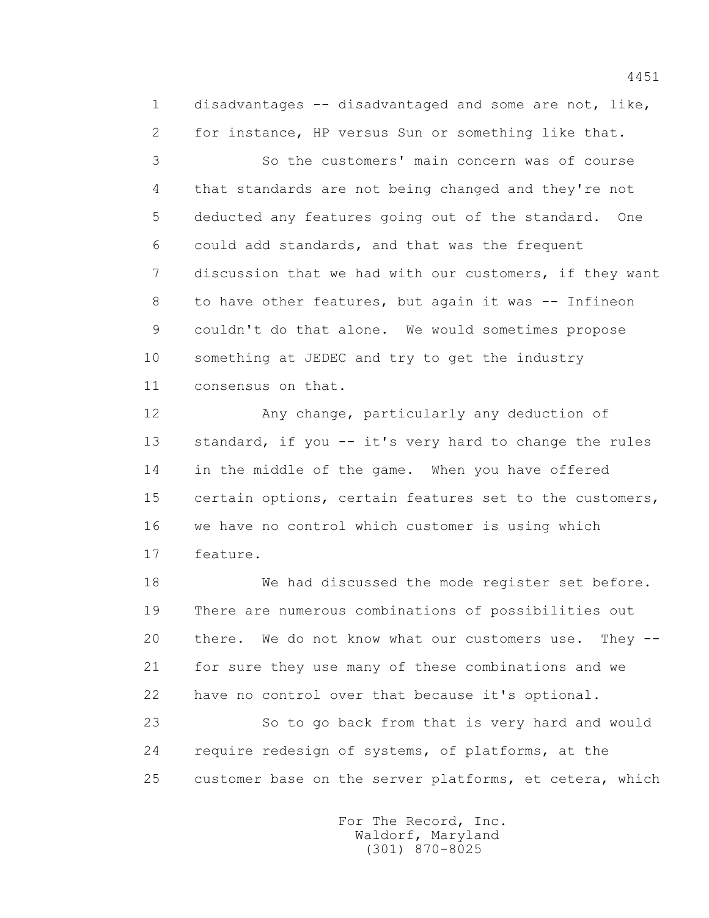disadvantages -- disadvantaged and some are not, like, for instance, HP versus Sun or something like that.

So the customers' main concern was of course that standards are not being changed and they're not deducted any features going out of the standard. One could add standards, and that was the frequent discussion that we had with our customers, if they want to have other features, but again it was -- Infineon couldn't do that alone. We would sometimes propose something at JEDEC and try to get the industry consensus on that.

Any change, particularly any deduction of standard, if you -- it's very hard to change the rules in the middle of the game. When you have offered certain options, certain features set to the customers, we have no control which customer is using which feature.

We had discussed the mode register set before. There are numerous combinations of possibilities out there. We do not know what our customers use. They -- for sure they use many of these combinations and we have no control over that because it's optional.

So to go back from that is very hard and would require redesign of systems, of platforms, at the customer base on the server platforms, et cetera, which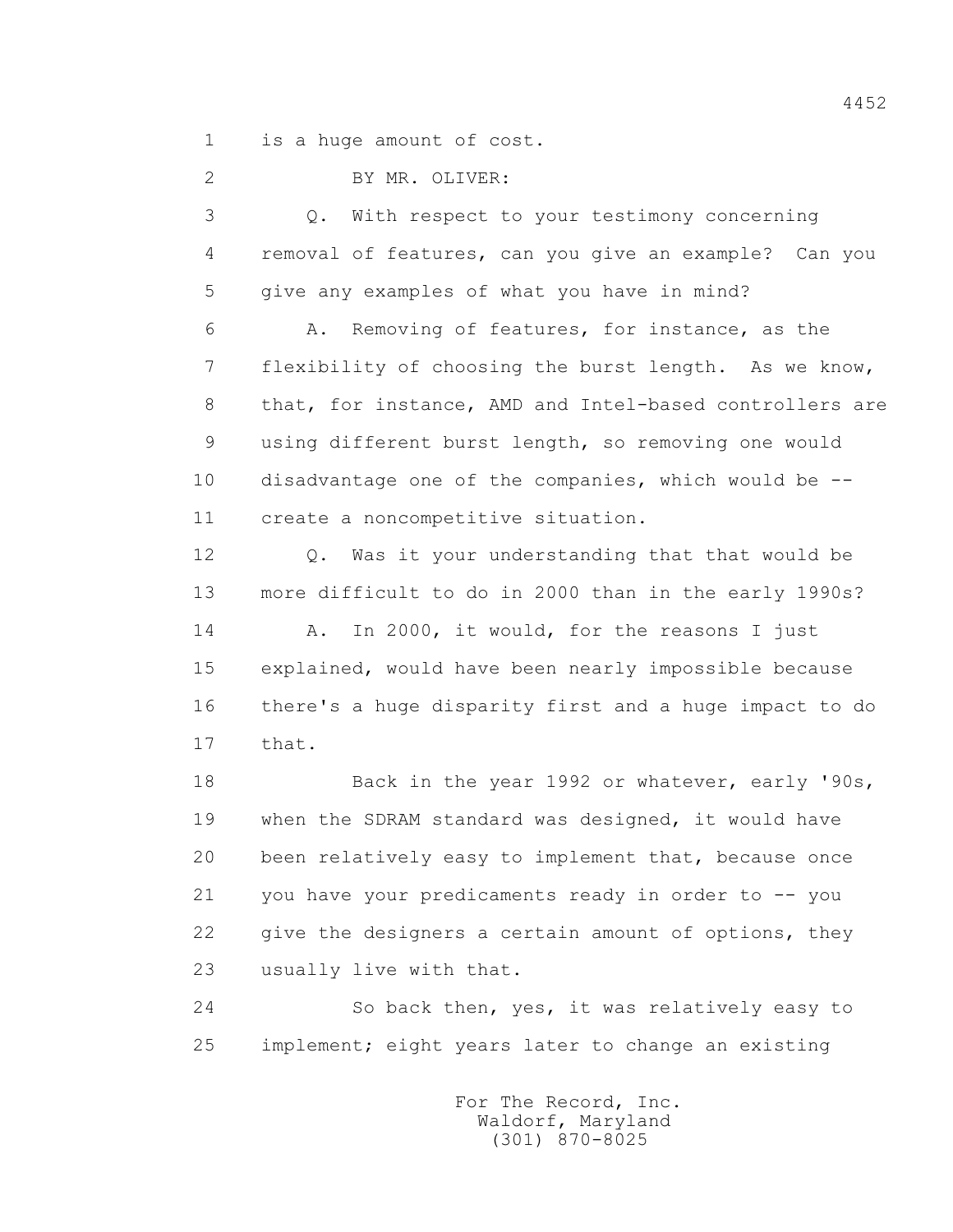1 is a huge amount of cost.

2 BY MR. OLIVER:

3 Q. With respect to your testimony concerning

4 removal of features, can you give an example? Can you

5 give any examples of what you have in mind?

6 A. Removing of features, for instance, as the

7 flexibility of choosing the burst length. As we know,

8 that, for instance, AMD and Intel-based controllers are

9 using different burst length, so removing one would

10 disadvantage one of the companies, which would be --

11 create a noncompetitive situation.

12 Q. Was it your understanding that that would be

13 more difficult to do in 2000 than in the early 1990s?

14 A. In 2000, it would, for the reasons I just

15 explained, would have been nearly impossible because

16 there's a huge disparity first and a huge impact to do

17 that.

18 Back in the year 1992 or whatever, early '90s,

19 when the SDRAM standard was designed, it would have

20 been relatively easy to implement that, because once

21 you have your predicaments ready in order to -- you

22 give the designers a certain amount of options, they

23 usually live with that.

24 So back then, yes, it was relatively easy to

25 implement; eight years later to change an existing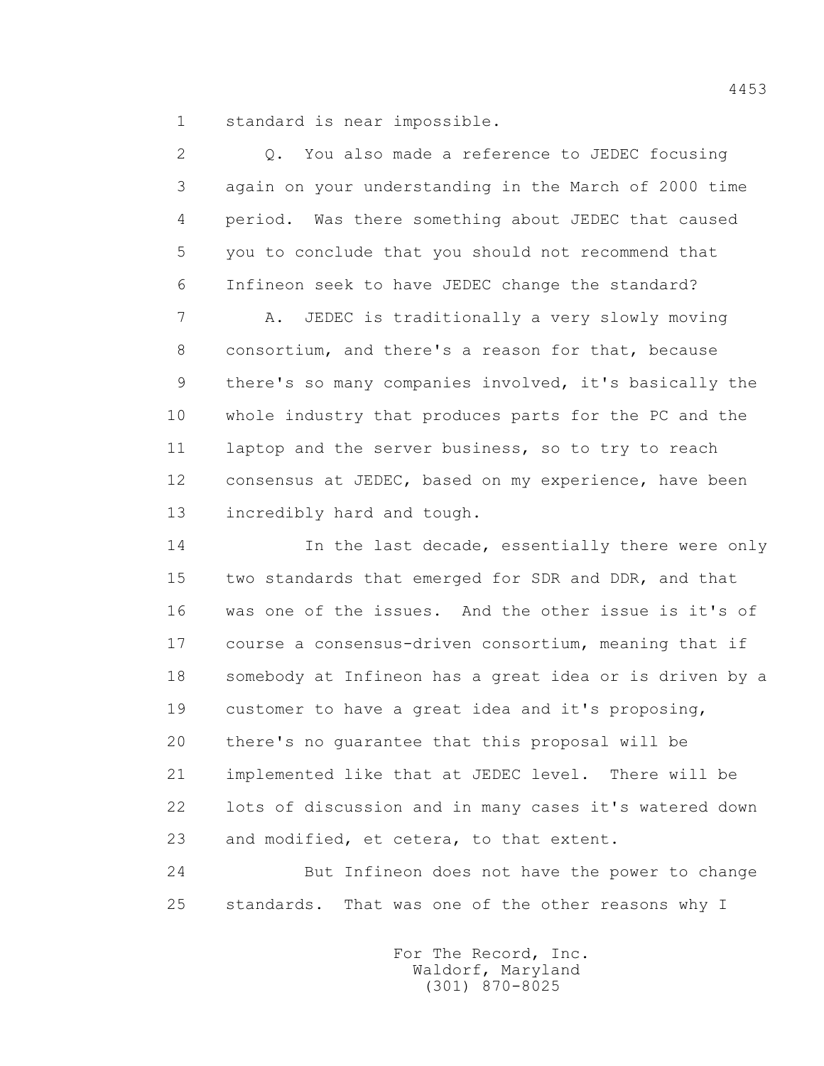standard is near impossible.

Q. You also made a reference to JEDEC focusing again on your understanding in the March of 2000 time period. Was there something about JEDEC that caused you to conclude that you should not recommend that Infineon seek to have JEDEC change the standard?

A. JEDEC is traditionally a very slowly moving consortium, and there's a reason for that, because there's so many companies involved, it's basically the whole industry that produces parts for the PC and the laptop and the server business, so to try to reach consensus at JEDEC, based on my experience, have been incredibly hard and tough.

In the last decade, essentially there were only two standards that emerged for SDR and DDR, and that was one of the issues. And the other issue is it's of course a consensus-driven consortium, meaning that if somebody at Infineon has a great idea or is driven by a customer to have a great idea and it's proposing, there's no guarantee that this proposal will be implemented like that at JEDEC level. There will be lots of discussion and in many cases it's watered down and modified, et cetera, to that extent.

But Infineon does not have the power to change standards. That was one of the other reasons why I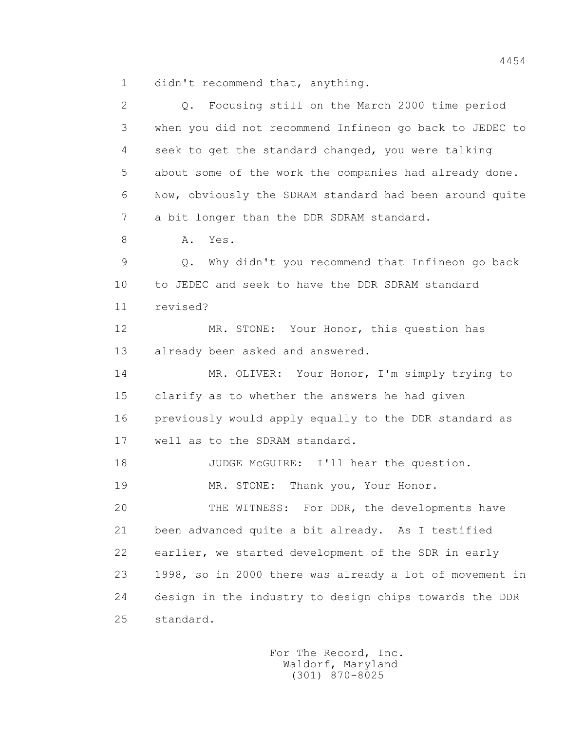1 didn't recommend that, anything.

2 Q. Focusing still on the March 2000 time period

3 when you did not recommend Infineon go back to JEDEC to

4 seek to get the standard changed, you were talking

5 about some of the work the companies had already done.

6 Now, obviously the SDRAM standard had been around quite

7 a bit longer than the DDR SDRAM standard.

8 A. Yes.

9 Q. Why didn't you recommend that Infineon go back

10 to JEDEC and seek to have the DDR SDRAM standard

11 revised?

12 MR. STONE: Your Honor, this question has

13 already been asked and answered.

14 MR. OLIVER: Your Honor, I'm simply trying to

15 clarify as to whether the answers he had given

16 previously would apply equally to the DDR standard as

17 well as to the SDRAM standard.

18 JUDGE McGUIRE: I'll hear the question.

19 MR. STONE: Thank you, Your Honor.

20 THE WITNESS: For DDR, the developments have

21 been advanced quite a bit already. As I testified

22 earlier, we started development of the SDR in early

23 1998, so in 2000 there was already a lot of movement in

24 design in the industry to design chips towards the DDR

25 standard.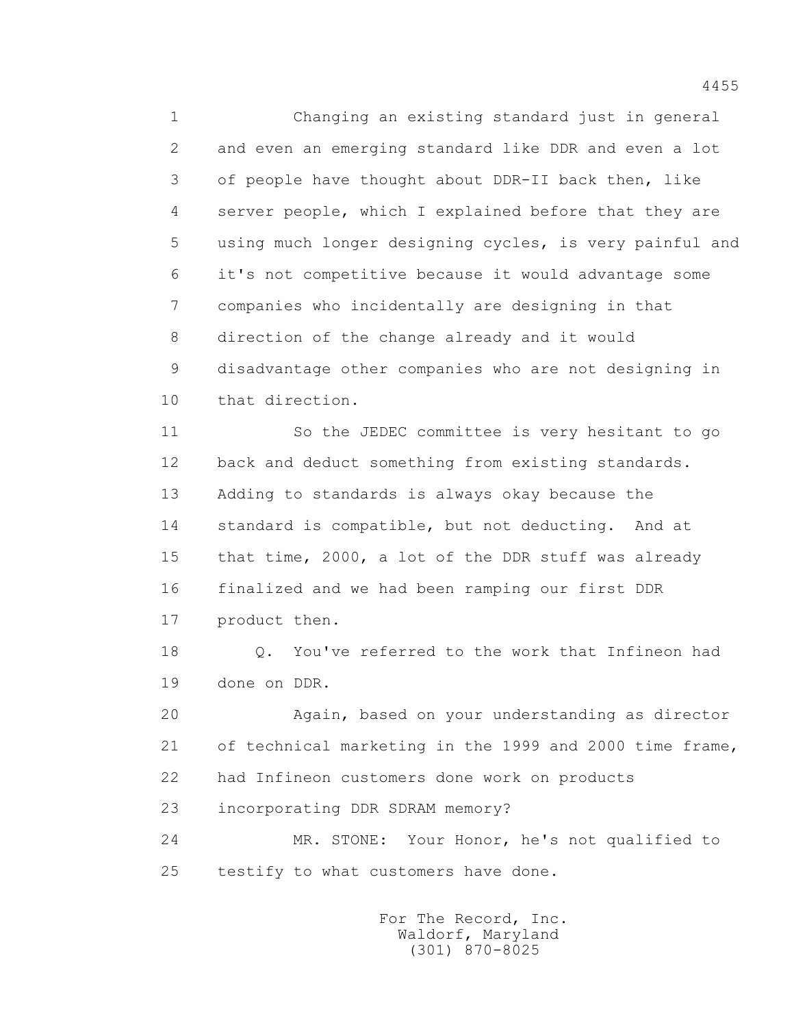Changing an existing standard just in general and even an emerging standard like DDR and even a lot of people have thought about DDR-II back then, like server people, which I explained before that they are using much longer designing cycles, is very painful and it's not competitive because it would advantage some companies who incidentally are designing in that direction of the change already and it would disadvantage other companies who are not designing in that direction.

So the JEDEC committee is very hesitant to go back and deduct something from existing standards. Adding to standards is always okay because the standard is compatible, but not deducting. And at that time, 2000, a lot of the DDR stuff was already finalized and we had been ramping our first DDR product then.

Q. You've referred to the work that Infineon had done on DDR.

Again, based on your understanding as director of technical marketing in the 1999 and 2000 time frame, had Infineon customers done work on products incorporating DDR SDRAM memory?

MR. STONE: Your Honor, he's not qualified to testify to what customers have done.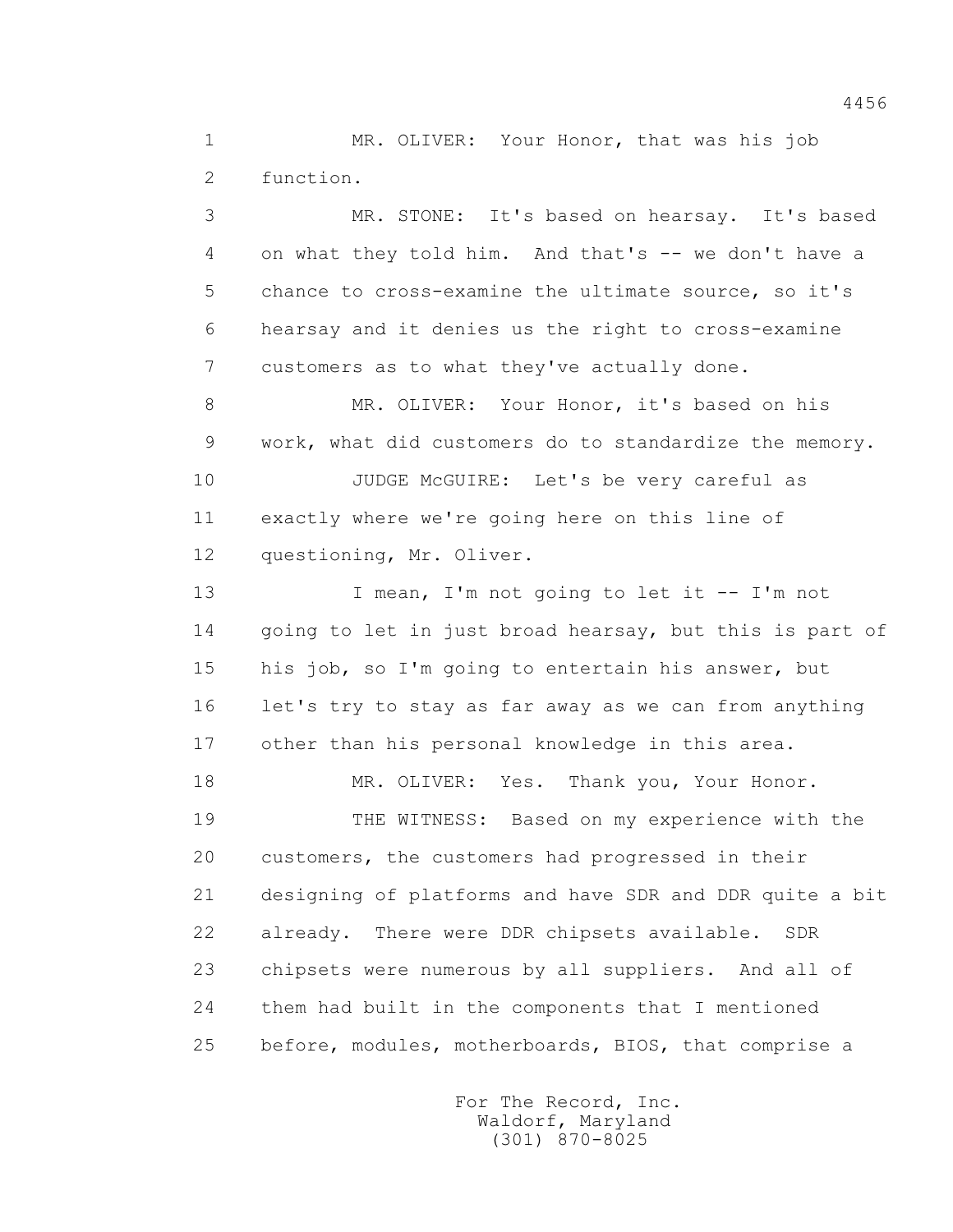1 MR. OLIVER: Your Honor, that was his job
2 function.
3 MR. STONE: It's based on hearsay. It's based
4 on what they told him. And that's -- we don't have a
5 chance to cross-examine the ultimate source, so it's
6 hearsay and it denies us the right to cross-examine
7 customers as to what they've actually done.
8 MR. OLIVER: Your Honor, it's based on his
9 work, what did customers do to standardize the memory.
10 JUDGE McGUIRE: Let's be very careful as
11 exactly where we're going here on this line of
12 questioning, Mr. Oliver.
13 I mean, I'm not going to let it -- I'm not
14 going to let in just broad hearsay, but this is part of
15 his job, so I'm going to entertain his answer, but
16 let's try to stay as far away as we can from anything
17 other than his personal knowledge in this area.
18 MR. OLIVER: Yes. Thank you, Your Honor.
19 THE WITNESS: Based on my experience with the
20 customers, the customers had progressed in their
21 designing of platforms and have SDR and DDR quite a bit
22 already. There were DDR chipsets available. SDR
23 chipsets were numerous by all suppliers. And all of
24 them had built in the components that I mentioned
25 before, modules, motherboards, BIOS, that comprise a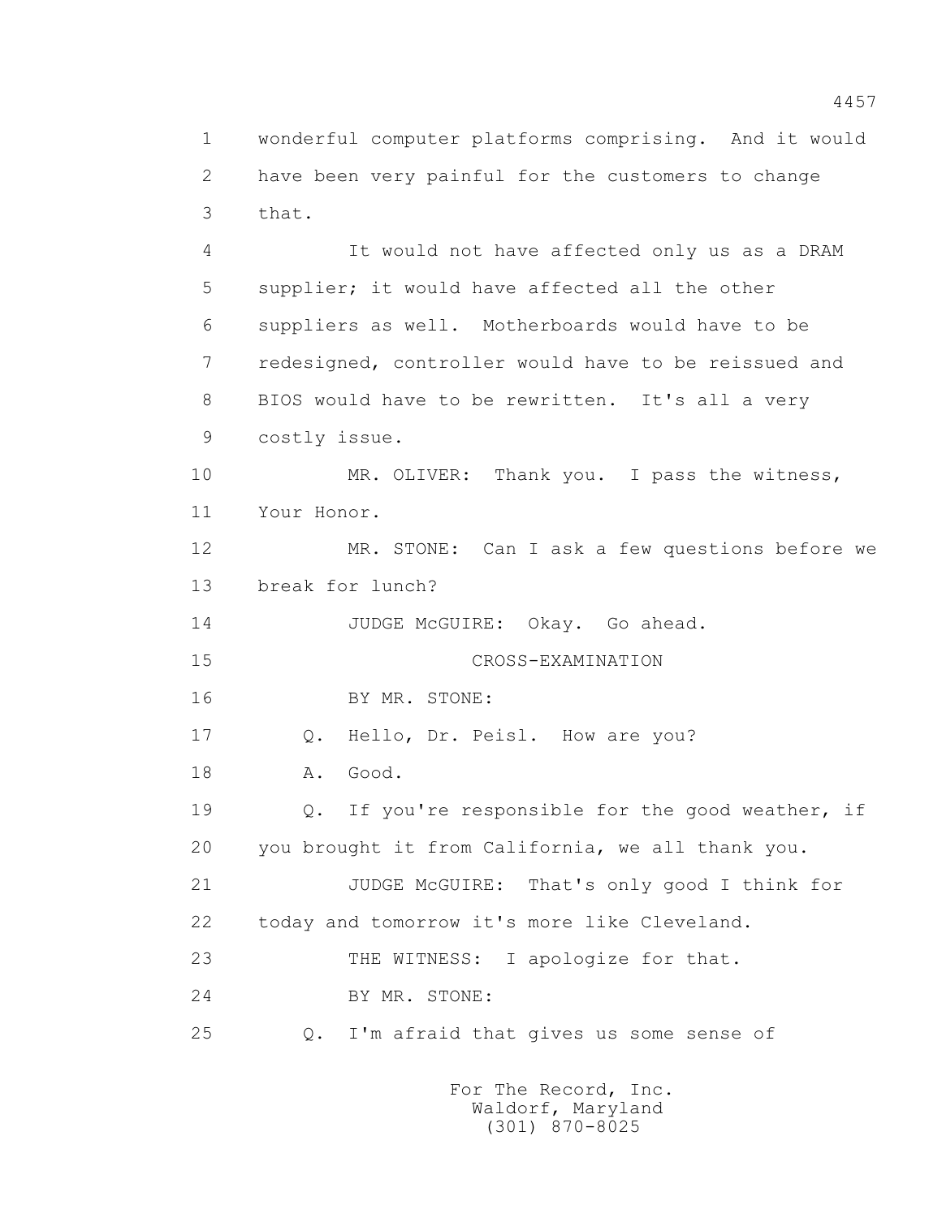1 wonderful computer platforms comprising. And it would
2 have been very painful for the customers to change
3 that.

4 It would not have affected only us as a DRAM
5 supplier; it would have affected all the other
6 suppliers as well. Motherboards would have to be
7 redesigned, controller would have to be reissued and
8 BIOS would have to be rewritten. It's all a very
9 costly issue.

10 MR. OLIVER: Thank you. I pass the witness,
11 Your Honor.

12 MR. STONE: Can I ask a few questions before we
13 break for lunch?

14 JUDGE McGUIRE: Okay. Go ahead.

15 CROSS-EXAMINATION

16 BY MR. STONE:

17 Q. Hello, Dr. Peisl. How are you?

18 A. Good.

19 Q. If you're responsible for the good weather, if
20 you brought it from California, we all thank you.

21 JUDGE McGUIRE: That's only good I think for
22 today and tomorrow it's more like Cleveland.

23 THE WITNESS: I apologize for that.

24 BY MR. STONE:

25 Q. I'm afraid that gives us some sense of

For The Record, Inc.
Waldorf, Maryland
(301) 870-8025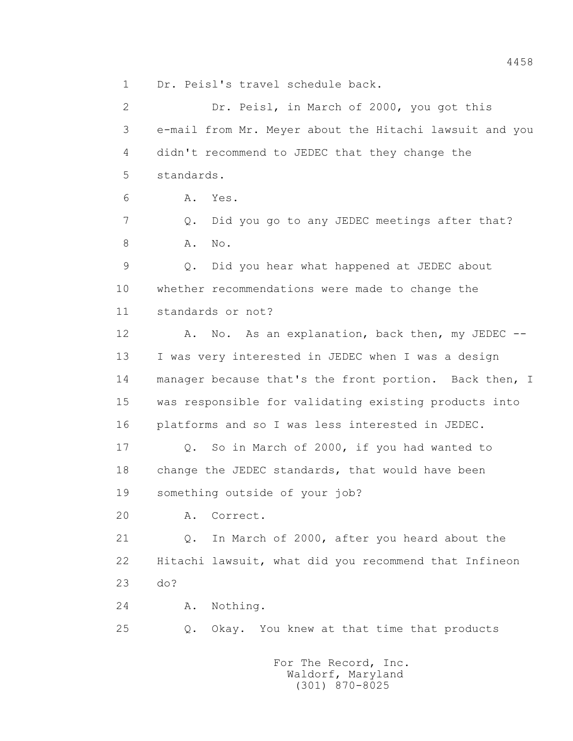1 Dr. Peisl's travel schedule back.

2 Dr. Peisl, in March of 2000, you got this

3 e-mail from Mr. Meyer about the Hitachi lawsuit and you

4 didn't recommend to JEDEC that they change the

5 standards.

6 A. Yes.

7 Q. Did you go to any JEDEC meetings after that?

8 A. No.

9 Q. Did you hear what happened at JEDEC about

10 whether recommendations were made to change the

11 standards or not?

12 A. No. As an explanation, back then, my JEDEC --

13 I was very interested in JEDEC when I was a design

14 manager because that's the front portion. Back then, I

15 was responsible for validating existing products into

16 platforms and so I was less interested in JEDEC.

17 Q. So in March of 2000, if you had wanted to

18 change the JEDEC standards, that would have been

19 something outside of your job?

20 A. Correct.

21 Q. In March of 2000, after you heard about the

22 Hitachi lawsuit, what did you recommend that Infineon

23 do?

24 A. Nothing.

25 Q. Okay. You knew at that time that products

For The Record, Inc.
Waldorf, Maryland
(301) 870-8025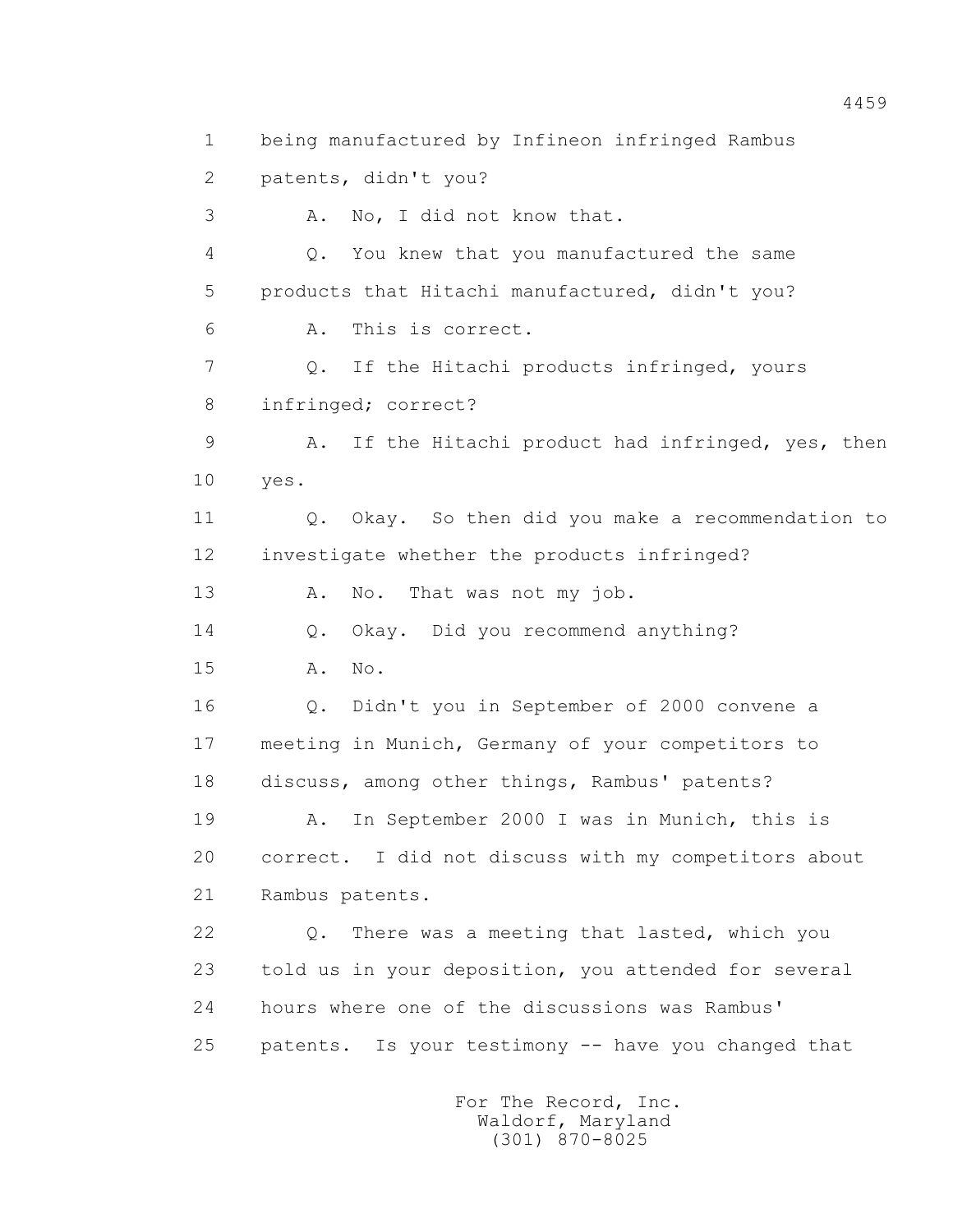1 being manufactured by Infineon infringed Rambus

2 patents, didn't you?

3 A. No, I did not know that.

4 Q. You knew that you manufactured the same

5 products that Hitachi manufactured, didn't you?

6 A. This is correct.

7 Q. If the Hitachi products infringed, yours

8 infringed; correct?

9 A. If the Hitachi product had infringed, yes, then

10 yes.

11 Q. Okay. So then did you make a recommendation to

12 investigate whether the products infringed?

13 A. No. That was not my job.

14 Q. Okay. Did you recommend anything?

15 A. No.

16 Q. Didn't you in September of 2000 convene a

17 meeting in Munich, Germany of your competitors to

18 discuss, among other things, Rambus' patents?

19 A. In September 2000 I was in Munich, this is

20 correct. I did not discuss with my competitors about

21 Rambus patents.

22 Q. There was a meeting that lasted, which you

23 told us in your deposition, you attended for several

24 hours where one of the discussions was Rambus'

25 patents. Is your testimony -- have you changed that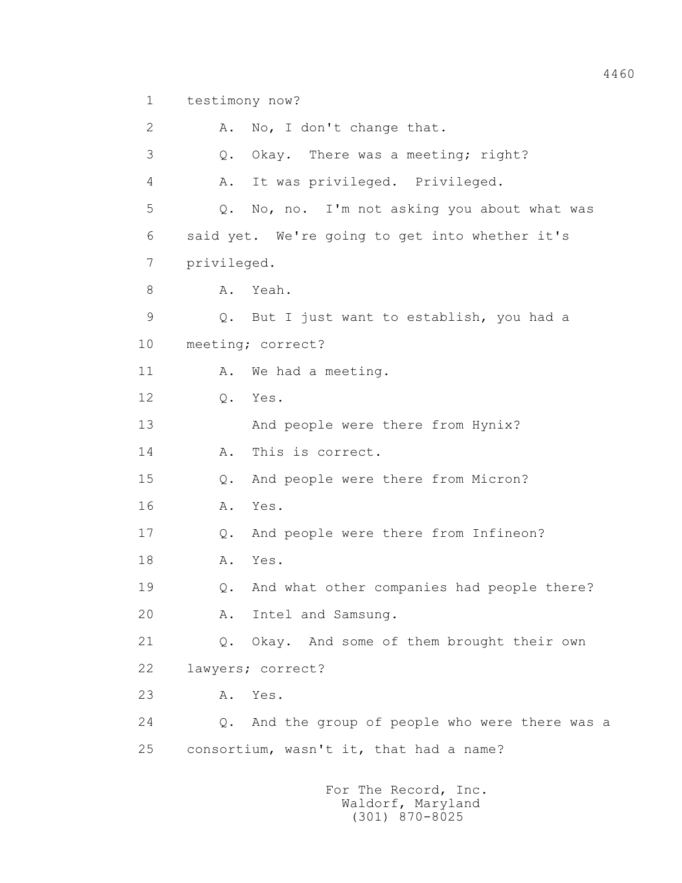1 testimony now?

2 A. No, I don't change that.

3 Q. Okay. There was a meeting; right?

4 A. It was privileged. Privileged.

5 Q. No, no. I'm not asking you about what was

6 said yet. We're going to get into whether it's

7 privileged.

8 A. Yeah.

9 Q. But I just want to establish, you had a

10 meeting; correct?

11 A. We had a meeting.

12 Q. Yes.

13 And people were there from Hynix?

14 A. This is correct.

15 Q. And people were there from Micron?

16 A. Yes.

17 Q. And people were there from Infineon?

18 A. Yes.

19 Q. And what other companies had people there?

20 A. Intel and Samsung.

21 Q. Okay. And some of them brought their own

22 lawyers; correct?

23 A. Yes.

24 Q. And the group of people who were there was a

25 consortium, wasn't it, that had a name?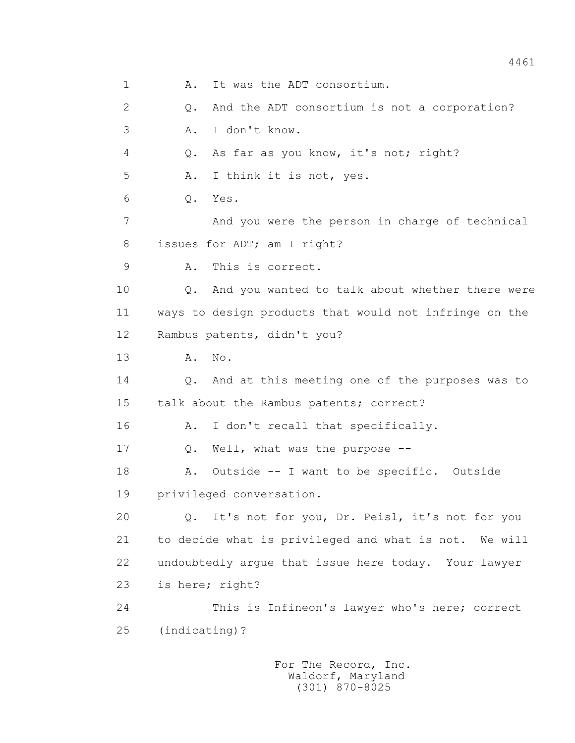1 A. It was the ADT consortium.

2 Q. And the ADT consortium is not a corporation?

3 A. I don't know.

4 Q. As far as you know, it's not; right?

5 A. I think it is not, yes.

6 Q. Yes.

7 And you were the person in charge of technical

8 issues for ADT; am I right?

9 A. This is correct.

10 Q. And you wanted to talk about whether there were

11 ways to design products that would not infringe on the

12 Rambus patents, didn't you?

13 A. No.

14 Q. And at this meeting one of the purposes was to

15 talk about the Rambus patents; correct?

16 A. I don't recall that specifically.

17 Q. Well, what was the purpose --

18 A. Outside -- I want to be specific. Outside

19 privileged conversation.

20 Q. It's not for you, Dr. Peisl, it's not for you

21 to decide what is privileged and what is not. We will

22 undoubtedly argue that issue here today. Your lawyer

23 is here; right?

24 This is Infineon's lawyer who's here; correct

25 (indicating)?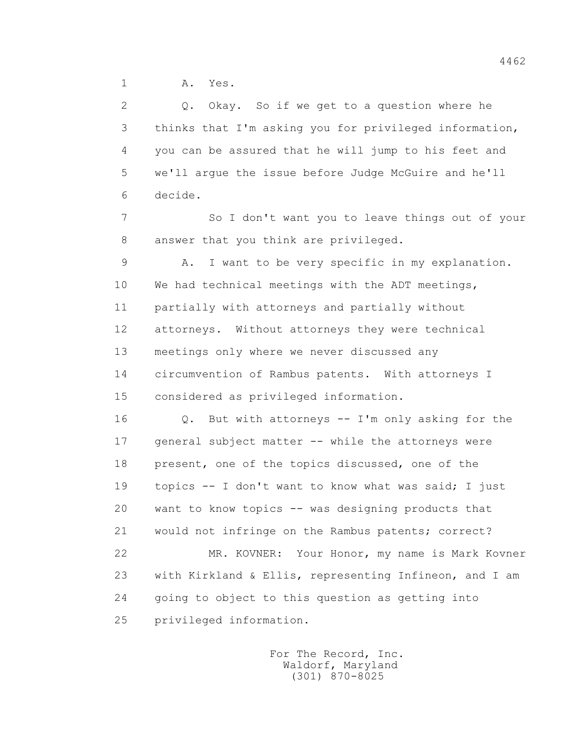1 A. Yes.

2 Q. Okay. So if we get to a question where he

3 thinks that I'm asking you for privileged information,

4 you can be assured that he will jump to his feet and

5 we'll argue the issue before Judge McGuire and he'll

6 decide.

7 So I don't want you to leave things out of your

8 answer that you think are privileged.

9 A. I want to be very specific in my explanation.

10 We had technical meetings with the ADT meetings,

11 partially with attorneys and partially without

12 attorneys. Without attorneys they were technical

13 meetings only where we never discussed any

14 circumvention of Rambus patents. With attorneys I

15 considered as privileged information.

16 Q. But with attorneys -- I'm only asking for the

17 general subject matter -- while the attorneys were

18 present, one of the topics discussed, one of the

19 topics -- I don't want to know what was said; I just

20 want to know topics -- was designing products that

21 would not infringe on the Rambus patents; correct?

22 MR. KOVNER: Your Honor, my name is Mark Kovner

23 with Kirkland & Ellis, representing Infineon, and I am

24 going to object to this question as getting into

25 privileged information.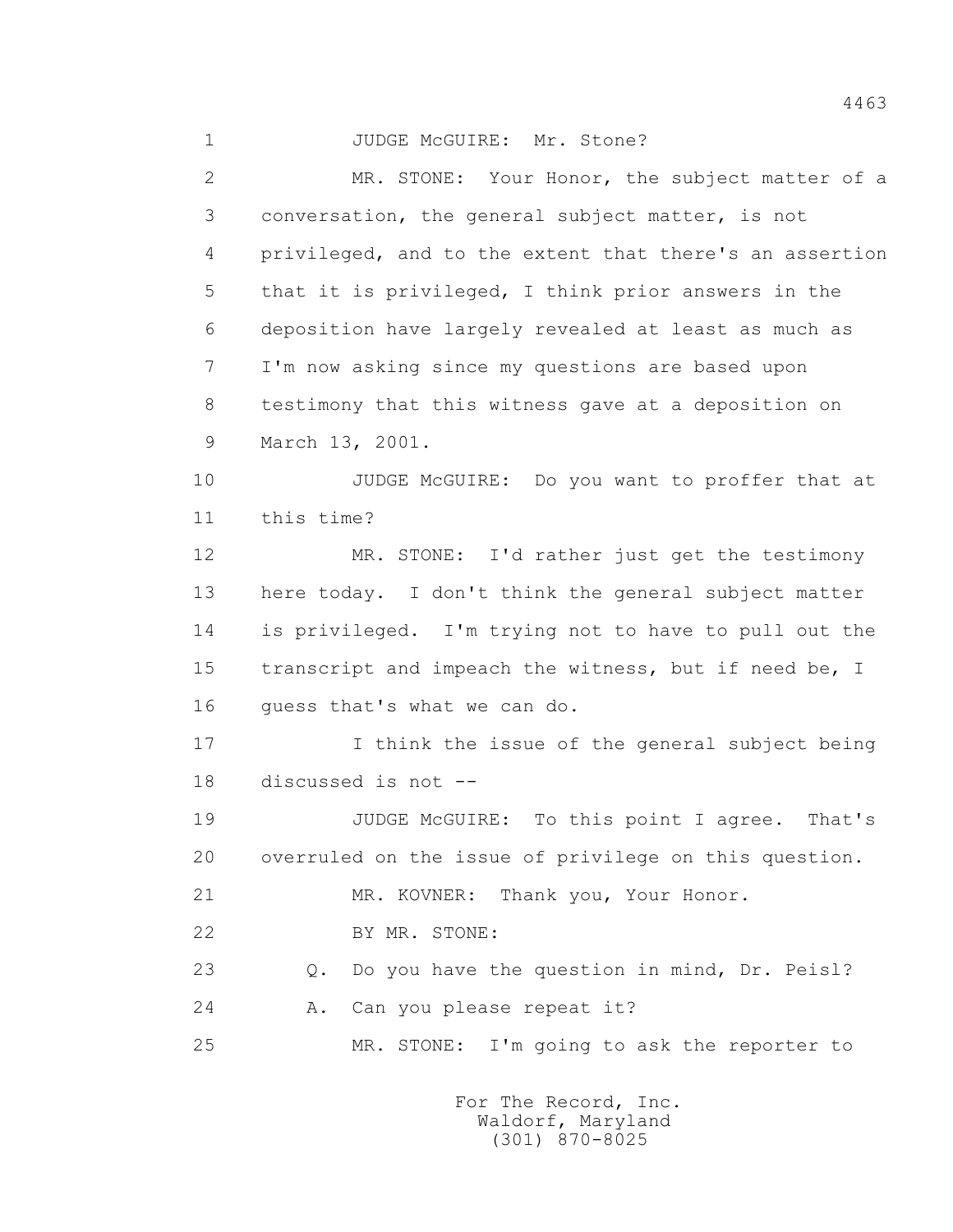1 JUDGE McGUIRE: Mr. Stone?

2 MR. STONE: Your Honor, the subject matter of a

3 conversation, the general subject matter, is not

4 privileged, and to the extent that there's an assertion

5 that it is privileged, I think prior answers in the

6 deposition have largely revealed at least as much as

7 I'm now asking since my questions are based upon

8 testimony that this witness gave at a deposition on

9 March 13, 2001.

10 JUDGE McGUIRE: Do you want to proffer that at

11 this time?

12 MR. STONE: I'd rather just get the testimony

13 here today. I don't think the general subject matter

14 is privileged. I'm trying not to have to pull out the

15 transcript and impeach the witness, but if need be, I

16 guess that's what we can do.

17 I think the issue of the general subject being

18 discussed is not --

19 JUDGE McGUIRE: To this point I agree. That's

20 overruled on the issue of privilege on this question.

21 MR. KOVNER: Thank you, Your Honor.

22 BY MR. STONE:

23 Q. Do you have the question in mind, Dr. Peisl?

24 A. Can you please repeat it?

25 MR. STONE: I'm going to ask the reporter to

For The Record, Inc.
Waldorf, Maryland
(301) 870-8025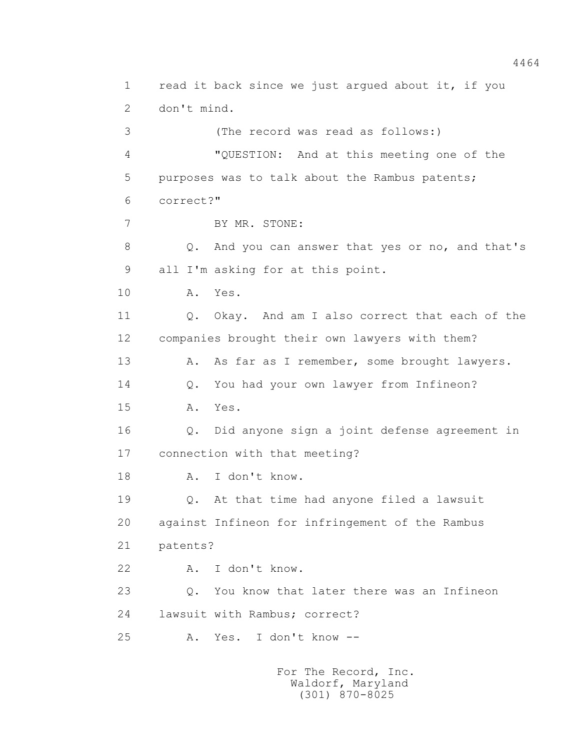1 read it back since we just argued about it, if you
2 don't mind.
3 (The record was read as follows:)
4 "QUESTION: And at this meeting one of the
5 purposes was to talk about the Rambus patents;
6 correct?"
7 BY MR. STONE:
8 Q. And you can answer that yes or no, and that's
9 all I'm asking for at this point.
10 A. Yes.
11 Q. Okay. And am I also correct that each of the
12 companies brought their own lawyers with them?
13 A. As far as I remember, some brought lawyers.
14 Q. You had your own lawyer from Infineon?
15 A. Yes.
16 Q. Did anyone sign a joint defense agreement in
17 connection with that meeting?
18 A. I don't know.
19 Q. At that time had anyone filed a lawsuit
20 against Infineon for infringement of the Rambus
21 patents?
22 A. I don't know.
23 Q. You know that later there was an Infineon
24 lawsuit with Rambus; correct?
25 A. Yes. I don't know --

For The Record, Inc.
Waldorf, Maryland
(301) 870-8025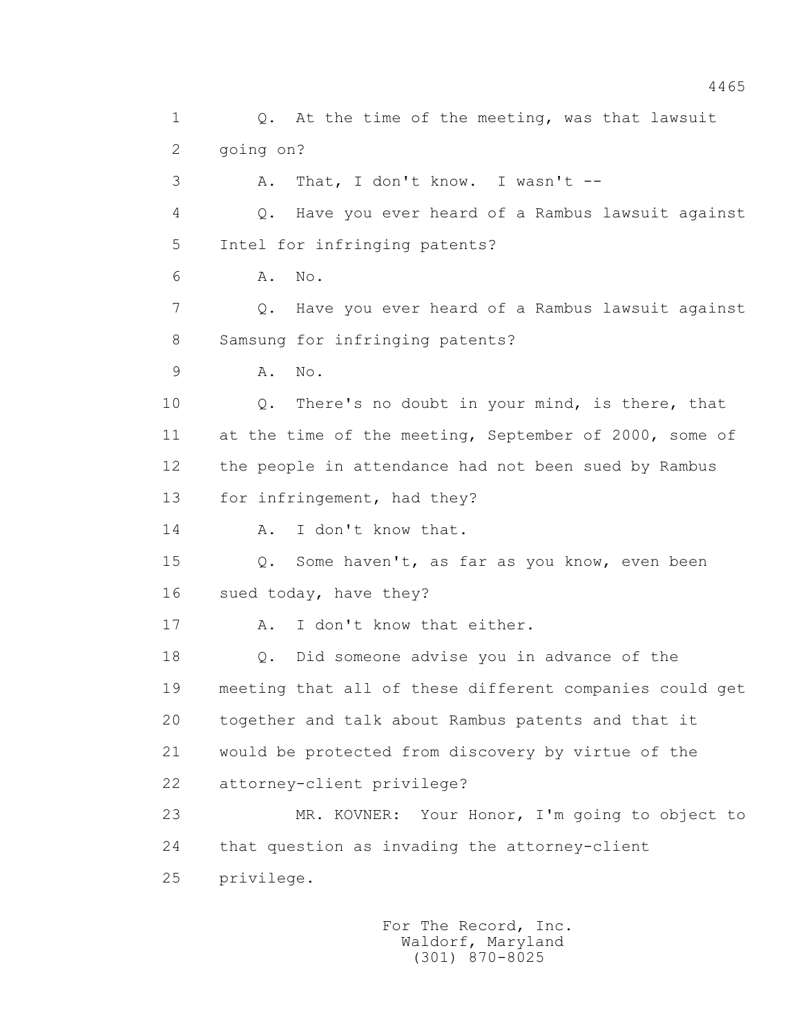1 Q. At the time of the meeting, was that lawsuit
2 going on?
3 A. That, I don't know. I wasn't --
4 Q. Have you ever heard of a Rambus lawsuit against
5 Intel for infringing patents?
6 A. No.
7 Q. Have you ever heard of a Rambus lawsuit against
8 Samsung for infringing patents?
9 A. No.
10 Q. There's no doubt in your mind, is there, that
11 at the time of the meeting, September of 2000, some of
12 the people in attendance had not been sued by Rambus
13 for infringement, had they?
14 A. I don't know that.
15 Q. Some haven't, as far as you know, even been
16 sued today, have they?
17 A. I don't know that either.
18 Q. Did someone advise you in advance of the
19 meeting that all of these different companies could get
20 together and talk about Rambus patents and that it
21 would be protected from discovery by virtue of the
22 attorney-client privilege?
23 MR. KOVNER: Your Honor, I'm going to object to
24 that question as invading the attorney-client
25 privilege.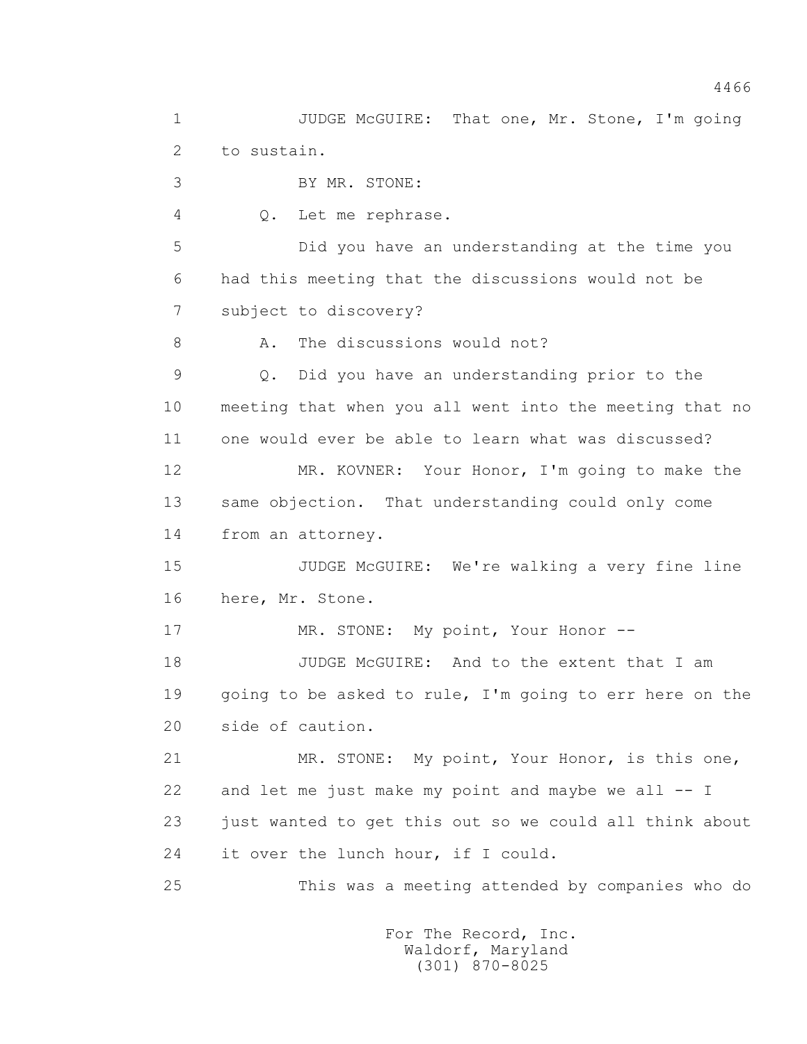1 JUDGE McGUIRE: That one, Mr. Stone, I'm going
2 to sustain.
3 BY MR. STONE:
4 Q. Let me rephrase.
5 Did you have an understanding at the time you
6 had this meeting that the discussions would not be
7 subject to discovery?
8 A. The discussions would not?
9 Q. Did you have an understanding prior to the
10 meeting that when you all went into the meeting that no
11 one would ever be able to learn what was discussed?
12 MR. KOVNER: Your Honor, I'm going to make the
13 same objection. That understanding could only come
14 from an attorney.
15 JUDGE McGUIRE: We're walking a very fine line
16 here, Mr. Stone.
17 MR. STONE: My point, Your Honor --
18 JUDGE McGUIRE: And to the extent that I am
19 going to be asked to rule, I'm going to err here on the
20 side of caution.
21 MR. STONE: My point, Your Honor, is this one,
22 and let me just make my point and maybe we all -- I
23 just wanted to get this out so we could all think about
24 it over the lunch hour, if I could.
25 This was a meeting attended by companies who do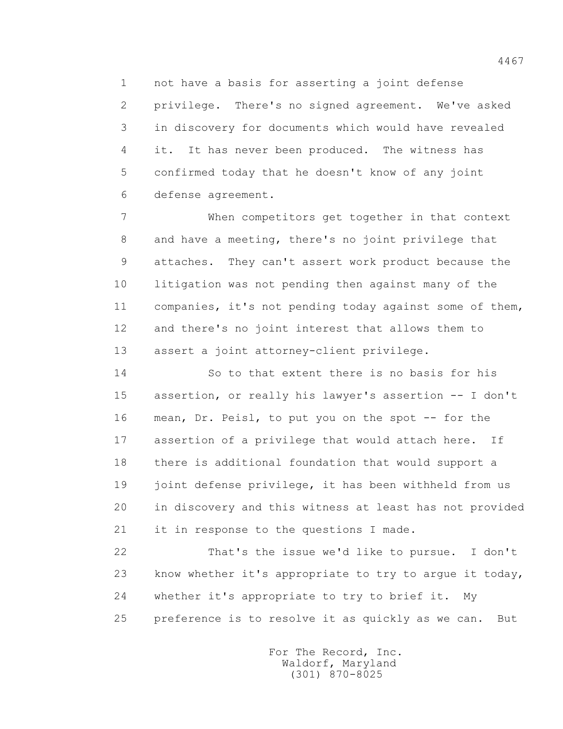not have a basis for asserting a joint defense privilege. There's no signed agreement. We've asked in discovery for documents which would have revealed it. It has never been produced. The witness has confirmed today that he doesn't know of any joint defense agreement.

When competitors get together in that context and have a meeting, there's no joint privilege that attaches. They can't assert work product because the litigation was not pending then against many of the companies, it's not pending today against some of them, and there's no joint interest that allows them to assert a joint attorney-client privilege.

So to that extent there is no basis for his assertion, or really his lawyer's assertion -- I don't mean, Dr. Peisl, to put you on the spot -- for the assertion of a privilege that would attach here. If there is additional foundation that would support a joint defense privilege, it has been withheld from us in discovery and this witness at least has not provided it in response to the questions I made.

That's the issue we'd like to pursue. I don't know whether it's appropriate to try to argue it today, whether it's appropriate to try to brief it. My preference is to resolve it as quickly as we can. But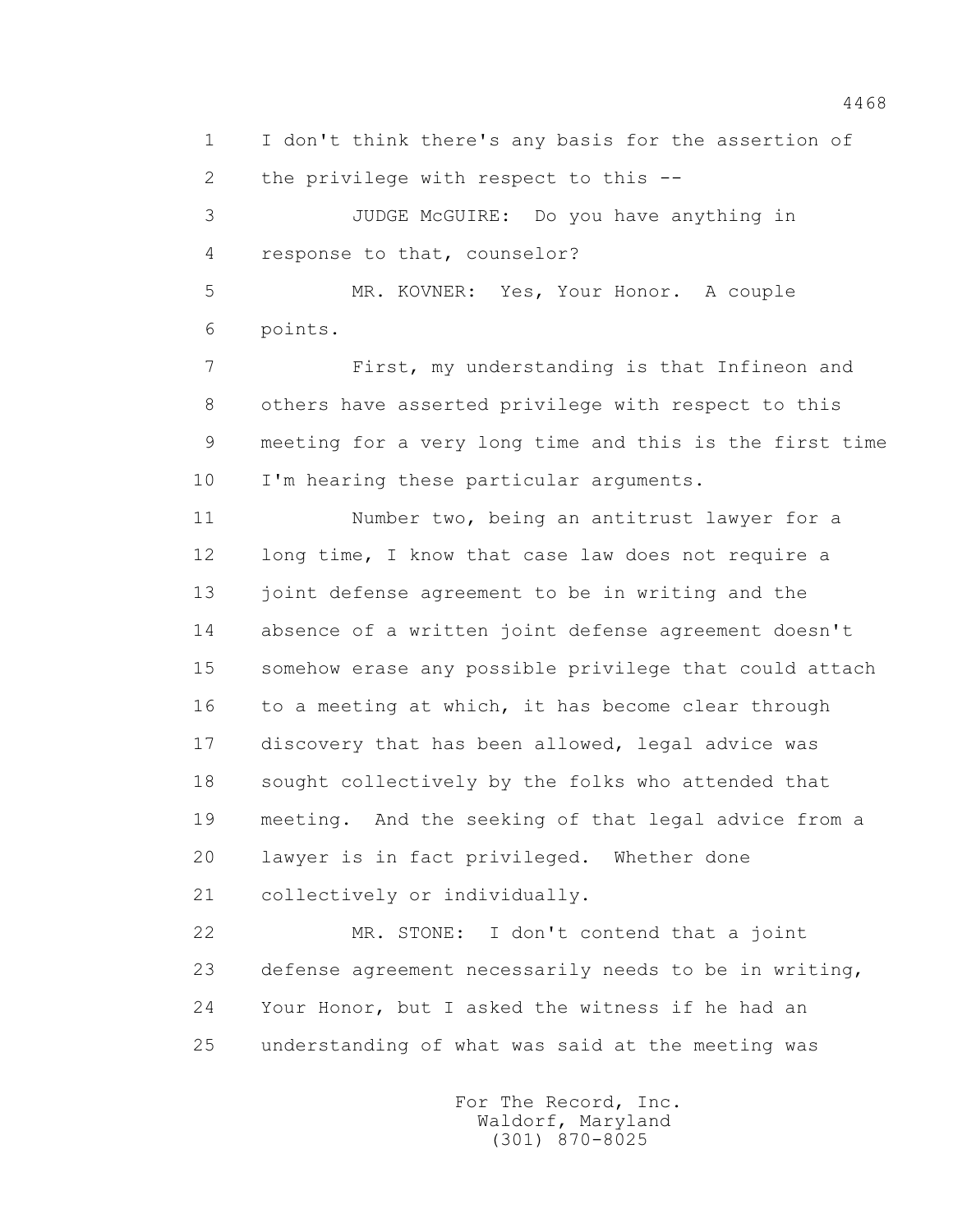1 I don't think there's any basis for the assertion of
2 the privilege with respect to this --

3 JUDGE McGUIRE: Do you have anything in
4 response to that, counselor?

5 MR. KOVNER: Yes, Your Honor. A couple
6 points.

7 First, my understanding is that Infineon and
8 others have asserted privilege with respect to this
9 meeting for a very long time and this is the first time
10 I'm hearing these particular arguments.

11 Number two, being an antitrust lawyer for a
12 long time, I know that case law does not require a
13 joint defense agreement to be in writing and the
14 absence of a written joint defense agreement doesn't
15 somehow erase any possible privilege that could attach
16 to a meeting at which, it has become clear through
17 discovery that has been allowed, legal advice was
18 sought collectively by the folks who attended that
19 meeting. And the seeking of that legal advice from a
20 lawyer is in fact privileged. Whether done
21 collectively or individually.

22 MR. STONE: I don't contend that a joint
23 defense agreement necessarily needs to be in writing,
24 Your Honor, but I asked the witness if he had an
25 understanding of what was said at the meeting was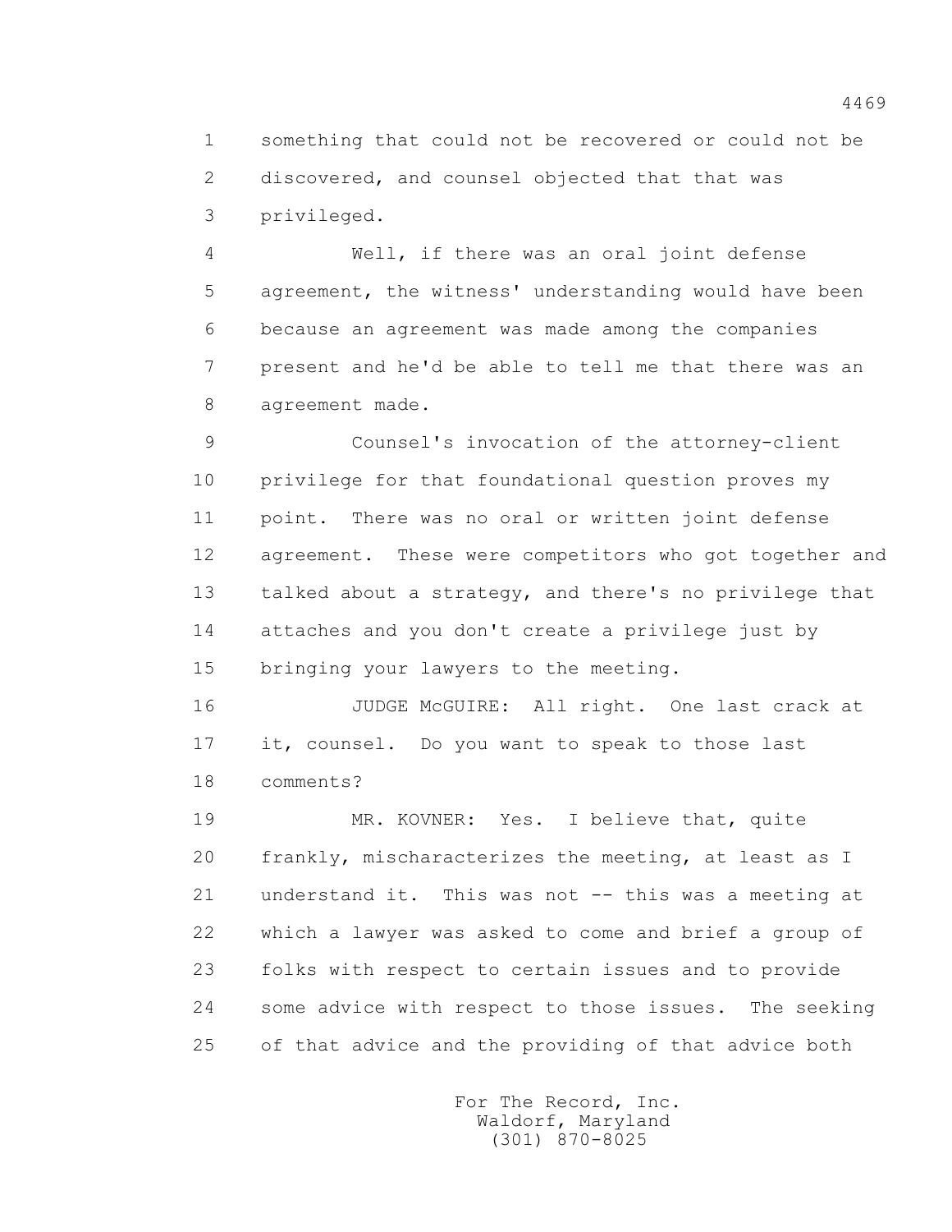something that could not be recovered or could not be discovered, and counsel objected that that was privileged.

Well, if there was an oral joint defense agreement, the witness' understanding would have been because an agreement was made among the companies present and he'd be able to tell me that there was an agreement made.

Counsel's invocation of the attorney-client privilege for that foundational question proves my point. There was no oral or written joint defense agreement. These were competitors who got together and talked about a strategy, and there's no privilege that attaches and you don't create a privilege just by bringing your lawyers to the meeting.

JUDGE McGUIRE: All right. One last crack at it, counsel. Do you want to speak to those last comments?

MR. KOVNER: Yes. I believe that, quite frankly, mischaracterizes the meeting, at least as I understand it. This was not -- this was a meeting at which a lawyer was asked to come and brief a group of folks with respect to certain issues and to provide some advice with respect to those issues. The seeking of that advice and the providing of that advice both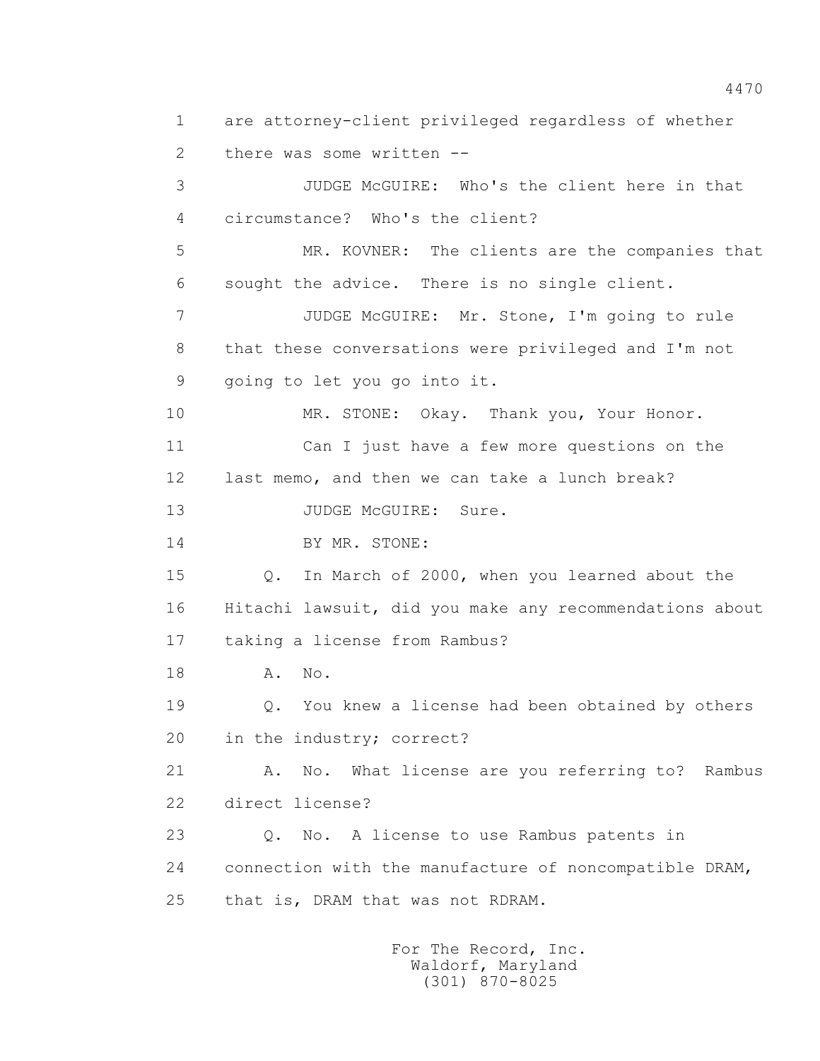1 are attorney-client privileged regardless of whether
2 there was some written --
3 JUDGE McGUIRE: Who's the client here in that
4 circumstance? Who's the client?
5 MR. KOVNER: The clients are the companies that
6 sought the advice. There is no single client.
7 JUDGE McGUIRE: Mr. Stone, I'm going to rule
8 that these conversations were privileged and I'm not
9 going to let you go into it.
10 MR. STONE: Okay. Thank you, Your Honor.
11 Can I just have a few more questions on the
12 last memo, and then we can take a lunch break?
13 JUDGE McGUIRE: Sure.
14 BY MR. STONE:
15 Q. In March of 2000, when you learned about the
16 Hitachi lawsuit, did you make any recommendations about
17 taking a license from Rambus?
18 A. No.
19 Q. You knew a license had been obtained by others
20 in the industry; correct?
21 A. No. What license are you referring to? Rambus
22 direct license?
23 Q. No. A license to use Rambus patents in
24 connection with the manufacture of noncompatible DRAM,
25 that is, DRAM that was not RDRAM.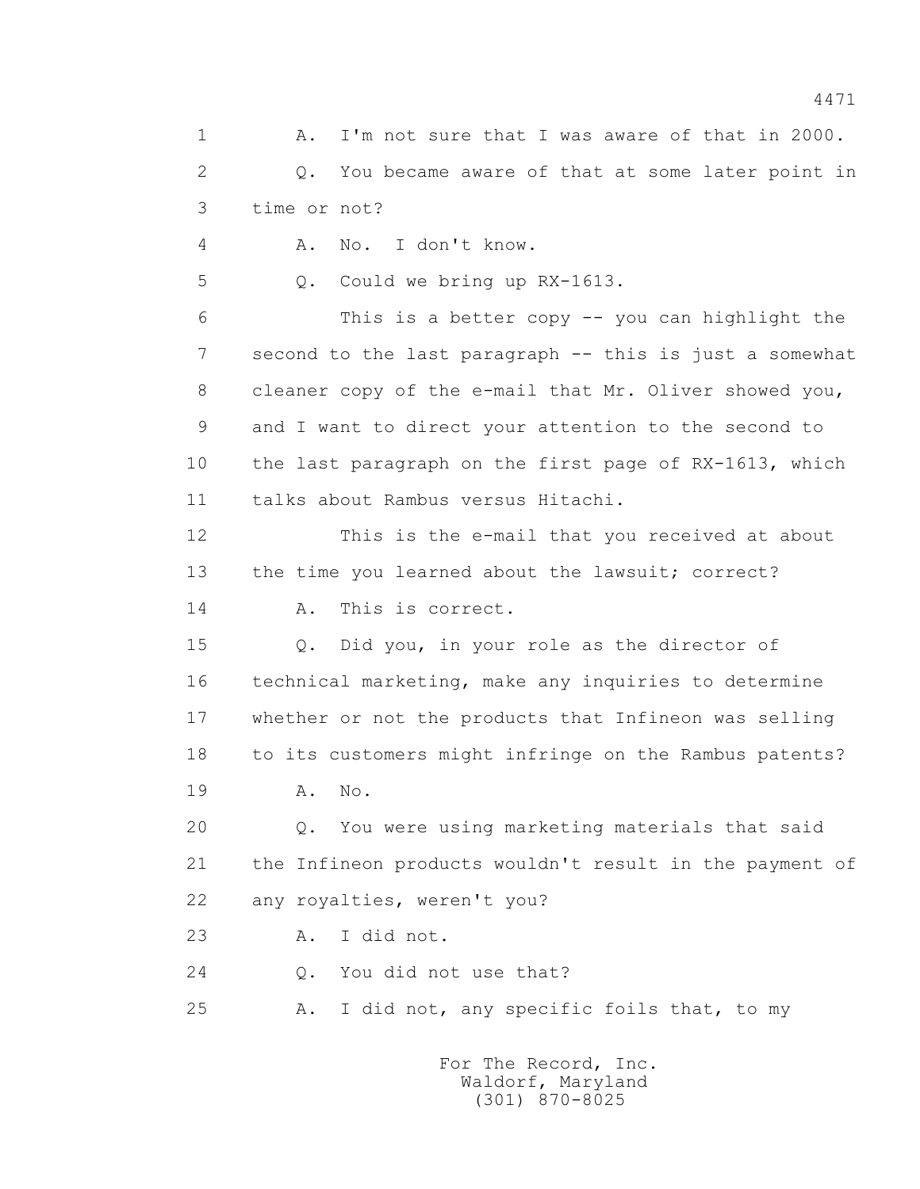1 A. I'm not sure that I was aware of that in 2000.

2 Q. You became aware of that at some later point in

3 time or not?

4 A. No. I don't know.

5 Q. Could we bring up RX-1613.

6 This is a better copy -- you can highlight the

7 second to the last paragraph -- this is just a somewhat

8 cleaner copy of the e-mail that Mr. Oliver showed you,

9 and I want to direct your attention to the second to

10 the last paragraph on the first page of RX-1613, which

11 talks about Rambus versus Hitachi.

12 This is the e-mail that you received at about

13 the time you learned about the lawsuit; correct?

14 A. This is correct.

15 Q. Did you, in your role as the director of

16 technical marketing, make any inquiries to determine

17 whether or not the products that Infineon was selling

18 to its customers might infringe on the Rambus patents?

19 A. No.

20 Q. You were using marketing materials that said

21 the Infineon products wouldn't result in the payment of

22 any royalties, weren't you?

23 A. I did not.

24 Q. You did not use that?

25 A. I did not, any specific foils that, to my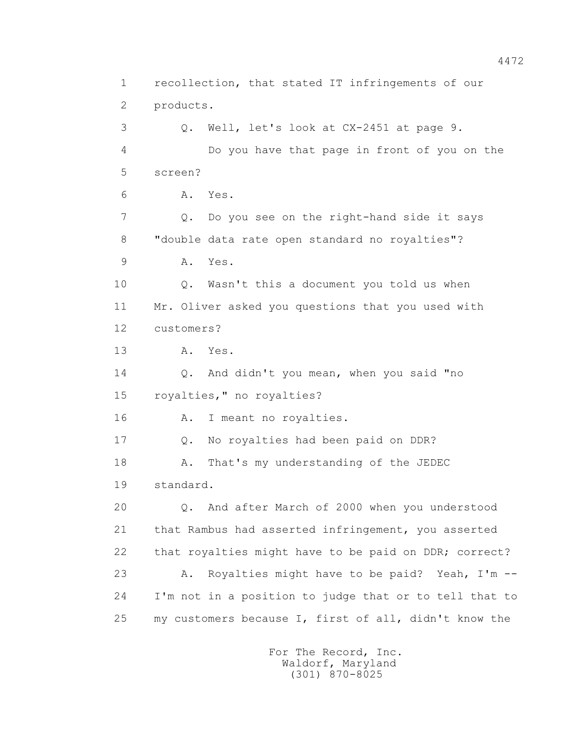1 recollection, that stated IT infringements of our
2 products.
3 Q. Well, let's look at CX-2451 at page 9.
4 Do you have that page in front of you on the
5 screen?
6 A. Yes.
7 Q. Do you see on the right-hand side it says
8 "double data rate open standard no royalties"?
9 A. Yes.
10 Q. Wasn't this a document you told us when
11 Mr. Oliver asked you questions that you used with
12 customers?
13 A. Yes.
14 Q. And didn't you mean, when you said "no
15 royalties," no royalties?
16 A. I meant no royalties.
17 Q. No royalties had been paid on DDR?
18 A. That's my understanding of the JEDEC
19 standard.
20 Q. And after March of 2000 when you understood
21 that Rambus had asserted infringement, you asserted
22 that royalties might have to be paid on DDR; correct?
23 A. Royalties might have to be paid? Yeah, I'm --
24 I'm not in a position to judge that or to tell that to
25 my customers because I, first of all, didn't know the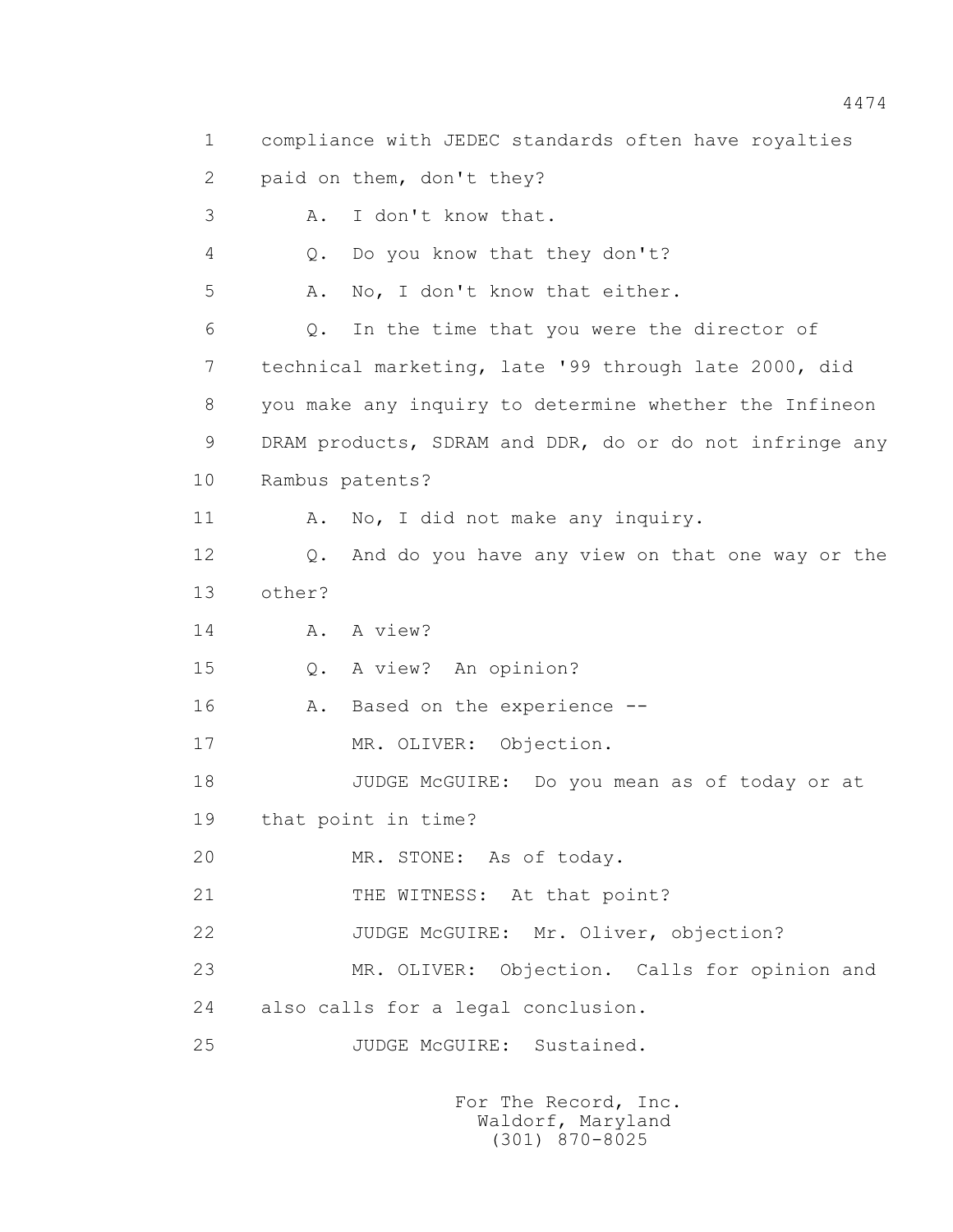1 compliance with JEDEC standards often have royalties
2 paid on them, don't they?
3 A. I don't know that.
4 Q. Do you know that they don't?
5 A. No, I don't know that either.
6 Q. In the time that you were the director of
7 technical marketing, late '99 through late 2000, did
8 you make any inquiry to determine whether the Infineon
9 DRAM products, SDRAM and DDR, do or do not infringe any
10 Rambus patents?
11 A. No, I did not make any inquiry.
12 Q. And do you have any view on that one way or the
13 other?
14 A. A view?
15 Q. A view? An opinion?
16 A. Based on the experience --
17 MR. OLIVER: Objection.
18 JUDGE McGUIRE: Do you mean as of today or at
19 that point in time?
20 MR. STONE: As of today.
21 THE WITNESS: At that point?
22 JUDGE McGUIRE: Mr. Oliver, objection?
23 MR. OLIVER: Objection. Calls for opinion and
24 also calls for a legal conclusion.
25 JUDGE McGUIRE: Sustained.

For The Record, Inc.
Waldorf, Maryland
(301) 870-8025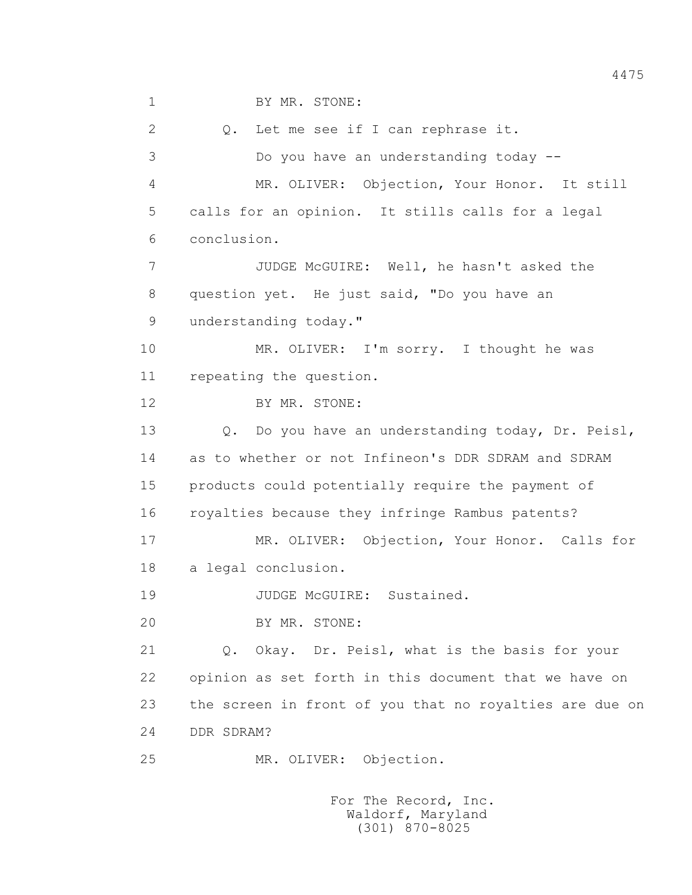BY MR. STONE:

Q. Let me see if I can rephrase it.

Do you have an understanding today --

MR. OLIVER: Objection, Your Honor. It still calls for an opinion. It stills calls for a legal conclusion.

JUDGE McGUIRE: Well, he hasn't asked the question yet. He just said, "Do you have an understanding today."

MR. OLIVER: I'm sorry. I thought he was repeating the question.

BY MR. STONE:

Q. Do you have an understanding today, Dr. Peisl, as to whether or not Infineon's DDR SDRAM and SDRAM products could potentially require the payment of royalties because they infringe Rambus patents?

MR. OLIVER: Objection, Your Honor. Calls for a legal conclusion.

JUDGE McGUIRE: Sustained.

BY MR. STONE:

Q. Okay. Dr. Peisl, what is the basis for your opinion as set forth in this document that we have on the screen in front of you that no royalties are due on DDR SDRAM?

MR. OLIVER: Objection.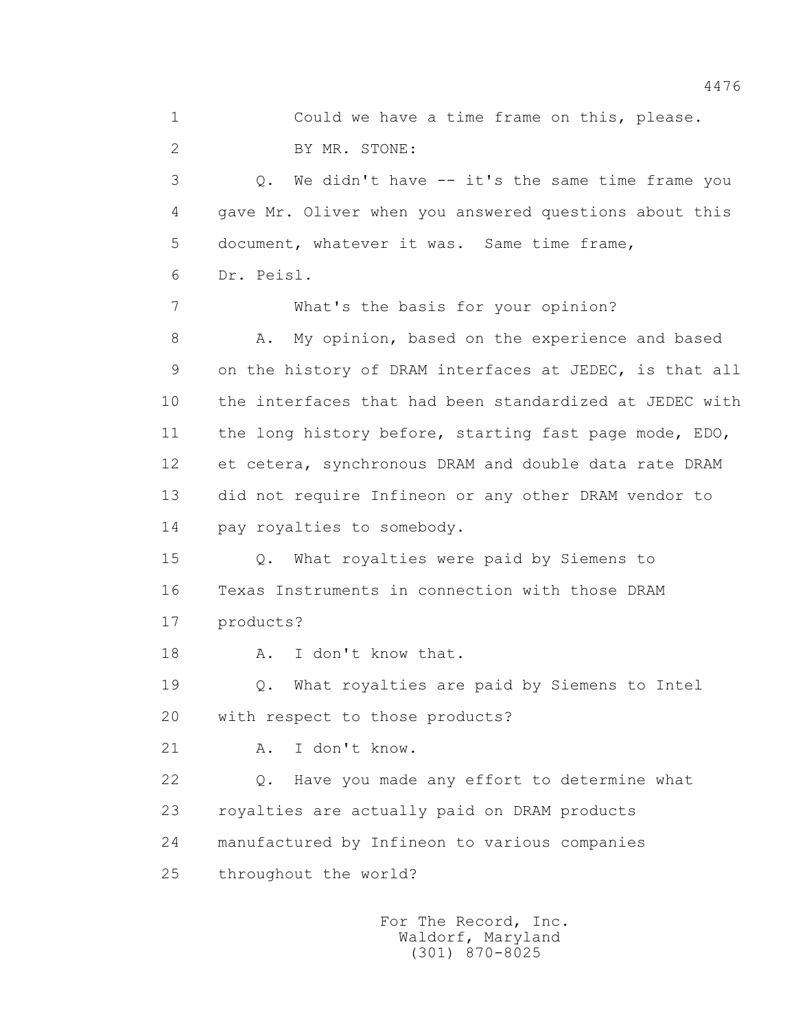1 Could we have a time frame on this, please.

2 BY MR. STONE:

3 Q. We didn't have -- it's the same time frame you

4 gave Mr. Oliver when you answered questions about this

5 document, whatever it was. Same time frame,

6 Dr. Peisl.

7 What's the basis for your opinion?

8 A. My opinion, based on the experience and based

9 on the history of DRAM interfaces at JEDEC, is that all

10 the interfaces that had been standardized at JEDEC with

11 the long history before, starting fast page mode, EDO,

12 et cetera, synchronous DRAM and double data rate DRAM

13 did not require Infineon or any other DRAM vendor to

14 pay royalties to somebody.

15 Q. What royalties were paid by Siemens to

16 Texas Instruments in connection with those DRAM

17 products?

18 A. I don't know that.

19 Q. What royalties are paid by Siemens to Intel

20 with respect to those products?

21 A. I don't know.

22 Q. Have you made any effort to determine what

23 royalties are actually paid on DRAM products

24 manufactured by Infineon to various companies

25 throughout the world?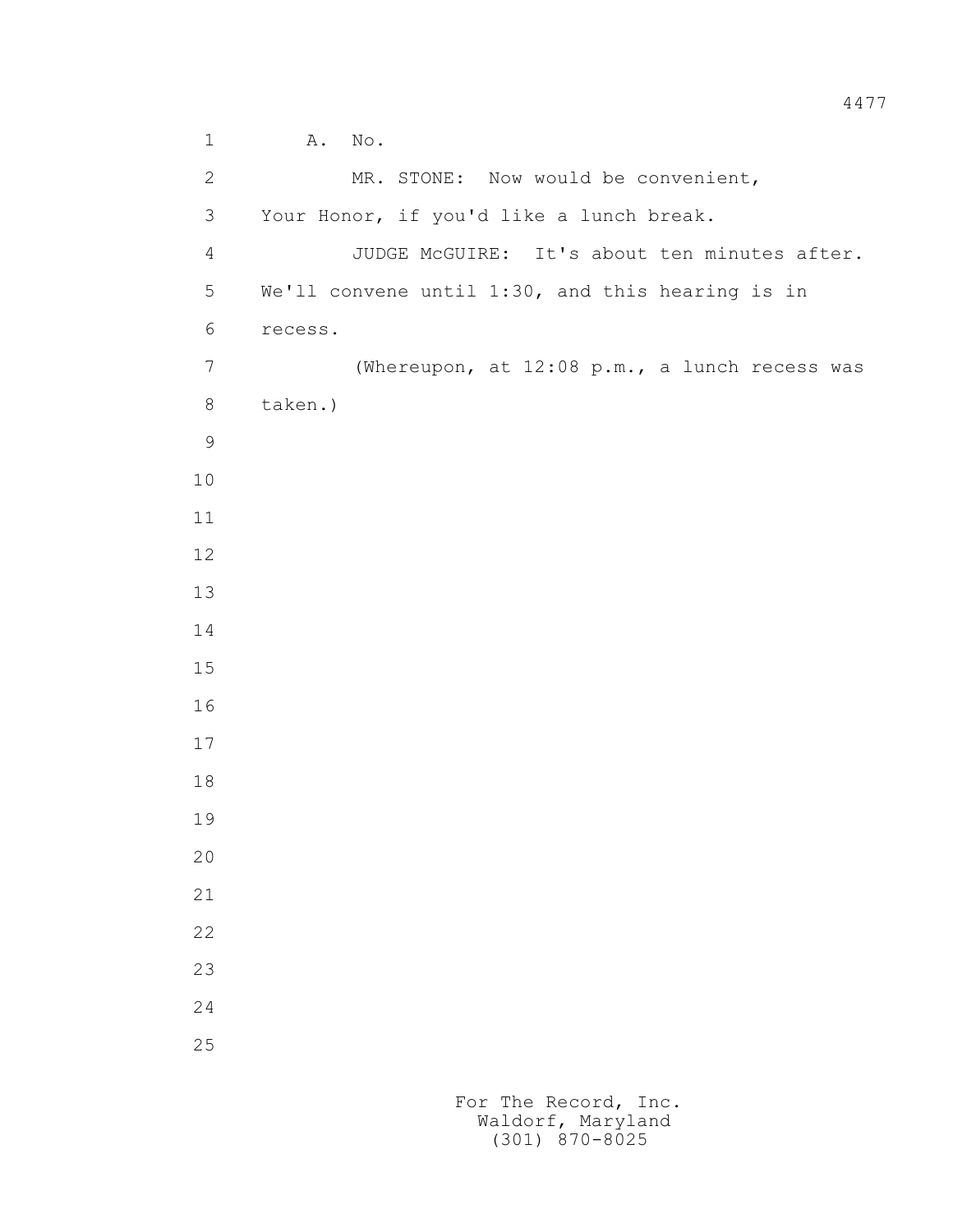A. No.

MR. STONE: Now would be convenient, Your Honor, if you'd like a lunch break.

JUDGE McGUIRE: It's about ten minutes after. We'll convene until 1:30, and this hearing is in recess.

(Whereupon, at 12:08 p.m., a lunch recess was taken.)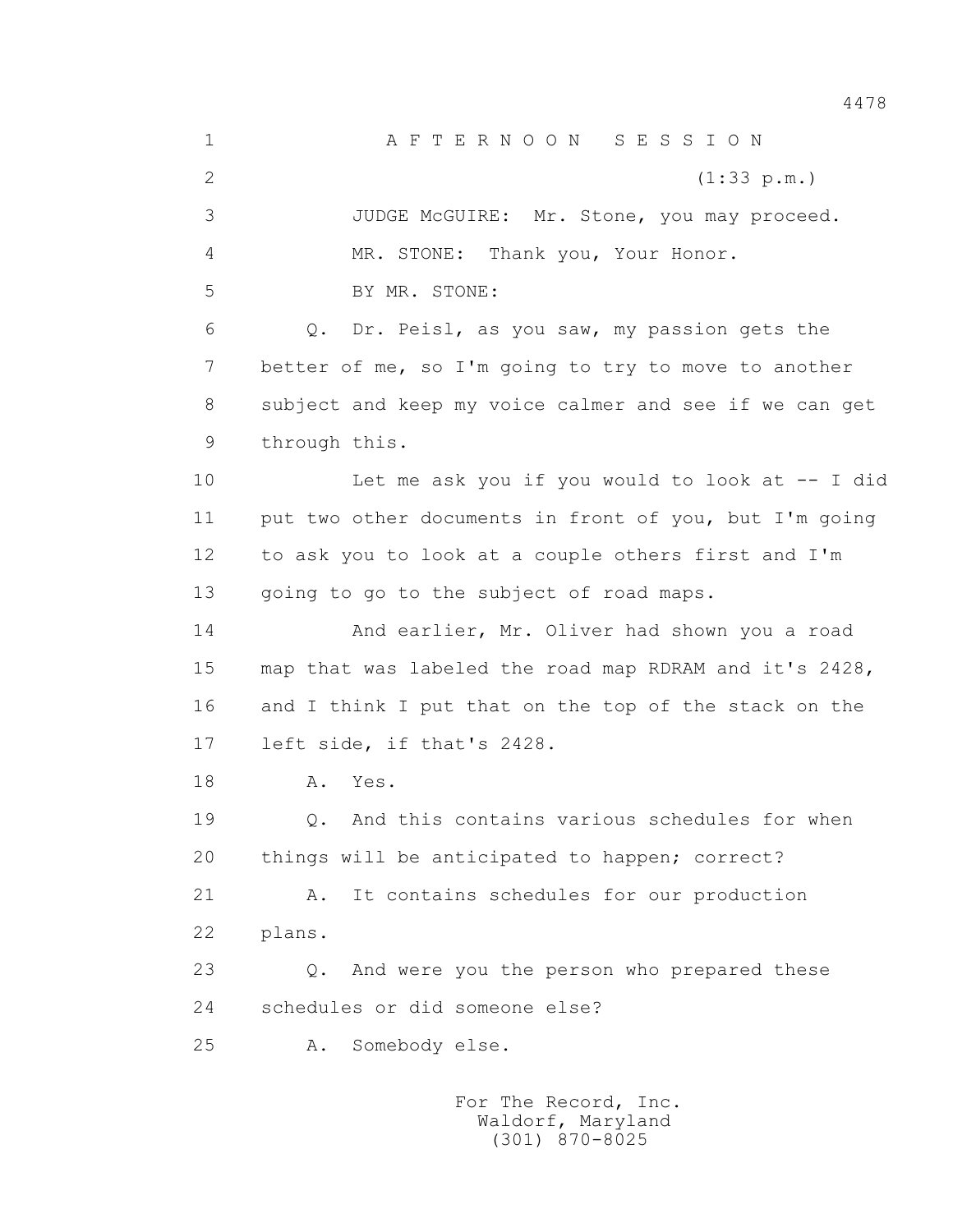A F T E R N O O N   S E S S I O N

(1:33 p.m.)

JUDGE McGUIRE: Mr. Stone, you may proceed.

MR. STONE: Thank you, Your Honor.

BY MR. STONE:

Q. Dr. Peisl, as you saw, my passion gets the better of me, so I'm going to try to move to another subject and keep my voice calmer and see if we can get through this.

Let me ask you if you would to look at -- I did put two other documents in front of you, but I'm going to ask you to look at a couple others first and I'm going to go to the subject of road maps.

And earlier, Mr. Oliver had shown you a road map that was labeled the road map RDRAM and it's 2428, and I think I put that on the top of the stack on the left side, if that's 2428.

A. Yes.

Q. And this contains various schedules for when things will be anticipated to happen; correct?

A. It contains schedules for our production plans.

Q. And were you the person who prepared these schedules or did someone else?

A. Somebody else.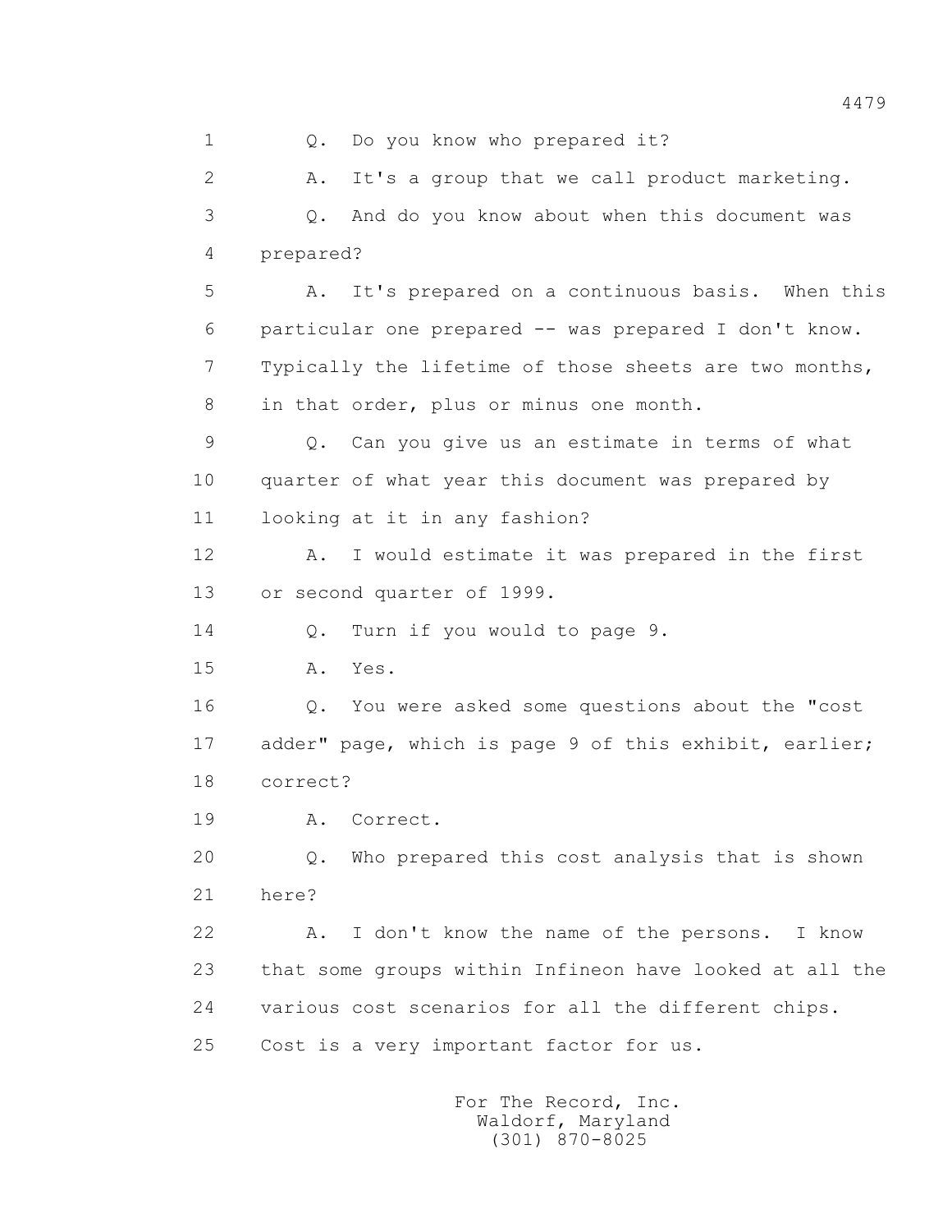1 Q. Do you know who prepared it?

2 A. It's a group that we call product marketing.

3 Q. And do you know about when this document was

4 prepared?

5 A. It's prepared on a continuous basis. When this

6 particular one prepared -- was prepared I don't know.

7 Typically the lifetime of those sheets are two months,

8 in that order, plus or minus one month.

9 Q. Can you give us an estimate in terms of what

10 quarter of what year this document was prepared by

11 looking at it in any fashion?

12 A. I would estimate it was prepared in the first

13 or second quarter of 1999.

14 Q. Turn if you would to page 9.

15 A. Yes.

16 Q. You were asked some questions about the "cost

17 adder" page, which is page 9 of this exhibit, earlier;

18 correct?

19 A. Correct.

20 Q. Who prepared this cost analysis that is shown

21 here?

22 A. I don't know the name of the persons. I know

23 that some groups within Infineon have looked at all the

24 various cost scenarios for all the different chips.

25 Cost is a very important factor for us.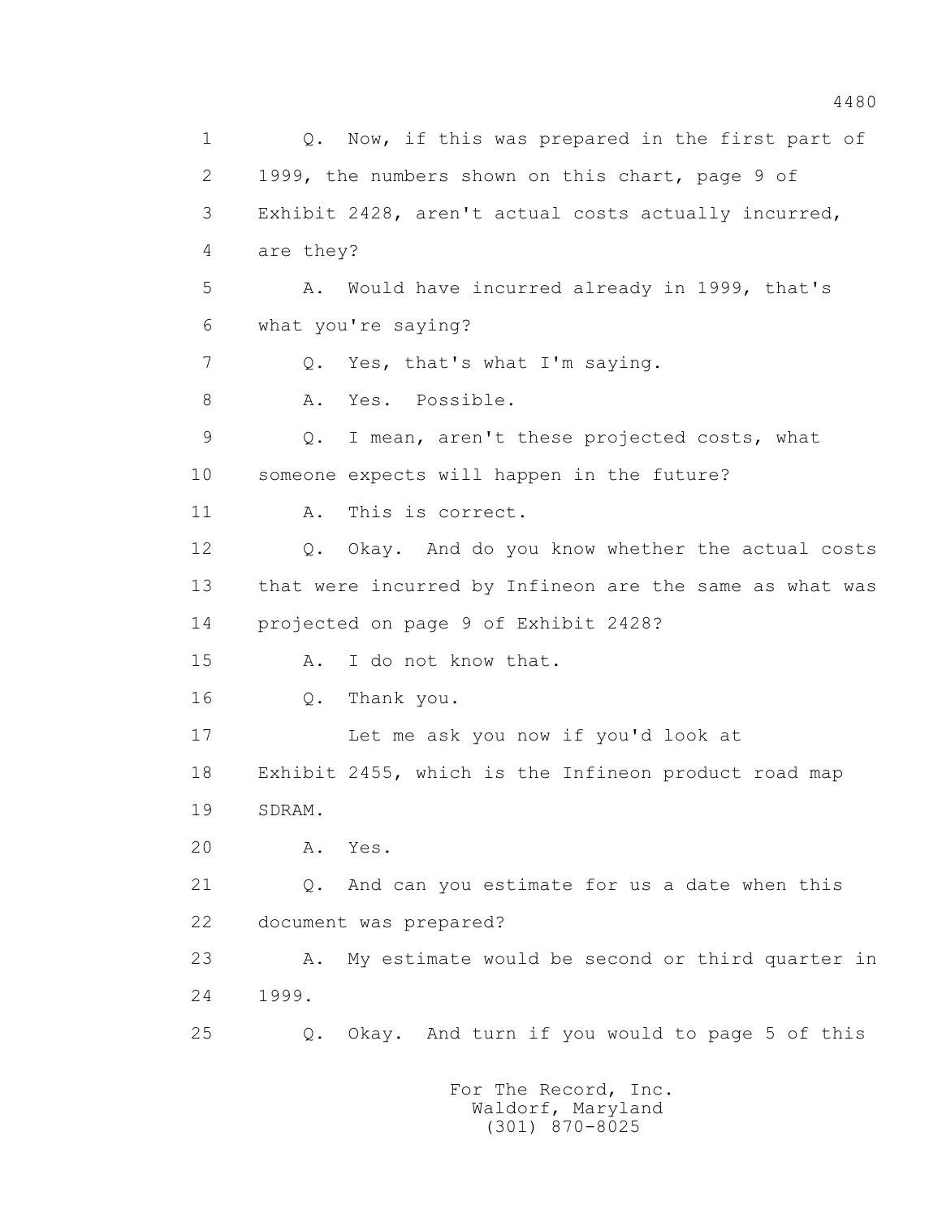1 Q. Now, if this was prepared in the first part of
2 1999, the numbers shown on this chart, page 9 of
3 Exhibit 2428, aren't actual costs actually incurred,
4 are they?
5 A. Would have incurred already in 1999, that's
6 what you're saying?
7 Q. Yes, that's what I'm saying.
8 A. Yes. Possible.
9 Q. I mean, aren't these projected costs, what
10 someone expects will happen in the future?
11 A. This is correct.
12 Q. Okay. And do you know whether the actual costs
13 that were incurred by Infineon are the same as what was
14 projected on page 9 of Exhibit 2428?
15 A. I do not know that.
16 Q. Thank you.
17 Let me ask you now if you'd look at
18 Exhibit 2455, which is the Infineon product road map
19 SDRAM.
20 A. Yes.
21 Q. And can you estimate for us a date when this
22 document was prepared?
23 A. My estimate would be second or third quarter in
24 1999.
25 Q. Okay. And turn if you would to page 5 of this

For The Record, Inc.
Waldorf, Maryland
(301) 870-8025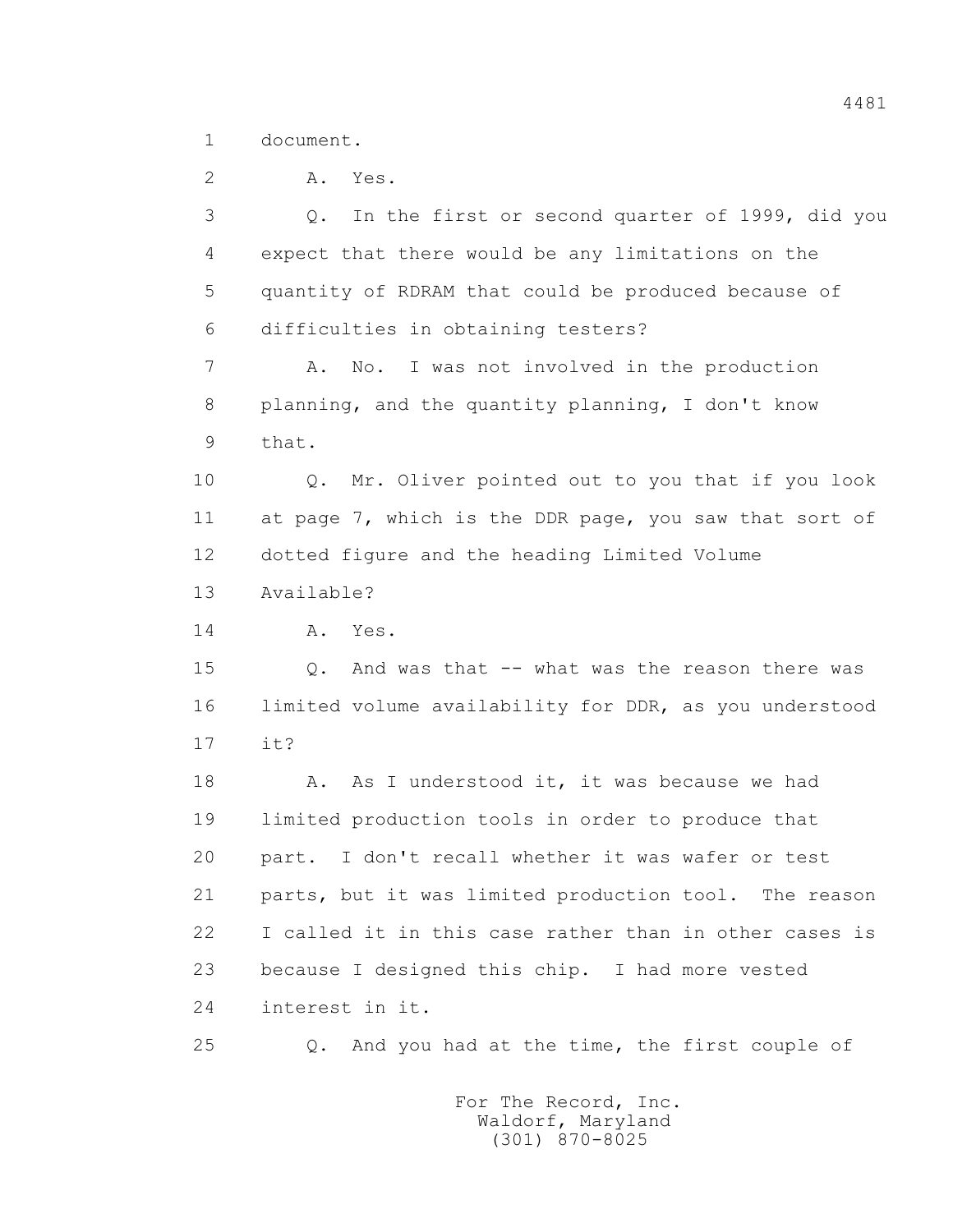1 document.

2 A. Yes.

3 Q. In the first or second quarter of 1999, did you

4 expect that there would be any limitations on the

5 quantity of RDRAM that could be produced because of

6 difficulties in obtaining testers?

7 A. No. I was not involved in the production

8 planning, and the quantity planning, I don't know

9 that.

10 Q. Mr. Oliver pointed out to you that if you look

11 at page 7, which is the DDR page, you saw that sort of

12 dotted figure and the heading Limited Volume

13 Available?

14 A. Yes.

15 Q. And was that -- what was the reason there was

16 limited volume availability for DDR, as you understood

17 it?

18 A. As I understood it, it was because we had

19 limited production tools in order to produce that

20 part. I don't recall whether it was wafer or test

21 parts, but it was limited production tool. The reason

22 I called it in this case rather than in other cases is

23 because I designed this chip. I had more vested

24 interest in it.

25 Q. And you had at the time, the first couple of

For The Record, Inc.
Waldorf, Maryland
(301) 870-8025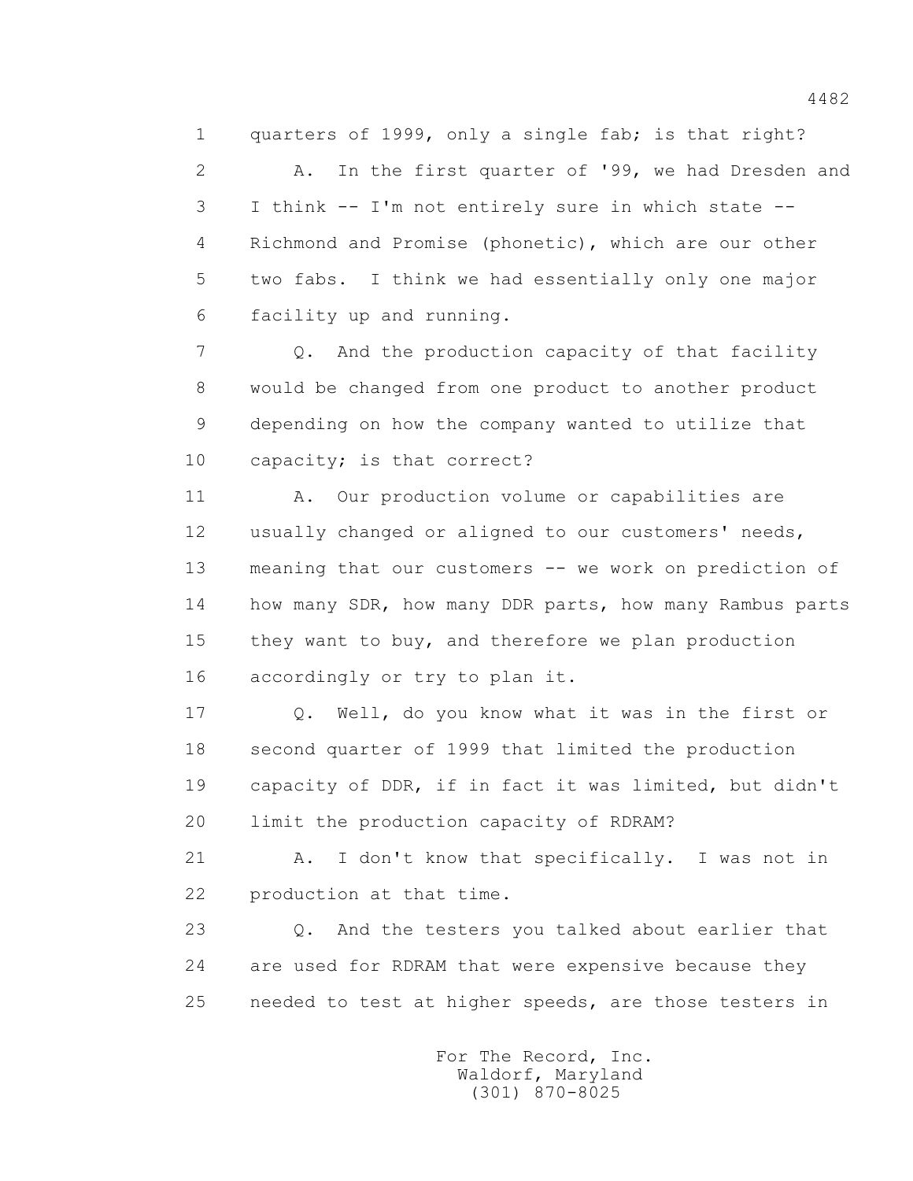1 quarters of 1999, only a single fab; is that right?

2 A. In the first quarter of '99, we had Dresden and

3 I think -- I'm not entirely sure in which state --

4 Richmond and Promise (phonetic), which are our other

5 two fabs. I think we had essentially only one major

6 facility up and running.

7 Q. And the production capacity of that facility

8 would be changed from one product to another product

9 depending on how the company wanted to utilize that

10 capacity; is that correct?

11 A. Our production volume or capabilities are

12 usually changed or aligned to our customers' needs,

13 meaning that our customers -- we work on prediction of

14 how many SDR, how many DDR parts, how many Rambus parts

15 they want to buy, and therefore we plan production

16 accordingly or try to plan it.

17 Q. Well, do you know what it was in the first or

18 second quarter of 1999 that limited the production

19 capacity of DDR, if in fact it was limited, but didn't

20 limit the production capacity of RDRAM?

21 A. I don't know that specifically. I was not in

22 production at that time.

23 Q. And the testers you talked about earlier that

24 are used for RDRAM that were expensive because they

25 needed to test at higher speeds, are those testers in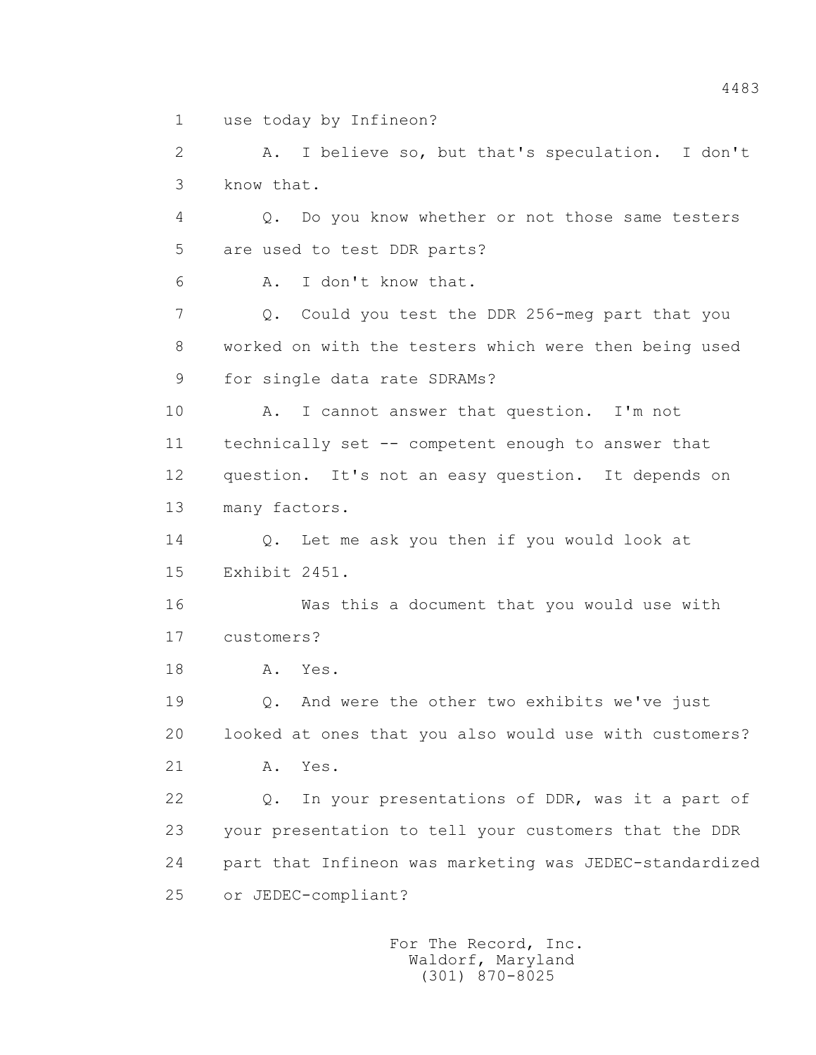use today by Infineon?

A. I believe so, but that's speculation. I don't know that.

Q. Do you know whether or not those same testers are used to test DDR parts?

A. I don't know that.

Q. Could you test the DDR 256-meg part that you worked on with the testers which were then being used for single data rate SDRAMs?

A. I cannot answer that question. I'm not technically set -- competent enough to answer that question. It's not an easy question. It depends on many factors.

Q. Let me ask you then if you would look at Exhibit 2451.

Was this a document that you would use with customers?

A. Yes.

Q. And were the other two exhibits we've just looked at ones that you also would use with customers?

A. Yes.

Q. In your presentations of DDR, was it a part of your presentation to tell your customers that the DDR part that Infineon was marketing was JEDEC-standardized or JEDEC-compliant?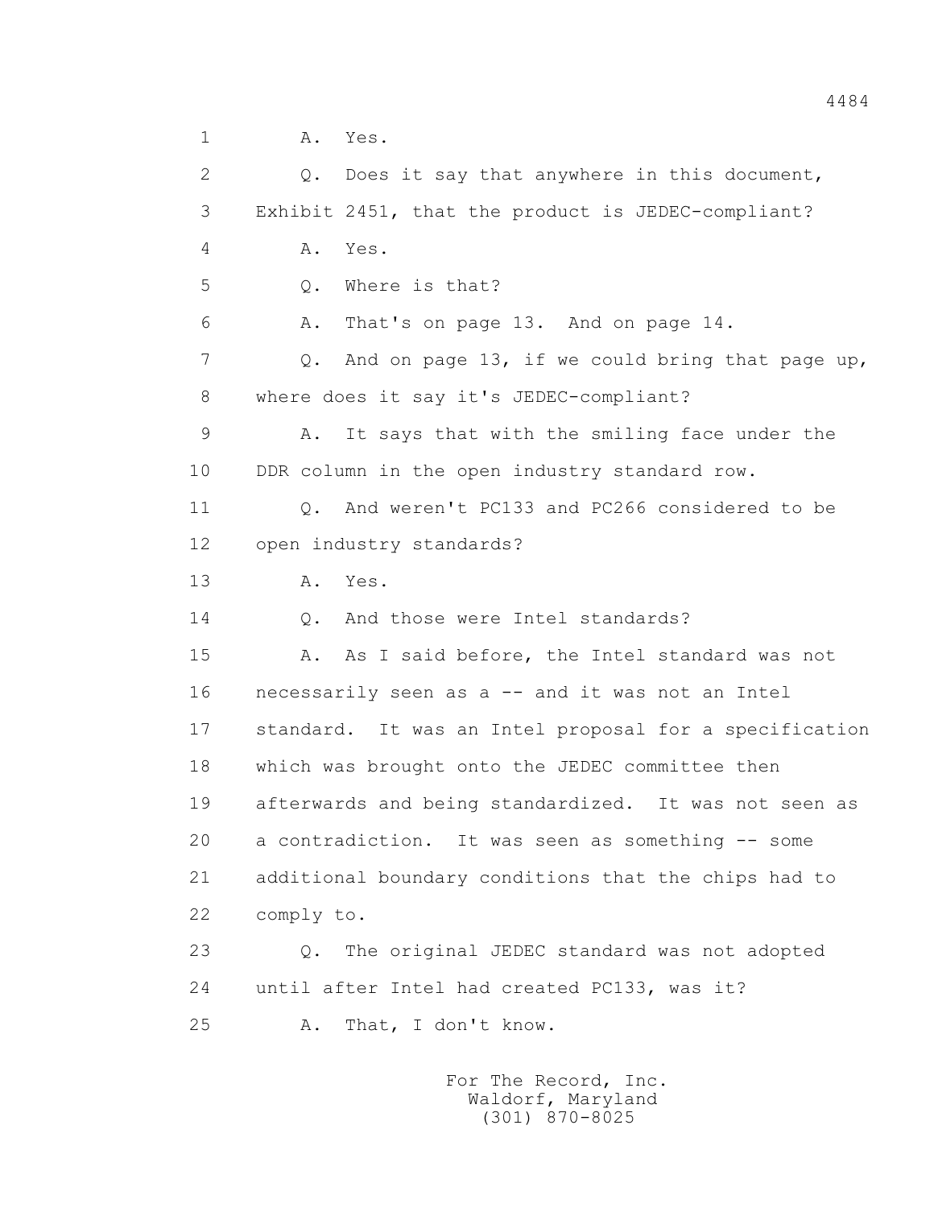1 A. Yes.

2 Q. Does it say that anywhere in this document,

3 Exhibit 2451, that the product is JEDEC-compliant?

4 A. Yes.

5 Q. Where is that?

6 A. That's on page 13. And on page 14.

7 Q. And on page 13, if we could bring that page up,

8 where does it say it's JEDEC-compliant?

9 A. It says that with the smiling face under the

10 DDR column in the open industry standard row.

11 Q. And weren't PC133 and PC266 considered to be

12 open industry standards?

13 A. Yes.

14 Q. And those were Intel standards?

15 A. As I said before, the Intel standard was not

16 necessarily seen as a -- and it was not an Intel

17 standard. It was an Intel proposal for a specification

18 which was brought onto the JEDEC committee then

19 afterwards and being standardized. It was not seen as

20 a contradiction. It was seen as something -- some

21 additional boundary conditions that the chips had to

22 comply to.

23 Q. The original JEDEC standard was not adopted

24 until after Intel had created PC133, was it?

25 A. That, I don't know.

For The Record, Inc.
Waldorf, Maryland
(301) 870-8025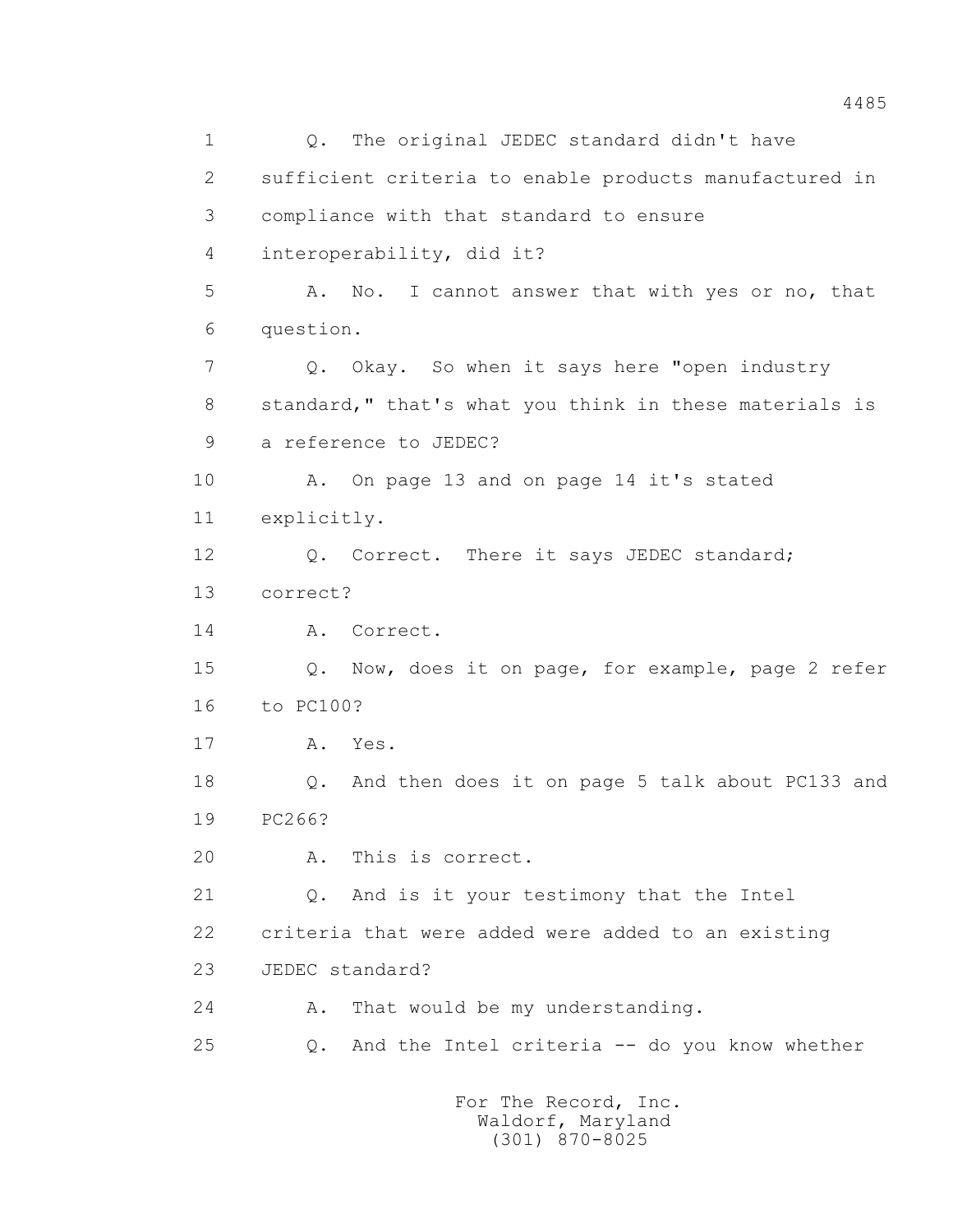1 Q. The original JEDEC standard didn't have

2 sufficient criteria to enable products manufactured in

3 compliance with that standard to ensure

4 interoperability, did it?

5 A. No. I cannot answer that with yes or no, that

6 question.

7 Q. Okay. So when it says here "open industry

8 standard," that's what you think in these materials is

9 a reference to JEDEC?

10 A. On page 13 and on page 14 it's stated

11 explicitly.

12 Q. Correct. There it says JEDEC standard;

13 correct?

14 A. Correct.

15 Q. Now, does it on page, for example, page 2 refer

16 to PC100?

17 A. Yes.

18 Q. And then does it on page 5 talk about PC133 and

19 PC266?

20 A. This is correct.

21 Q. And is it your testimony that the Intel

22 criteria that were added were added to an existing

23 JEDEC standard?

24 A. That would be my understanding.

25 Q. And the Intel criteria -- do you know whether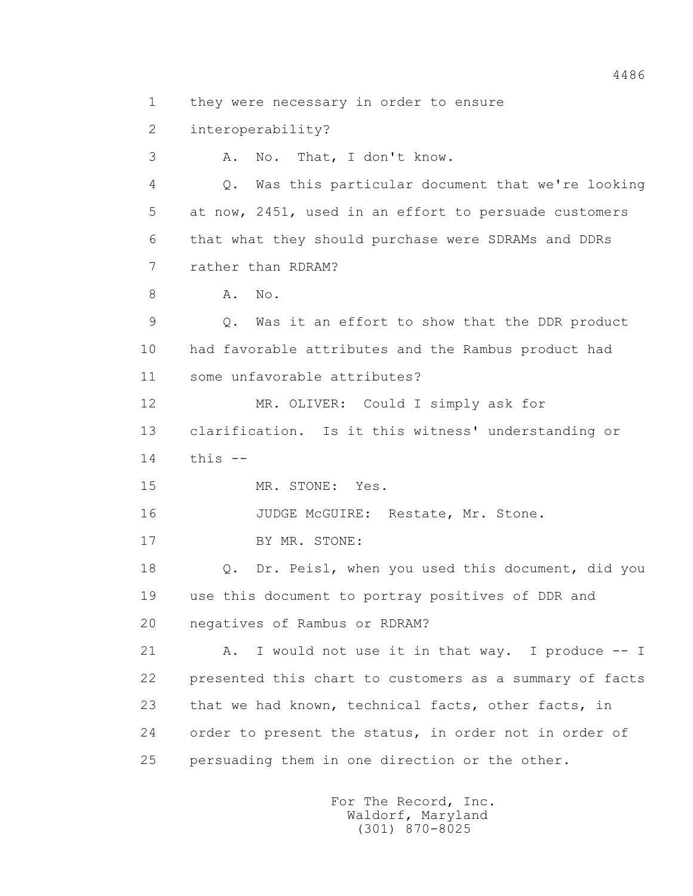1 they were necessary in order to ensure
2 interoperability?
3 A. No. That, I don't know.
4 Q. Was this particular document that we're looking
5 at now, 2451, used in an effort to persuade customers
6 that what they should purchase were SDRAMs and DDRs
7 rather than RDRAM?
8 A. No.
9 Q. Was it an effort to show that the DDR product
10 had favorable attributes and the Rambus product had
11 some unfavorable attributes?
12 MR. OLIVER: Could I simply ask for
13 clarification. Is it this witness' understanding or
14 this --
15 MR. STONE: Yes.
16 JUDGE McGUIRE: Restate, Mr. Stone.
17 BY MR. STONE:
18 Q. Dr. Peisl, when you used this document, did you
19 use this document to portray positives of DDR and
20 negatives of Rambus or RDRAM?
21 A. I would not use it in that way. I produce -- I
22 presented this chart to customers as a summary of facts
23 that we had known, technical facts, other facts, in
24 order to present the status, in order not in order of
25 persuading them in one direction or the other.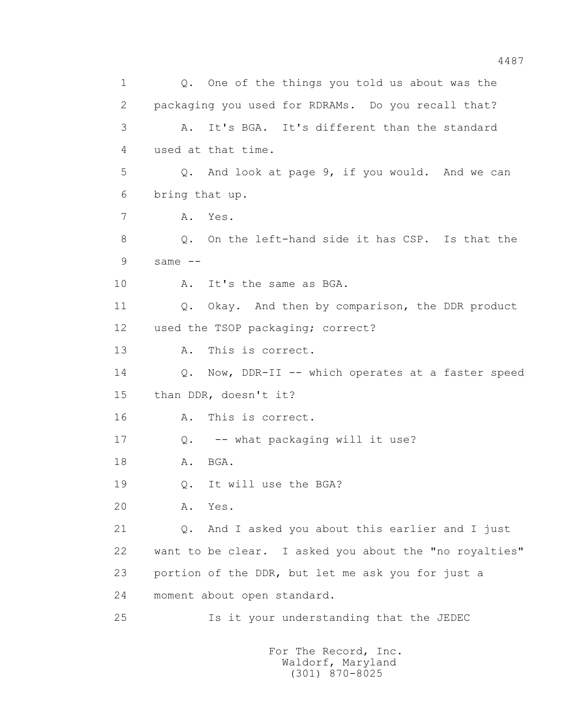1 Q. One of the things you told us about was the
2 packaging you used for RDRAMs. Do you recall that?
3 A. It's BGA. It's different than the standard
4 used at that time.
5 Q. And look at page 9, if you would. And we can
6 bring that up.
7 A. Yes.
8 Q. On the left-hand side it has CSP. Is that the
9 same --
10 A. It's the same as BGA.
11 Q. Okay. And then by comparison, the DDR product
12 used the TSOP packaging; correct?
13 A. This is correct.
14 Q. Now, DDR-II -- which operates at a faster speed
15 than DDR, doesn't it?
16 A. This is correct.
17 Q. -- what packaging will it use?
18 A. BGA.
19 Q. It will use the BGA?
20 A. Yes.
21 Q. And I asked you about this earlier and I just
22 want to be clear. I asked you about the "no royalties"
23 portion of the DDR, but let me ask you for just a
24 moment about open standard.
25 Is it your understanding that the JEDEC

For The Record, Inc.
Waldorf, Maryland
(301) 870-8025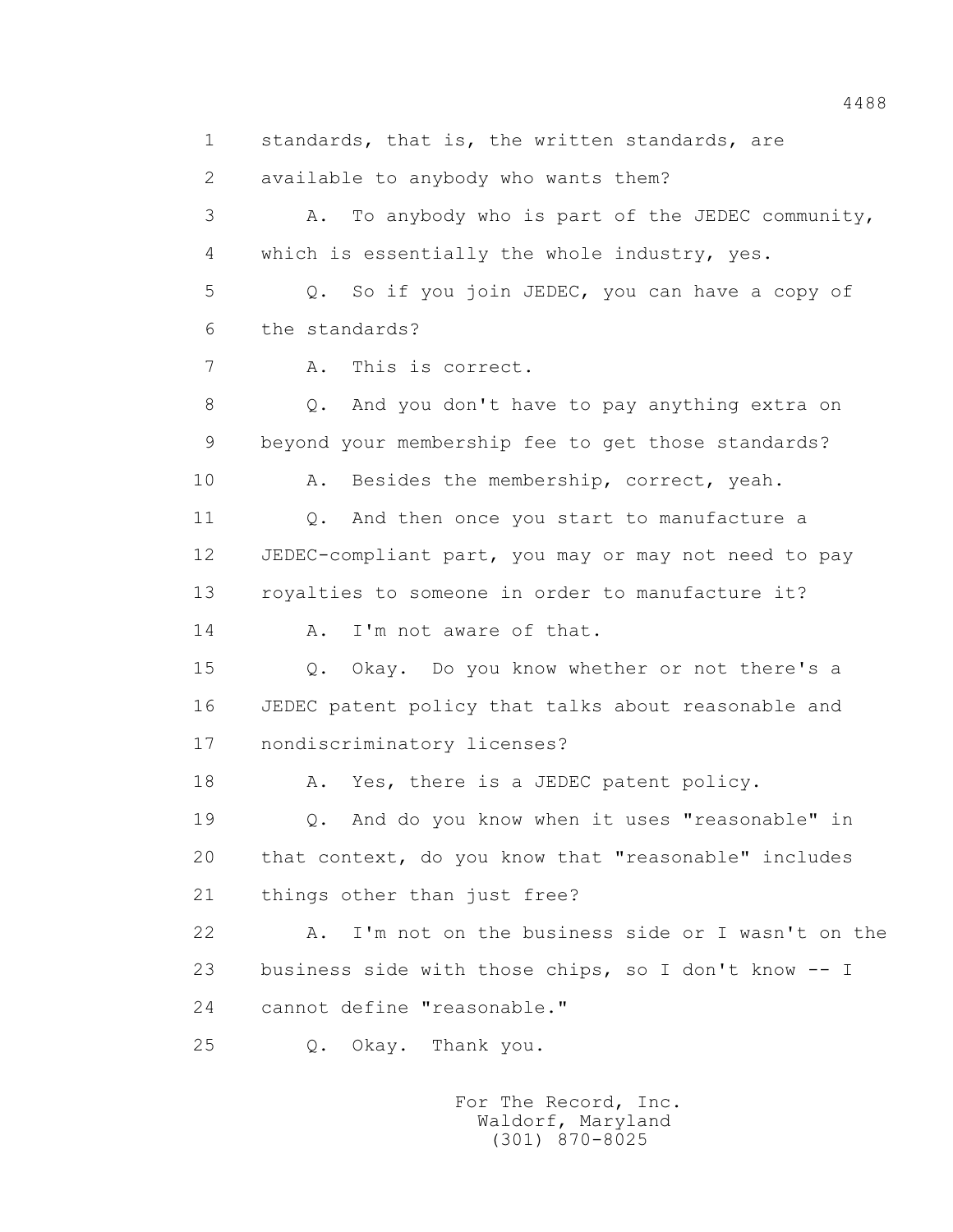1 standards, that is, the written standards, are

2 available to anybody who wants them?

3 A. To anybody who is part of the JEDEC community,

4 which is essentially the whole industry, yes.

5 Q. So if you join JEDEC, you can have a copy of

6 the standards?

7 A. This is correct.

8 Q. And you don't have to pay anything extra on

9 beyond your membership fee to get those standards?

10 A. Besides the membership, correct, yeah.

11 Q. And then once you start to manufacture a

12 JEDEC-compliant part, you may or may not need to pay

13 royalties to someone in order to manufacture it?

14 A. I'm not aware of that.

15 Q. Okay. Do you know whether or not there's a

16 JEDEC patent policy that talks about reasonable and

17 nondiscriminatory licenses?

18 A. Yes, there is a JEDEC patent policy.

19 Q. And do you know when it uses "reasonable" in

20 that context, do you know that "reasonable" includes

21 things other than just free?

22 A. I'm not on the business side or I wasn't on the

23 business side with those chips, so I don't know -- I

24 cannot define "reasonable."

25 Q. Okay. Thank you.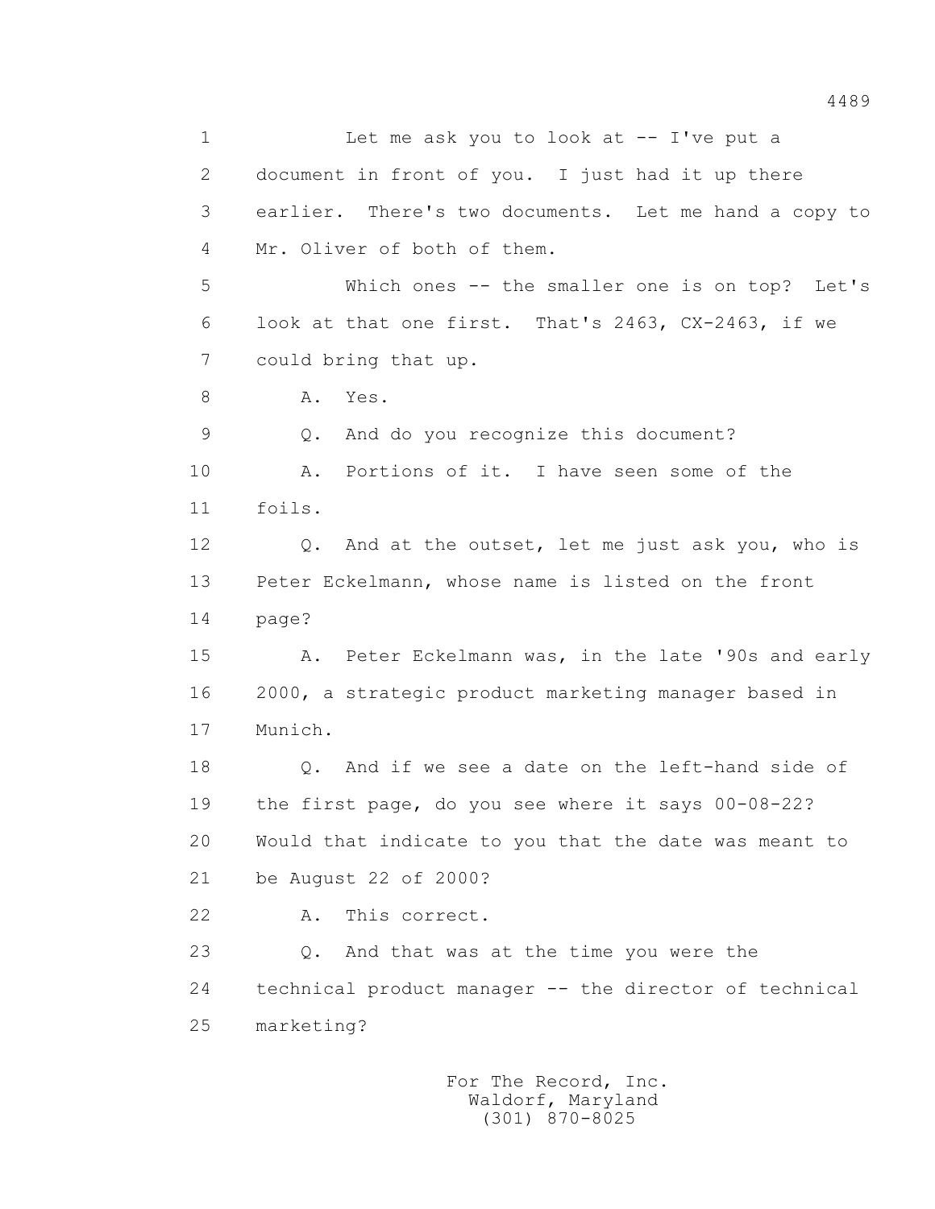1 Let me ask you to look at -- I've put a
2 document in front of you. I just had it up there
3 earlier. There's two documents. Let me hand a copy to
4 Mr. Oliver of both of them.
5 Which ones -- the smaller one is on top? Let's
6 look at that one first. That's 2463, CX-2463, if we
7 could bring that up.
8 A. Yes.
9 Q. And do you recognize this document?
10 A. Portions of it. I have seen some of the
11 foils.
12 Q. And at the outset, let me just ask you, who is
13 Peter Eckelmann, whose name is listed on the front
14 page?
15 A. Peter Eckelmann was, in the late '90s and early
16 2000, a strategic product marketing manager based in
17 Munich.
18 Q. And if we see a date on the left-hand side of
19 the first page, do you see where it says 00-08-22?
20 Would that indicate to you that the date was meant to
21 be August 22 of 2000?
22 A. This correct.
23 Q. And that was at the time you were the
24 technical product manager -- the director of technical
25 marketing?

For The Record, Inc.
Waldorf, Maryland
(301) 870-8025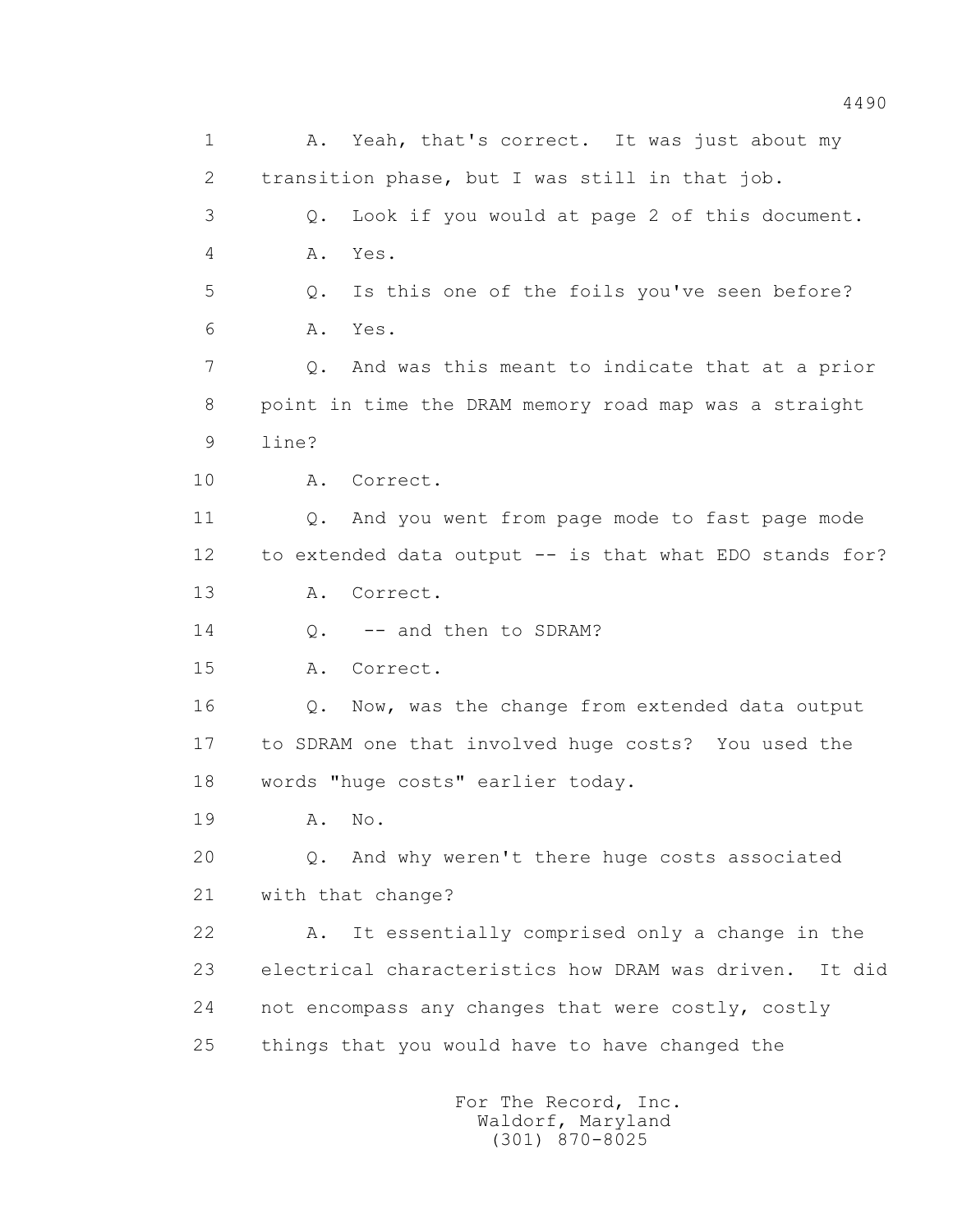1 A. Yeah, that's correct. It was just about my
2 transition phase, but I was still in that job.
3 Q. Look if you would at page 2 of this document.
4 A. Yes.
5 Q. Is this one of the foils you've seen before?
6 A. Yes.
7 Q. And was this meant to indicate that at a prior
8 point in time the DRAM memory road map was a straight
9 line?
10 A. Correct.
11 Q. And you went from page mode to fast page mode
12 to extended data output -- is that what EDO stands for?
13 A. Correct.
14 Q. -- and then to SDRAM?
15 A. Correct.
16 Q. Now, was the change from extended data output
17 to SDRAM one that involved huge costs? You used the
18 words "huge costs" earlier today.
19 A. No.
20 Q. And why weren't there huge costs associated
21 with that change?
22 A. It essentially comprised only a change in the
23 electrical characteristics how DRAM was driven. It did
24 not encompass any changes that were costly, costly
25 things that you would have to have changed the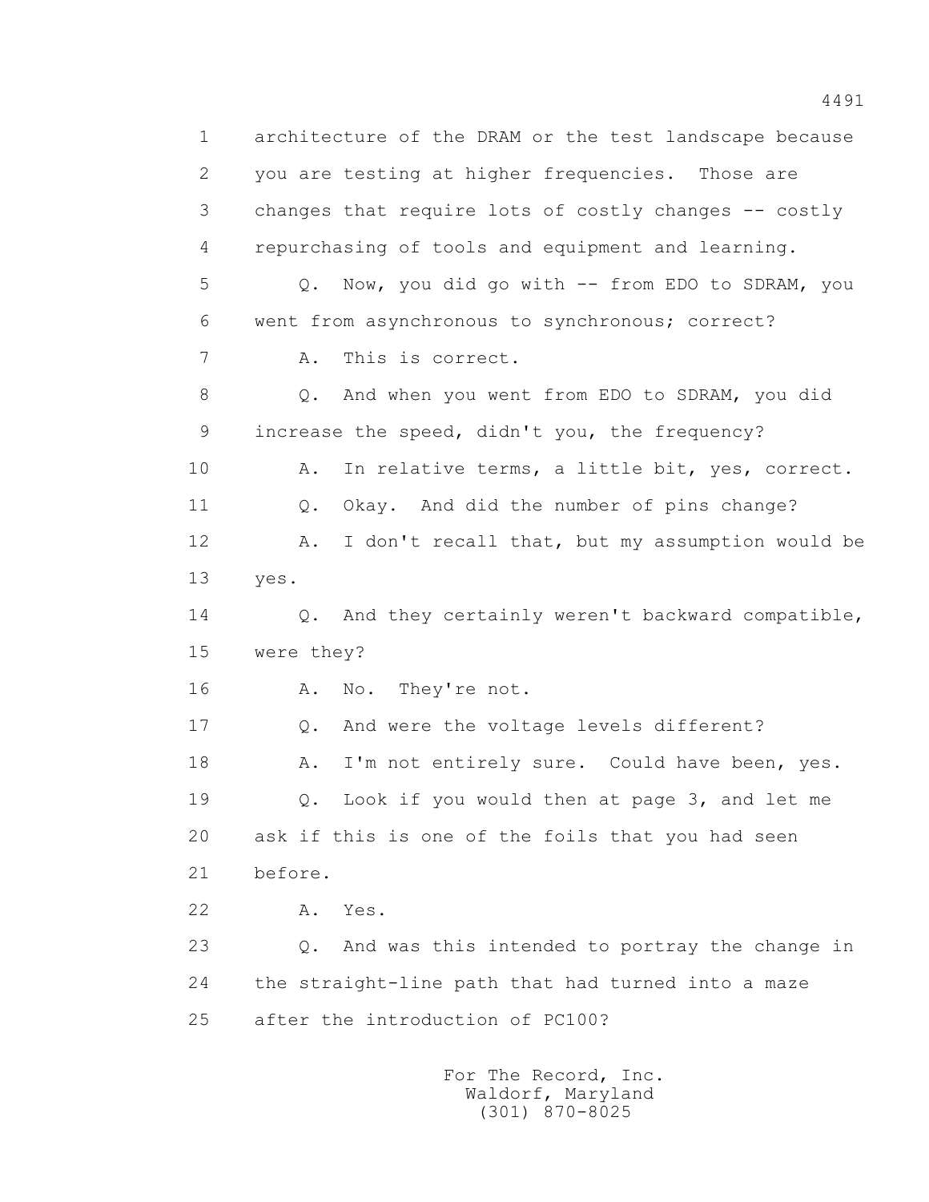architecture of the DRAM or the test landscape because you are testing at higher frequencies. Those are changes that require lots of costly changes -- costly repurchasing of tools and equipment and learning.

Q. Now, you did go with -- from EDO to SDRAM, you went from asynchronous to synchronous; correct?

A. This is correct.

Q. And when you went from EDO to SDRAM, you did increase the speed, didn't you, the frequency?

A. In relative terms, a little bit, yes, correct.

Q. Okay. And did the number of pins change?

A. I don't recall that, but my assumption would be yes.

Q. And they certainly weren't backward compatible, were they?

A. No. They're not.

Q. And were the voltage levels different?

A. I'm not entirely sure. Could have been, yes.

Q. Look if you would then at page 3, and let me ask if this is one of the foils that you had seen before.

A. Yes.

Q. And was this intended to portray the change in the straight-line path that had turned into a maze after the introduction of PC100?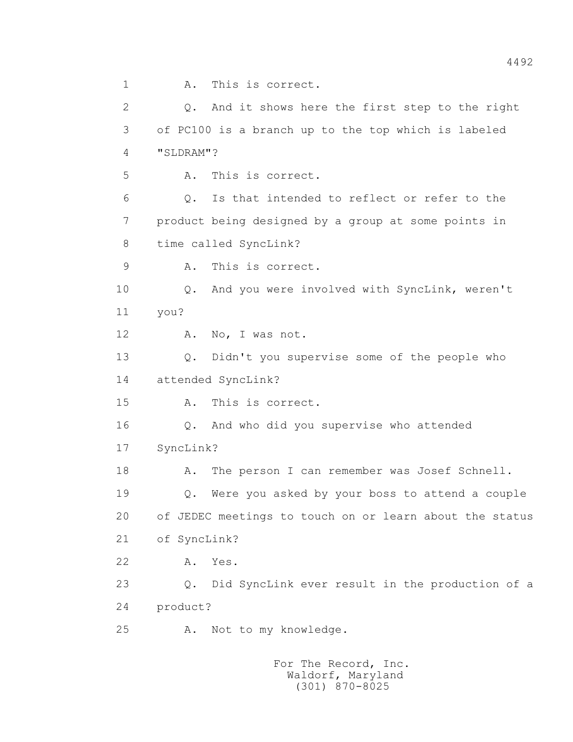1 A. This is correct.

2 Q. And it shows here the first step to the right

3 of PC100 is a branch up to the top which is labeled

4 "SLDRAM"?

5 A. This is correct.

6 Q. Is that intended to reflect or refer to the

7 product being designed by a group at some points in

8 time called SyncLink?

9 A. This is correct.

10 Q. And you were involved with SyncLink, weren't

11 you?

12 A. No, I was not.

13 Q. Didn't you supervise some of the people who

14 attended SyncLink?

15 A. This is correct.

16 Q. And who did you supervise who attended

17 SyncLink?

18 A. The person I can remember was Josef Schnell.

19 Q. Were you asked by your boss to attend a couple

20 of JEDEC meetings to touch on or learn about the status

21 of SyncLink?

22 A. Yes.

23 Q. Did SyncLink ever result in the production of a

24 product?

25 A. Not to my knowledge.

For The Record, Inc.
Waldorf, Maryland
(301) 870-8025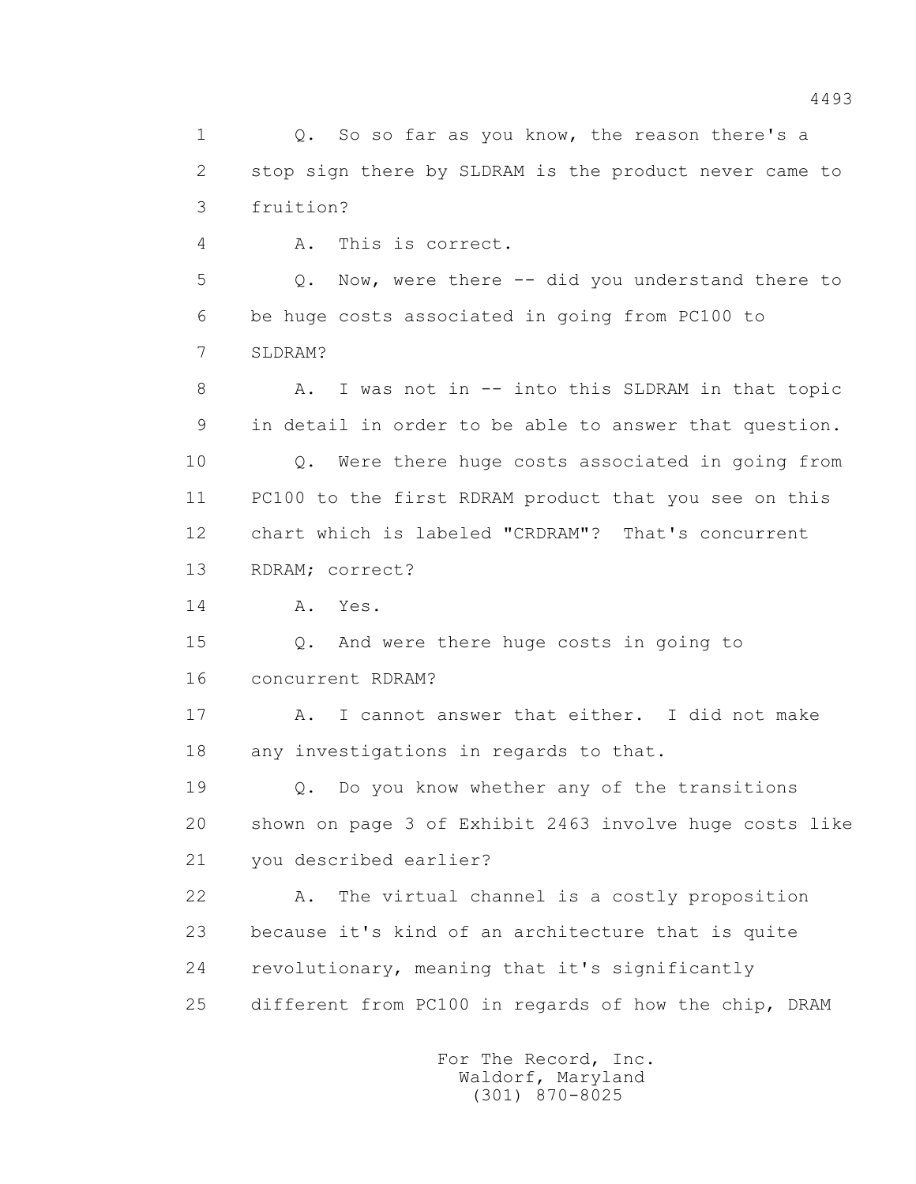1 Q. So so far as you know, the reason there's a
2 stop sign there by SLDRAM is the product never came to
3 fruition?
4 A. This is correct.
5 Q. Now, were there -- did you understand there to
6 be huge costs associated in going from PC100 to
7 SLDRAM?
8 A. I was not in -- into this SLDRAM in that topic
9 in detail in order to be able to answer that question.
10 Q. Were there huge costs associated in going from
11 PC100 to the first RDRAM product that you see on this
12 chart which is labeled "CRDRAM"? That's concurrent
13 RDRAM; correct?
14 A. Yes.
15 Q. And were there huge costs in going to
16 concurrent RDRAM?
17 A. I cannot answer that either. I did not make
18 any investigations in regards to that.
19 Q. Do you know whether any of the transitions
20 shown on page 3 of Exhibit 2463 involve huge costs like
21 you described earlier?
22 A. The virtual channel is a costly proposition
23 because it's kind of an architecture that is quite
24 revolutionary, meaning that it's significantly
25 different from PC100 in regards of how the chip, DRAM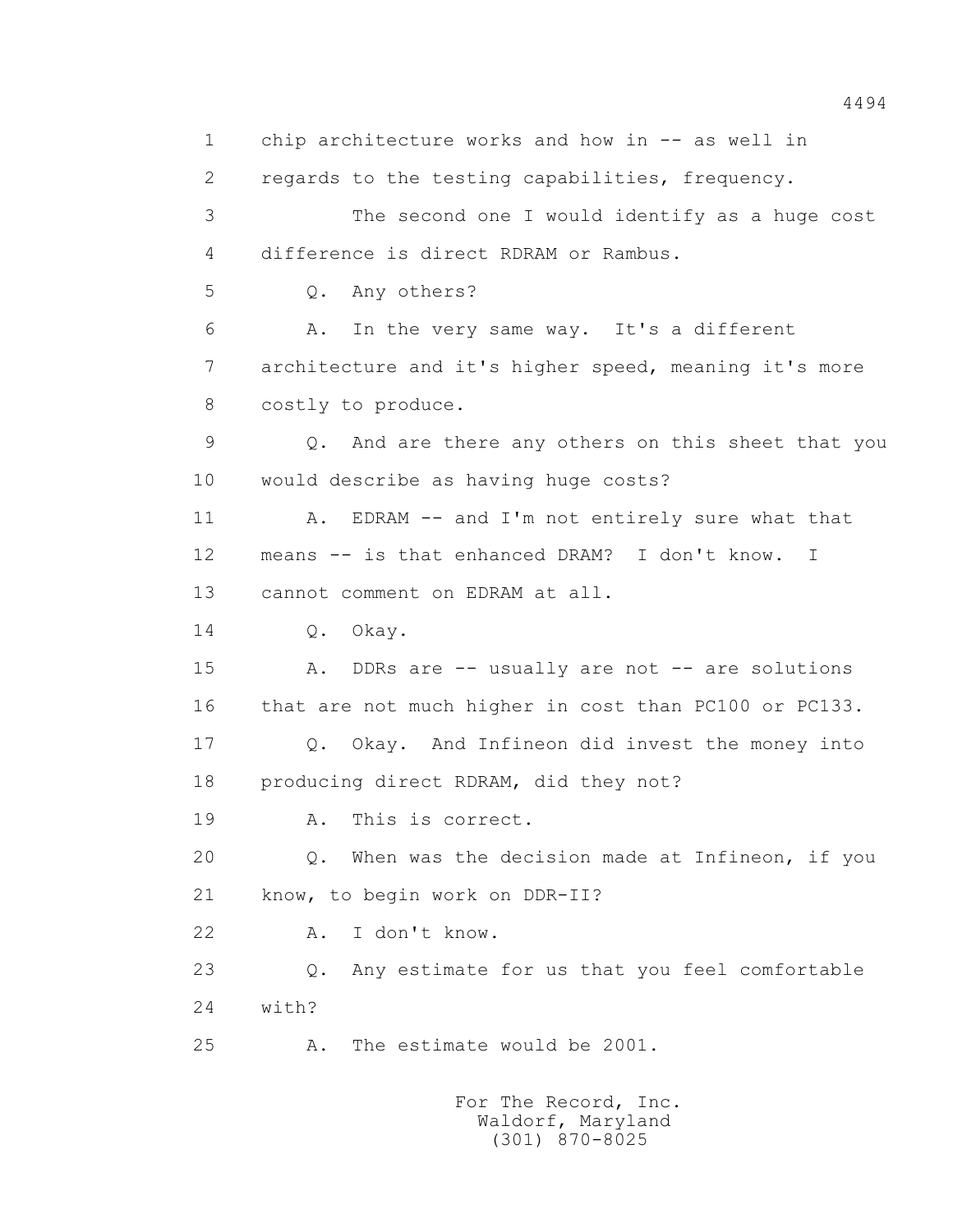1 chip architecture works and how in -- as well in
2 regards to the testing capabilities, frequency.
3 The second one I would identify as a huge cost
4 difference is direct RDRAM or Rambus.
5 Q. Any others?
6 A. In the very same way. It's a different
7 architecture and it's higher speed, meaning it's more
8 costly to produce.
9 Q. And are there any others on this sheet that you
10 would describe as having huge costs?
11 A. EDRAM -- and I'm not entirely sure what that
12 means -- is that enhanced DRAM? I don't know. I
13 cannot comment on EDRAM at all.
14 Q. Okay.
15 A. DDRs are -- usually are not -- are solutions
16 that are not much higher in cost than PC100 or PC133.
17 Q. Okay. And Infineon did invest the money into
18 producing direct RDRAM, did they not?
19 A. This is correct.
20 Q. When was the decision made at Infineon, if you
21 know, to begin work on DDR-II?
22 A. I don't know.
23 Q. Any estimate for us that you feel comfortable
24 with?
25 A. The estimate would be 2001.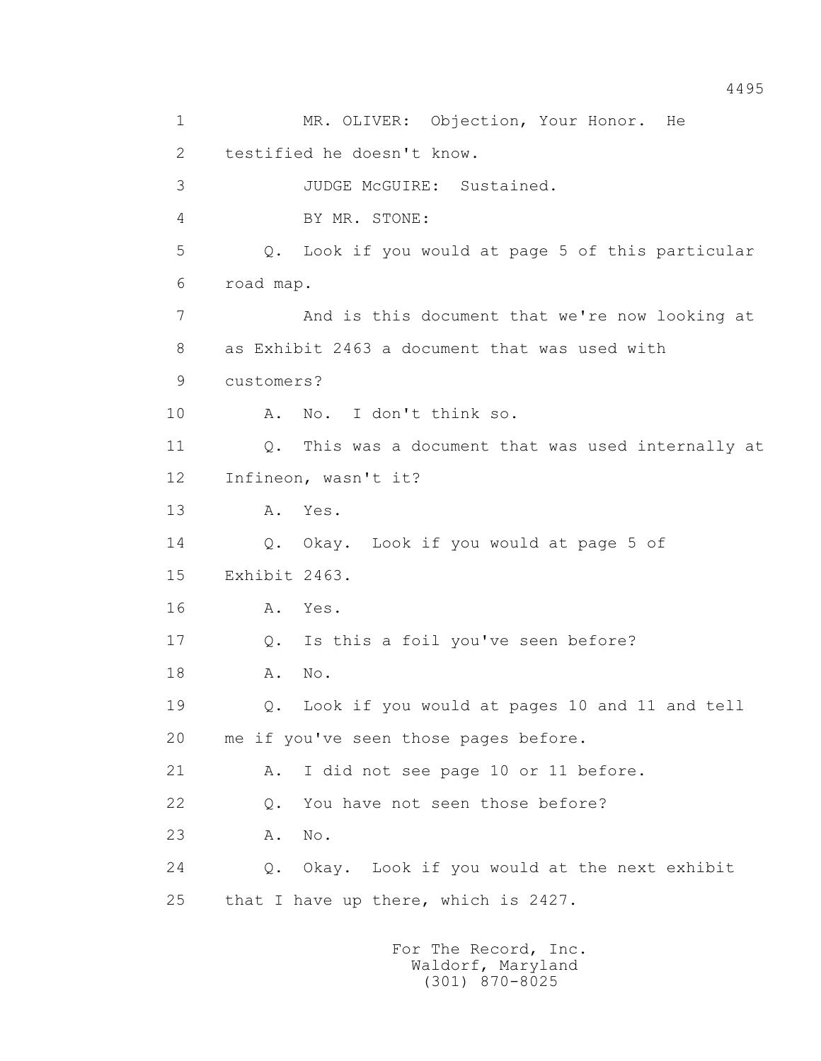1 MR. OLIVER: Objection, Your Honor. He
2 testified he doesn't know.
3 JUDGE McGUIRE: Sustained.
4 BY MR. STONE:
5 Q. Look if you would at page 5 of this particular
6 road map.
7 And is this document that we're now looking at
8 as Exhibit 2463 a document that was used with
9 customers?
10 A. No. I don't think so.
11 Q. This was a document that was used internally at
12 Infineon, wasn't it?
13 A. Yes.
14 Q. Okay. Look if you would at page 5 of
15 Exhibit 2463.
16 A. Yes.
17 Q. Is this a foil you've seen before?
18 A. No.
19 Q. Look if you would at pages 10 and 11 and tell
20 me if you've seen those pages before.
21 A. I did not see page 10 or 11 before.
22 Q. You have not seen those before?
23 A. No.
24 Q. Okay. Look if you would at the next exhibit
25 that I have up there, which is 2427.

For The Record, Inc.
Waldorf, Maryland
(301) 870-8025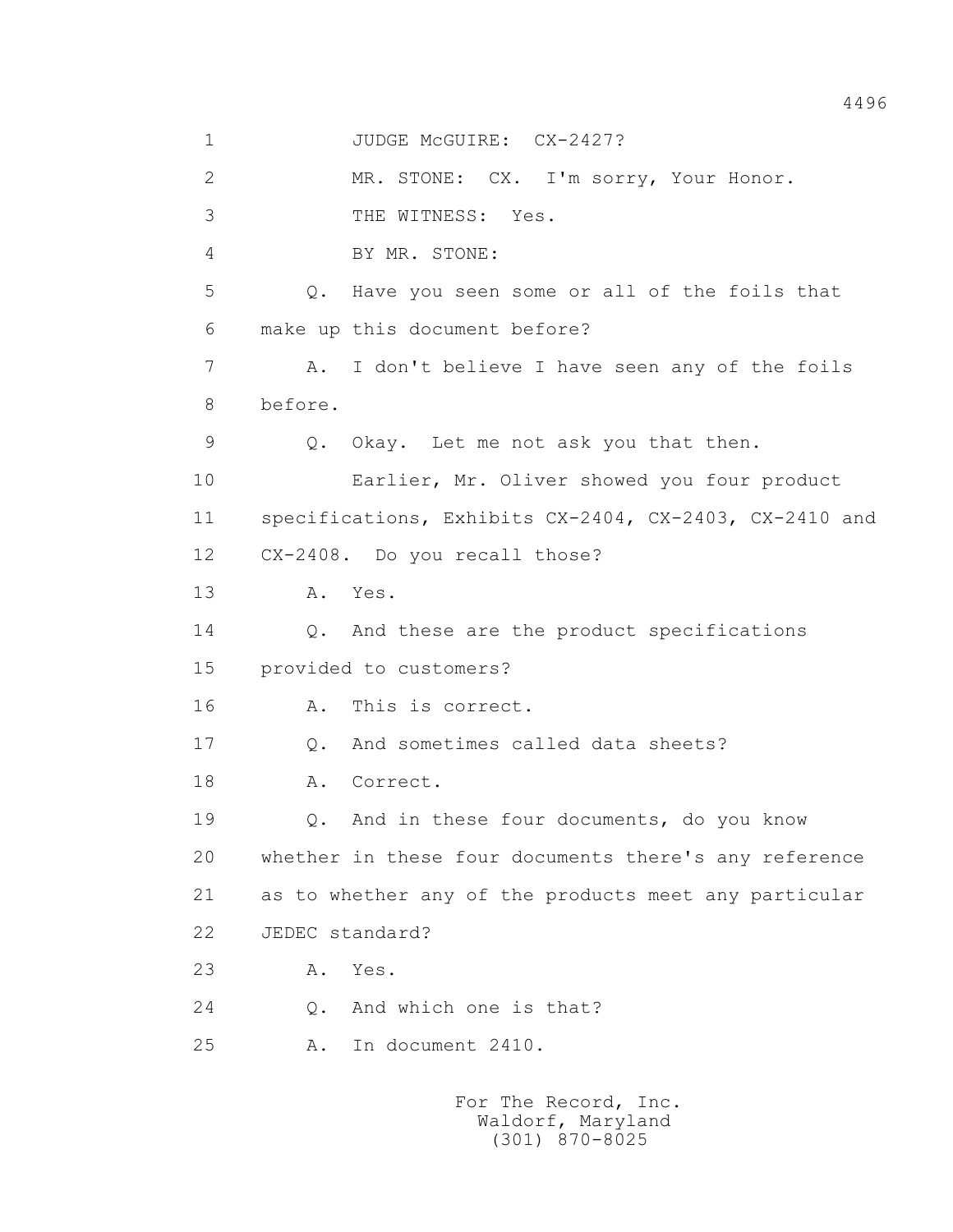JUDGE McGUIRE: CX-2427?

MR. STONE: CX. I'm sorry, Your Honor.

THE WITNESS: Yes.

BY MR. STONE:

Q. Have you seen some or all of the foils that make up this document before?

A. I don't believe I have seen any of the foils before.

Q. Okay. Let me not ask you that then.

Earlier, Mr. Oliver showed you four product specifications, Exhibits CX-2404, CX-2403, CX-2410 and CX-2408. Do you recall those?

A. Yes.

Q. And these are the product specifications provided to customers?

A. This is correct.

Q. And sometimes called data sheets?

A. Correct.

Q. And in these four documents, do you know whether in these four documents there's any reference as to whether any of the products meet any particular JEDEC standard?

A. Yes.

Q. And which one is that?

A. In document 2410.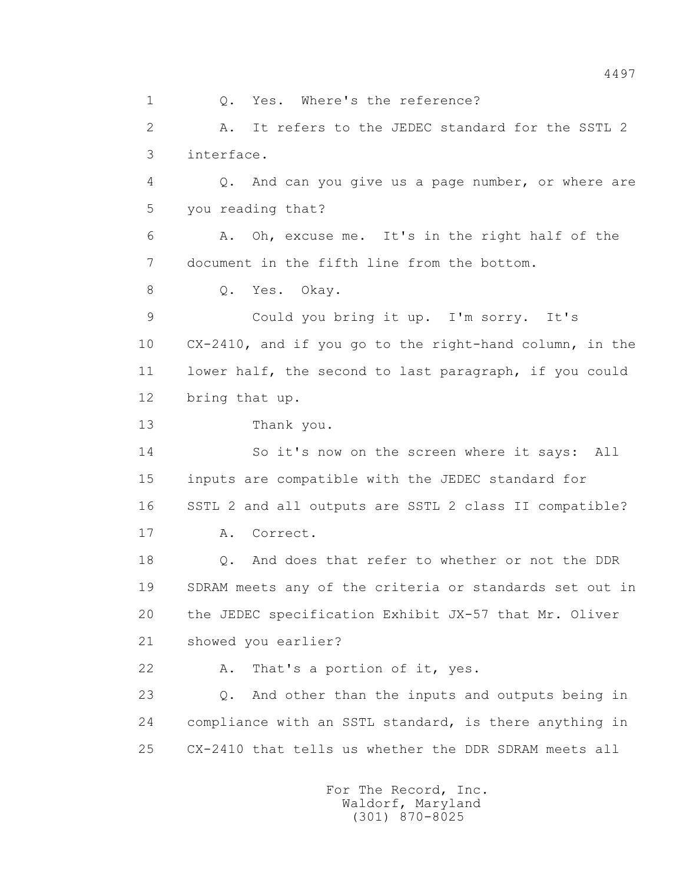1 Q. Yes. Where's the reference?

2 A. It refers to the JEDEC standard for the SSTL 2

3 interface.

4 Q. And can you give us a page number, or where are

5 you reading that?

6 A. Oh, excuse me. It's in the right half of the

7 document in the fifth line from the bottom.

8 Q. Yes. Okay.

9 Could you bring it up. I'm sorry. It's

10 CX-2410, and if you go to the right-hand column, in the

11 lower half, the second to last paragraph, if you could

12 bring that up.

13 Thank you.

14 So it's now on the screen where it says: All

15 inputs are compatible with the JEDEC standard for

16 SSTL 2 and all outputs are SSTL 2 class II compatible?

17 A. Correct.

18 Q. And does that refer to whether or not the DDR

19 SDRAM meets any of the criteria or standards set out in

20 the JEDEC specification Exhibit JX-57 that Mr. Oliver

21 showed you earlier?

22 A. That's a portion of it, yes.

23 Q. And other than the inputs and outputs being in

24 compliance with an SSTL standard, is there anything in

25 CX-2410 that tells us whether the DDR SDRAM meets all

For The Record, Inc.
Waldorf, Maryland
(301) 870-8025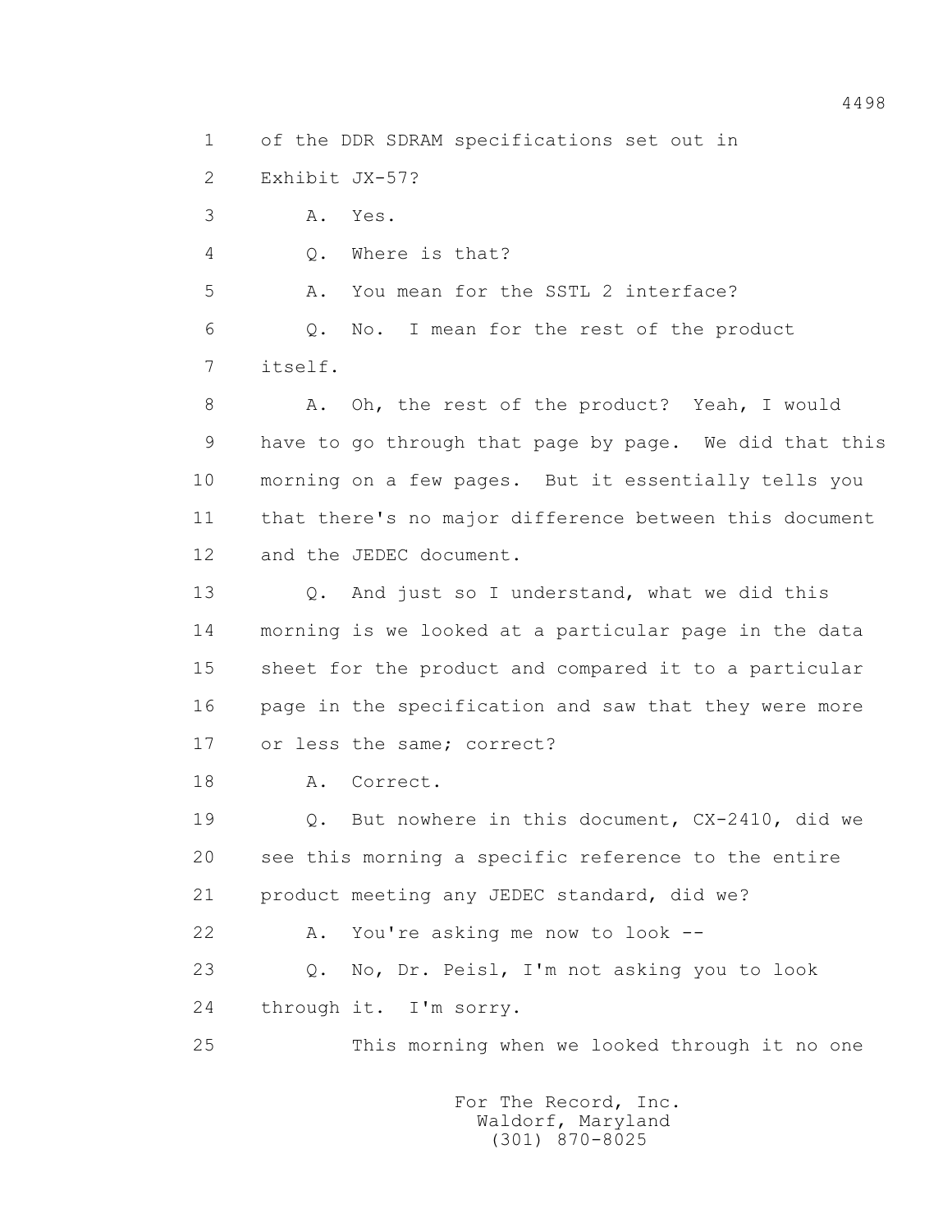1 of the DDR SDRAM specifications set out in
2 Exhibit JX-57?
3 A. Yes.
4 Q. Where is that?
5 A. You mean for the SSTL 2 interface?
6 Q. No. I mean for the rest of the product
7 itself.
8 A. Oh, the rest of the product? Yeah, I would
9 have to go through that page by page. We did that this
10 morning on a few pages. But it essentially tells you
11 that there's no major difference between this document
12 and the JEDEC document.
13 Q. And just so I understand, what we did this
14 morning is we looked at a particular page in the data
15 sheet for the product and compared it to a particular
16 page in the specification and saw that they were more
17 or less the same; correct?
18 A. Correct.
19 Q. But nowhere in this document, CX-2410, did we
20 see this morning a specific reference to the entire
21 product meeting any JEDEC standard, did we?
22 A. You're asking me now to look --
23 Q. No, Dr. Peisl, I'm not asking you to look
24 through it. I'm sorry.
25 This morning when we looked through it no one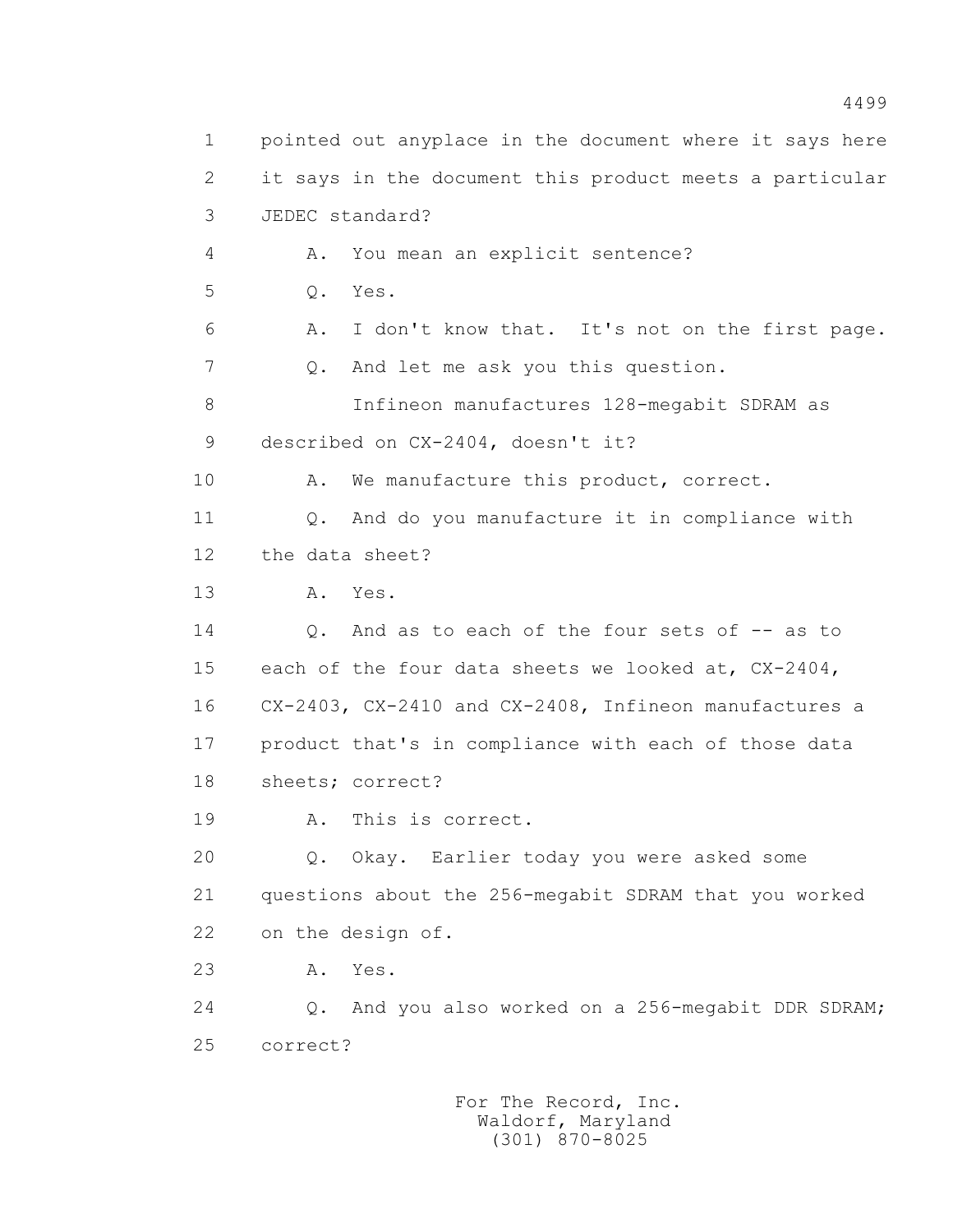1 pointed out anyplace in the document where it says here
2 it says in the document this product meets a particular
3 JEDEC standard?

4 A. You mean an explicit sentence?

5 Q. Yes.

6 A. I don't know that. It's not on the first page.

7 Q. And let me ask you this question.

8 Infineon manufactures 128-megabit SDRAM as
9 described on CX-2404, doesn't it?

10 A. We manufacture this product, correct.

11 Q. And do you manufacture it in compliance with
12 the data sheet?

13 A. Yes.

14 Q. And as to each of the four sets of -- as to
15 each of the four data sheets we looked at, CX-2404,
16 CX-2403, CX-2410 and CX-2408, Infineon manufactures a
17 product that's in compliance with each of those data
18 sheets; correct?

19 A. This is correct.

20 Q. Okay. Earlier today you were asked some
21 questions about the 256-megabit SDRAM that you worked
22 on the design of.

23 A. Yes.

24 Q. And you also worked on a 256-megabit DDR SDRAM;
25 correct?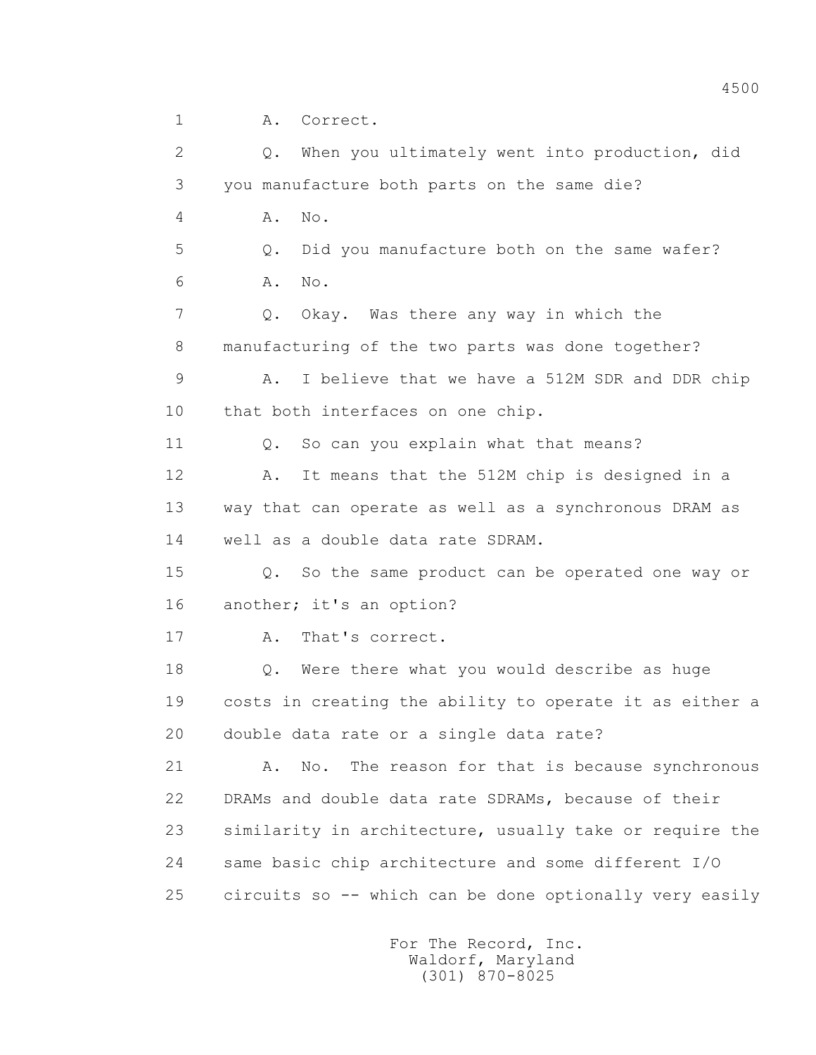1 A. Correct.

2 Q. When you ultimately went into production, did

3 you manufacture both parts on the same die?

4 A. No.

5 Q. Did you manufacture both on the same wafer?

6 A. No.

7 Q. Okay. Was there any way in which the

8 manufacturing of the two parts was done together?

9 A. I believe that we have a 512M SDR and DDR chip

10 that both interfaces on one chip.

11 Q. So can you explain what that means?

12 A. It means that the 512M chip is designed in a

13 way that can operate as well as a synchronous DRAM as

14 well as a double data rate SDRAM.

15 Q. So the same product can be operated one way or

16 another; it's an option?

17 A. That's correct.

18 Q. Were there what you would describe as huge

19 costs in creating the ability to operate it as either a

20 double data rate or a single data rate?

21 A. No. The reason for that is because synchronous

22 DRAMs and double data rate SDRAMs, because of their

23 similarity in architecture, usually take or require the

24 same basic chip architecture and some different I/O

25 circuits so -- which can be done optionally very easily

For The Record, Inc.
Waldorf, Maryland
(301) 870-8025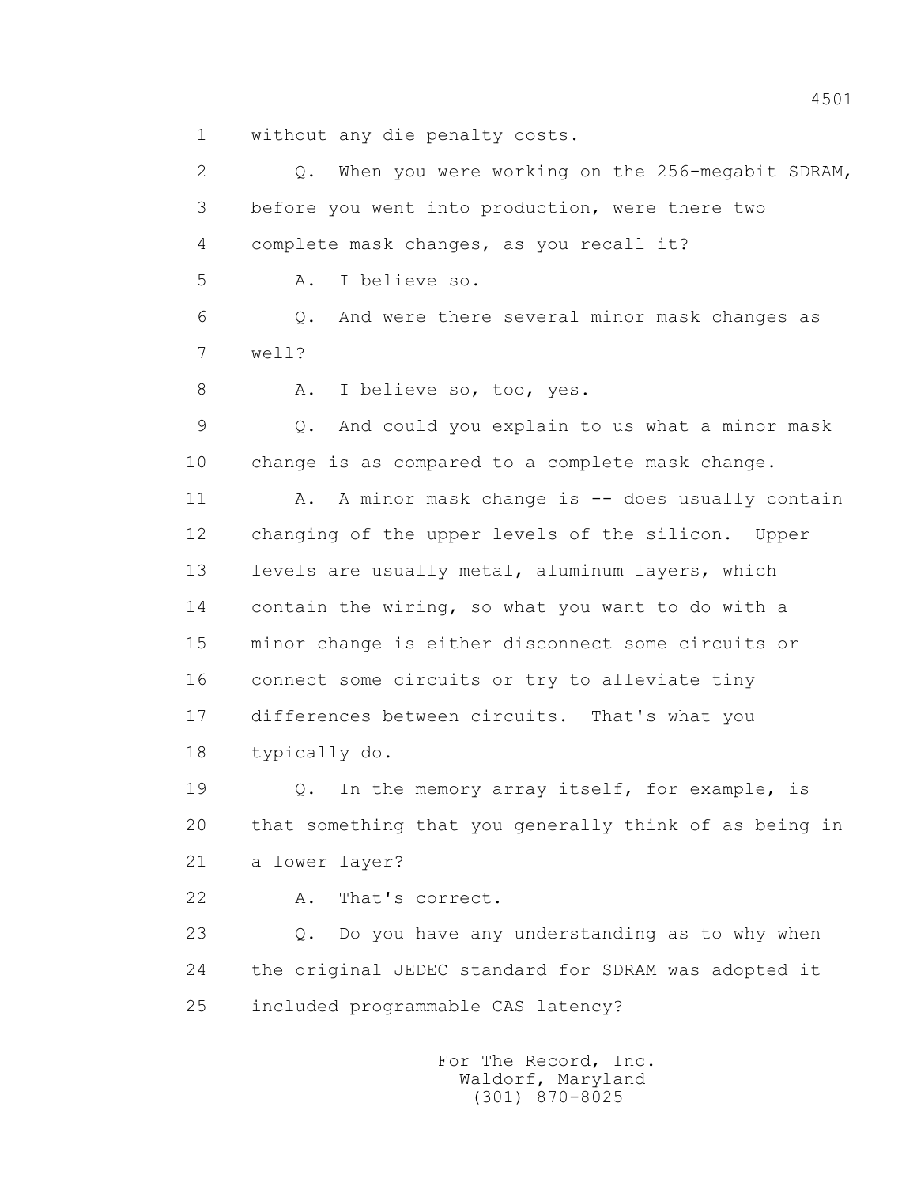1 without any die penalty costs.

2 Q. When you were working on the 256-megabit SDRAM,

3 before you went into production, were there two

4 complete mask changes, as you recall it?

5 A. I believe so.

6 Q. And were there several minor mask changes as

7 well?

8 A. I believe so, too, yes.

9 Q. And could you explain to us what a minor mask

10 change is as compared to a complete mask change.

11 A. A minor mask change is -- does usually contain

12 changing of the upper levels of the silicon. Upper

13 levels are usually metal, aluminum layers, which

14 contain the wiring, so what you want to do with a

15 minor change is either disconnect some circuits or

16 connect some circuits or try to alleviate tiny

17 differences between circuits. That's what you

18 typically do.

19 Q. In the memory array itself, for example, is

20 that something that you generally think of as being in

21 a lower layer?

22 A. That's correct.

23 Q. Do you have any understanding as to why when

24 the original JEDEC standard for SDRAM was adopted it

25 included programmable CAS latency?

For The Record, Inc.
Waldorf, Maryland
(301) 870-8025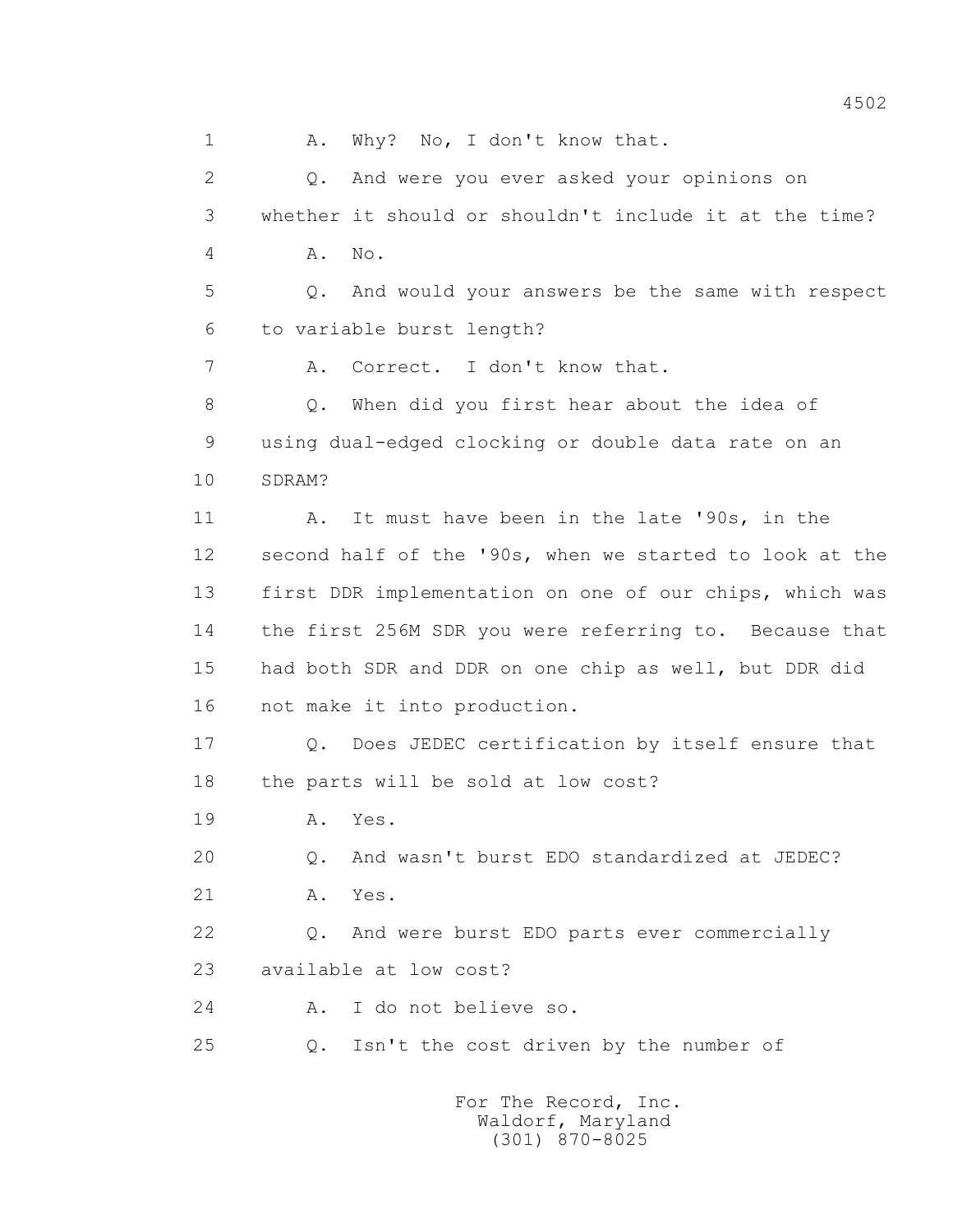1 A. Why? No, I don't know that.

2 Q. And were you ever asked your opinions on

3 whether it should or shouldn't include it at the time?

4 A. No.

5 Q. And would your answers be the same with respect

6 to variable burst length?

7 A. Correct. I don't know that.

8 Q. When did you first hear about the idea of

9 using dual-edged clocking or double data rate on an

10 SDRAM?

11 A. It must have been in the late '90s, in the

12 second half of the '90s, when we started to look at the

13 first DDR implementation on one of our chips, which was

14 the first 256M SDR you were referring to. Because that

15 had both SDR and DDR on one chip as well, but DDR did

16 not make it into production.

17 Q. Does JEDEC certification by itself ensure that

18 the parts will be sold at low cost?

19 A. Yes.

20 Q. And wasn't burst EDO standardized at JEDEC?

21 A. Yes.

22 Q. And were burst EDO parts ever commercially

23 available at low cost?

24 A. I do not believe so.

25 Q. Isn't the cost driven by the number of

For The Record, Inc.
Waldorf, Maryland
(301) 870-8025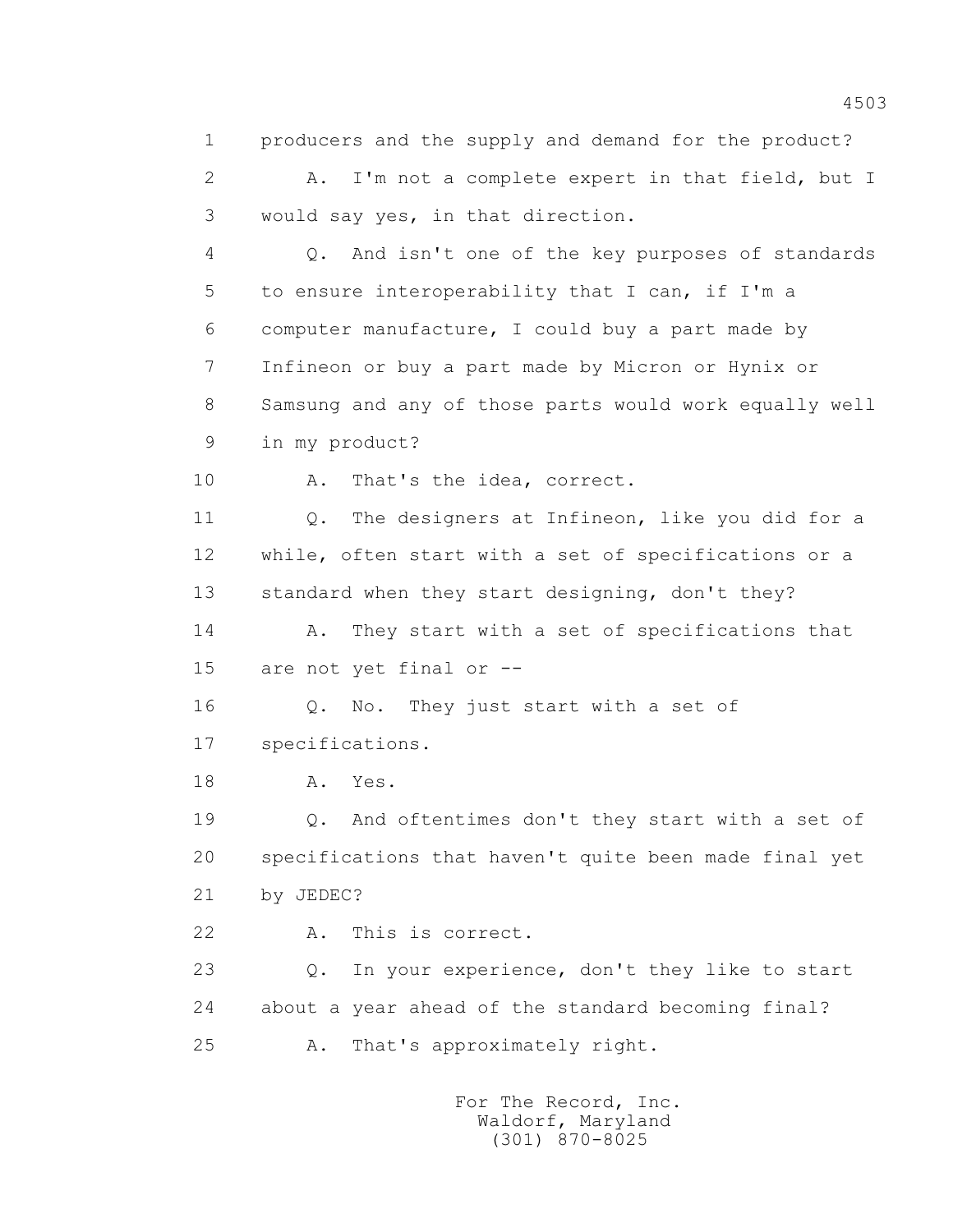1 producers and the supply and demand for the product?

2 A. I'm not a complete expert in that field, but I

3 would say yes, in that direction.

4 Q. And isn't one of the key purposes of standards

5 to ensure interoperability that I can, if I'm a

6 computer manufacture, I could buy a part made by

7 Infineon or buy a part made by Micron or Hynix or

8 Samsung and any of those parts would work equally well

9 in my product?

10 A. That's the idea, correct.

11 Q. The designers at Infineon, like you did for a

12 while, often start with a set of specifications or a

13 standard when they start designing, don't they?

14 A. They start with a set of specifications that

15 are not yet final or --

16 Q. No. They just start with a set of

17 specifications.

18 A. Yes.

19 Q. And oftentimes don't they start with a set of

20 specifications that haven't quite been made final yet

21 by JEDEC?

22 A. This is correct.

23 Q. In your experience, don't they like to start

24 about a year ahead of the standard becoming final?

25 A. That's approximately right.

For The Record, Inc.
Waldorf, Maryland
(301) 870-8025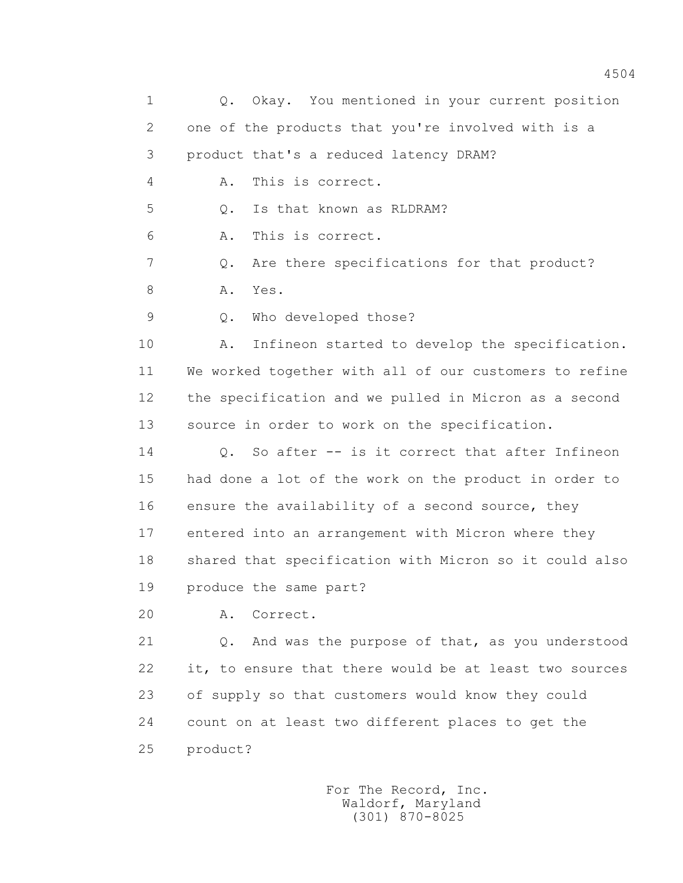1 Q. Okay. You mentioned in your current position
2 one of the products that you're involved with is a
3 product that's a reduced latency DRAM?
4 A. This is correct.
5 Q. Is that known as RLDRAM?
6 A. This is correct.
7 Q. Are there specifications for that product?
8 A. Yes.
9 Q. Who developed those?
10 A. Infineon started to develop the specification.
11 We worked together with all of our customers to refine
12 the specification and we pulled in Micron as a second
13 source in order to work on the specification.
14 Q. So after -- is it correct that after Infineon
15 had done a lot of the work on the product in order to
16 ensure the availability of a second source, they
17 entered into an arrangement with Micron where they
18 shared that specification with Micron so it could also
19 produce the same part?
20 A. Correct.
21 Q. And was the purpose of that, as you understood
22 it, to ensure that there would be at least two sources
23 of supply so that customers would know they could
24 count on at least two different places to get the
25 product?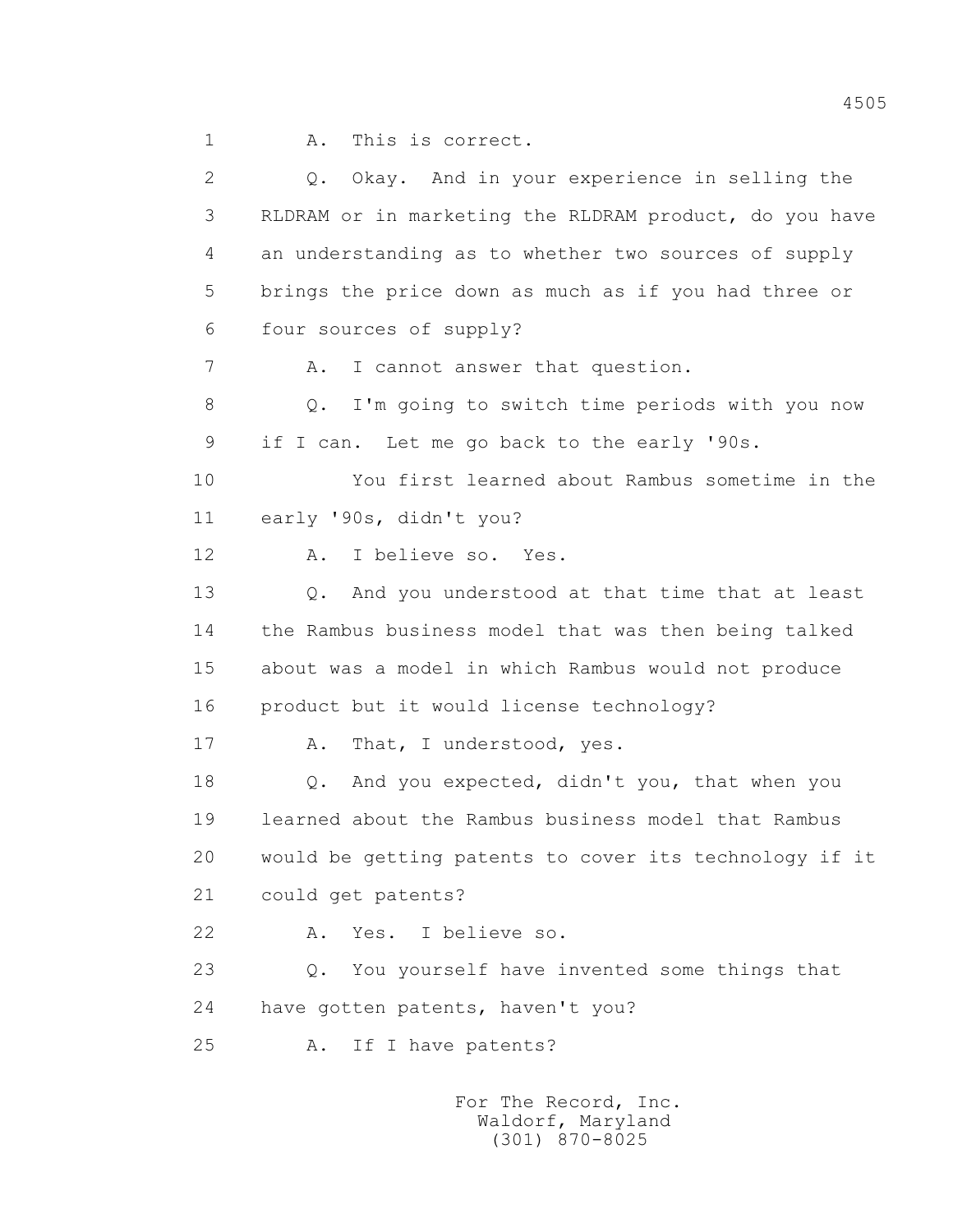1 A. This is correct.

2 Q. Okay. And in your experience in selling the

3 RLDRAM or in marketing the RLDRAM product, do you have

4 an understanding as to whether two sources of supply

5 brings the price down as much as if you had three or

6 four sources of supply?

7 A. I cannot answer that question.

8 Q. I'm going to switch time periods with you now

9 if I can. Let me go back to the early '90s.

10 You first learned about Rambus sometime in the

11 early '90s, didn't you?

12 A. I believe so. Yes.

13 Q. And you understood at that time that at least

14 the Rambus business model that was then being talked

15 about was a model in which Rambus would not produce

16 product but it would license technology?

17 A. That, I understood, yes.

18 Q. And you expected, didn't you, that when you

19 learned about the Rambus business model that Rambus

20 would be getting patents to cover its technology if it

21 could get patents?

22 A. Yes. I believe so.

23 Q. You yourself have invented some things that

24 have gotten patents, haven't you?

25 A. If I have patents?

For The Record, Inc.
Waldorf, Maryland
(301) 870-8025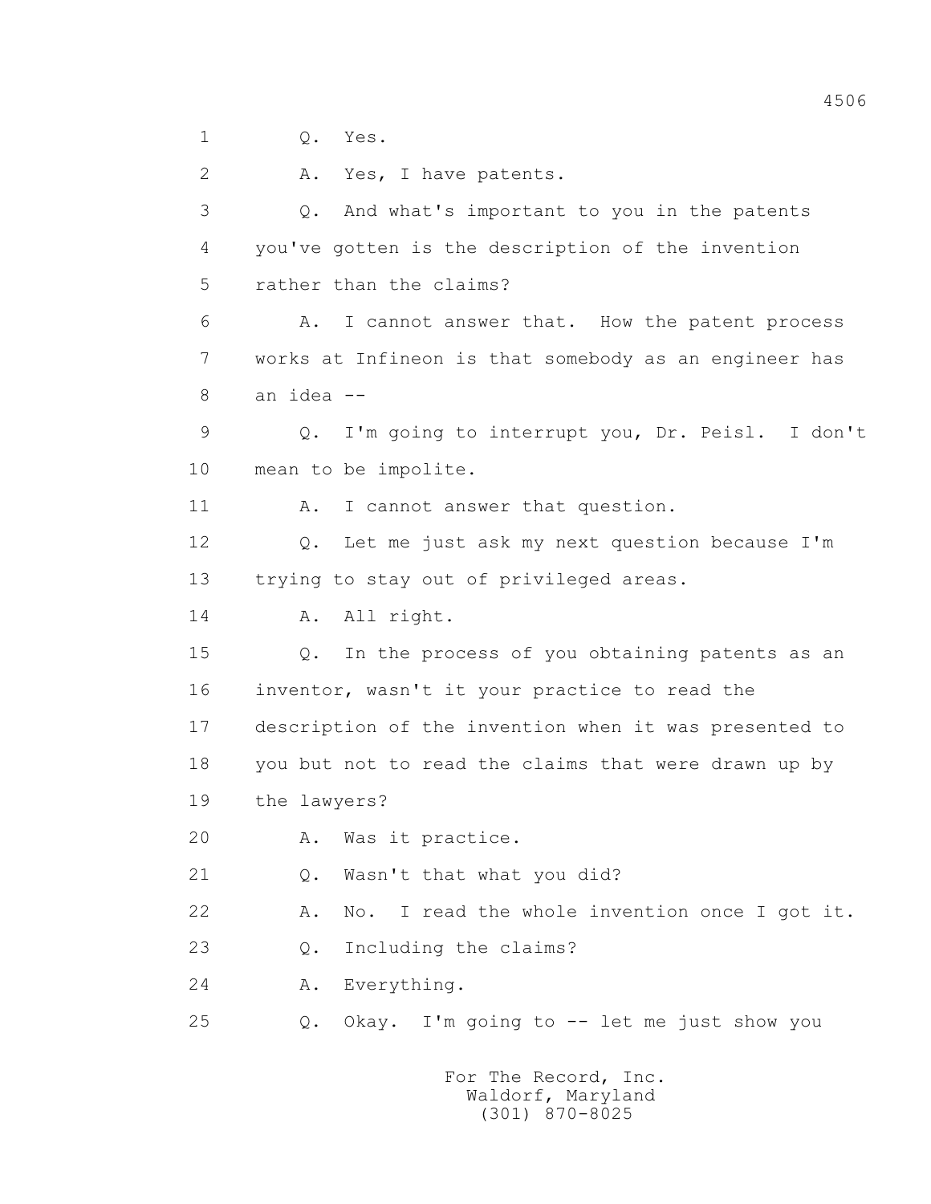1 Q. Yes.

2 A. Yes, I have patents.

3 Q. And what's important to you in the patents

4 you've gotten is the description of the invention

5 rather than the claims?

6 A. I cannot answer that. How the patent process

7 works at Infineon is that somebody as an engineer has

8 an idea --

9 Q. I'm going to interrupt you, Dr. Peisl. I don't

10 mean to be impolite.

11 A. I cannot answer that question.

12 Q. Let me just ask my next question because I'm

13 trying to stay out of privileged areas.

14 A. All right.

15 Q. In the process of you obtaining patents as an

16 inventor, wasn't it your practice to read the

17 description of the invention when it was presented to

18 you but not to read the claims that were drawn up by

19 the lawyers?

20 A. Was it practice.

21 Q. Wasn't that what you did?

22 A. No. I read the whole invention once I got it.

23 Q. Including the claims?

24 A. Everything.

25 Q. Okay. I'm going to -- let me just show you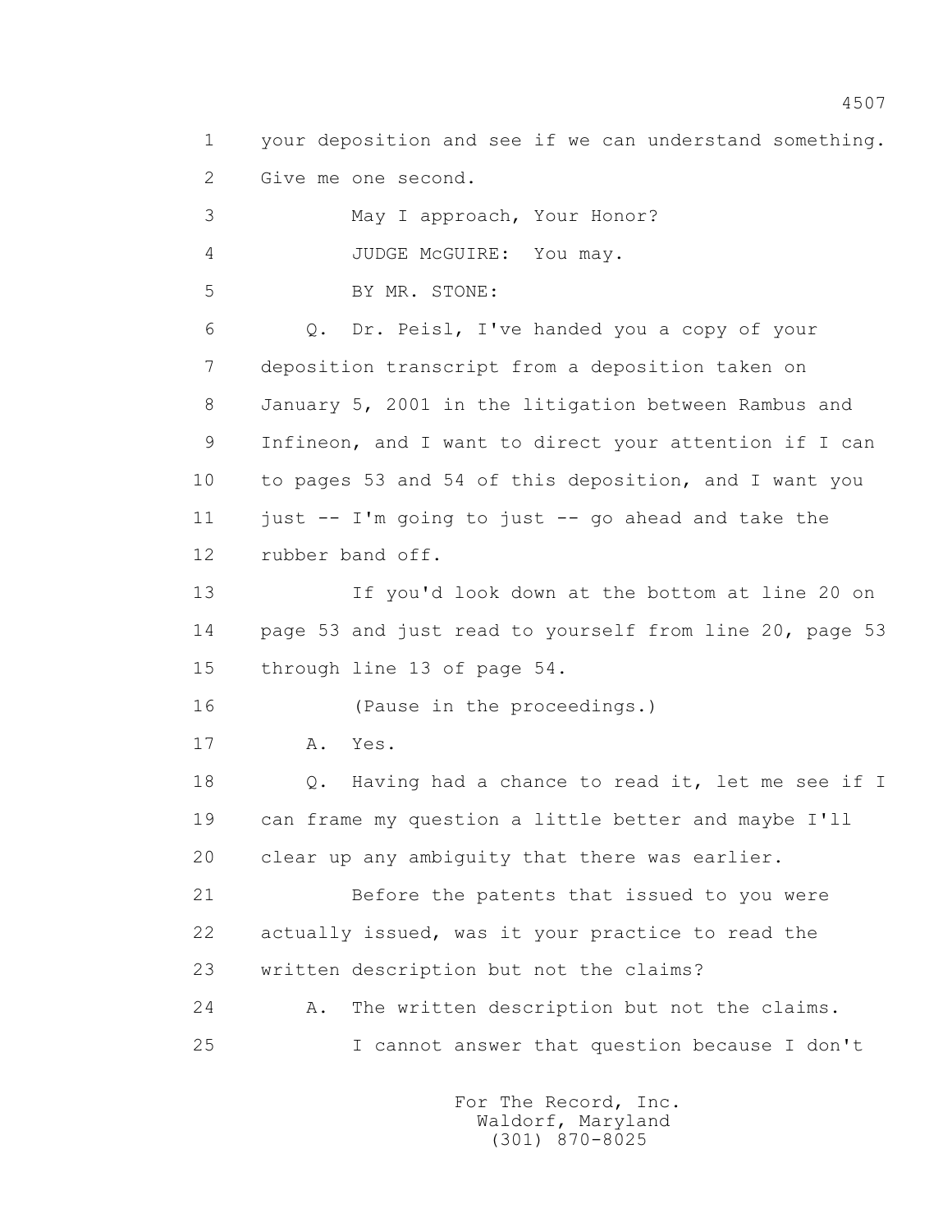1 your deposition and see if we can understand something.
2 Give me one second.

3 May I approach, Your Honor?

4 JUDGE McGUIRE: You may.

5 BY MR. STONE:

6 Q. Dr. Peisl, I've handed you a copy of your
7 deposition transcript from a deposition taken on
8 January 5, 2001 in the litigation between Rambus and
9 Infineon, and I want to direct your attention if I can
10 to pages 53 and 54 of this deposition, and I want you
11 just -- I'm going to just -- go ahead and take the
12 rubber band off.

13 If you'd look down at the bottom at line 20 on
14 page 53 and just read to yourself from line 20, page 53
15 through line 13 of page 54.

16 (Pause in the proceedings.)

17 A. Yes.

18 Q. Having had a chance to read it, let me see if I
19 can frame my question a little better and maybe I'll
20 clear up any ambiguity that there was earlier.

21 Before the patents that issued to you were
22 actually issued, was it your practice to read the
23 written description but not the claims?

24 A. The written description but not the claims.

25 I cannot answer that question because I don't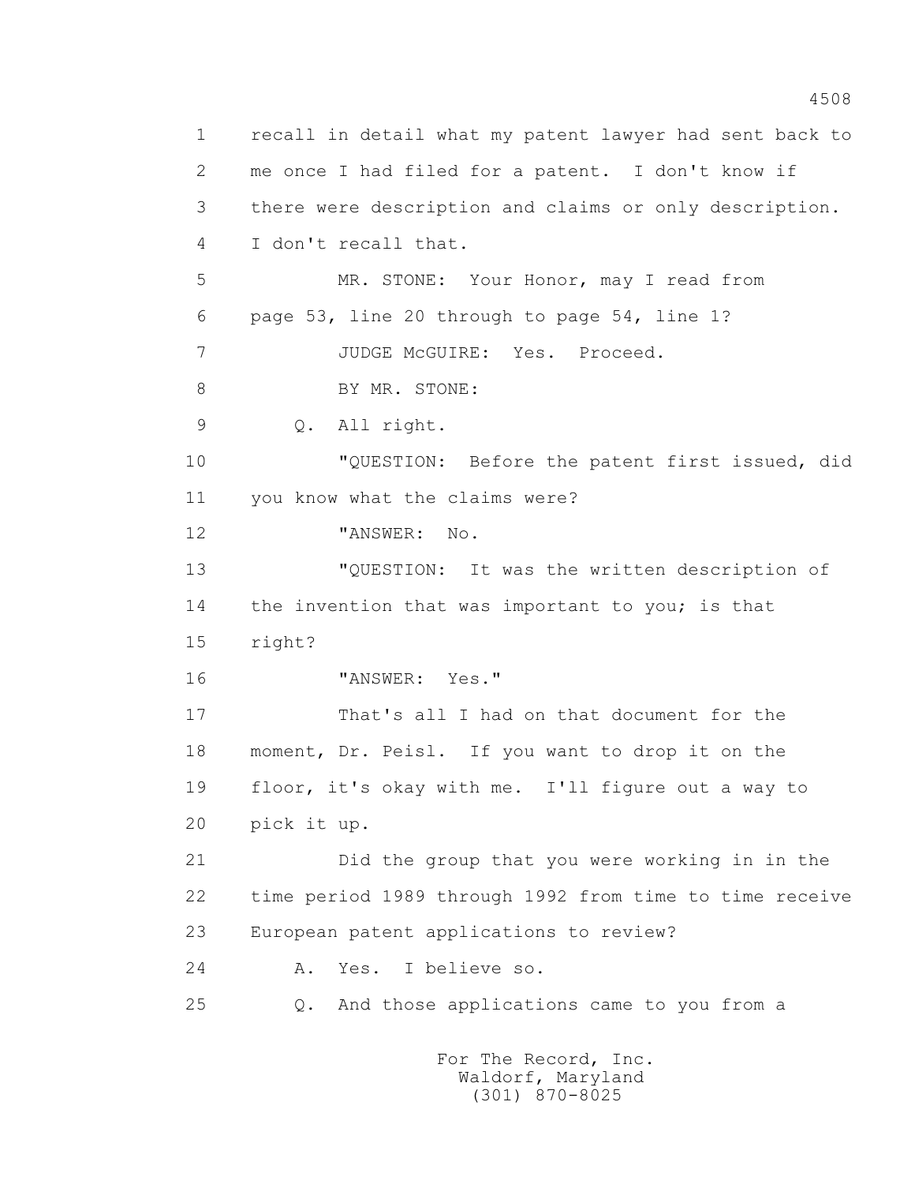recall in detail what my patent lawyer had sent back to me once I had filed for a patent. I don't know if there were description and claims or only description. I don't recall that.

MR. STONE: Your Honor, may I read from page 53, line 20 through to page 54, line 1?

JUDGE McGUIRE: Yes. Proceed.

BY MR. STONE:

Q. All right.

"QUESTION: Before the patent first issued, did you know what the claims were?

"ANSWER: No.

"QUESTION: It was the written description of the invention that was important to you; is that right?

"ANSWER: Yes."

That's all I had on that document for the moment, Dr. Peisl. If you want to drop it on the floor, it's okay with me. I'll figure out a way to pick it up.

Did the group that you were working in in the time period 1989 through 1992 from time to time receive European patent applications to review?

A. Yes. I believe so.

Q. And those applications came to you from a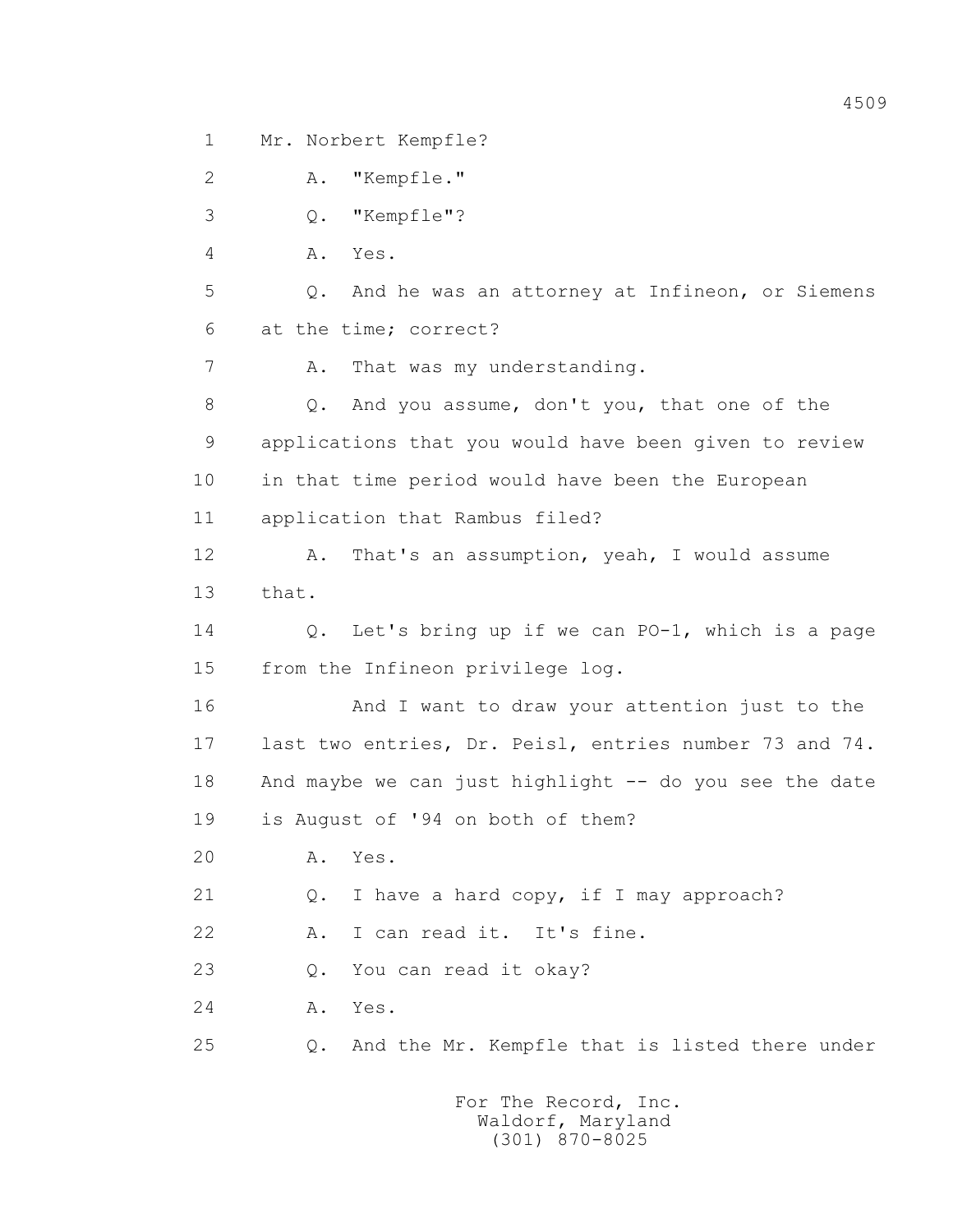1 Mr. Norbert Kempfle?

2 A. "Kempfle."

3 Q. "Kempfle"?

4 A. Yes.

5 Q. And he was an attorney at Infineon, or Siemens

6 at the time; correct?

7 A. That was my understanding.

8 Q. And you assume, don't you, that one of the

9 applications that you would have been given to review

10 in that time period would have been the European

11 application that Rambus filed?

12 A. That's an assumption, yeah, I would assume

13 that.

14 Q. Let's bring up if we can PO-1, which is a page

15 from the Infineon privilege log.

16 And I want to draw your attention just to the

17 last two entries, Dr. Peisl, entries number 73 and 74.

18 And maybe we can just highlight -- do you see the date

19 is August of '94 on both of them?

20 A. Yes.

21 Q. I have a hard copy, if I may approach?

22 A. I can read it. It's fine.

23 Q. You can read it okay?

24 A. Yes.

25 Q. And the Mr. Kempfle that is listed there under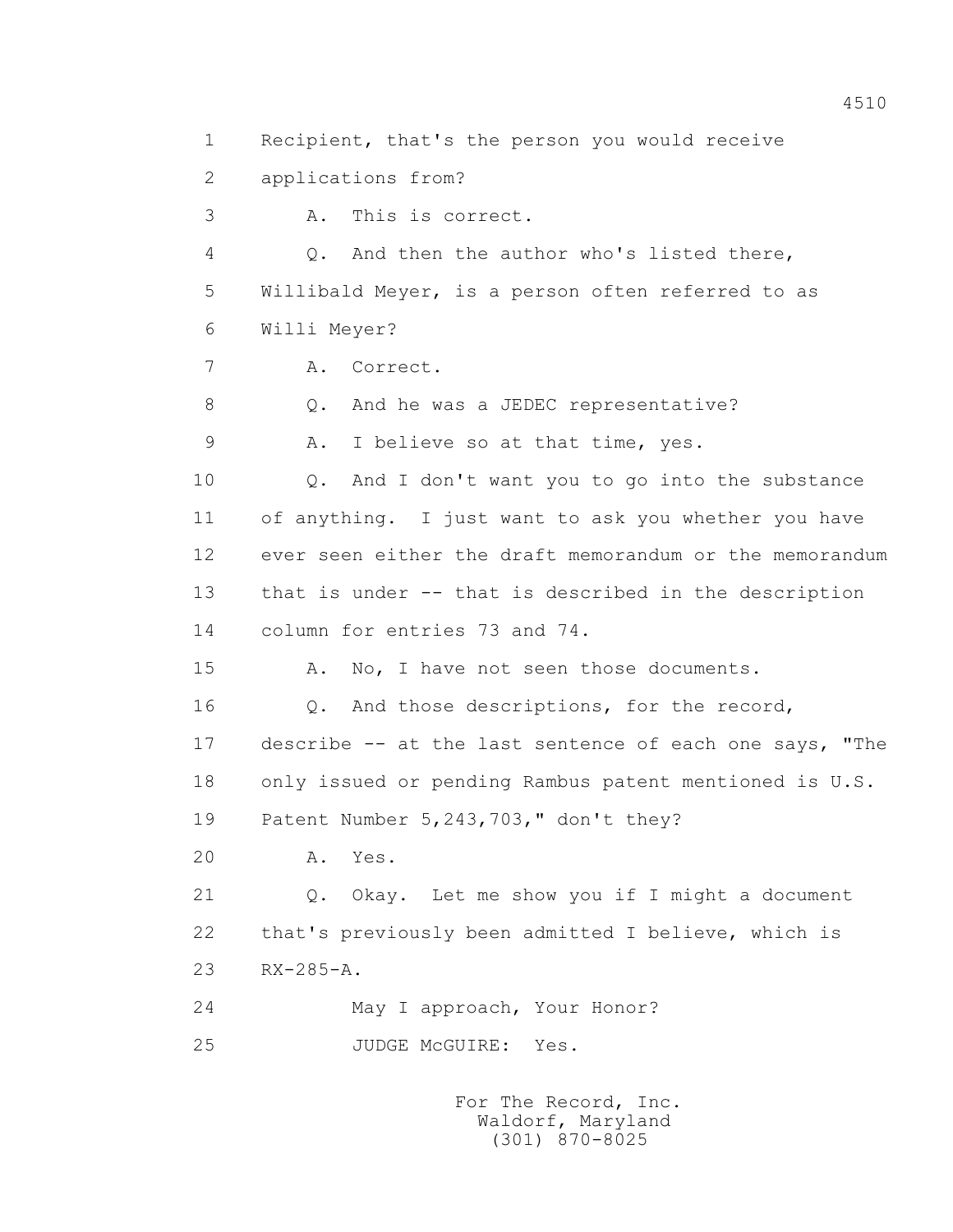1 Recipient, that's the person you would receive
2 applications from?
3 A. This is correct.
4 Q. And then the author who's listed there,
5 Willibald Meyer, is a person often referred to as
6 Willi Meyer?
7 A. Correct.
8 Q. And he was a JEDEC representative?
9 A. I believe so at that time, yes.
10 Q. And I don't want you to go into the substance
11 of anything. I just want to ask you whether you have
12 ever seen either the draft memorandum or the memorandum
13 that is under -- that is described in the description
14 column for entries 73 and 74.
15 A. No, I have not seen those documents.
16 Q. And those descriptions, for the record,
17 describe -- at the last sentence of each one says, "The
18 only issued or pending Rambus patent mentioned is U.S.
19 Patent Number 5,243,703," don't they?
20 A. Yes.
21 Q. Okay. Let me show you if I might a document
22 that's previously been admitted I believe, which is
23 RX-285-A.
24 May I approach, Your Honor?
25 JUDGE McGUIRE: Yes.

For The Record, Inc.
Waldorf, Maryland
(301) 870-8025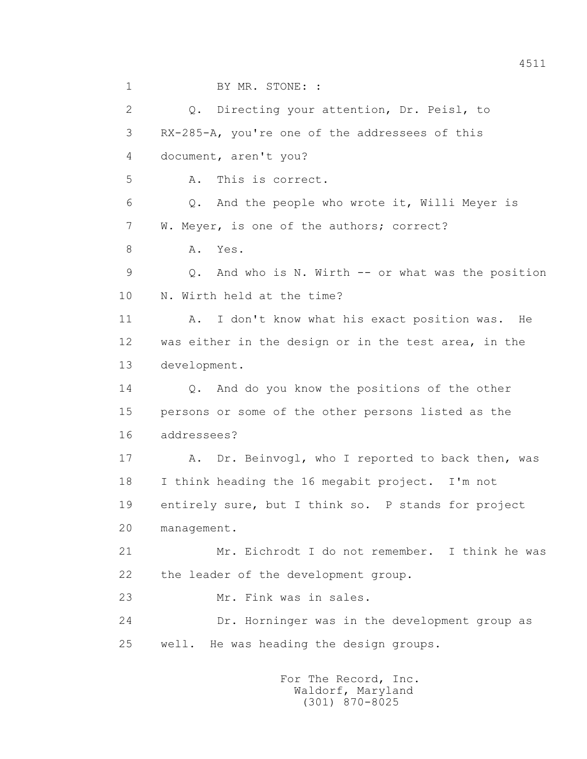1 BY MR. STONE: :

2 Q. Directing your attention, Dr. Peisl, to

3 RX-285-A, you're one of the addressees of this

4 document, aren't you?

5 A. This is correct.

6 Q. And the people who wrote it, Willi Meyer is

7 W. Meyer, is one of the authors; correct?

8 A. Yes.

9 Q. And who is N. Wirth -- or what was the position

10 N. Wirth held at the time?

11 A. I don't know what his exact position was. He

12 was either in the design or in the test area, in the

13 development.

14 Q. And do you know the positions of the other

15 persons or some of the other persons listed as the

16 addressees?

17 A. Dr. Beinvogl, who I reported to back then, was

18 I think heading the 16 megabit project. I'm not

19 entirely sure, but I think so. P stands for project

20 management.

21 Mr. Eichrodt I do not remember. I think he was

22 the leader of the development group.

23 Mr. Fink was in sales.

24 Dr. Horninger was in the development group as

25 well. He was heading the design groups.

For The Record, Inc.
Waldorf, Maryland
(301) 870-8025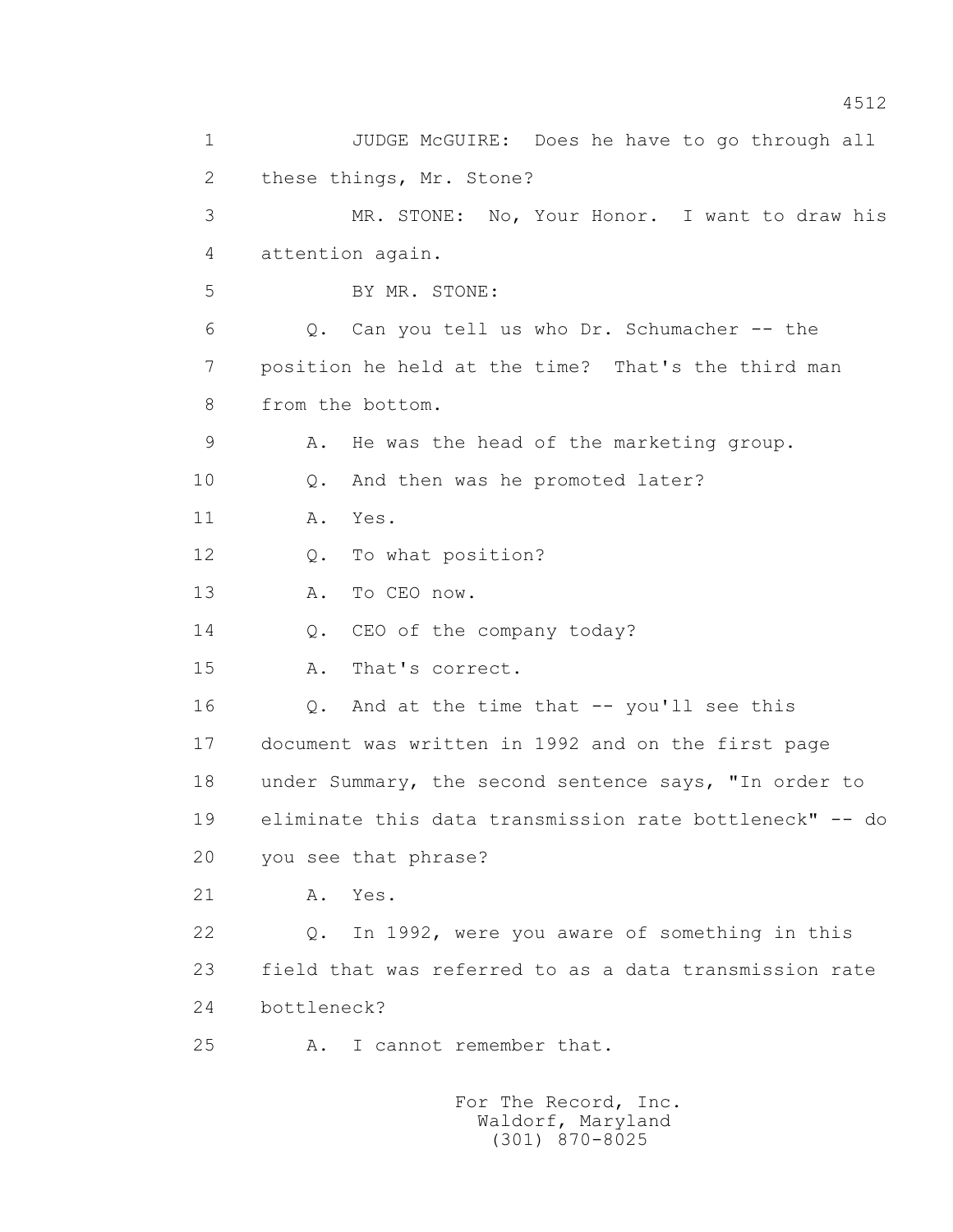1 JUDGE McGUIRE: Does he have to go through all
2 these things, Mr. Stone?
3 MR. STONE: No, Your Honor. I want to draw his
4 attention again.
5 BY MR. STONE:
6 Q. Can you tell us who Dr. Schumacher -- the
7 position he held at the time? That's the third man
8 from the bottom.
9 A. He was the head of the marketing group.
10 Q. And then was he promoted later?
11 A. Yes.
12 Q. To what position?
13 A. To CEO now.
14 Q. CEO of the company today?
15 A. That's correct.
16 Q. And at the time that -- you'll see this
17 document was written in 1992 and on the first page
18 under Summary, the second sentence says, "In order to
19 eliminate this data transmission rate bottleneck" -- do
20 you see that phrase?
21 A. Yes.
22 Q. In 1992, were you aware of something in this
23 field that was referred to as a data transmission rate
24 bottleneck?
25 A. I cannot remember that.

For The Record, Inc.
Waldorf, Maryland
(301) 870-8025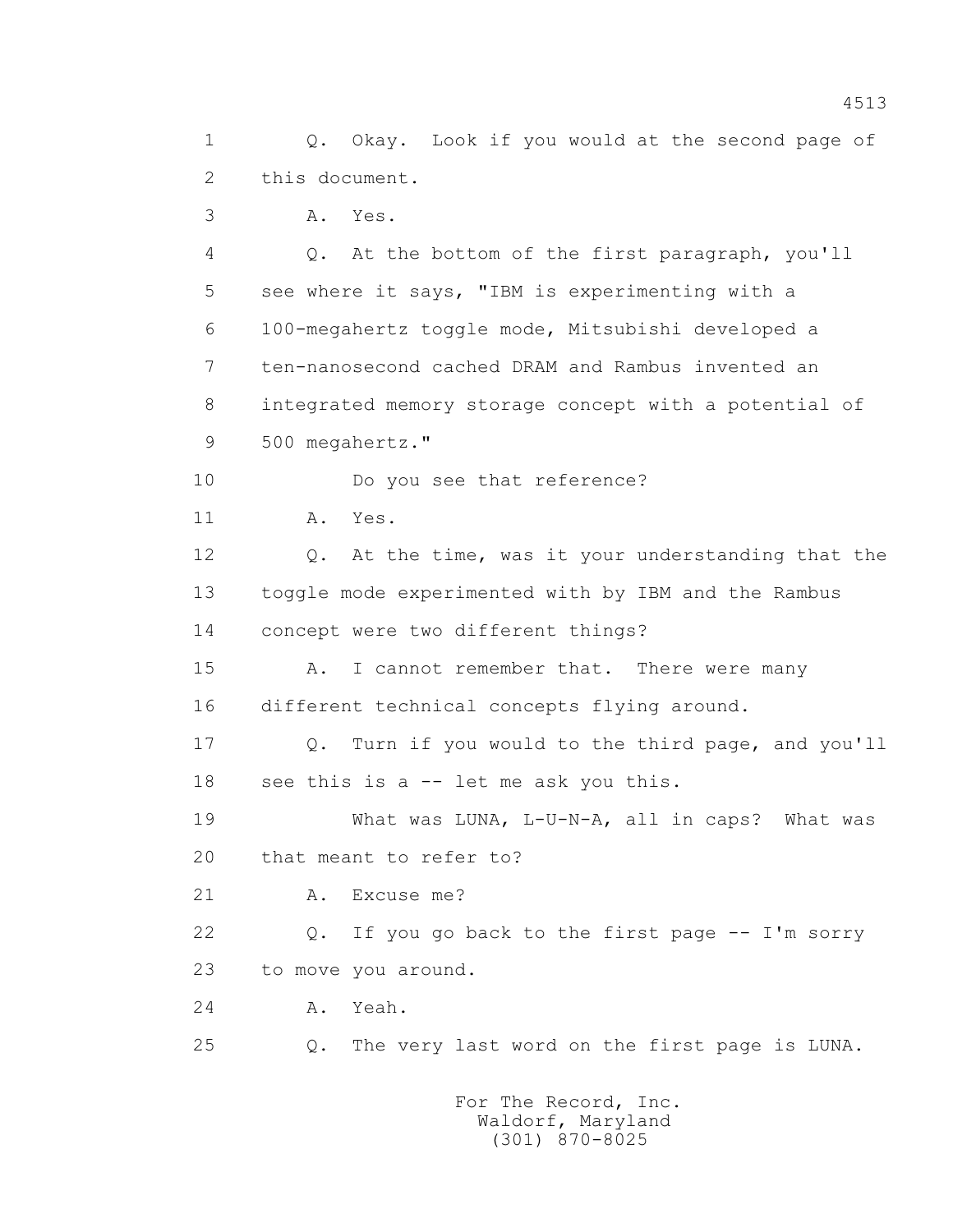1 Q. Okay. Look if you would at the second page of
2 this document.
3 A. Yes.
4 Q. At the bottom of the first paragraph, you'll
5 see where it says, "IBM is experimenting with a
6 100-megahertz toggle mode, Mitsubishi developed a
7 ten-nanosecond cached DRAM and Rambus invented an
8 integrated memory storage concept with a potential of
9 500 megahertz."
10 Do you see that reference?
11 A. Yes.
12 Q. At the time, was it your understanding that the
13 toggle mode experimented with by IBM and the Rambus
14 concept were two different things?
15 A. I cannot remember that. There were many
16 different technical concepts flying around.
17 Q. Turn if you would to the third page, and you'll
18 see this is a -- let me ask you this.
19 What was LUNA, L-U-N-A, all in caps? What was
20 that meant to refer to?
21 A. Excuse me?
22 Q. If you go back to the first page -- I'm sorry
23 to move you around.
24 A. Yeah.
25 Q. The very last word on the first page is LUNA.

For The Record, Inc.
Waldorf, Maryland
(301) 870-8025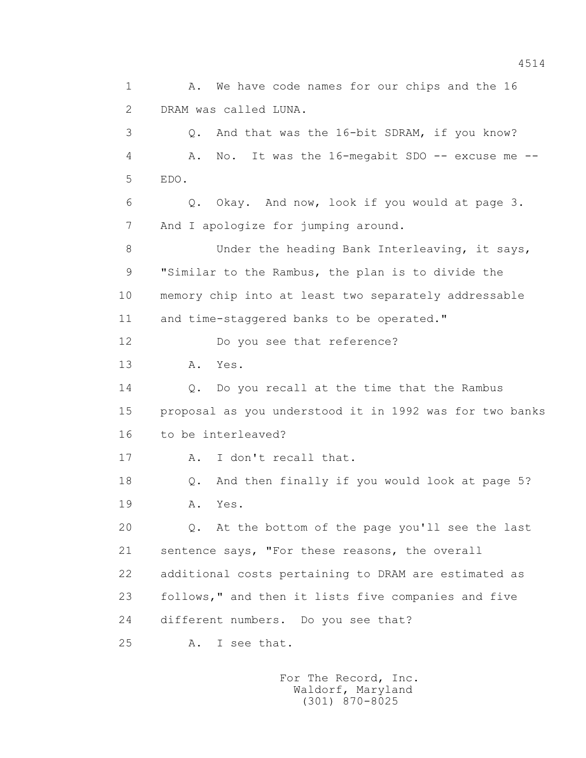1 A. We have code names for our chips and the 16
2 DRAM was called LUNA.
3 Q. And that was the 16-bit SDRAM, if you know?
4 A. No. It was the 16-megabit SDO -- excuse me --
5 EDO.
6 Q. Okay. And now, look if you would at page 3.
7 And I apologize for jumping around.
8 Under the heading Bank Interleaving, it says,
9 "Similar to the Rambus, the plan is to divide the
10 memory chip into at least two separately addressable
11 and time-staggered banks to be operated."
12 Do you see that reference?
13 A. Yes.
14 Q. Do you recall at the time that the Rambus
15 proposal as you understood it in 1992 was for two banks
16 to be interleaved?
17 A. I don't recall that.
18 Q. And then finally if you would look at page 5?
19 A. Yes.
20 Q. At the bottom of the page you'll see the last
21 sentence says, "For these reasons, the overall
22 additional costs pertaining to DRAM are estimated as
23 follows," and then it lists five companies and five
24 different numbers. Do you see that?
25 A. I see that.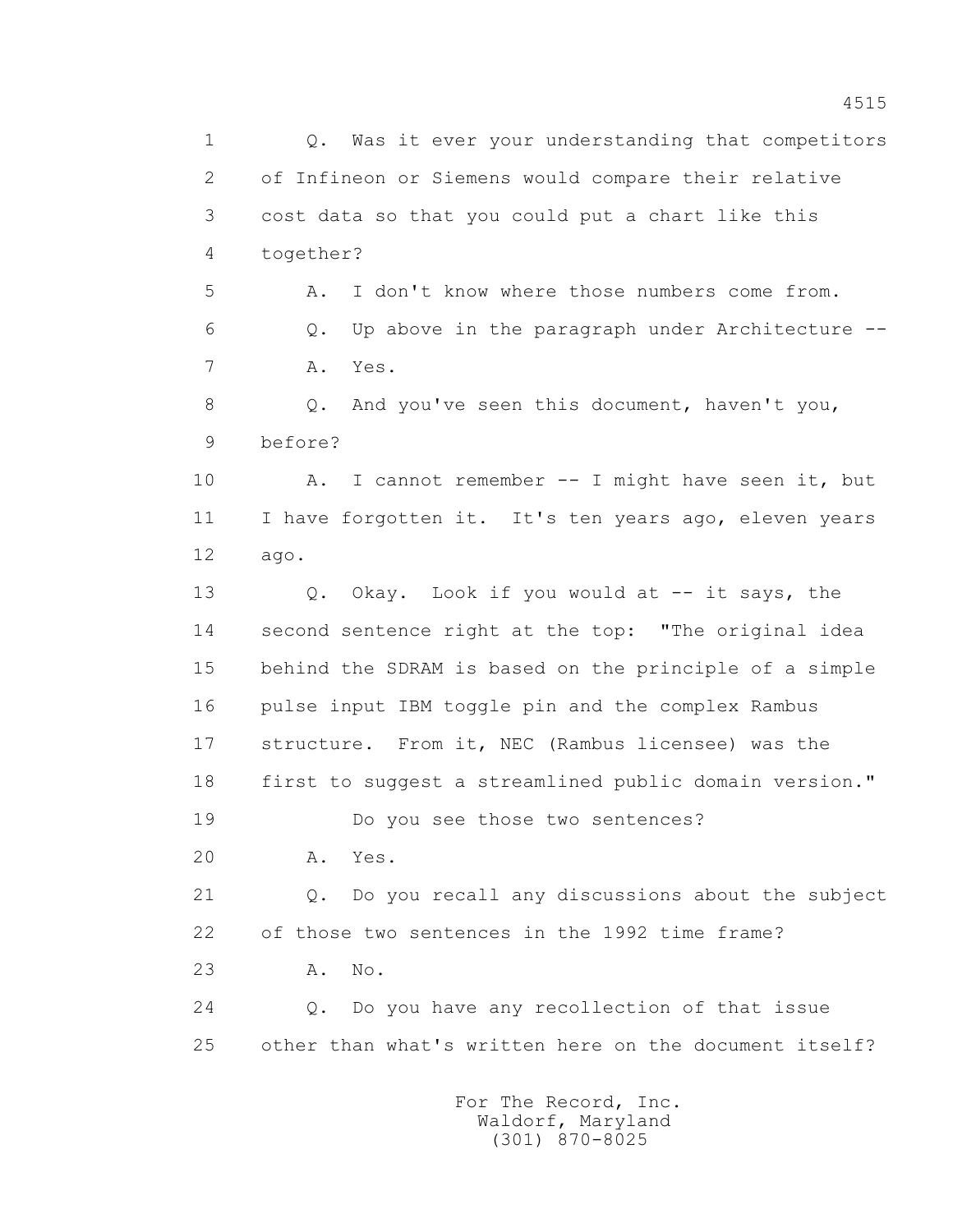1 Q. Was it ever your understanding that competitors
2 of Infineon or Siemens would compare their relative
3 cost data so that you could put a chart like this
4 together?
5 A. I don't know where those numbers come from.
6 Q. Up above in the paragraph under Architecture --
7 A. Yes.
8 Q. And you've seen this document, haven't you,
9 before?
10 A. I cannot remember -- I might have seen it, but
11 I have forgotten it. It's ten years ago, eleven years
12 ago.
13 Q. Okay. Look if you would at -- it says, the
14 second sentence right at the top: "The original idea
15 behind the SDRAM is based on the principle of a simple
16 pulse input IBM toggle pin and the complex Rambus
17 structure. From it, NEC (Rambus licensee) was the
18 first to suggest a streamlined public domain version."
19 Do you see those two sentences?
20 A. Yes.
21 Q. Do you recall any discussions about the subject
22 of those two sentences in the 1992 time frame?
23 A. No.
24 Q. Do you have any recollection of that issue
25 other than what's written here on the document itself?

For The Record, Inc.
Waldorf, Maryland
(301) 870-8025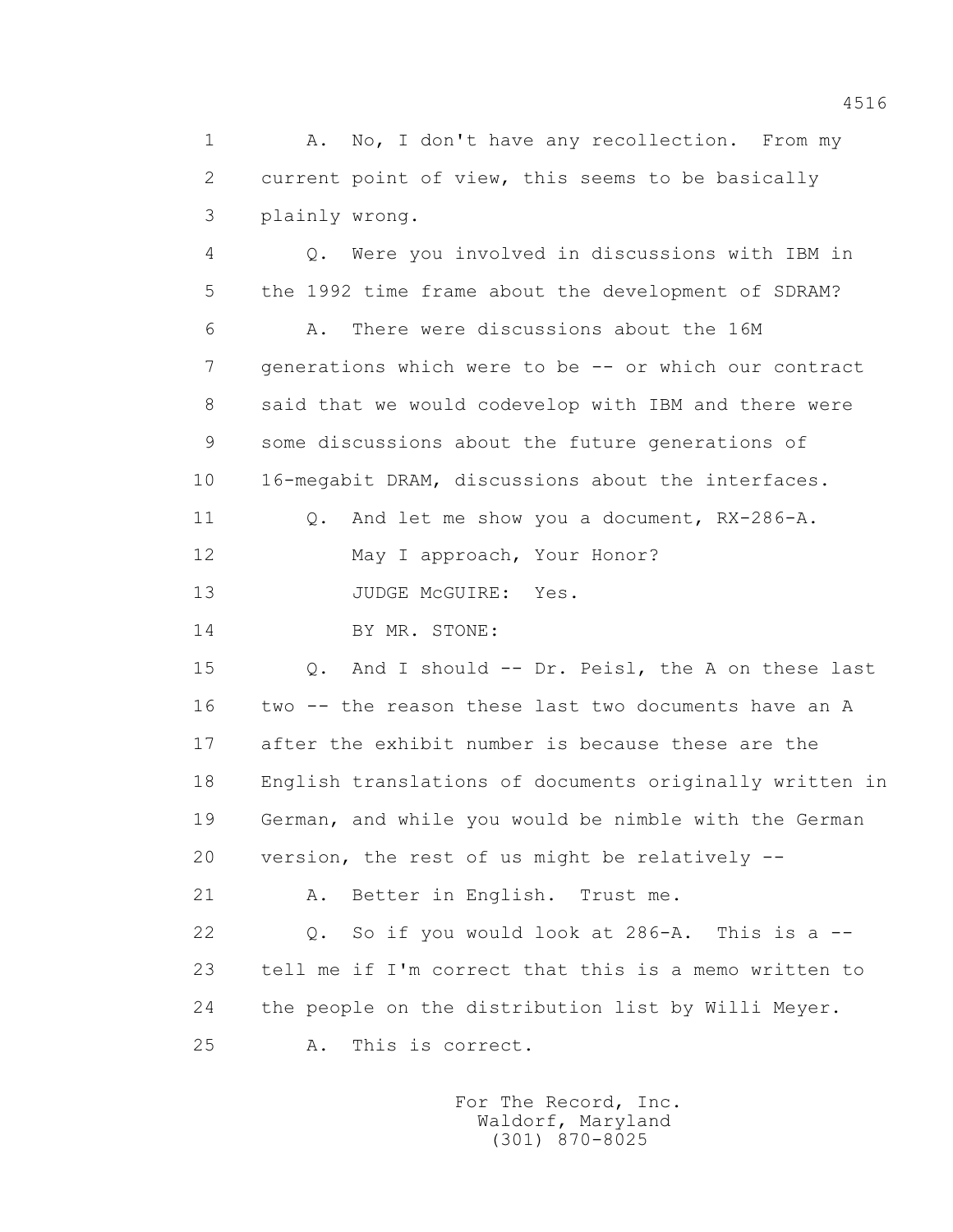1 A. No, I don't have any recollection. From my
2 current point of view, this seems to be basically
3 plainly wrong.

4 Q. Were you involved in discussions with IBM in
5 the 1992 time frame about the development of SDRAM?

6 A. There were discussions about the 16M
7 generations which were to be -- or which our contract
8 said that we would codevelop with IBM and there were
9 some discussions about the future generations of
10 16-megabit DRAM, discussions about the interfaces.

11 Q. And let me show you a document, RX-286-A.
12 May I approach, Your Honor?
13 JUDGE McGUIRE: Yes.
14 BY MR. STONE:

15 Q. And I should -- Dr. Peisl, the A on these last
16 two -- the reason these last two documents have an A
17 after the exhibit number is because these are the
18 English translations of documents originally written in
19 German, and while you would be nimble with the German
20 version, the rest of us might be relatively --

21 A. Better in English. Trust me.

22 Q. So if you would look at 286-A. This is a --
23 tell me if I'm correct that this is a memo written to
24 the people on the distribution list by Willi Meyer.

25 A. This is correct.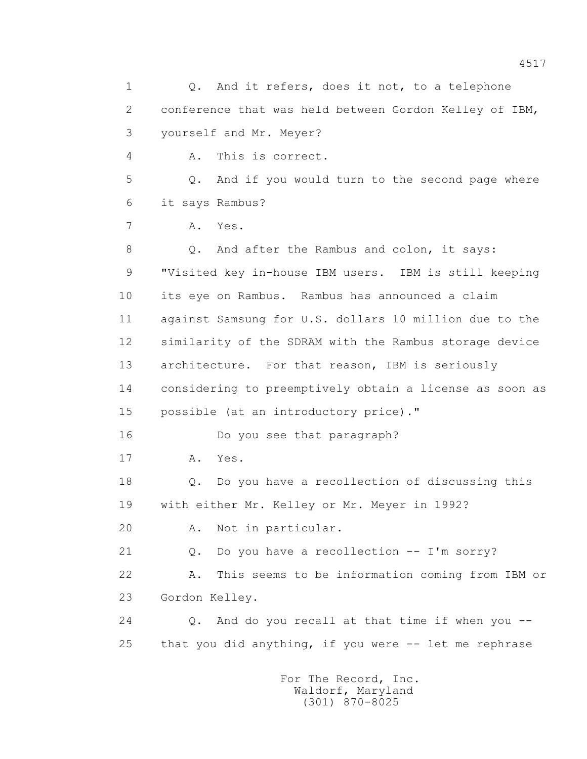1 Q. And it refers, does it not, to a telephone
2 conference that was held between Gordon Kelley of IBM,
3 yourself and Mr. Meyer?
4 A. This is correct.
5 Q. And if you would turn to the second page where
6 it says Rambus?
7 A. Yes.
8 Q. And after the Rambus and colon, it says:
9 "Visited key in-house IBM users. IBM is still keeping
10 its eye on Rambus. Rambus has announced a claim
11 against Samsung for U.S. dollars 10 million due to the
12 similarity of the SDRAM with the Rambus storage device
13 architecture. For that reason, IBM is seriously
14 considering to preemptively obtain a license as soon as
15 possible (at an introductory price)."
16 Do you see that paragraph?
17 A. Yes.
18 Q. Do you have a recollection of discussing this
19 with either Mr. Kelley or Mr. Meyer in 1992?
20 A. Not in particular.
21 Q. Do you have a recollection -- I'm sorry?
22 A. This seems to be information coming from IBM or
23 Gordon Kelley.
24 Q. And do you recall at that time if when you --
25 that you did anything, if you were -- let me rephrase

For The Record, Inc.
Waldorf, Maryland
(301) 870-8025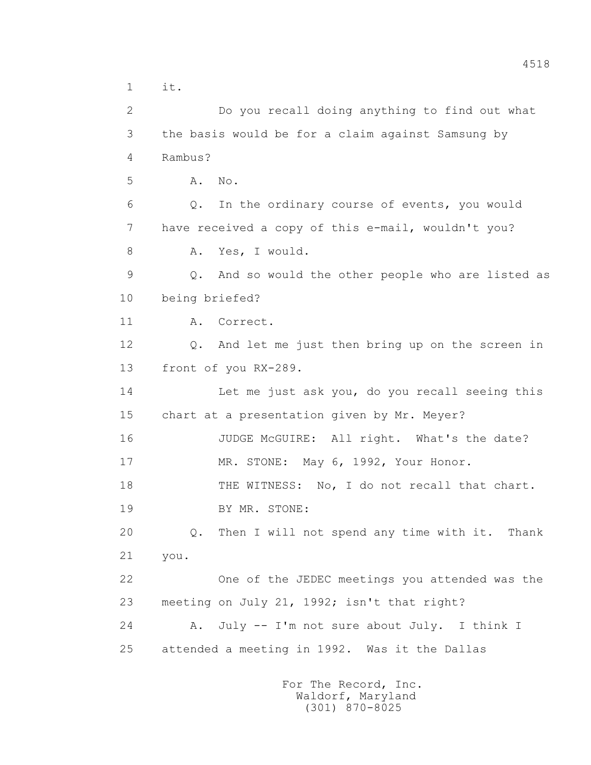1 it.

2 Do you recall doing anything to find out what

3 the basis would be for a claim against Samsung by

4 Rambus?

5 A. No.

6 Q. In the ordinary course of events, you would

7 have received a copy of this e-mail, wouldn't you?

8 A. Yes, I would.

9 Q. And so would the other people who are listed as

10 being briefed?

11 A. Correct.

12 Q. And let me just then bring up on the screen in

13 front of you RX-289.

14 Let me just ask you, do you recall seeing this

15 chart at a presentation given by Mr. Meyer?

16 JUDGE McGUIRE: All right. What's the date?

17 MR. STONE: May 6, 1992, Your Honor.

18 THE WITNESS: No, I do not recall that chart.

19 BY MR. STONE:

20 Q. Then I will not spend any time with it. Thank

21 you.

22 One of the JEDEC meetings you attended was the

23 meeting on July 21, 1992; isn't that right?

24 A. July -- I'm not sure about July. I think I

25 attended a meeting in 1992. Was it the Dallas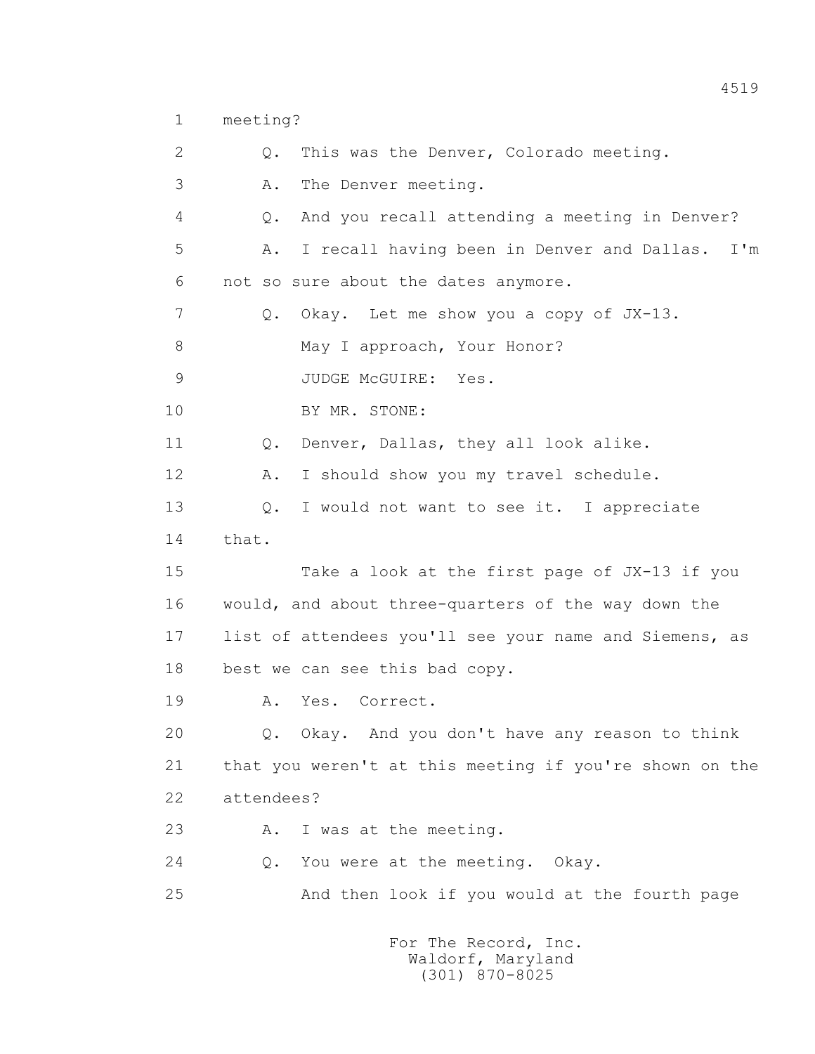1 meeting?

2 Q. This was the Denver, Colorado meeting.

3 A. The Denver meeting.

4 Q. And you recall attending a meeting in Denver?

5 A. I recall having been in Denver and Dallas. I'm

6 not so sure about the dates anymore.

7 Q. Okay. Let me show you a copy of JX-13.

8 May I approach, Your Honor?

9 JUDGE McGUIRE: Yes.

10 BY MR. STONE:

11 Q. Denver, Dallas, they all look alike.

12 A. I should show you my travel schedule.

13 Q. I would not want to see it. I appreciate

14 that.

15 Take a look at the first page of JX-13 if you

16 would, and about three-quarters of the way down the

17 list of attendees you'll see your name and Siemens, as

18 best we can see this bad copy.

19 A. Yes. Correct.

20 Q. Okay. And you don't have any reason to think

21 that you weren't at this meeting if you're shown on the

22 attendees?

23 A. I was at the meeting.

24 Q. You were at the meeting. Okay.

25 And then look if you would at the fourth page

For The Record, Inc.
Waldorf, Maryland
(301) 870-8025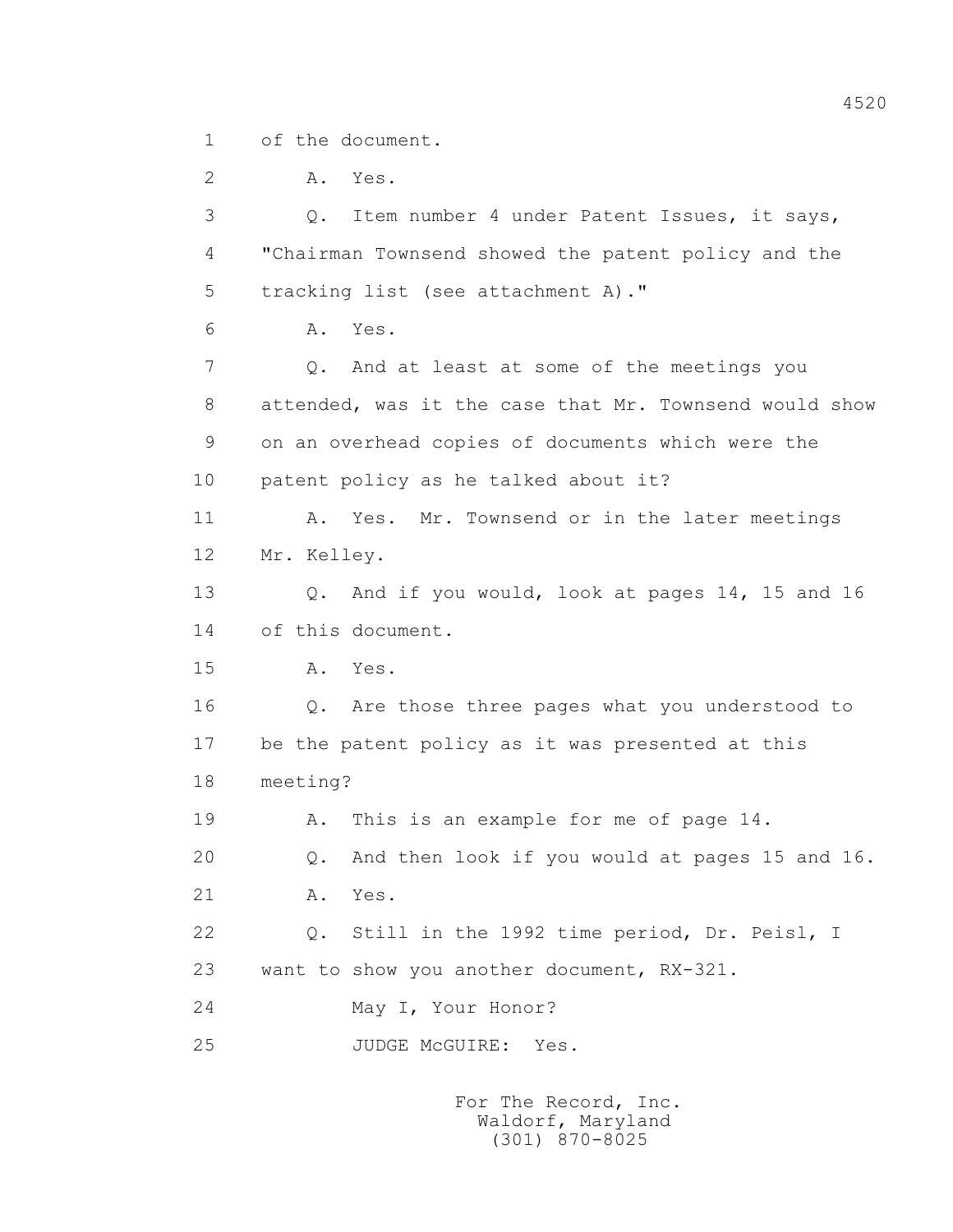1 of the document.

2 A. Yes.

3 Q. Item number 4 under Patent Issues, it says,

4 "Chairman Townsend showed the patent policy and the

5 tracking list (see attachment A)."

6 A. Yes.

7 Q. And at least at some of the meetings you

8 attended, was it the case that Mr. Townsend would show

9 on an overhead copies of documents which were the

10 patent policy as he talked about it?

11 A. Yes. Mr. Townsend or in the later meetings

12 Mr. Kelley.

13 Q. And if you would, look at pages 14, 15 and 16

14 of this document.

15 A. Yes.

16 Q. Are those three pages what you understood to

17 be the patent policy as it was presented at this

18 meeting?

19 A. This is an example for me of page 14.

20 Q. And then look if you would at pages 15 and 16.

21 A. Yes.

22 Q. Still in the 1992 time period, Dr. Peisl, I

23 want to show you another document, RX-321.

24 May I, Your Honor?

25 JUDGE McGUIRE: Yes.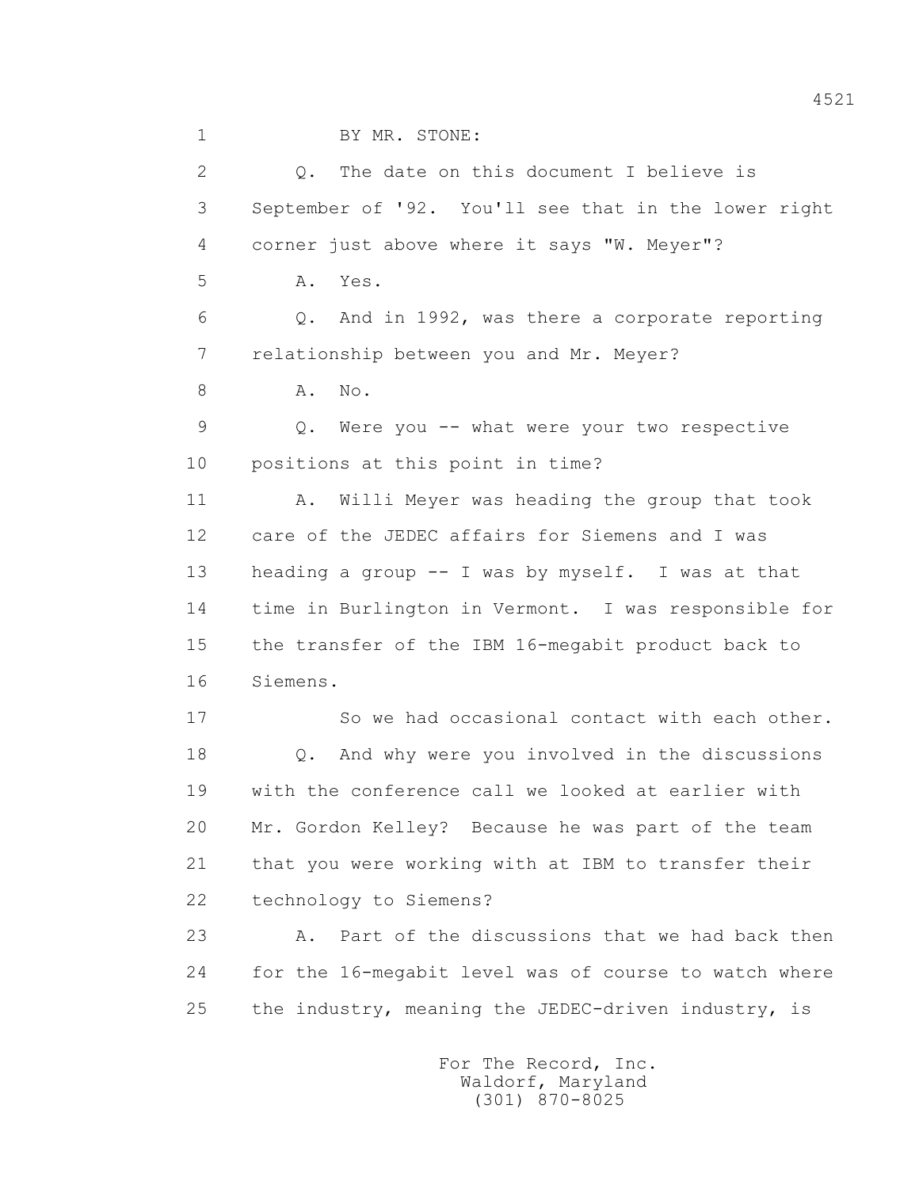1 BY MR. STONE:

2 Q. The date on this document I believe is

3 September of '92. You'll see that in the lower right

4 corner just above where it says "W. Meyer"?

5 A. Yes.

6 Q. And in 1992, was there a corporate reporting

7 relationship between you and Mr. Meyer?

8 A. No.

9 Q. Were you -- what were your two respective

10 positions at this point in time?

11 A. Willi Meyer was heading the group that took

12 care of the JEDEC affairs for Siemens and I was

13 heading a group -- I was by myself. I was at that

14 time in Burlington in Vermont. I was responsible for

15 the transfer of the IBM 16-megabit product back to

16 Siemens.

17 So we had occasional contact with each other.

18 Q. And why were you involved in the discussions

19 with the conference call we looked at earlier with

20 Mr. Gordon Kelley? Because he was part of the team

21 that you were working with at IBM to transfer their

22 technology to Siemens?

23 A. Part of the discussions that we had back then

24 for the 16-megabit level was of course to watch where

25 the industry, meaning the JEDEC-driven industry, is

For The Record, Inc.
Waldorf, Maryland
(301) 870-8025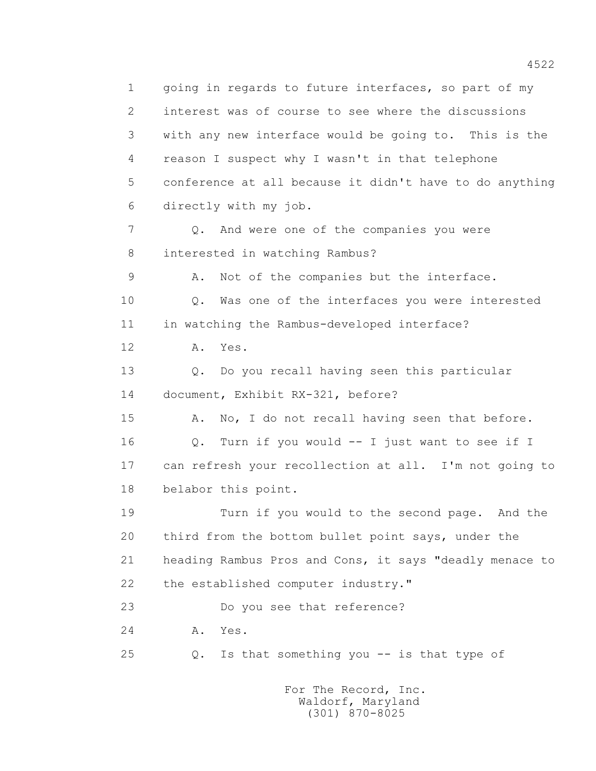1 going in regards to future interfaces, so part of my
2 interest was of course to see where the discussions
3 with any new interface would be going to. This is the
4 reason I suspect why I wasn't in that telephone
5 conference at all because it didn't have to do anything
6 directly with my job.

7 Q. And were one of the companies you were
8 interested in watching Rambus?

9 A. Not of the companies but the interface.

10 Q. Was one of the interfaces you were interested
11 in watching the Rambus-developed interface?

12 A. Yes.

13 Q. Do you recall having seen this particular
14 document, Exhibit RX-321, before?

15 A. No, I do not recall having seen that before.

16 Q. Turn if you would -- I just want to see if I
17 can refresh your recollection at all. I'm not going to
18 belabor this point.

19 Turn if you would to the second page. And the
20 third from the bottom bullet point says, under the
21 heading Rambus Pros and Cons, it says "deadly menace to
22 the established computer industry."

23 Do you see that reference?

24 A. Yes.

25 Q. Is that something you -- is that type of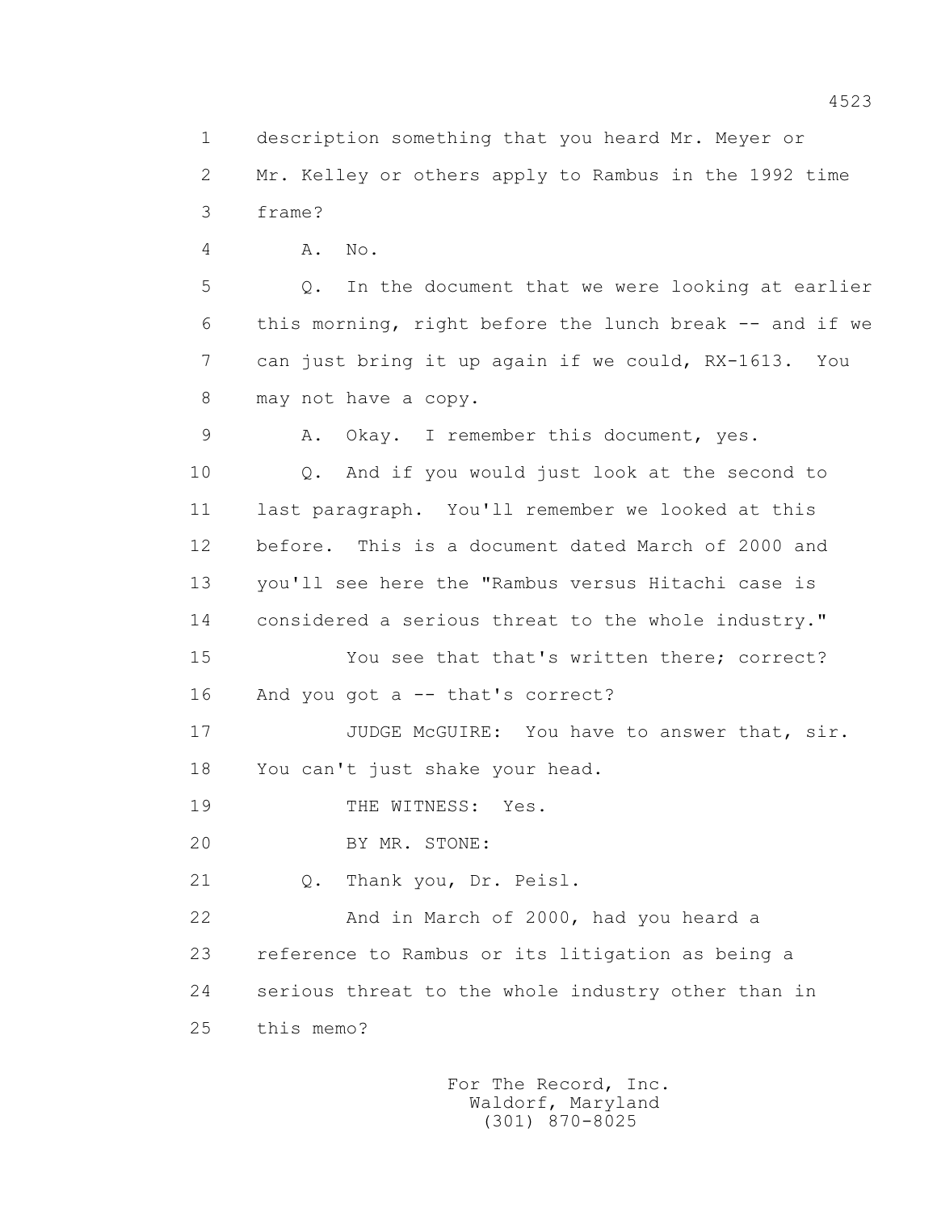1 description something that you heard Mr. Meyer or

2 Mr. Kelley or others apply to Rambus in the 1992 time

3 frame?

4 A. No.

5 Q. In the document that we were looking at earlier

6 this morning, right before the lunch break -- and if we

7 can just bring it up again if we could, RX-1613. You

8 may not have a copy.

9 A. Okay. I remember this document, yes.

10 Q. And if you would just look at the second to

11 last paragraph. You'll remember we looked at this

12 before. This is a document dated March of 2000 and

13 you'll see here the "Rambus versus Hitachi case is

14 considered a serious threat to the whole industry."

15 You see that that's written there; correct?

16 And you got a -- that's correct?

17 JUDGE McGUIRE: You have to answer that, sir.

18 You can't just shake your head.

19 THE WITNESS: Yes.

20 BY MR. STONE:

21 Q. Thank you, Dr. Peisl.

22 And in March of 2000, had you heard a

23 reference to Rambus or its litigation as being a

24 serious threat to the whole industry other than in

25 this memo?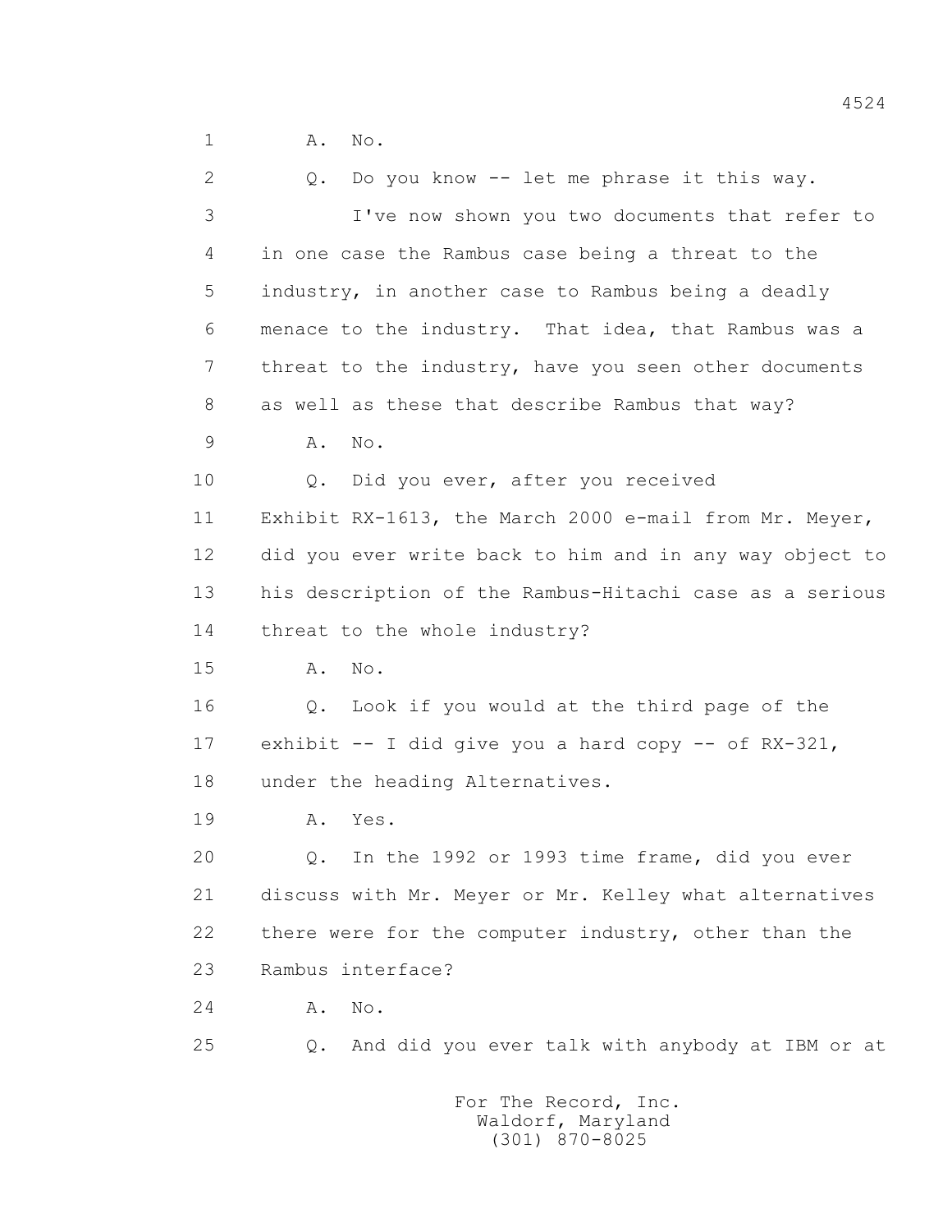1 A. No.

2 Q. Do you know -- let me phrase it this way.

3 I've now shown you two documents that refer to

4 in one case the Rambus case being a threat to the

5 industry, in another case to Rambus being a deadly

6 menace to the industry. That idea, that Rambus was a

7 threat to the industry, have you seen other documents

8 as well as these that describe Rambus that way?

9 A. No.

10 Q. Did you ever, after you received

11 Exhibit RX-1613, the March 2000 e-mail from Mr. Meyer,

12 did you ever write back to him and in any way object to

13 his description of the Rambus-Hitachi case as a serious

14 threat to the whole industry?

15 A. No.

16 Q. Look if you would at the third page of the

17 exhibit -- I did give you a hard copy -- of RX-321,

18 under the heading Alternatives.

19 A. Yes.

20 Q. In the 1992 or 1993 time frame, did you ever

21 discuss with Mr. Meyer or Mr. Kelley what alternatives

22 there were for the computer industry, other than the

23 Rambus interface?

24 A. No.

25 Q. And did you ever talk with anybody at IBM or at

For The Record, Inc.
Waldorf, Maryland
(301) 870-8025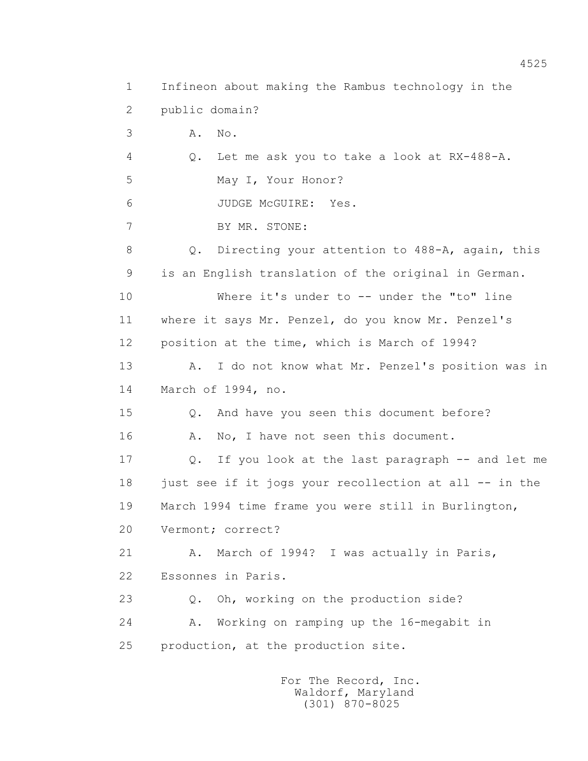1 Infineon about making the Rambus technology in the
2 public domain?
3 A. No.
4 Q. Let me ask you to take a look at RX-488-A.
5 May I, Your Honor?
6 JUDGE McGUIRE: Yes.
7 BY MR. STONE:
8 Q. Directing your attention to 488-A, again, this
9 is an English translation of the original in German.
10 Where it's under to -- under the "to" line
11 where it says Mr. Penzel, do you know Mr. Penzel's
12 position at the time, which is March of 1994?
13 A. I do not know what Mr. Penzel's position was in
14 March of 1994, no.
15 Q. And have you seen this document before?
16 A. No, I have not seen this document.
17 Q. If you look at the last paragraph -- and let me
18 just see if it jogs your recollection at all -- in the
19 March 1994 time frame you were still in Burlington,
20 Vermont; correct?
21 A. March of 1994? I was actually in Paris,
22 Essonnes in Paris.
23 Q. Oh, working on the production side?
24 A. Working on ramping up the 16-megabit in
25 production, at the production site.

For The Record, Inc.
Waldorf, Maryland
(301) 870-8025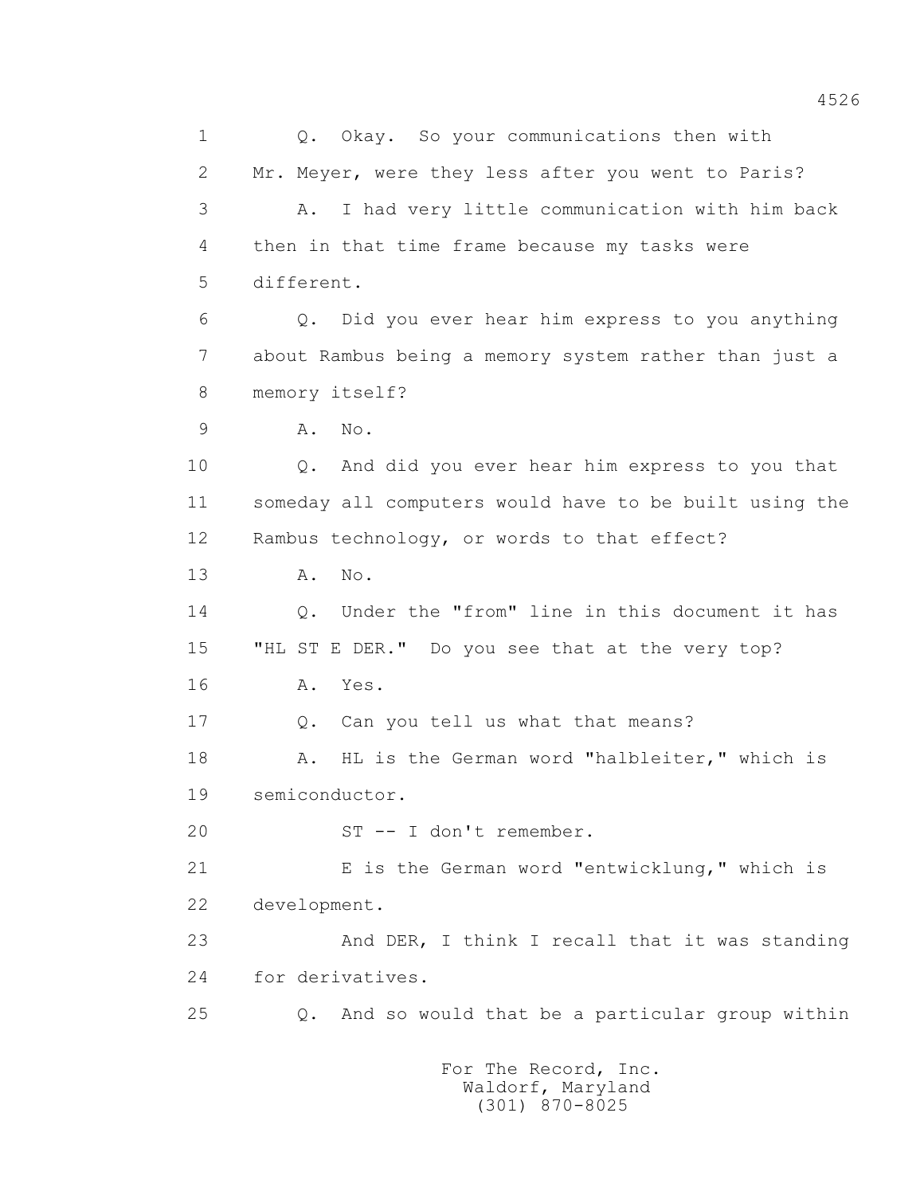1 Q. Okay. So your communications then with

2 Mr. Meyer, were they less after you went to Paris?

3 A. I had very little communication with him back

4 then in that time frame because my tasks were

5 different.

6 Q. Did you ever hear him express to you anything

7 about Rambus being a memory system rather than just a

8 memory itself?

9 A. No.

10 Q. And did you ever hear him express to you that

11 someday all computers would have to be built using the

12 Rambus technology, or words to that effect?

13 A. No.

14 Q. Under the "from" line in this document it has

15 "HL ST E DER." Do you see that at the very top?

16 A. Yes.

17 Q. Can you tell us what that means?

18 A. HL is the German word "halbleiter," which is

19 semiconductor.

20 ST -- I don't remember.

21 E is the German word "entwicklung," which is

22 development.

23 And DER, I think I recall that it was standing

24 for derivatives.

25 Q. And so would that be a particular group within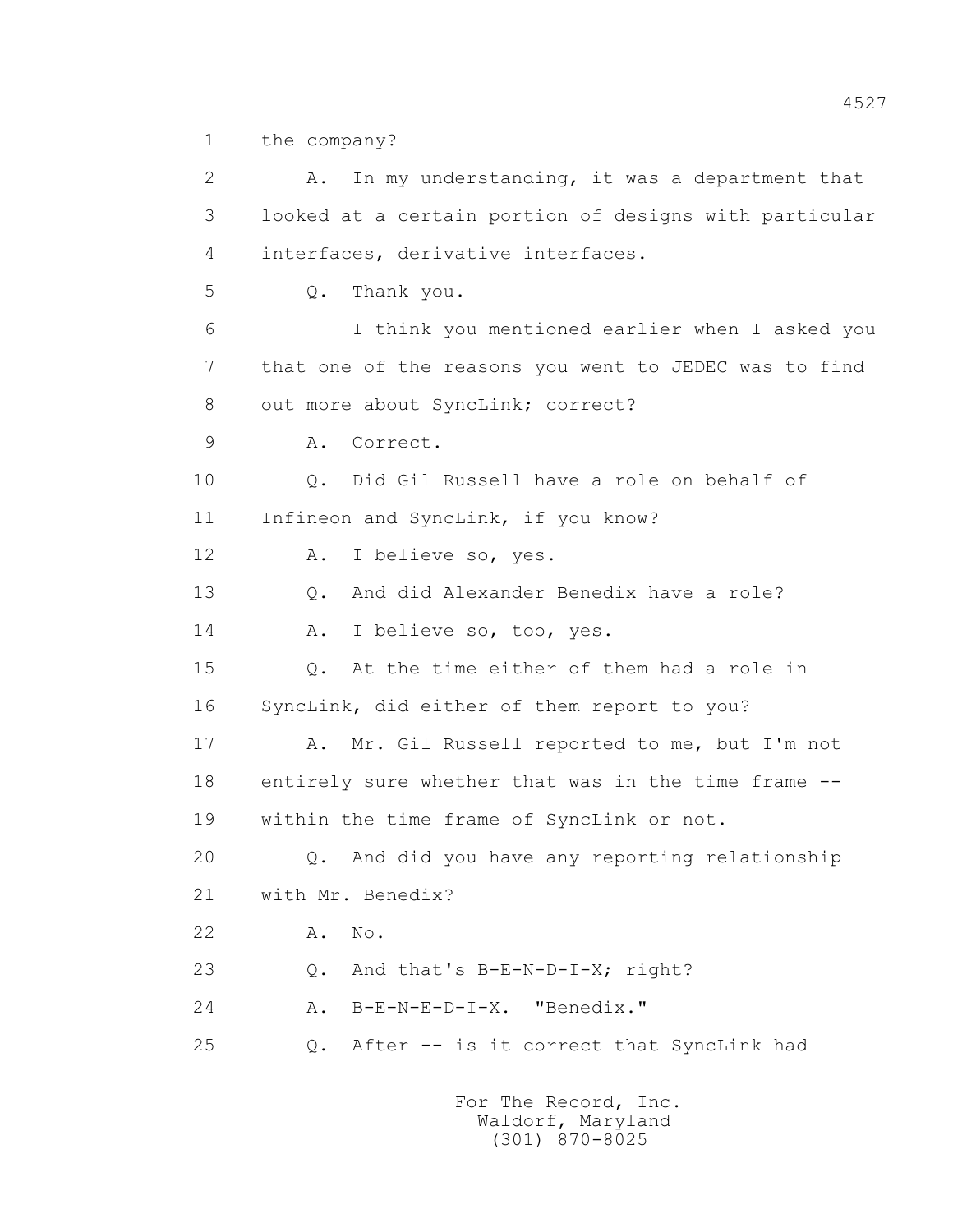1 the company?

2 A. In my understanding, it was a department that

3 looked at a certain portion of designs with particular

4 interfaces, derivative interfaces.

5 Q. Thank you.

6 I think you mentioned earlier when I asked you

7 that one of the reasons you went to JEDEC was to find

8 out more about SyncLink; correct?

9 A. Correct.

10 Q. Did Gil Russell have a role on behalf of

11 Infineon and SyncLink, if you know?

12 A. I believe so, yes.

13 Q. And did Alexander Benedix have a role?

14 A. I believe so, too, yes.

15 Q. At the time either of them had a role in

16 SyncLink, did either of them report to you?

17 A. Mr. Gil Russell reported to me, but I'm not

18 entirely sure whether that was in the time frame --

19 within the time frame of SyncLink or not.

20 Q. And did you have any reporting relationship

21 with Mr. Benedix?

22 A. No.

23 Q. And that's B-E-N-D-I-X; right?

24 A. B-E-N-E-D-I-X. "Benedix."

25 Q. After -- is it correct that SyncLink had

For The Record, Inc.
Waldorf, Maryland
(301) 870-8025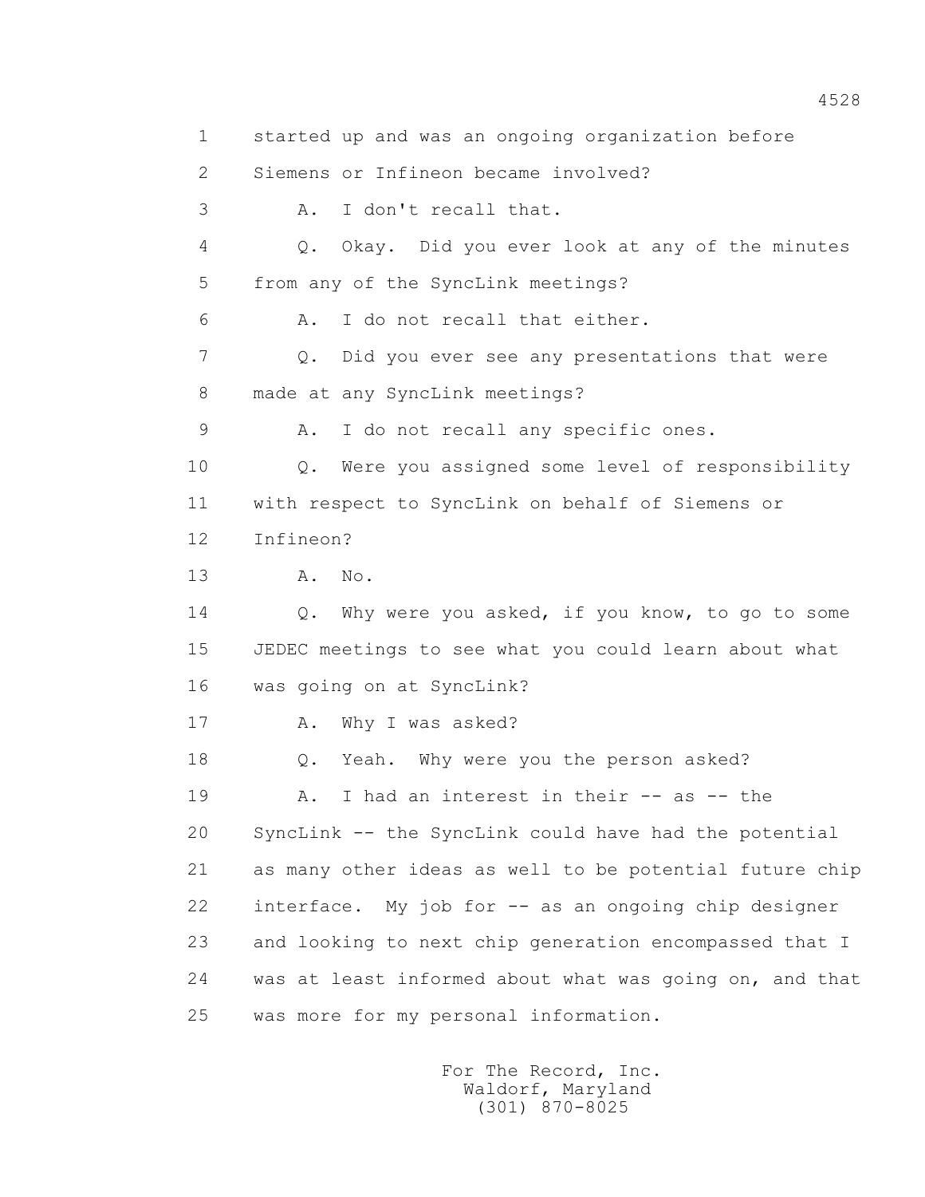1 started up and was an ongoing organization before

2 Siemens or Infineon became involved?

3 A. I don't recall that.

4 Q. Okay. Did you ever look at any of the minutes

5 from any of the SyncLink meetings?

6 A. I do not recall that either.

7 Q. Did you ever see any presentations that were

8 made at any SyncLink meetings?

9 A. I do not recall any specific ones.

10 Q. Were you assigned some level of responsibility

11 with respect to SyncLink on behalf of Siemens or

12 Infineon?

13 A. No.

14 Q. Why were you asked, if you know, to go to some

15 JEDEC meetings to see what you could learn about what

16 was going on at SyncLink?

17 A. Why I was asked?

18 Q. Yeah. Why were you the person asked?

19 A. I had an interest in their -- as -- the

20 SyncLink -- the SyncLink could have had the potential

21 as many other ideas as well to be potential future chip

22 interface. My job for -- as an ongoing chip designer

23 and looking to next chip generation encompassed that I

24 was at least informed about what was going on, and that

25 was more for my personal information.

For The Record, Inc.
Waldorf, Maryland
(301) 870-8025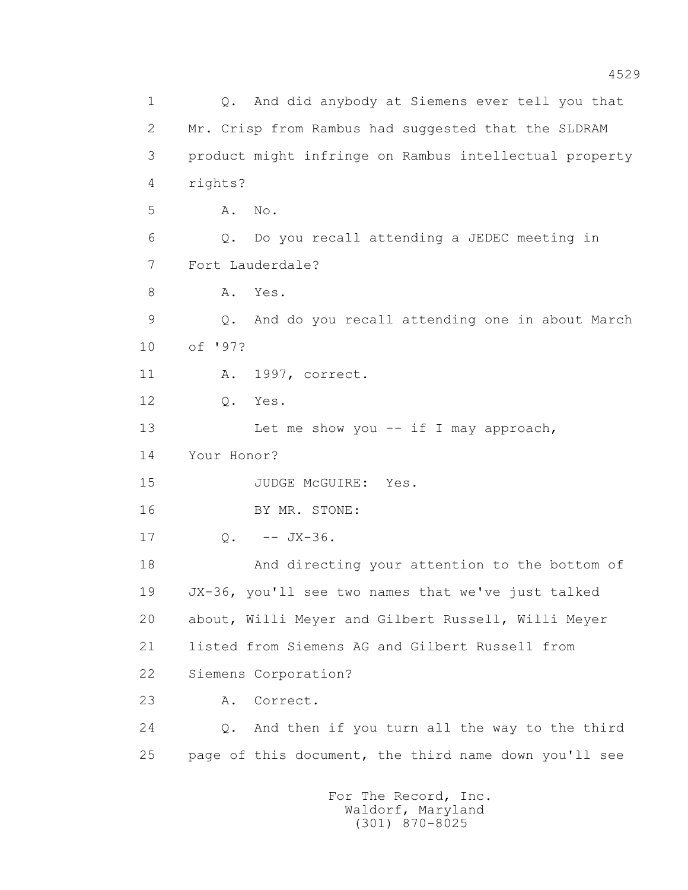1 Q. And did anybody at Siemens ever tell you that
2 Mr. Crisp from Rambus had suggested that the SLDRAM
3 product might infringe on Rambus intellectual property
4 rights?
5 A. No.
6 Q. Do you recall attending a JEDEC meeting in
7 Fort Lauderdale?
8 A. Yes.
9 Q. And do you recall attending one in about March
10 of '97?
11 A. 1997, correct.
12 Q. Yes.
13 Let me show you -- if I may approach,
14 Your Honor?
15 JUDGE McGUIRE: Yes.
16 BY MR. STONE:
17 Q. -- JX-36.
18 And directing your attention to the bottom of
19 JX-36, you'll see two names that we've just talked
20 about, Willi Meyer and Gilbert Russell, Willi Meyer
21 listed from Siemens AG and Gilbert Russell from
22 Siemens Corporation?
23 A. Correct.
24 Q. And then if you turn all the way to the third
25 page of this document, the third name down you'll see

For The Record, Inc.
Waldorf, Maryland
(301) 870-8025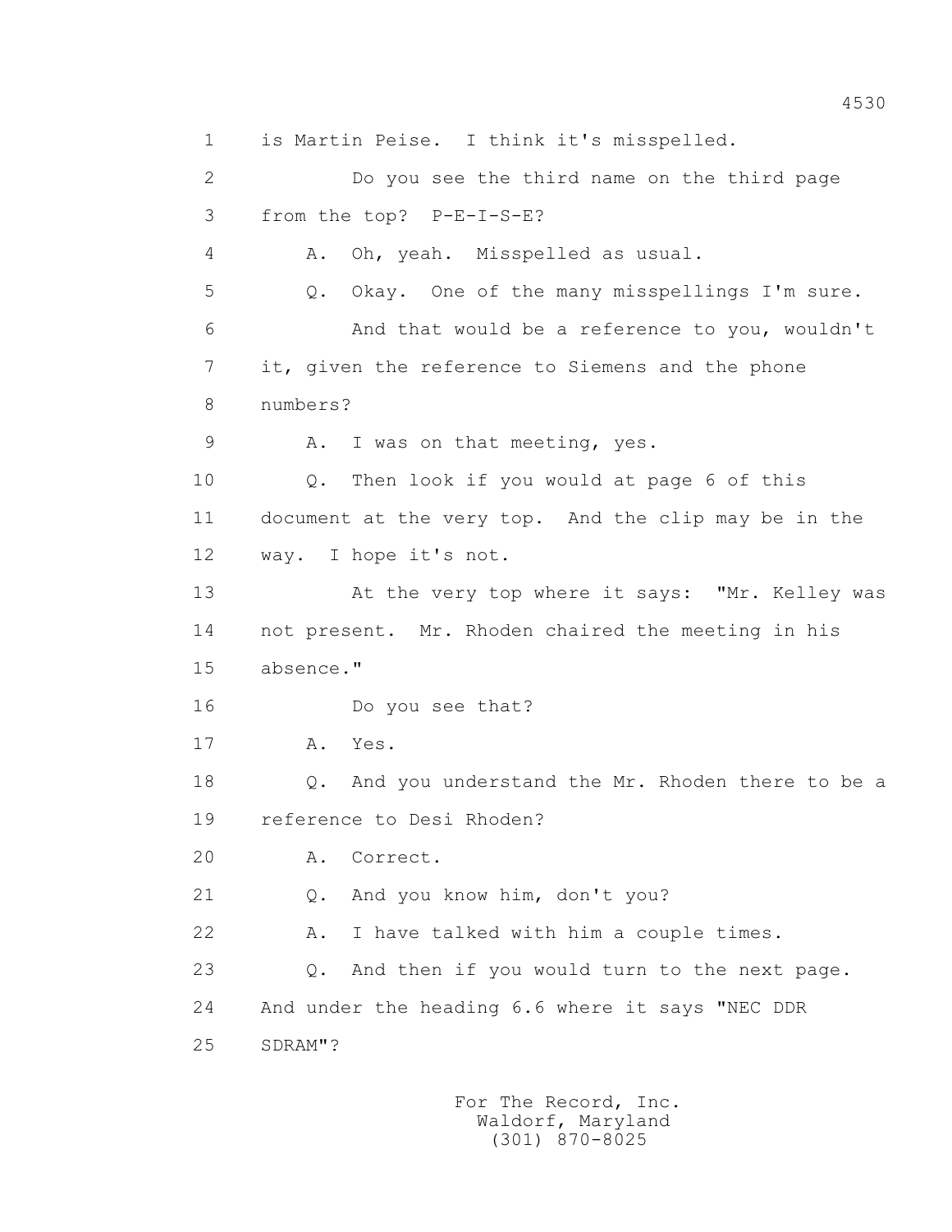1 is Martin Peise. I think it's misspelled.

2 Do you see the third name on the third page

3 from the top? P-E-I-S-E?

4 A. Oh, yeah. Misspelled as usual.

5 Q. Okay. One of the many misspellings I'm sure.

6 And that would be a reference to you, wouldn't

7 it, given the reference to Siemens and the phone

8 numbers?

9 A. I was on that meeting, yes.

10 Q. Then look if you would at page 6 of this

11 document at the very top. And the clip may be in the

12 way. I hope it's not.

13 At the very top where it says: "Mr. Kelley was

14 not present. Mr. Rhoden chaired the meeting in his

15 absence."

16 Do you see that?

17 A. Yes.

18 Q. And you understand the Mr. Rhoden there to be a

19 reference to Desi Rhoden?

20 A. Correct.

21 Q. And you know him, don't you?

22 A. I have talked with him a couple times.

23 Q. And then if you would turn to the next page.

24 And under the heading 6.6 where it says "NEC DDR

25 SDRAM"?

For The Record, Inc.
Waldorf, Maryland
(301) 870-8025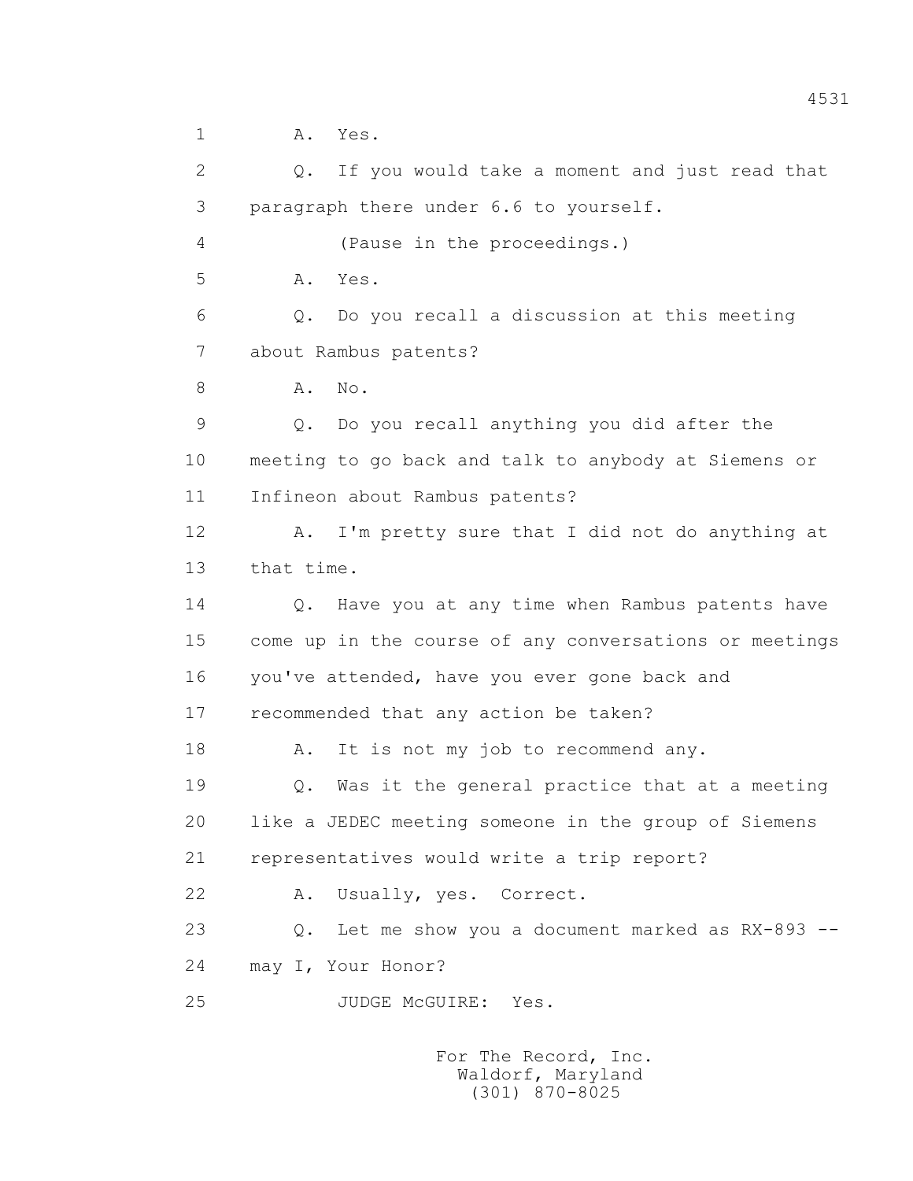1 A. Yes.

2 Q. If you would take a moment and just read that

3 paragraph there under 6.6 to yourself.

4 (Pause in the proceedings.)

5 A. Yes.

6 Q. Do you recall a discussion at this meeting

7 about Rambus patents?

8 A. No.

9 Q. Do you recall anything you did after the

10 meeting to go back and talk to anybody at Siemens or

11 Infineon about Rambus patents?

12 A. I'm pretty sure that I did not do anything at

13 that time.

14 Q. Have you at any time when Rambus patents have

15 come up in the course of any conversations or meetings

16 you've attended, have you ever gone back and

17 recommended that any action be taken?

18 A. It is not my job to recommend any.

19 Q. Was it the general practice that at a meeting

20 like a JEDEC meeting someone in the group of Siemens

21 representatives would write a trip report?

22 A. Usually, yes. Correct.

23 Q. Let me show you a document marked as RX-893 --

24 may I, Your Honor?

25 JUDGE McGUIRE: Yes.

For The Record, Inc.
Waldorf, Maryland
(301) 870-8025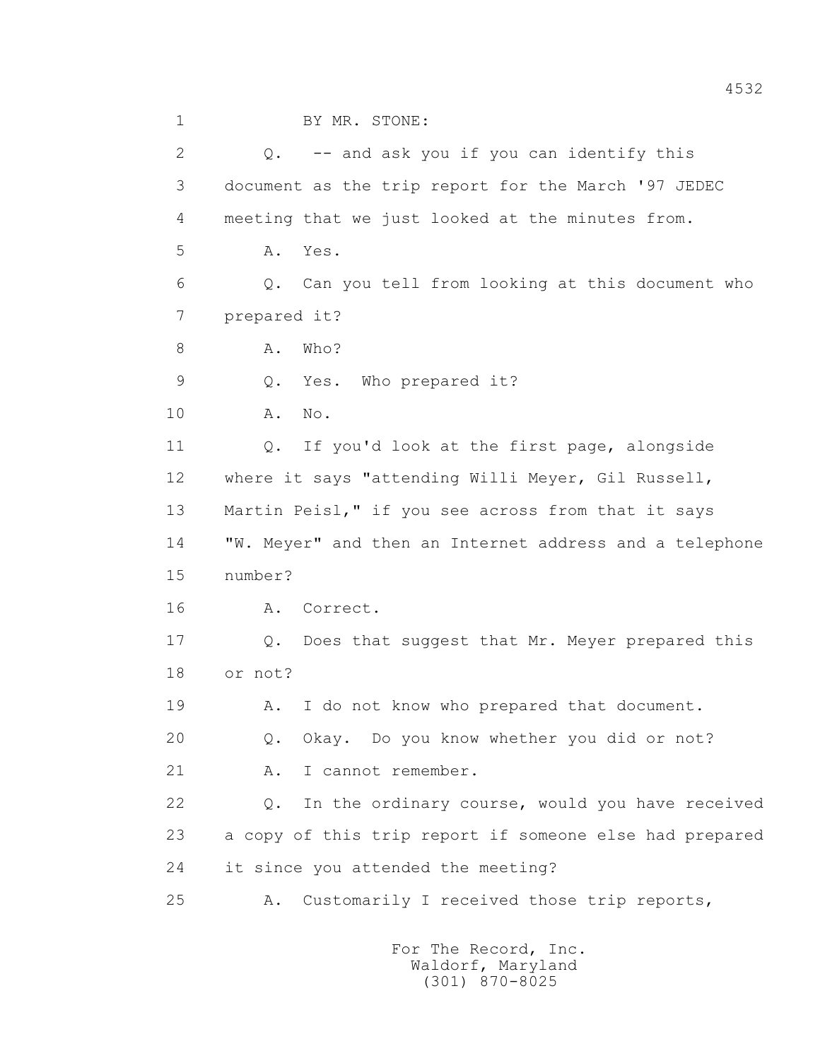1 BY MR. STONE:

2 Q. -- and ask you if you can identify this

3 document as the trip report for the March '97 JEDEC

4 meeting that we just looked at the minutes from.

5 A. Yes.

6 Q. Can you tell from looking at this document who

7 prepared it?

8 A. Who?

9 Q. Yes. Who prepared it?

10 A. No.

11 Q. If you'd look at the first page, alongside

12 where it says "attending Willi Meyer, Gil Russell,

13 Martin Peisl," if you see across from that it says

14 "W. Meyer" and then an Internet address and a telephone

15 number?

16 A. Correct.

17 Q. Does that suggest that Mr. Meyer prepared this

18 or not?

19 A. I do not know who prepared that document.

20 Q. Okay. Do you know whether you did or not?

21 A. I cannot remember.

22 Q. In the ordinary course, would you have received

23 a copy of this trip report if someone else had prepared

24 it since you attended the meeting?

25 A. Customarily I received those trip reports,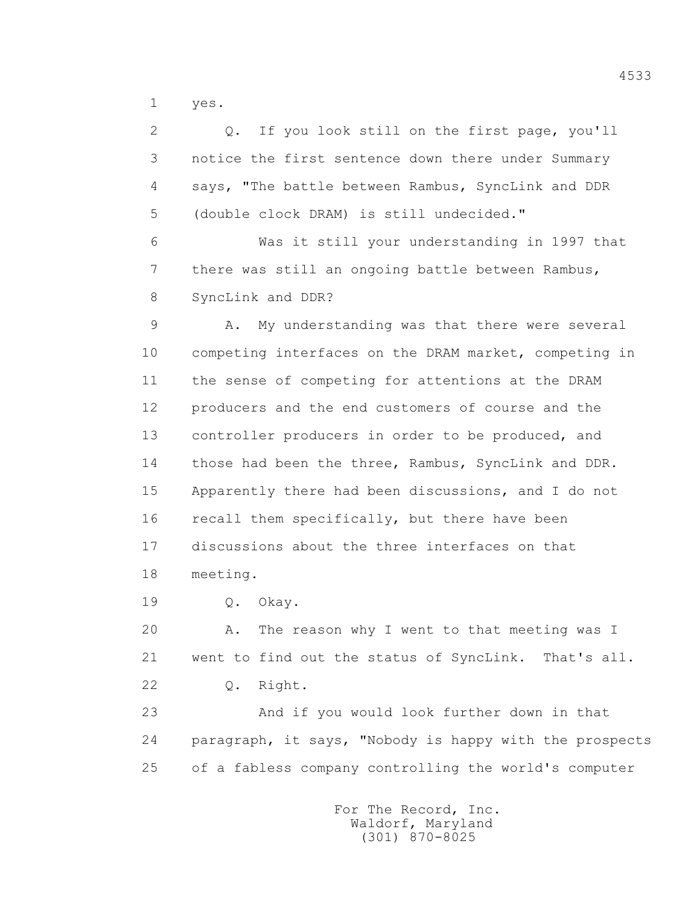1 yes.

2 Q. If you look still on the first page, you'll
3 notice the first sentence down there under Summary
4 says, "The battle between Rambus, SyncLink and DDR
5 (double clock DRAM) is still undecided."

6 Was it still your understanding in 1997 that
7 there was still an ongoing battle between Rambus,
8 SyncLink and DDR?

9 A. My understanding was that there were several
10 competing interfaces on the DRAM market, competing in
11 the sense of competing for attentions at the DRAM
12 producers and the end customers of course and the
13 controller producers in order to be produced, and
14 those had been the three, Rambus, SyncLink and DDR.
15 Apparently there had been discussions, and I do not
16 recall them specifically, but there have been
17 discussions about the three interfaces on that
18 meeting.

19 Q. Okay.

20 A. The reason why I went to that meeting was I
21 went to find out the status of SyncLink. That's all.

22 Q. Right.

23 And if you would look further down in that
24 paragraph, it says, "Nobody is happy with the prospects
25 of a fabless company controlling the world's computer

For The Record, Inc.
Waldorf, Maryland
(301) 870-8025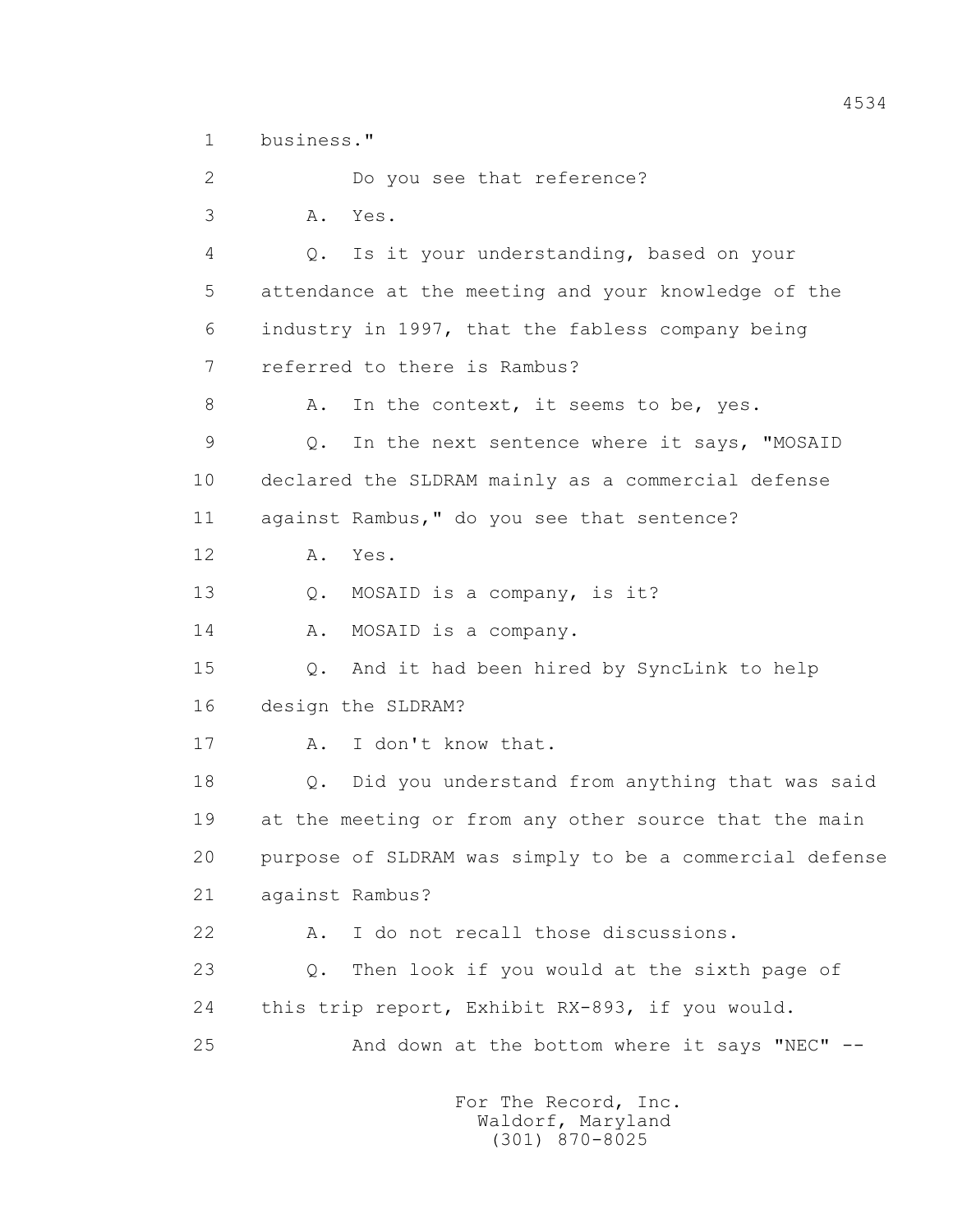1 business."

2 Do you see that reference?

3 A. Yes.

4 Q. Is it your understanding, based on your

5 attendance at the meeting and your knowledge of the

6 industry in 1997, that the fabless company being

7 referred to there is Rambus?

8 A. In the context, it seems to be, yes.

9 Q. In the next sentence where it says, "MOSAID

10 declared the SLDRAM mainly as a commercial defense

11 against Rambus," do you see that sentence?

12 A. Yes.

13 Q. MOSAID is a company, is it?

14 A. MOSAID is a company.

15 Q. And it had been hired by SyncLink to help

16 design the SLDRAM?

17 A. I don't know that.

18 Q. Did you understand from anything that was said

19 at the meeting or from any other source that the main

20 purpose of SLDRAM was simply to be a commercial defense

21 against Rambus?

22 A. I do not recall those discussions.

23 Q. Then look if you would at the sixth page of

24 this trip report, Exhibit RX-893, if you would.

25 And down at the bottom where it says "NEC" --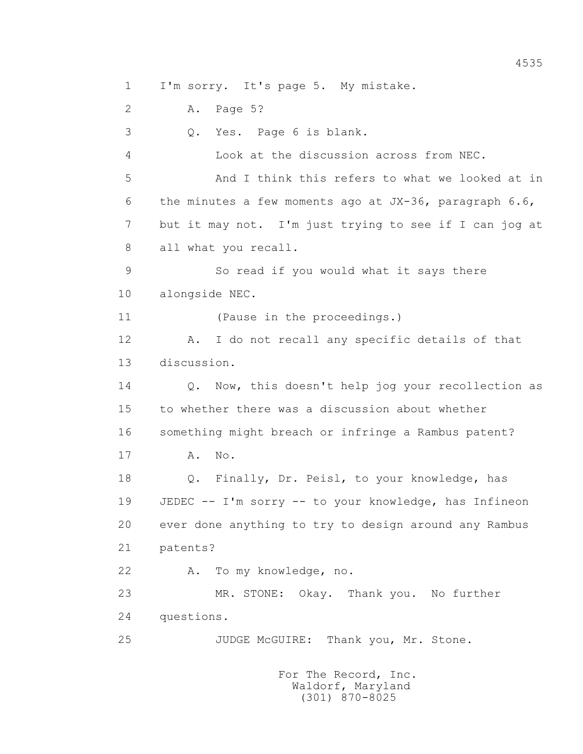1 I'm sorry. It's page 5. My mistake.

2 A. Page 5?

3 Q. Yes. Page 6 is blank.

4 Look at the discussion across from NEC.

5 And I think this refers to what we looked at in

6 the minutes a few moments ago at JX-36, paragraph 6.6,

7 but it may not. I'm just trying to see if I can jog at

8 all what you recall.

9 So read if you would what it says there

10 alongside NEC.

11 (Pause in the proceedings.)

12 A. I do not recall any specific details of that

13 discussion.

14 Q. Now, this doesn't help jog your recollection as

15 to whether there was a discussion about whether

16 something might breach or infringe a Rambus patent?

17 A. No.

18 Q. Finally, Dr. Peisl, to your knowledge, has

19 JEDEC -- I'm sorry -- to your knowledge, has Infineon

20 ever done anything to try to design around any Rambus

21 patents?

22 A. To my knowledge, no.

23 MR. STONE: Okay. Thank you. No further

24 questions.

25 JUDGE McGUIRE: Thank you, Mr. Stone.

For The Record, Inc.
Waldorf, Maryland
(301) 870-8025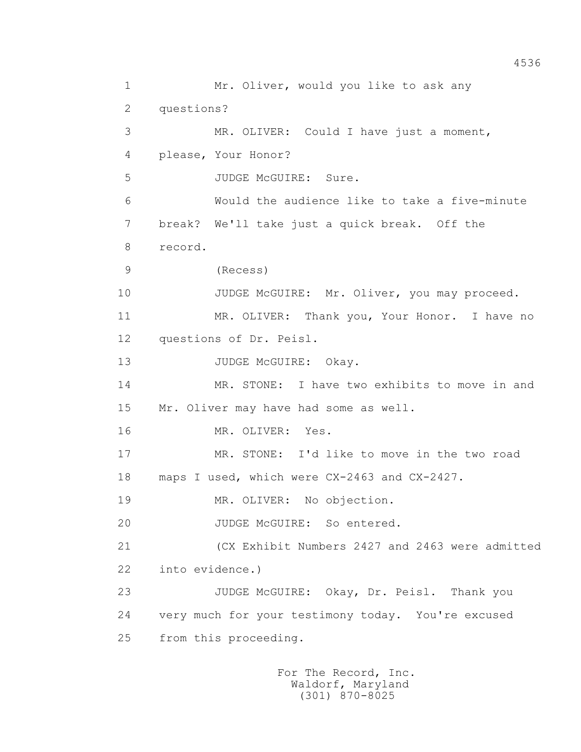1 Mr. Oliver, would you like to ask any
2 questions?
3 MR. OLIVER: Could I have just a moment,
4 please, Your Honor?
5 JUDGE McGUIRE: Sure.
6 Would the audience like to take a five-minute
7 break? We'll take just a quick break. Off the
8 record.
9 (Recess)
10 JUDGE McGUIRE: Mr. Oliver, you may proceed.
11 MR. OLIVER: Thank you, Your Honor. I have no
12 questions of Dr. Peisl.
13 JUDGE McGUIRE: Okay.
14 MR. STONE: I have two exhibits to move in and
15 Mr. Oliver may have had some as well.
16 MR. OLIVER: Yes.
17 MR. STONE: I'd like to move in the two road
18 maps I used, which were CX-2463 and CX-2427.
19 MR. OLIVER: No objection.
20 JUDGE McGUIRE: So entered.
21 (CX Exhibit Numbers 2427 and 2463 were admitted
22 into evidence.)
23 JUDGE McGUIRE: Okay, Dr. Peisl. Thank you
24 very much for your testimony today. You're excused
25 from this proceeding.

For The Record, Inc.
Waldorf, Maryland
(301) 870-8025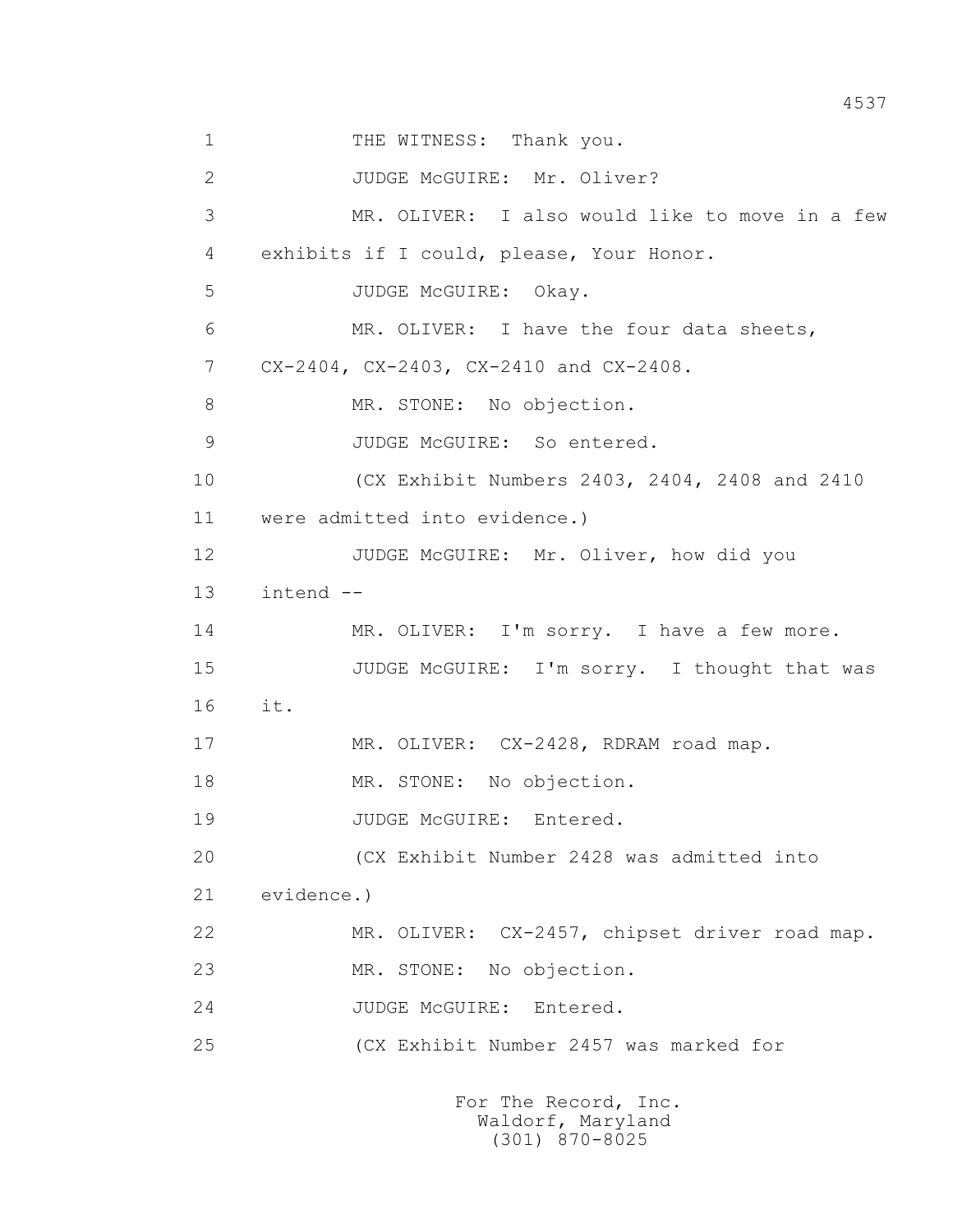1 THE WITNESS: Thank you.

2 JUDGE McGUIRE: Mr. Oliver?

3 MR. OLIVER: I also would like to move in a few

4 exhibits if I could, please, Your Honor.

5 JUDGE McGUIRE: Okay.

6 MR. OLIVER: I have the four data sheets,

7 CX-2404, CX-2403, CX-2410 and CX-2408.

8 MR. STONE: No objection.

9 JUDGE McGUIRE: So entered.

10 (CX Exhibit Numbers 2403, 2404, 2408 and 2410

11 were admitted into evidence.)

12 JUDGE McGUIRE: Mr. Oliver, how did you

13 intend --

14 MR. OLIVER: I'm sorry. I have a few more.

15 JUDGE McGUIRE: I'm sorry. I thought that was

16 it.

17 MR. OLIVER: CX-2428, RDRAM road map.

18 MR. STONE: No objection.

19 JUDGE McGUIRE: Entered.

20 (CX Exhibit Number 2428 was admitted into

21 evidence.)

22 MR. OLIVER: CX-2457, chipset driver road map.

23 MR. STONE: No objection.

24 JUDGE McGUIRE: Entered.

25 (CX Exhibit Number 2457 was marked for

For The Record, Inc.
Waldorf, Maryland
(301) 870-8025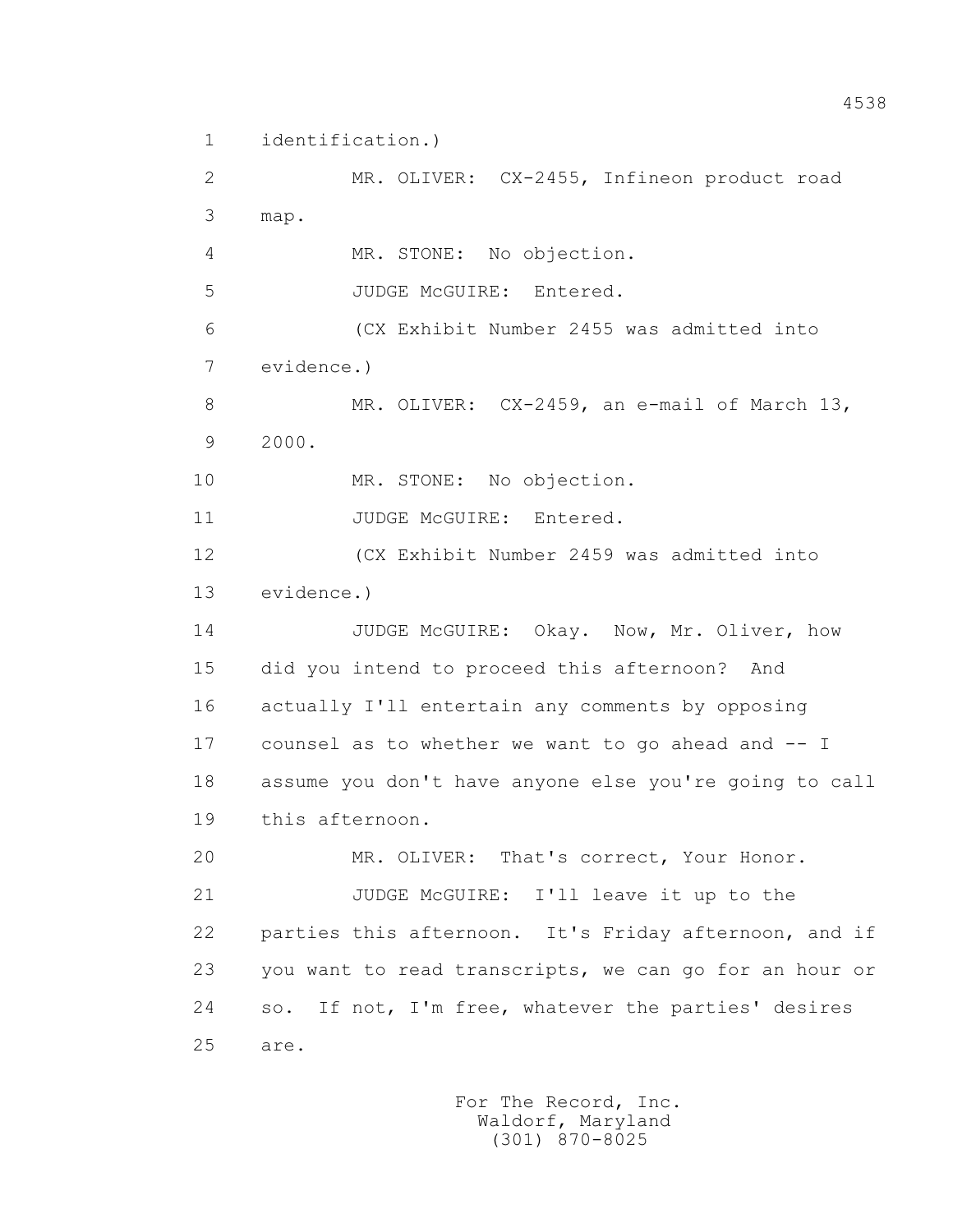1 identification.)

2 MR. OLIVER: CX-2455, Infineon product road

3 map.

4 MR. STONE: No objection.

5 JUDGE McGUIRE: Entered.

6 (CX Exhibit Number 2455 was admitted into

7 evidence.)

8 MR. OLIVER: CX-2459, an e-mail of March 13,

9 2000.

10 MR. STONE: No objection.

11 JUDGE McGUIRE: Entered.

12 (CX Exhibit Number 2459 was admitted into

13 evidence.)

14 JUDGE McGUIRE: Okay. Now, Mr. Oliver, how

15 did you intend to proceed this afternoon? And

16 actually I'll entertain any comments by opposing

17 counsel as to whether we want to go ahead and -- I

18 assume you don't have anyone else you're going to call

19 this afternoon.

20 MR. OLIVER: That's correct, Your Honor.

21 JUDGE McGUIRE: I'll leave it up to the

22 parties this afternoon. It's Friday afternoon, and if

23 you want to read transcripts, we can go for an hour or

24 so. If not, I'm free, whatever the parties' desires

25 are.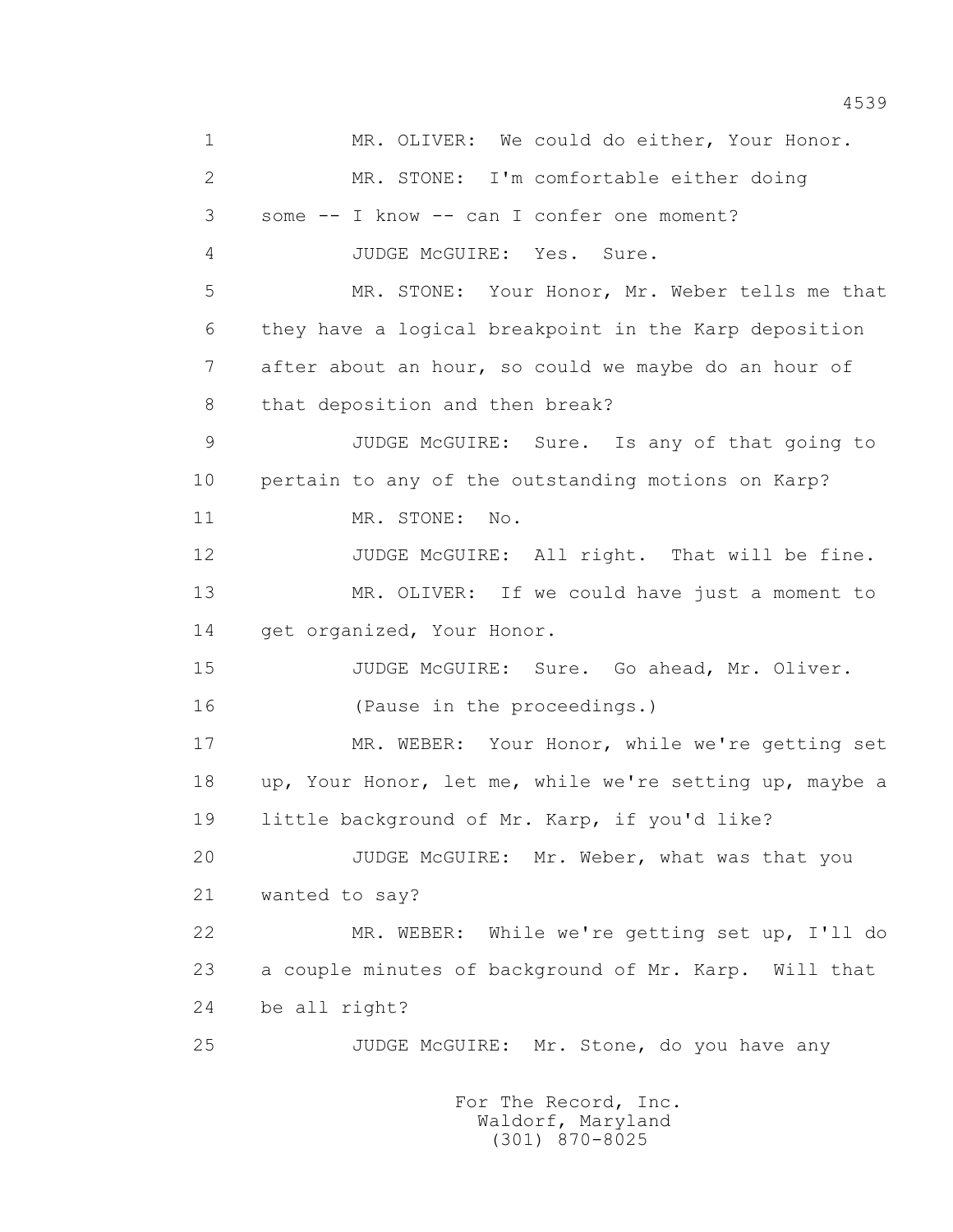MR. OLIVER: We could do either, Your Honor.

MR. STONE: I'm comfortable either doing some -- I know -- can I confer one moment?

JUDGE McGUIRE: Yes. Sure.

MR. STONE: Your Honor, Mr. Weber tells me that they have a logical breakpoint in the Karp deposition after about an hour, so could we maybe do an hour of that deposition and then break?

JUDGE McGUIRE: Sure. Is any of that going to pertain to any of the outstanding motions on Karp?

MR. STONE: No.

JUDGE McGUIRE: All right. That will be fine.

MR. OLIVER: If we could have just a moment to get organized, Your Honor.

JUDGE McGUIRE: Sure. Go ahead, Mr. Oliver.

(Pause in the proceedings.)

MR. WEBER: Your Honor, while we're getting set up, Your Honor, let me, while we're setting up, maybe a little background of Mr. Karp, if you'd like?

JUDGE McGUIRE: Mr. Weber, what was that you wanted to say?

MR. WEBER: While we're getting set up, I'll do a couple minutes of background of Mr. Karp. Will that be all right?

JUDGE McGUIRE: Mr. Stone, do you have any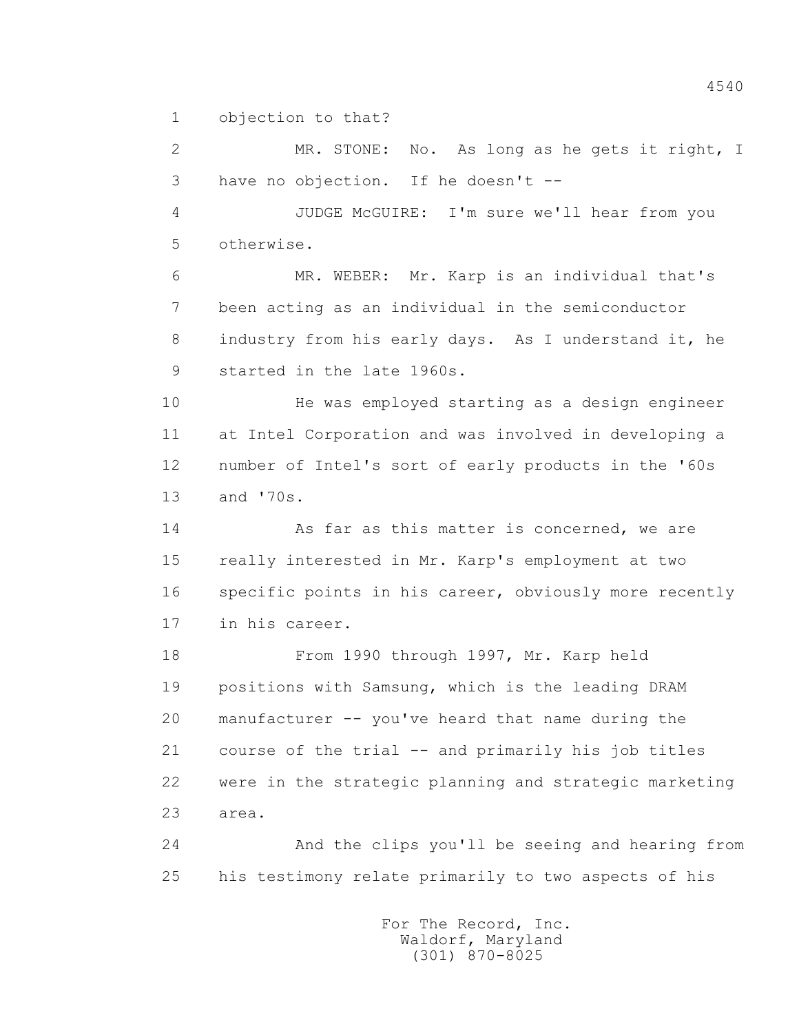1 objection to that?

2 MR. STONE: No. As long as he gets it right, I

3 have no objection. If he doesn't --

4 JUDGE McGUIRE: I'm sure we'll hear from you

5 otherwise.

6 MR. WEBER: Mr. Karp is an individual that's

7 been acting as an individual in the semiconductor

8 industry from his early days. As I understand it, he

9 started in the late 1960s.

10 He was employed starting as a design engineer

11 at Intel Corporation and was involved in developing a

12 number of Intel's sort of early products in the '60s

13 and '70s.

14 As far as this matter is concerned, we are

15 really interested in Mr. Karp's employment at two

16 specific points in his career, obviously more recently

17 in his career.

18 From 1990 through 1997, Mr. Karp held

19 positions with Samsung, which is the leading DRAM

20 manufacturer -- you've heard that name during the

21 course of the trial -- and primarily his job titles

22 were in the strategic planning and strategic marketing

23 area.

24 And the clips you'll be seeing and hearing from

25 his testimony relate primarily to two aspects of his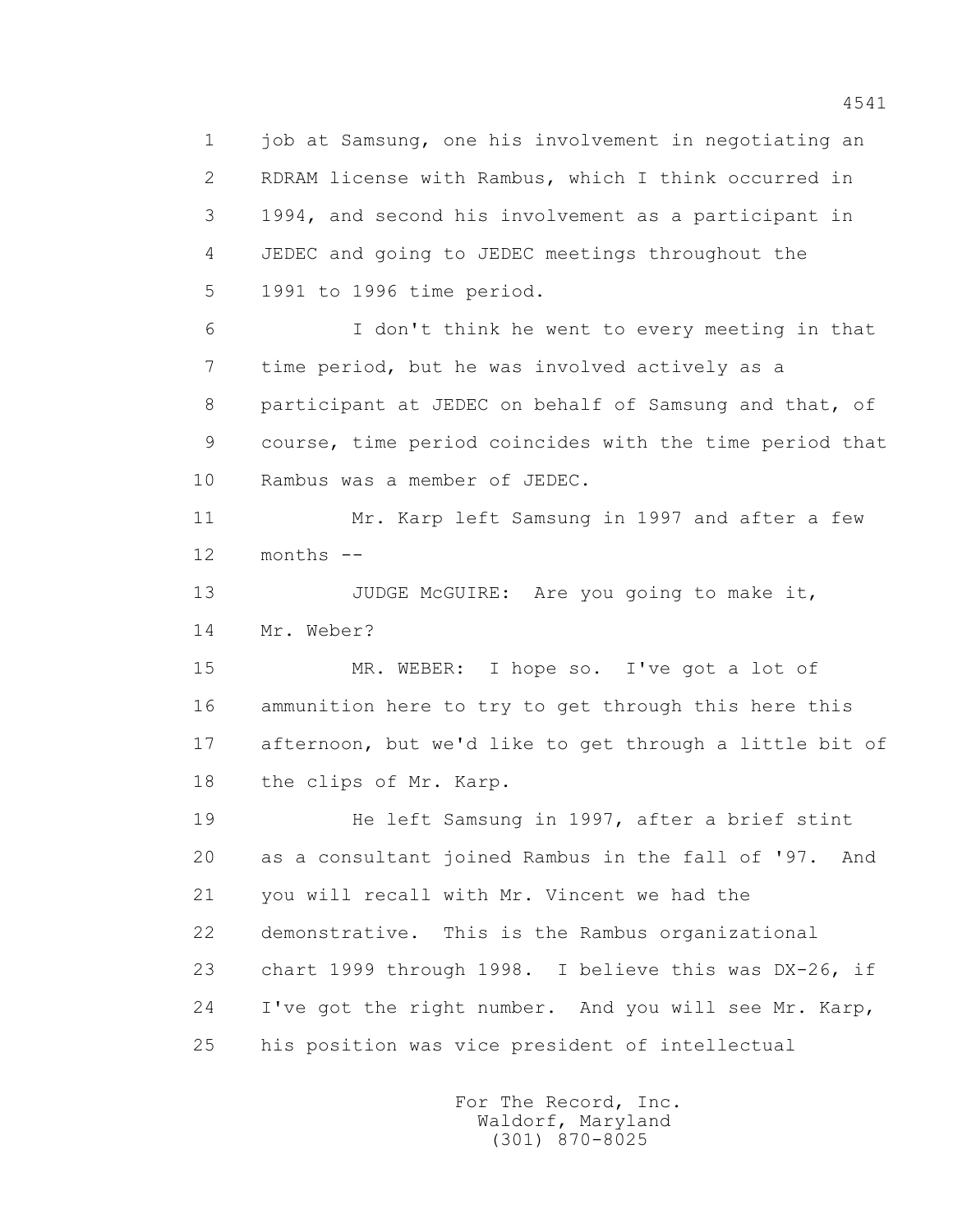1 job at Samsung, one his involvement in negotiating an
2 RDRAM license with Rambus, which I think occurred in
3 1994, and second his involvement as a participant in
4 JEDEC and going to JEDEC meetings throughout the
5 1991 to 1996 time period.

6 I don't think he went to every meeting in that
7 time period, but he was involved actively as a
8 participant at JEDEC on behalf of Samsung and that, of
9 course, time period coincides with the time period that
10 Rambus was a member of JEDEC.

11 Mr. Karp left Samsung in 1997 and after a few
12 months --

13 JUDGE McGUIRE: Are you going to make it,
14 Mr. Weber?

15 MR. WEBER: I hope so. I've got a lot of
16 ammunition here to try to get through this here this
17 afternoon, but we'd like to get through a little bit of
18 the clips of Mr. Karp.

19 He left Samsung in 1997, after a brief stint
20 as a consultant joined Rambus in the fall of '97. And
21 you will recall with Mr. Vincent we had the
22 demonstrative. This is the Rambus organizational
23 chart 1999 through 1998. I believe this was DX-26, if
24 I've got the right number. And you will see Mr. Karp,
25 his position was vice president of intellectual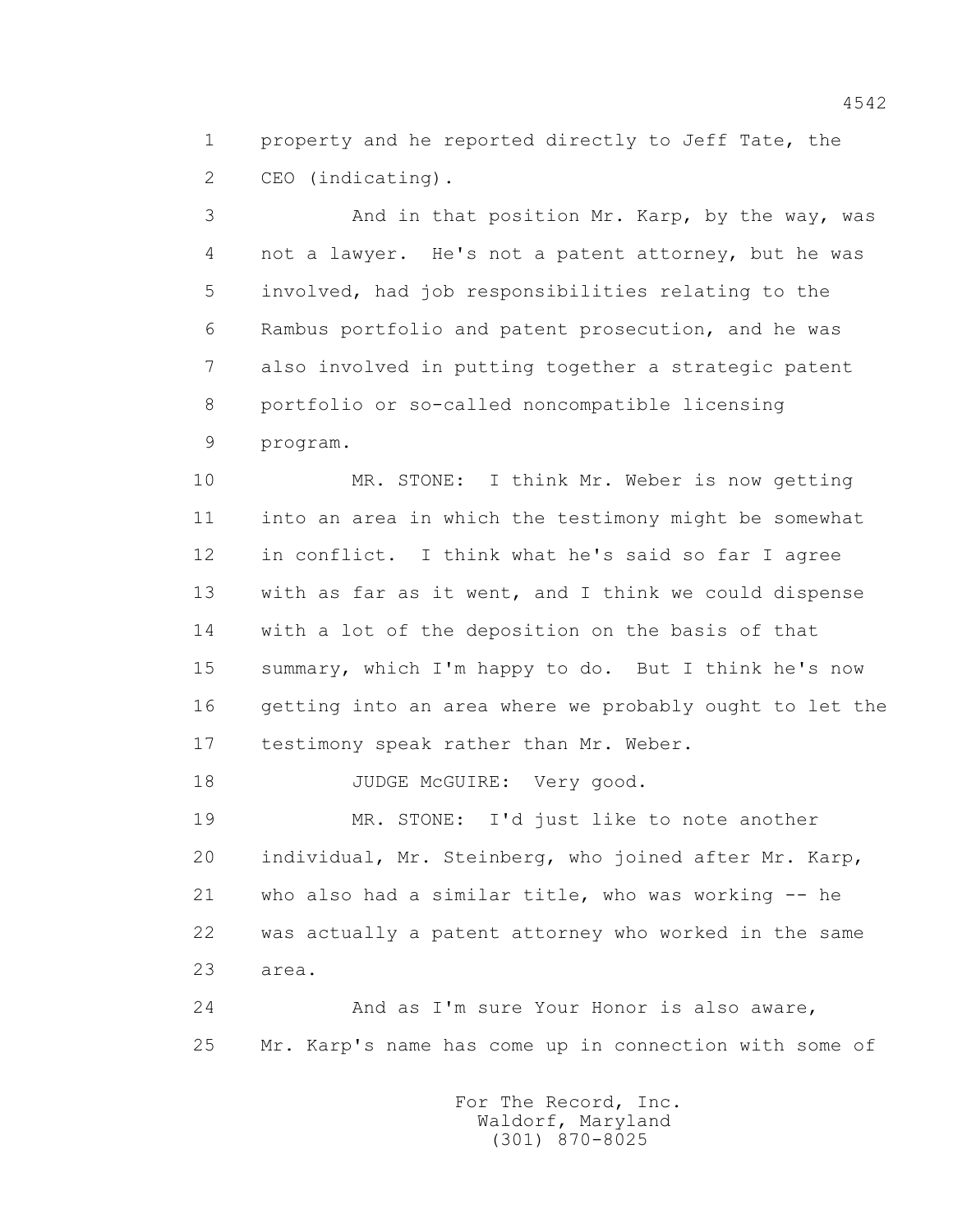1 property and he reported directly to Jeff Tate, the
2 CEO (indicating).

3 And in that position Mr. Karp, by the way, was
4 not a lawyer. He's not a patent attorney, but he was
5 involved, had job responsibilities relating to the
6 Rambus portfolio and patent prosecution, and he was
7 also involved in putting together a strategic patent
8 portfolio or so-called noncompatible licensing
9 program.

10 MR. STONE: I think Mr. Weber is now getting
11 into an area in which the testimony might be somewhat
12 in conflict. I think what he's said so far I agree
13 with as far as it went, and I think we could dispense
14 with a lot of the deposition on the basis of that
15 summary, which I'm happy to do. But I think he's now
16 getting into an area where we probably ought to let the
17 testimony speak rather than Mr. Weber.

18 JUDGE McGUIRE: Very good.

19 MR. STONE: I'd just like to note another
20 individual, Mr. Steinberg, who joined after Mr. Karp,
21 who also had a similar title, who was working -- he
22 was actually a patent attorney who worked in the same
23 area.

24 And as I'm sure Your Honor is also aware,
25 Mr. Karp's name has come up in connection with some of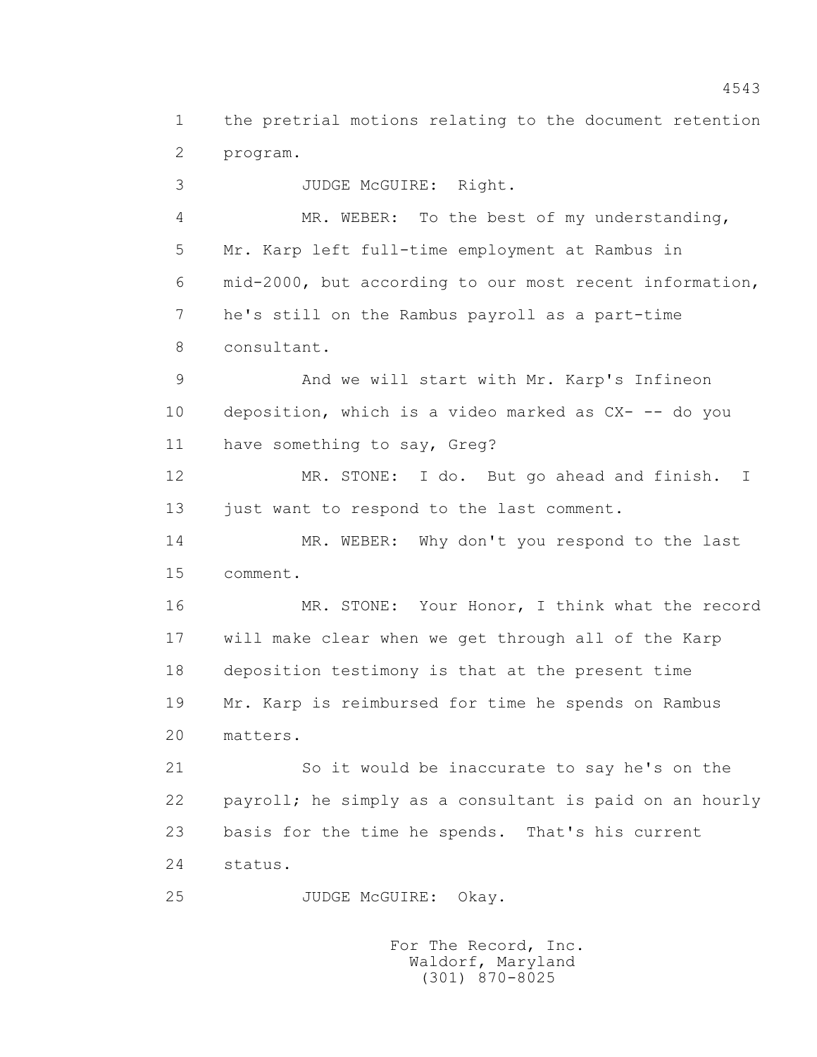1 the pretrial motions relating to the document retention
2 program.
3 JUDGE McGUIRE: Right.
4 MR. WEBER: To the best of my understanding,
5 Mr. Karp left full-time employment at Rambus in
6 mid-2000, but according to our most recent information,
7 he's still on the Rambus payroll as a part-time
8 consultant.
9 And we will start with Mr. Karp's Infineon
10 deposition, which is a video marked as CX- -- do you
11 have something to say, Greg?
12 MR. STONE: I do. But go ahead and finish. I
13 just want to respond to the last comment.
14 MR. WEBER: Why don't you respond to the last
15 comment.
16 MR. STONE: Your Honor, I think what the record
17 will make clear when we get through all of the Karp
18 deposition testimony is that at the present time
19 Mr. Karp is reimbursed for time he spends on Rambus
20 matters.
21 So it would be inaccurate to say he's on the
22 payroll; he simply as a consultant is paid on an hourly
23 basis for the time he spends. That's his current
24 status.
25 JUDGE McGUIRE: Okay.

For The Record, Inc.
Waldorf, Maryland
(301) 870-8025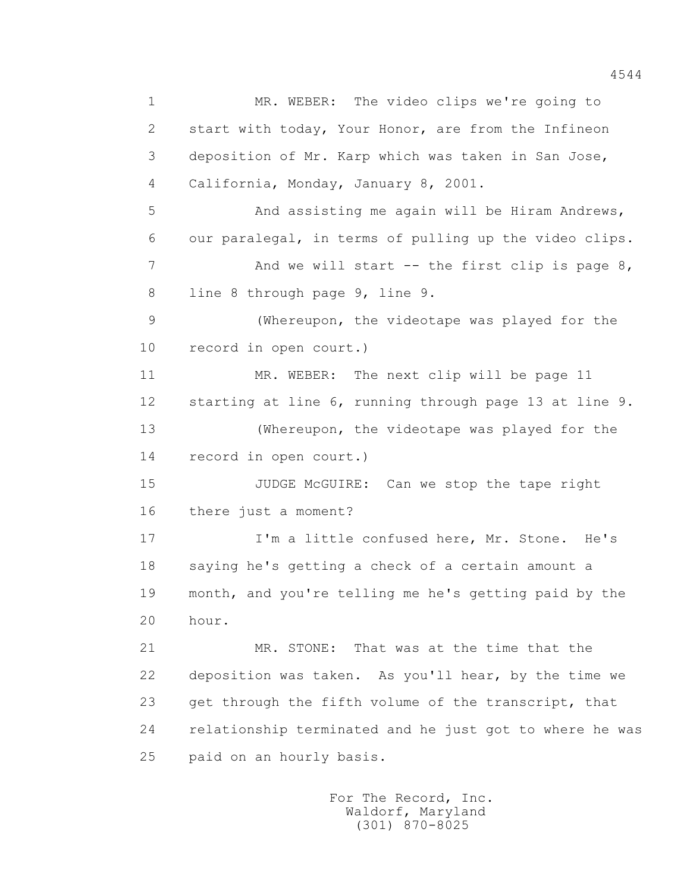1 MR. WEBER: The video clips we're going to
2 start with today, Your Honor, are from the Infineon
3 deposition of Mr. Karp which was taken in San Jose,
4 California, Monday, January 8, 2001.
5 And assisting me again will be Hiram Andrews,
6 our paralegal, in terms of pulling up the video clips.
7 And we will start -- the first clip is page 8,
8 line 8 through page 9, line 9.
9 (Whereupon, the videotape was played for the
10 record in open court.)
11 MR. WEBER: The next clip will be page 11
12 starting at line 6, running through page 13 at line 9.
13 (Whereupon, the videotape was played for the
14 record in open court.)
15 JUDGE McGUIRE: Can we stop the tape right
16 there just a moment?
17 I'm a little confused here, Mr. Stone. He's
18 saying he's getting a check of a certain amount a
19 month, and you're telling me he's getting paid by the
20 hour.
21 MR. STONE: That was at the time that the
22 deposition was taken. As you'll hear, by the time we
23 get through the fifth volume of the transcript, that
24 relationship terminated and he just got to where he was
25 paid on an hourly basis.

For The Record, Inc.
Waldorf, Maryland
(301) 870-8025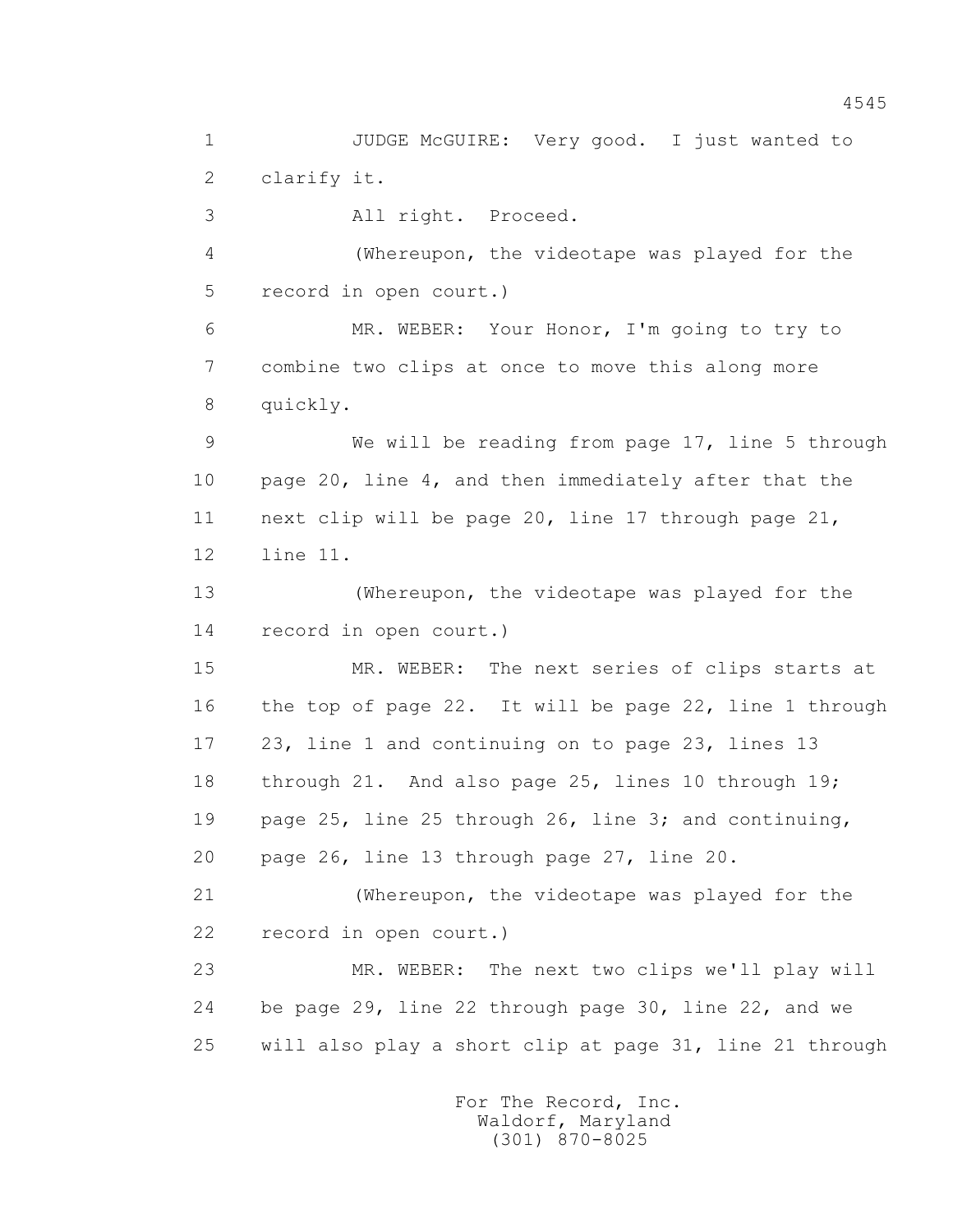1 JUDGE McGUIRE: Very good. I just wanted to
2 clarify it.
3 All right. Proceed.
4 (Whereupon, the videotape was played for the
5 record in open court.)
6 MR. WEBER: Your Honor, I'm going to try to
7 combine two clips at once to move this along more
8 quickly.
9 We will be reading from page 17, line 5 through
10 page 20, line 4, and then immediately after that the
11 next clip will be page 20, line 17 through page 21,
12 line 11.
13 (Whereupon, the videotape was played for the
14 record in open court.)
15 MR. WEBER: The next series of clips starts at
16 the top of page 22. It will be page 22, line 1 through
17 23, line 1 and continuing on to page 23, lines 13
18 through 21. And also page 25, lines 10 through 19;
19 page 25, line 25 through 26, line 3; and continuing,
20 page 26, line 13 through page 27, line 20.
21 (Whereupon, the videotape was played for the
22 record in open court.)
23 MR. WEBER: The next two clips we'll play will
24 be page 29, line 22 through page 30, line 22, and we
25 will also play a short clip at page 31, line 21 through

For The Record, Inc.
Waldorf, Maryland
(301) 870-8025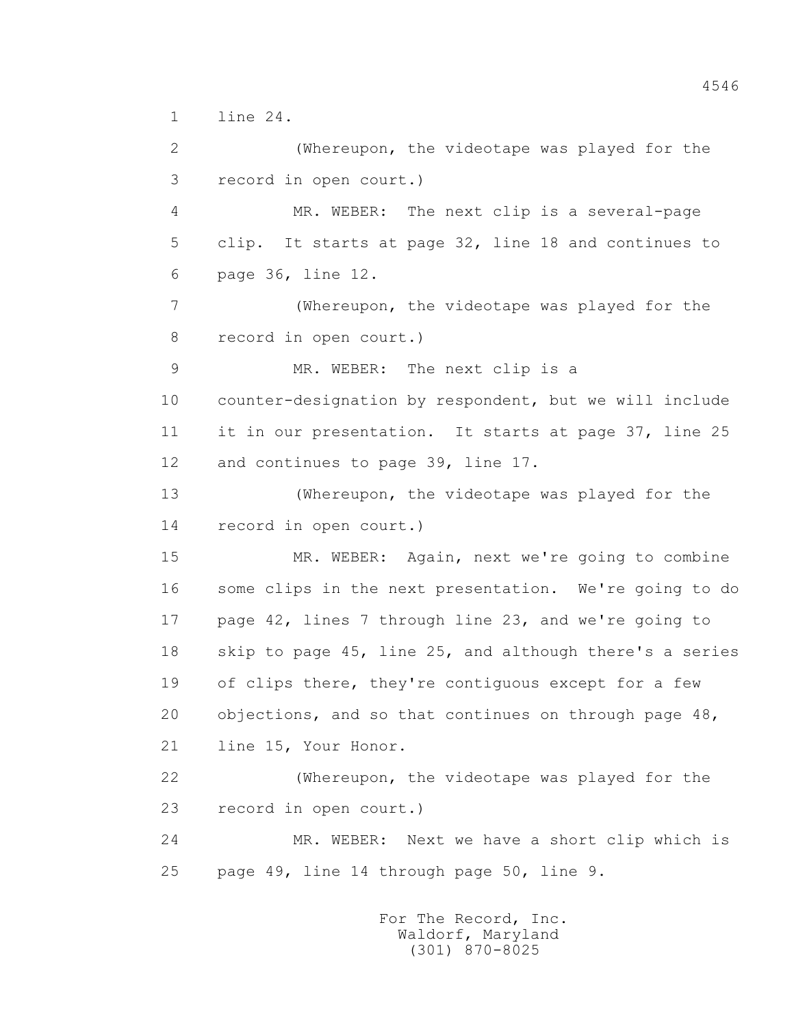1 line 24.

2 (Whereupon, the videotape was played for the

3 record in open court.)

4 MR. WEBER: The next clip is a several-page

5 clip. It starts at page 32, line 18 and continues to

6 page 36, line 12.

7 (Whereupon, the videotape was played for the

8 record in open court.)

9 MR. WEBER: The next clip is a

10 counter-designation by respondent, but we will include

11 it in our presentation. It starts at page 37, line 25

12 and continues to page 39, line 17.

13 (Whereupon, the videotape was played for the

14 record in open court.)

15 MR. WEBER: Again, next we're going to combine

16 some clips in the next presentation. We're going to do

17 page 42, lines 7 through line 23, and we're going to

18 skip to page 45, line 25, and although there's a series

19 of clips there, they're contiguous except for a few

20 objections, and so that continues on through page 48,

21 line 15, Your Honor.

22 (Whereupon, the videotape was played for the

23 record in open court.)

24 MR. WEBER: Next we have a short clip which is

25 page 49, line 14 through page 50, line 9.

For The Record, Inc.
Waldorf, Maryland
(301) 870-8025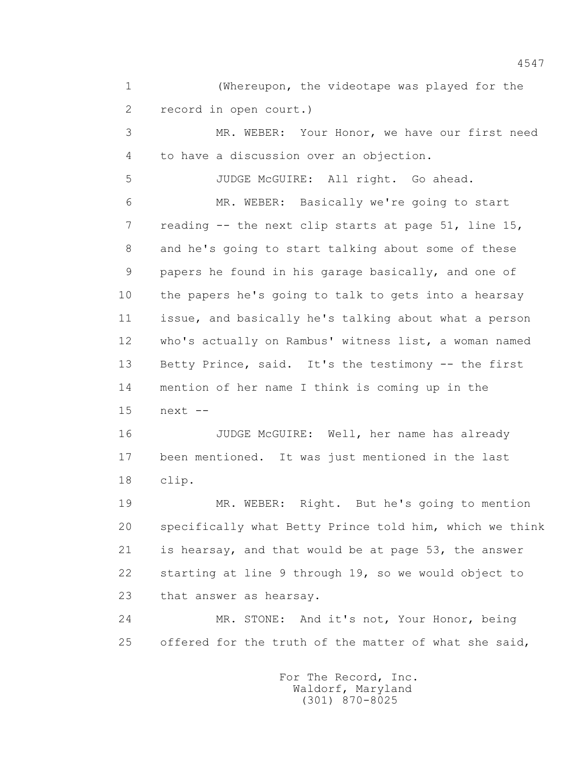1 (Whereupon, the videotape was played for the
2 record in open court.)
3 MR. WEBER: Your Honor, we have our first need
4 to have a discussion over an objection.
5 JUDGE McGUIRE: All right. Go ahead.
6 MR. WEBER: Basically we're going to start
7 reading -- the next clip starts at page 51, line 15,
8 and he's going to start talking about some of these
9 papers he found in his garage basically, and one of
10 the papers he's going to talk to gets into a hearsay
11 issue, and basically he's talking about what a person
12 who's actually on Rambus' witness list, a woman named
13 Betty Prince, said. It's the testimony -- the first
14 mention of her name I think is coming up in the
15 next --
16 JUDGE McGUIRE: Well, her name has already
17 been mentioned. It was just mentioned in the last
18 clip.
19 MR. WEBER: Right. But he's going to mention
20 specifically what Betty Prince told him, which we think
21 is hearsay, and that would be at page 53, the answer
22 starting at line 9 through 19, so we would object to
23 that answer as hearsay.
24 MR. STONE: And it's not, Your Honor, being
25 offered for the truth of the matter of what she said,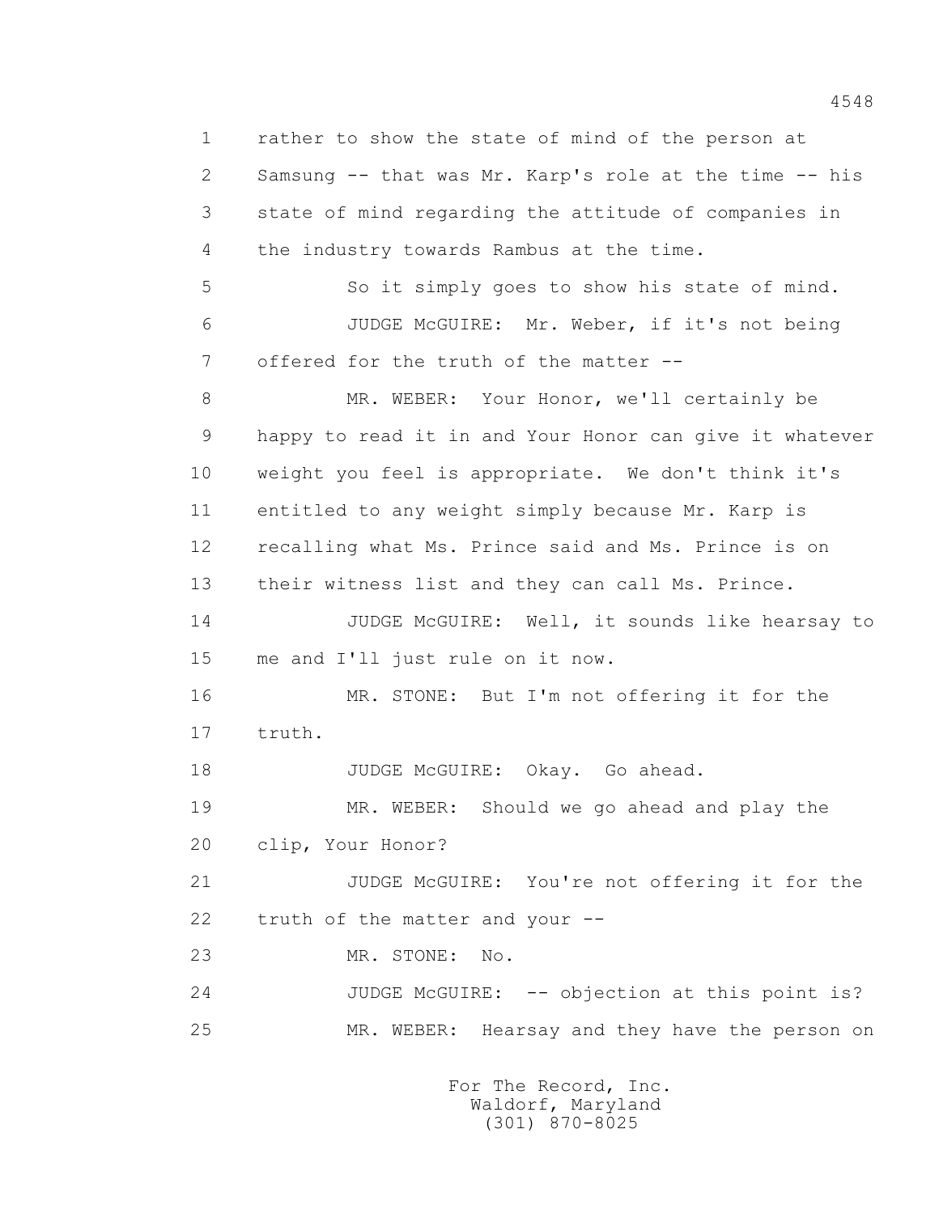1 rather to show the state of mind of the person at
2 Samsung -- that was Mr. Karp's role at the time -- his
3 state of mind regarding the attitude of companies in
4 the industry towards Rambus at the time.

5 So it simply goes to show his state of mind.

6 JUDGE McGUIRE: Mr. Weber, if it's not being
7 offered for the truth of the matter --

8 MR. WEBER: Your Honor, we'll certainly be
9 happy to read it in and Your Honor can give it whatever
10 weight you feel is appropriate. We don't think it's
11 entitled to any weight simply because Mr. Karp is
12 recalling what Ms. Prince said and Ms. Prince is on
13 their witness list and they can call Ms. Prince.

14 JUDGE McGUIRE: Well, it sounds like hearsay to
15 me and I'll just rule on it now.

16 MR. STONE: But I'm not offering it for the
17 truth.

18 JUDGE McGUIRE: Okay. Go ahead.

19 MR. WEBER: Should we go ahead and play the
20 clip, Your Honor?

21 JUDGE McGUIRE: You're not offering it for the
22 truth of the matter and your --

23 MR. STONE: No.

24 JUDGE McGUIRE: -- objection at this point is?

25 MR. WEBER: Hearsay and they have the person on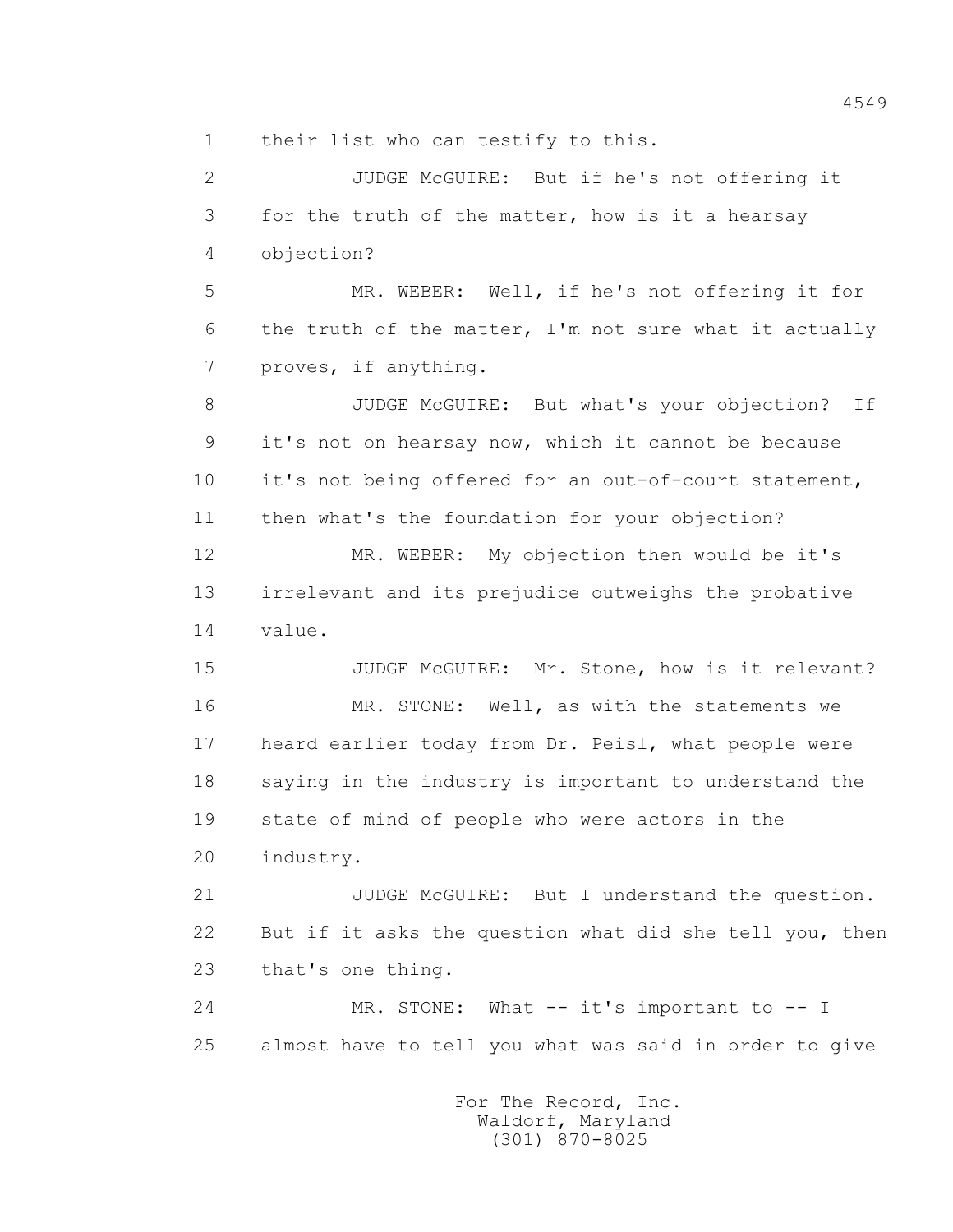1 their list who can testify to this.

2 JUDGE McGUIRE: But if he's not offering it

3 for the truth of the matter, how is it a hearsay

4 objection?

5 MR. WEBER: Well, if he's not offering it for

6 the truth of the matter, I'm not sure what it actually

7 proves, if anything.

8 JUDGE McGUIRE: But what's your objection? If

9 it's not on hearsay now, which it cannot be because

10 it's not being offered for an out-of-court statement,

11 then what's the foundation for your objection?

12 MR. WEBER: My objection then would be it's

13 irrelevant and its prejudice outweighs the probative

14 value.

15 JUDGE McGUIRE: Mr. Stone, how is it relevant?

16 MR. STONE: Well, as with the statements we

17 heard earlier today from Dr. Peisl, what people were

18 saying in the industry is important to understand the

19 state of mind of people who were actors in the

20 industry.

21 JUDGE McGUIRE: But I understand the question.

22 But if it asks the question what did she tell you, then

23 that's one thing.

24 MR. STONE: What -- it's important to -- I

25 almost have to tell you what was said in order to give

For The Record, Inc.
Waldorf, Maryland
(301) 870-8025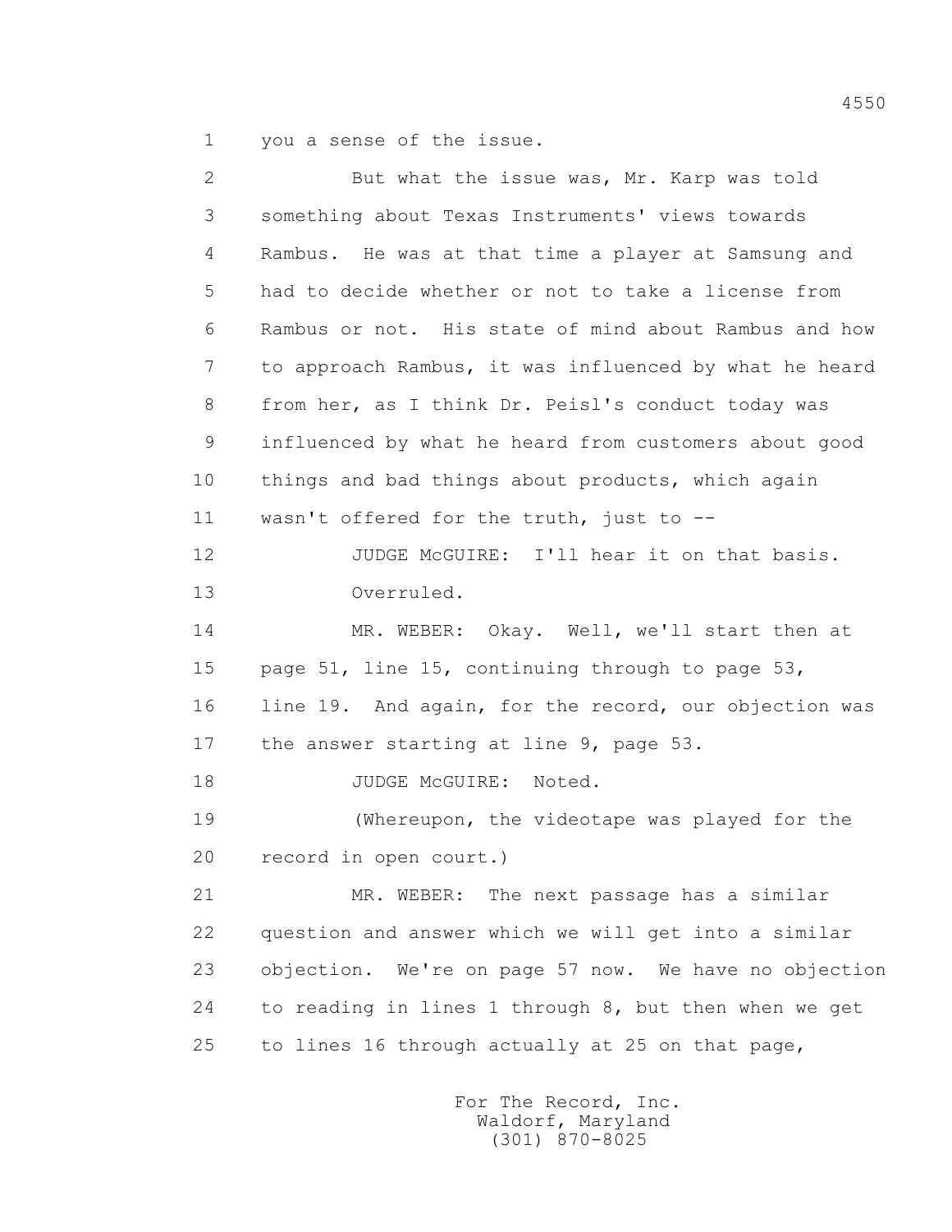1 you a sense of the issue.

2 But what the issue was, Mr. Karp was told

3 something about Texas Instruments' views towards

4 Rambus. He was at that time a player at Samsung and

5 had to decide whether or not to take a license from

6 Rambus or not. His state of mind about Rambus and how

7 to approach Rambus, it was influenced by what he heard

8 from her, as I think Dr. Peisl's conduct today was

9 influenced by what he heard from customers about good

10 things and bad things about products, which again

11 wasn't offered for the truth, just to --

12 JUDGE McGUIRE: I'll hear it on that basis.

13 Overruled.

14 MR. WEBER: Okay. Well, we'll start then at

15 page 51, line 15, continuing through to page 53,

16 line 19. And again, for the record, our objection was

17 the answer starting at line 9, page 53.

18 JUDGE McGUIRE: Noted.

19 (Whereupon, the videotape was played for the

20 record in open court.)

21 MR. WEBER: The next passage has a similar

22 question and answer which we will get into a similar

23 objection. We're on page 57 now. We have no objection

24 to reading in lines 1 through 8, but then when we get

25 to lines 16 through actually at 25 on that page,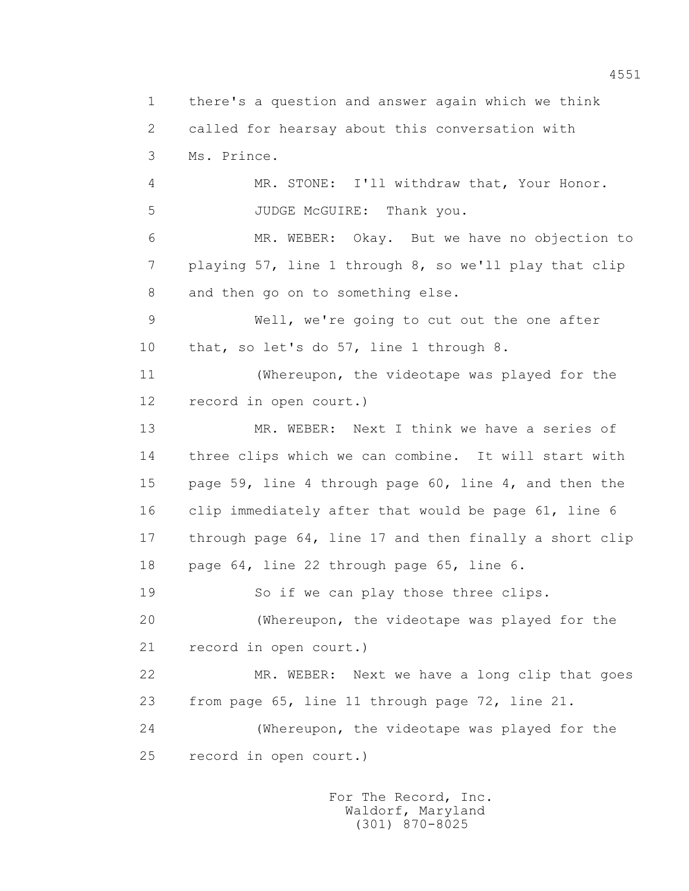1 there's a question and answer again which we think

2 called for hearsay about this conversation with

3 Ms. Prince.

4 MR. STONE: I'll withdraw that, Your Honor.

5 JUDGE McGUIRE: Thank you.

6 MR. WEBER: Okay. But we have no objection to

7 playing 57, line 1 through 8, so we'll play that clip

8 and then go on to something else.

9 Well, we're going to cut out the one after

10 that, so let's do 57, line 1 through 8.

11 (Whereupon, the videotape was played for the

12 record in open court.)

13 MR. WEBER: Next I think we have a series of

14 three clips which we can combine. It will start with

15 page 59, line 4 through page 60, line 4, and then the

16 clip immediately after that would be page 61, line 6

17 through page 64, line 17 and then finally a short clip

18 page 64, line 22 through page 65, line 6.

19 So if we can play those three clips.

20 (Whereupon, the videotape was played for the

21 record in open court.)

22 MR. WEBER: Next we have a long clip that goes

23 from page 65, line 11 through page 72, line 21.

24 (Whereupon, the videotape was played for the

25 record in open court.)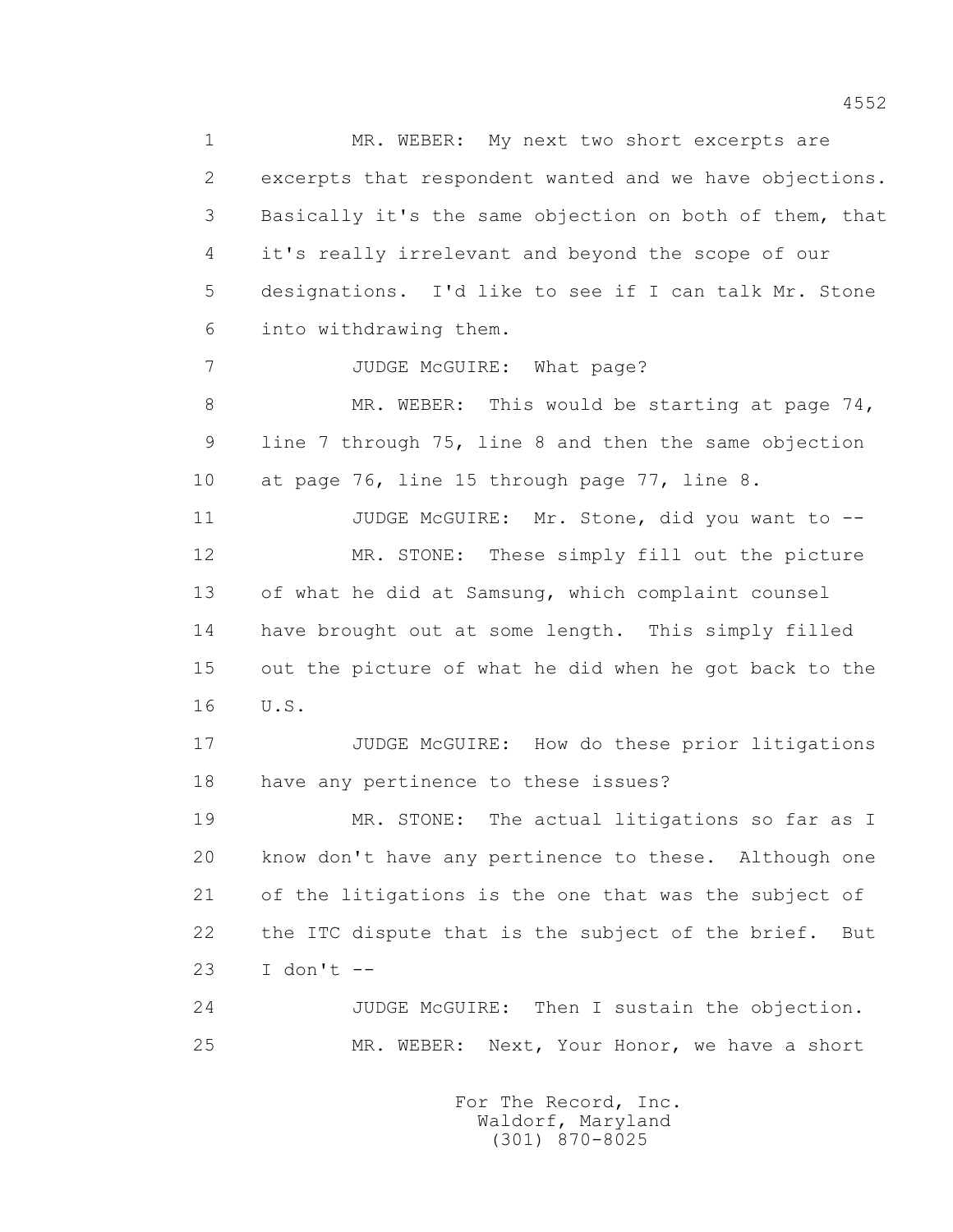1 MR. WEBER: My next two short excerpts are
2 excerpts that respondent wanted and we have objections.
3 Basically it's the same objection on both of them, that
4 it's really irrelevant and beyond the scope of our
5 designations. I'd like to see if I can talk Mr. Stone
6 into withdrawing them.

7 JUDGE McGUIRE: What page?

8 MR. WEBER: This would be starting at page 74,
9 line 7 through 75, line 8 and then the same objection
10 at page 76, line 15 through page 77, line 8.

11 JUDGE McGUIRE: Mr. Stone, did you want to --

12 MR. STONE: These simply fill out the picture
13 of what he did at Samsung, which complaint counsel
14 have brought out at some length. This simply filled
15 out the picture of what he did when he got back to the
16 U.S.

17 JUDGE McGUIRE: How do these prior litigations
18 have any pertinence to these issues?

19 MR. STONE: The actual litigations so far as I
20 know don't have any pertinence to these. Although one
21 of the litigations is the one that was the subject of
22 the ITC dispute that is the subject of the brief. But
23 I don't --

24 JUDGE McGUIRE: Then I sustain the objection.

25 MR. WEBER: Next, Your Honor, we have a short

For The Record, Inc.
Waldorf, Maryland
(301) 870-8025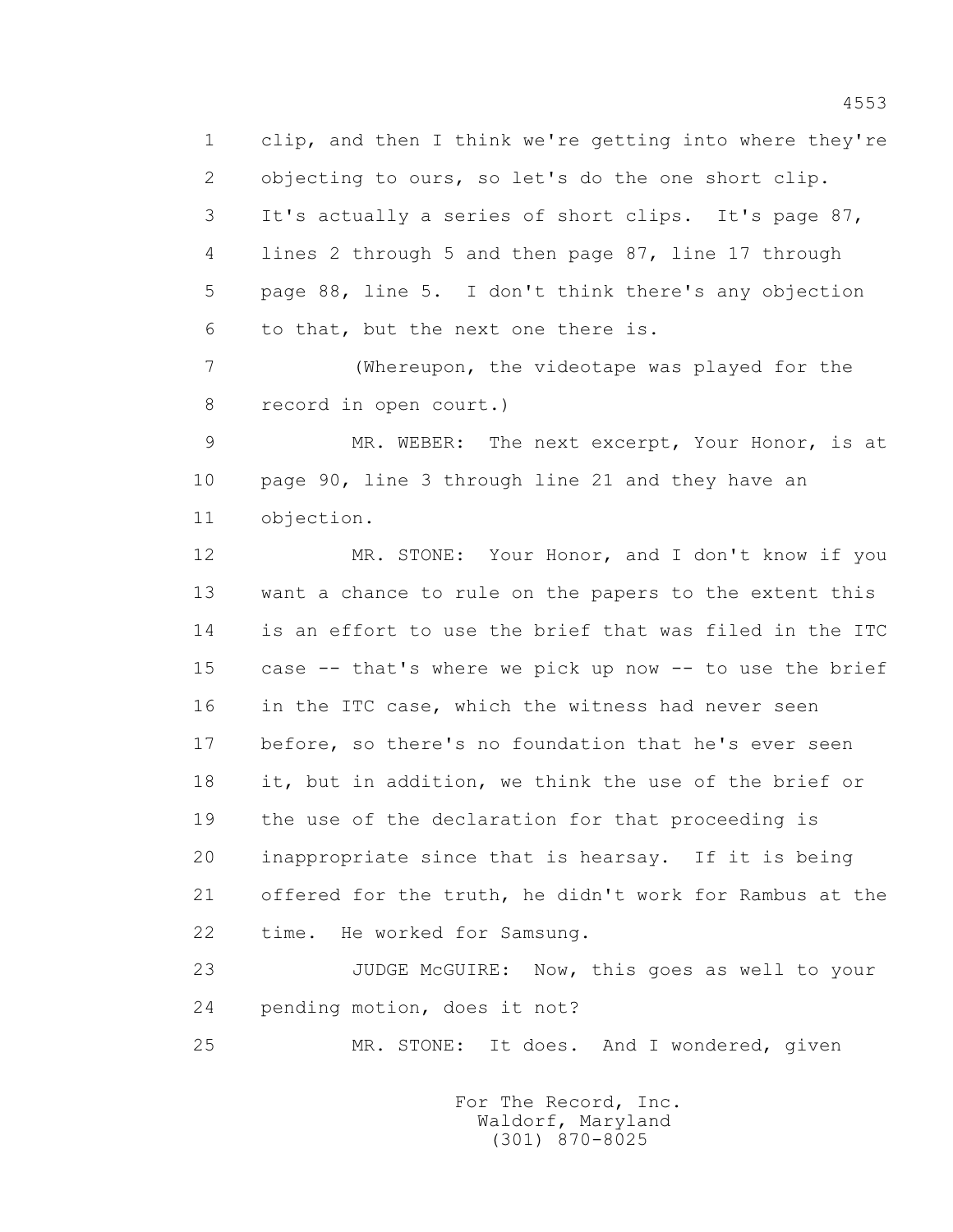1 clip, and then I think we're getting into where they're
2 objecting to ours, so let's do the one short clip.
3 It's actually a series of short clips. It's page 87,
4 lines 2 through 5 and then page 87, line 17 through
5 page 88, line 5. I don't think there's any objection
6 to that, but the next one there is.

7 (Whereupon, the videotape was played for the
8 record in open court.)

9 MR. WEBER: The next excerpt, Your Honor, is at
10 page 90, line 3 through line 21 and they have an
11 objection.

12 MR. STONE: Your Honor, and I don't know if you
13 want a chance to rule on the papers to the extent this
14 is an effort to use the brief that was filed in the ITC
15 case -- that's where we pick up now -- to use the brief
16 in the ITC case, which the witness had never seen
17 before, so there's no foundation that he's ever seen
18 it, but in addition, we think the use of the brief or
19 the use of the declaration for that proceeding is
20 inappropriate since that is hearsay. If it is being
21 offered for the truth, he didn't work for Rambus at the
22 time. He worked for Samsung.

23 JUDGE McGUIRE: Now, this goes as well to your
24 pending motion, does it not?

25 MR. STONE: It does. And I wondered, given

For The Record, Inc.
Waldorf, Maryland
(301) 870-8025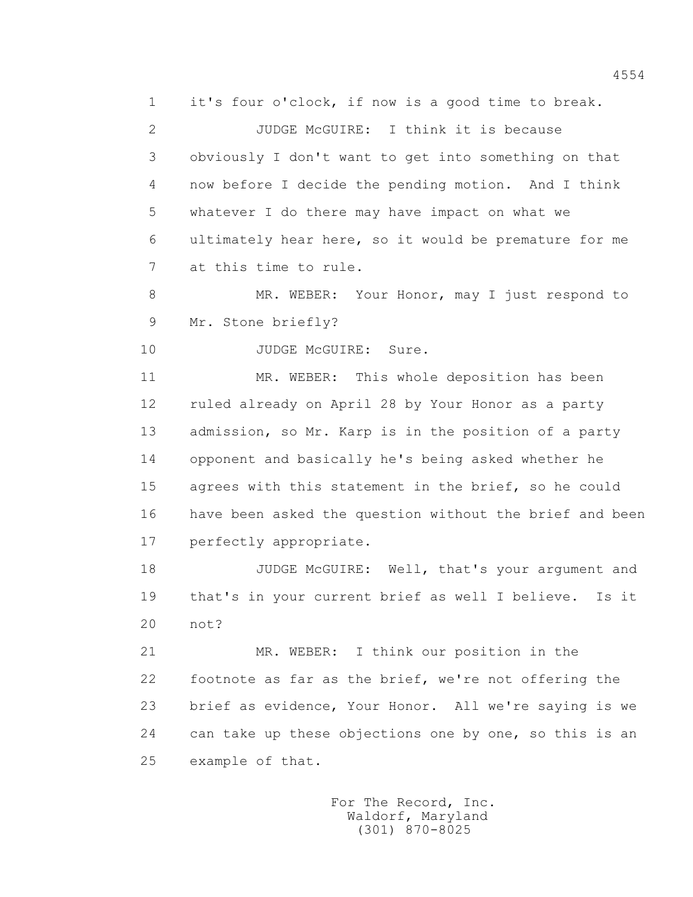1 it's four o'clock, if now is a good time to break.

2 JUDGE McGUIRE: I think it is because

3 obviously I don't want to get into something on that

4 now before I decide the pending motion. And I think

5 whatever I do there may have impact on what we

6 ultimately hear here, so it would be premature for me

7 at this time to rule.

8 MR. WEBER: Your Honor, may I just respond to

9 Mr. Stone briefly?

10 JUDGE McGUIRE: Sure.

11 MR. WEBER: This whole deposition has been

12 ruled already on April 28 by Your Honor as a party

13 admission, so Mr. Karp is in the position of a party

14 opponent and basically he's being asked whether he

15 agrees with this statement in the brief, so he could

16 have been asked the question without the brief and been

17 perfectly appropriate.

18 JUDGE McGUIRE: Well, that's your argument and

19 that's in your current brief as well I believe. Is it

20 not?

21 MR. WEBER: I think our position in the

22 footnote as far as the brief, we're not offering the

23 brief as evidence, Your Honor. All we're saying is we

24 can take up these objections one by one, so this is an

25 example of that.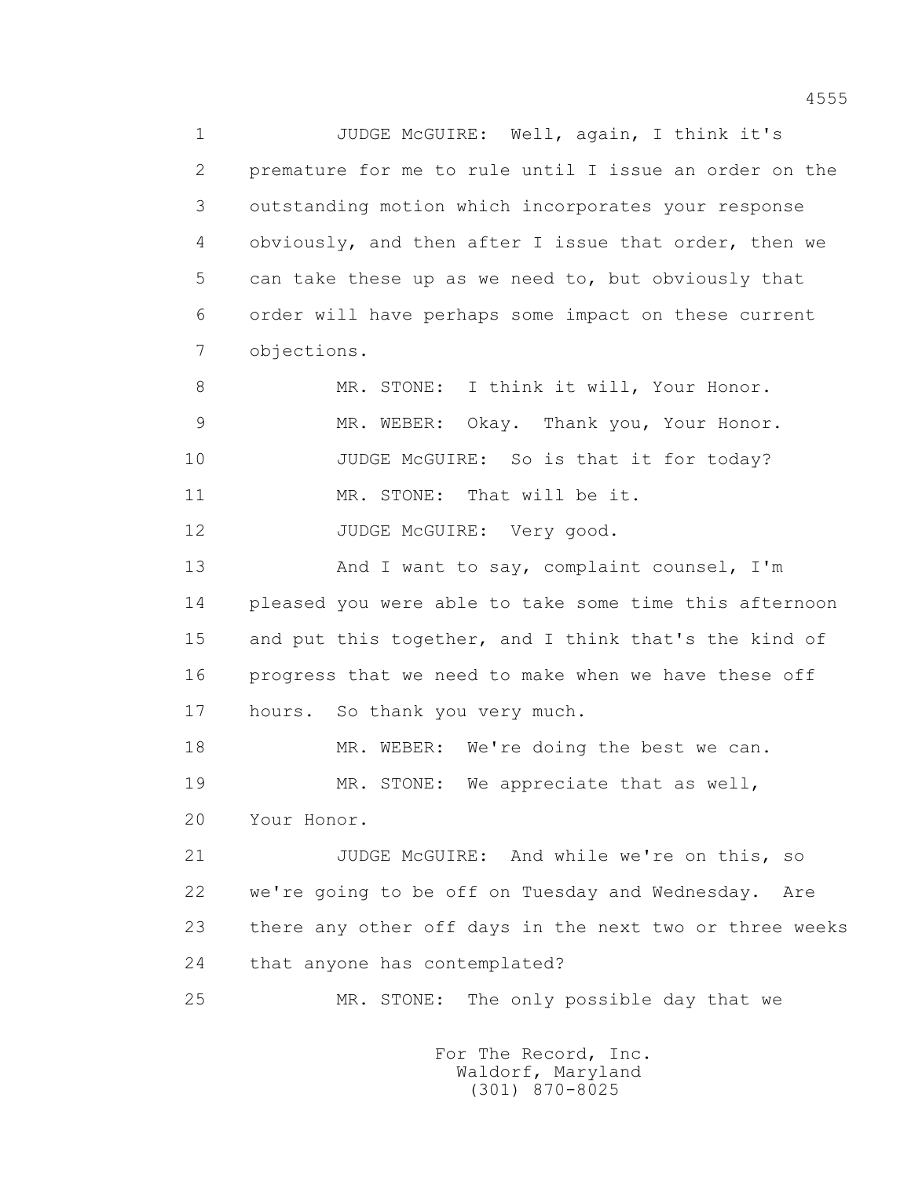1 JUDGE McGUIRE: Well, again, I think it's
2 premature for me to rule until I issue an order on the
3 outstanding motion which incorporates your response
4 obviously, and then after I issue that order, then we
5 can take these up as we need to, but obviously that
6 order will have perhaps some impact on these current
7 objections.
8 MR. STONE: I think it will, Your Honor.
9 MR. WEBER: Okay. Thank you, Your Honor.
10 JUDGE McGUIRE: So is that it for today?
11 MR. STONE: That will be it.
12 JUDGE McGUIRE: Very good.
13 And I want to say, complaint counsel, I'm
14 pleased you were able to take some time this afternoon
15 and put this together, and I think that's the kind of
16 progress that we need to make when we have these off
17 hours. So thank you very much.
18 MR. WEBER: We're doing the best we can.
19 MR. STONE: We appreciate that as well,
20 Your Honor.
21 JUDGE McGUIRE: And while we're on this, so
22 we're going to be off on Tuesday and Wednesday. Are
23 there any other off days in the next two or three weeks
24 that anyone has contemplated?
25 MR. STONE: The only possible day that we

For The Record, Inc.
Waldorf, Maryland
(301) 870-8025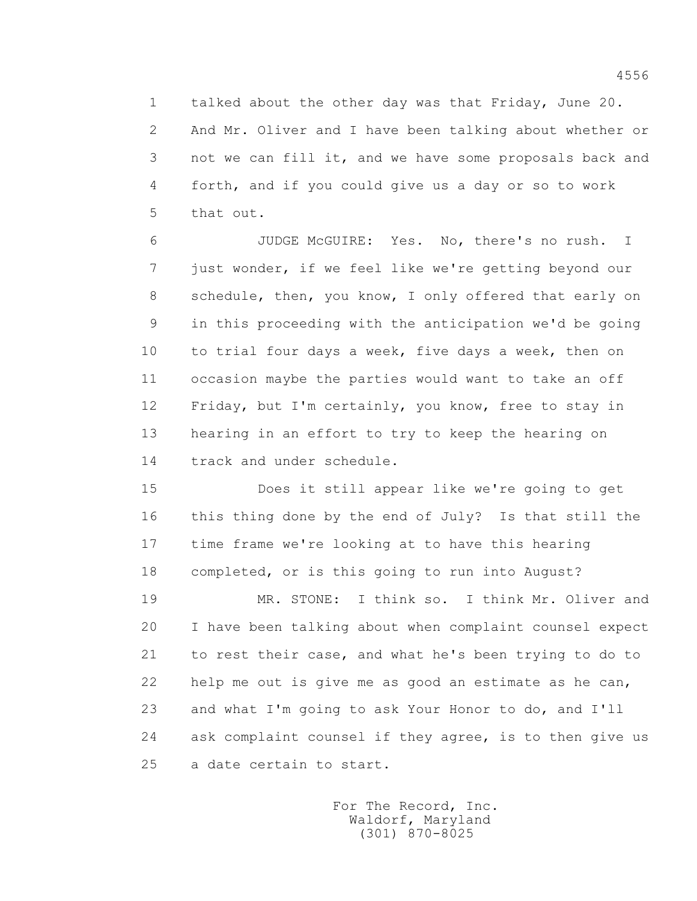1 talked about the other day was that Friday, June 20.
2 And Mr. Oliver and I have been talking about whether or
3 not we can fill it, and we have some proposals back and
4 forth, and if you could give us a day or so to work
5 that out.

6 JUDGE McGUIRE: Yes. No, there's no rush. I
7 just wonder, if we feel like we're getting beyond our
8 schedule, then, you know, I only offered that early on
9 in this proceeding with the anticipation we'd be going
10 to trial four days a week, five days a week, then on
11 occasion maybe the parties would want to take an off
12 Friday, but I'm certainly, you know, free to stay in
13 hearing in an effort to try to keep the hearing on
14 track and under schedule.

15 Does it still appear like we're going to get
16 this thing done by the end of July? Is that still the
17 time frame we're looking at to have this hearing
18 completed, or is this going to run into August?

19 MR. STONE: I think so. I think Mr. Oliver and
20 I have been talking about when complaint counsel expect
21 to rest their case, and what he's been trying to do to
22 help me out is give me as good an estimate as he can,
23 and what I'm going to ask Your Honor to do, and I'll
24 ask complaint counsel if they agree, is to then give us
25 a date certain to start.

For The Record, Inc.
Waldorf, Maryland
(301) 870-8025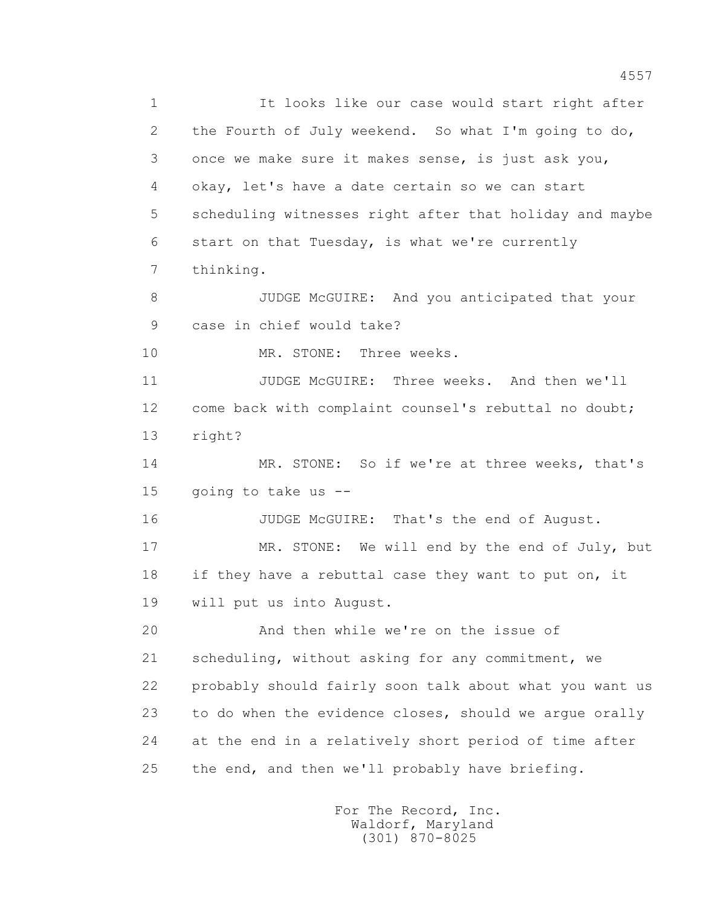It looks like our case would start right after the Fourth of July weekend. So what I'm going to do, once we make sure it makes sense, is just ask you, okay, let's have a date certain so we can start scheduling witnesses right after that holiday and maybe start on that Tuesday, is what we're currently thinking.

JUDGE McGUIRE: And you anticipated that your case in chief would take?

MR. STONE: Three weeks.

JUDGE McGUIRE: Three weeks. And then we'll come back with complaint counsel's rebuttal no doubt; right?

MR. STONE: So if we're at three weeks, that's going to take us --

JUDGE McGUIRE: That's the end of August.

MR. STONE: We will end by the end of July, but if they have a rebuttal case they want to put on, it will put us into August.

And then while we're on the issue of scheduling, without asking for any commitment, we probably should fairly soon talk about what you want us to do when the evidence closes, should we argue orally at the end in a relatively short period of time after the end, and then we'll probably have briefing.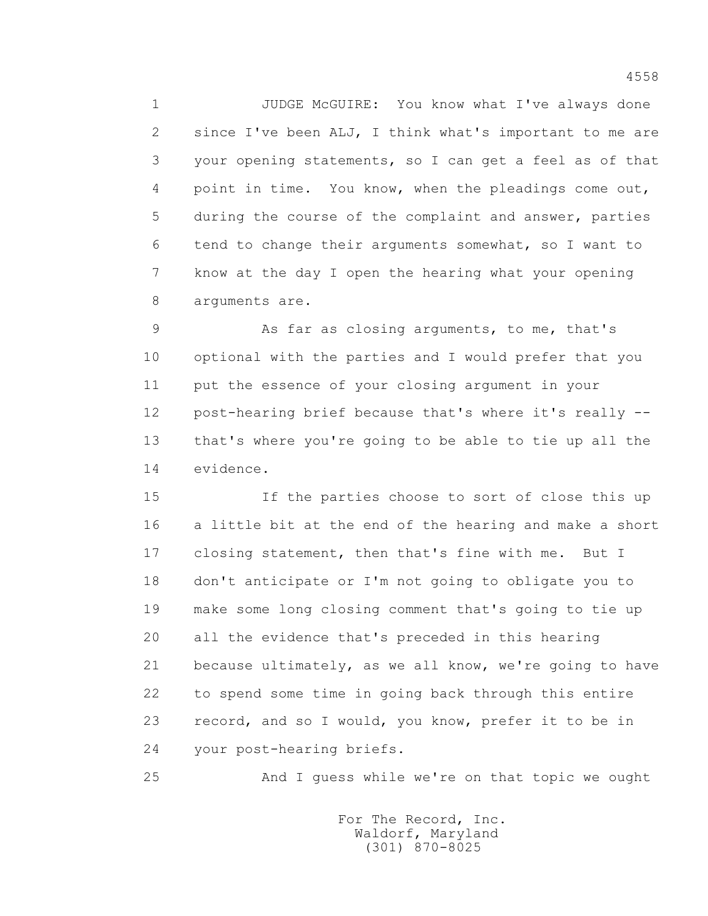JUDGE McGUIRE: You know what I've always done since I've been ALJ, I think what's important to me are your opening statements, so I can get a feel as of that point in time. You know, when the pleadings come out, during the course of the complaint and answer, parties tend to change their arguments somewhat, so I want to know at the day I open the hearing what your opening arguments are.

As far as closing arguments, to me, that's optional with the parties and I would prefer that you put the essence of your closing argument in your post-hearing brief because that's where it's really -- that's where you're going to be able to tie up all the evidence.

If the parties choose to sort of close this up a little bit at the end of the hearing and make a short closing statement, then that's fine with me. But I don't anticipate or I'm not going to obligate you to make some long closing comment that's going to tie up all the evidence that's preceded in this hearing because ultimately, as we all know, we're going to have to spend some time in going back through this entire record, and so I would, you know, prefer it to be in your post-hearing briefs.

And I guess while we're on that topic we ought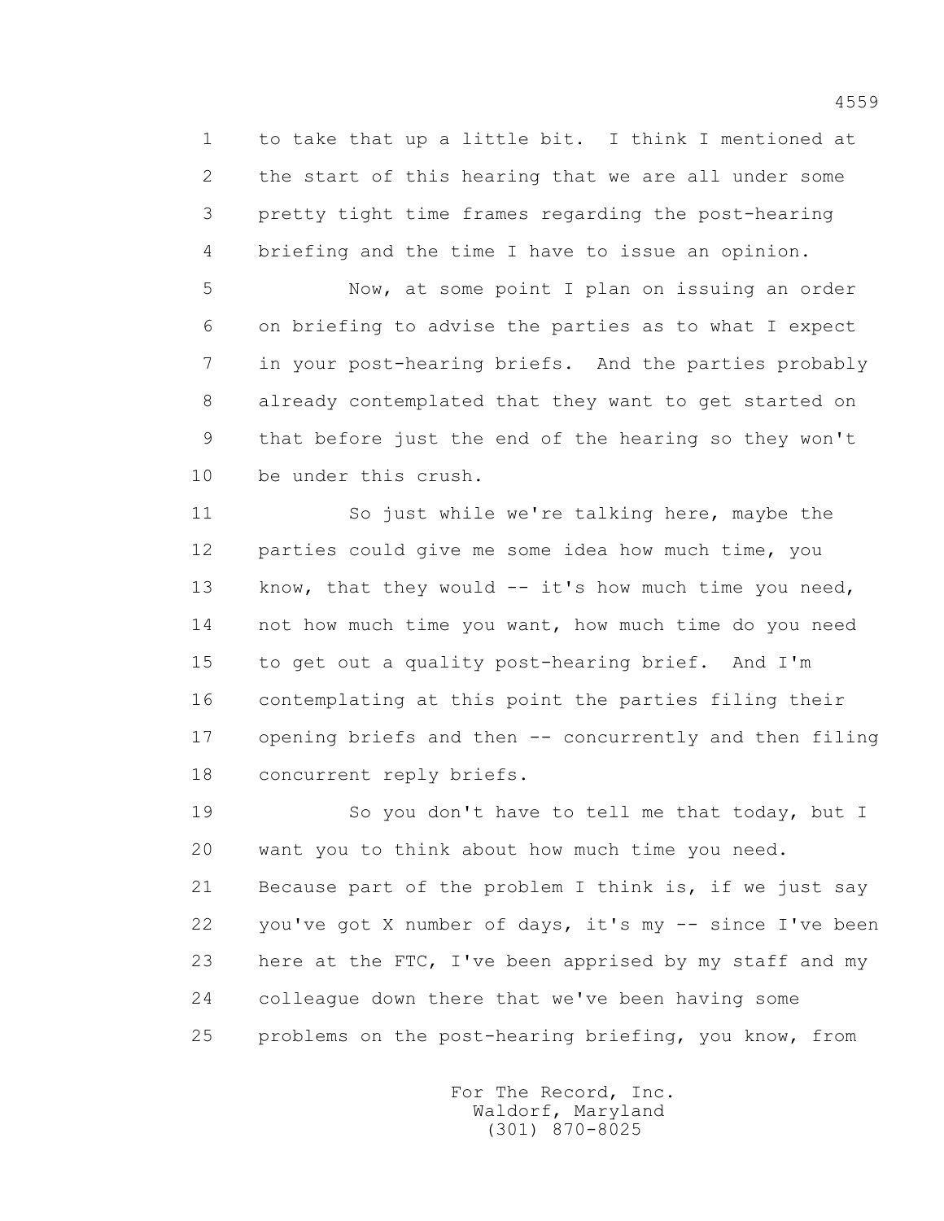to take that up a little bit. I think I mentioned at the start of this hearing that we are all under some pretty tight time frames regarding the post-hearing briefing and the time I have to issue an opinion.

Now, at some point I plan on issuing an order on briefing to advise the parties as to what I expect in your post-hearing briefs. And the parties probably already contemplated that they want to get started on that before just the end of the hearing so they won't be under this crush.

So just while we're talking here, maybe the parties could give me some idea how much time, you know, that they would -- it's how much time you need, not how much time you want, how much time do you need to get out a quality post-hearing brief. And I'm contemplating at this point the parties filing their opening briefs and then -- concurrently and then filing concurrent reply briefs.

So you don't have to tell me that today, but I want you to think about how much time you need. Because part of the problem I think is, if we just say you've got X number of days, it's my -- since I've been here at the FTC, I've been apprised by my staff and my colleague down there that we've been having some problems on the post-hearing briefing, you know, from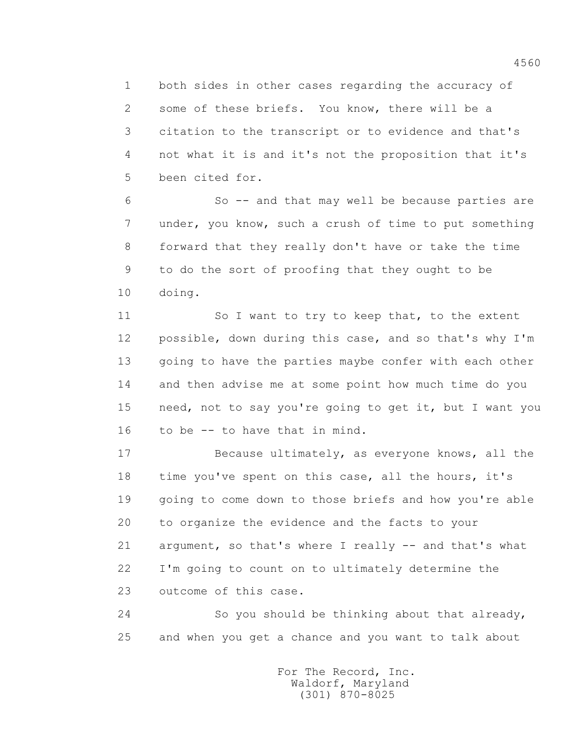both sides in other cases regarding the accuracy of some of these briefs. You know, there will be a citation to the transcript or to evidence and that's not what it is and it's not the proposition that it's been cited for.

So -- and that may well be because parties are under, you know, such a crush of time to put something forward that they really don't have or take the time to do the sort of proofing that they ought to be doing.

So I want to try to keep that, to the extent possible, down during this case, and so that's why I'm going to have the parties maybe confer with each other and then advise me at some point how much time do you need, not to say you're going to get it, but I want you to be -- to have that in mind.

Because ultimately, as everyone knows, all the time you've spent on this case, all the hours, it's going to come down to those briefs and how you're able to organize the evidence and the facts to your argument, so that's where I really -- and that's what I'm going to count on to ultimately determine the outcome of this case.

So you should be thinking about that already, and when you get a chance and you want to talk about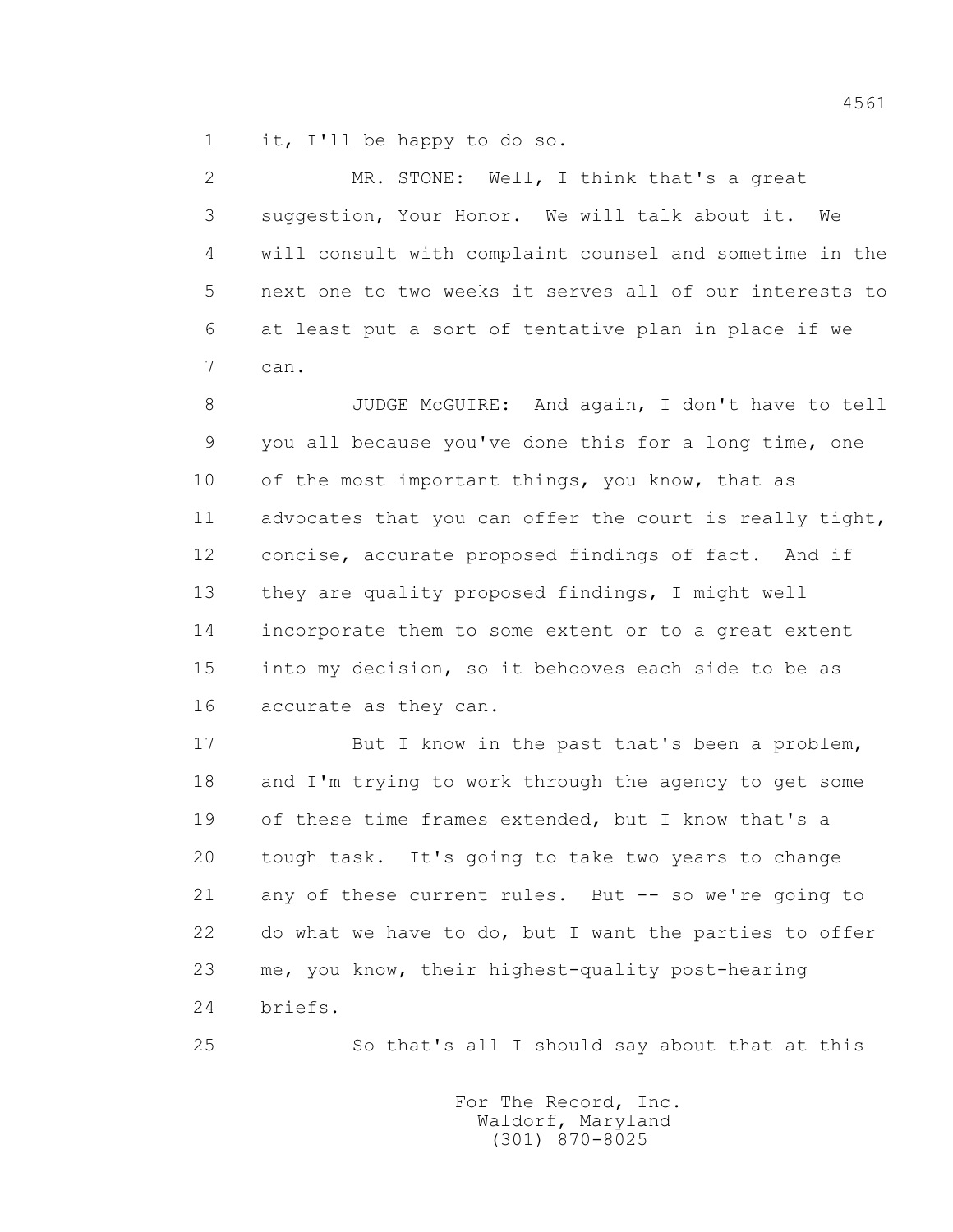it, I'll be happy to do so.

MR. STONE: Well, I think that's a great suggestion, Your Honor. We will talk about it. We will consult with complaint counsel and sometime in the next one to two weeks it serves all of our interests to at least put a sort of tentative plan in place if we can.

JUDGE McGUIRE: And again, I don't have to tell you all because you've done this for a long time, one of the most important things, you know, that as advocates that you can offer the court is really tight, concise, accurate proposed findings of fact. And if they are quality proposed findings, I might well incorporate them to some extent or to a great extent into my decision, so it behooves each side to be as accurate as they can.

But I know in the past that's been a problem, and I'm trying to work through the agency to get some of these time frames extended, but I know that's a tough task. It's going to take two years to change any of these current rules. But -- so we're going to do what we have to do, but I want the parties to offer me, you know, their highest-quality post-hearing briefs.

So that's all I should say about that at this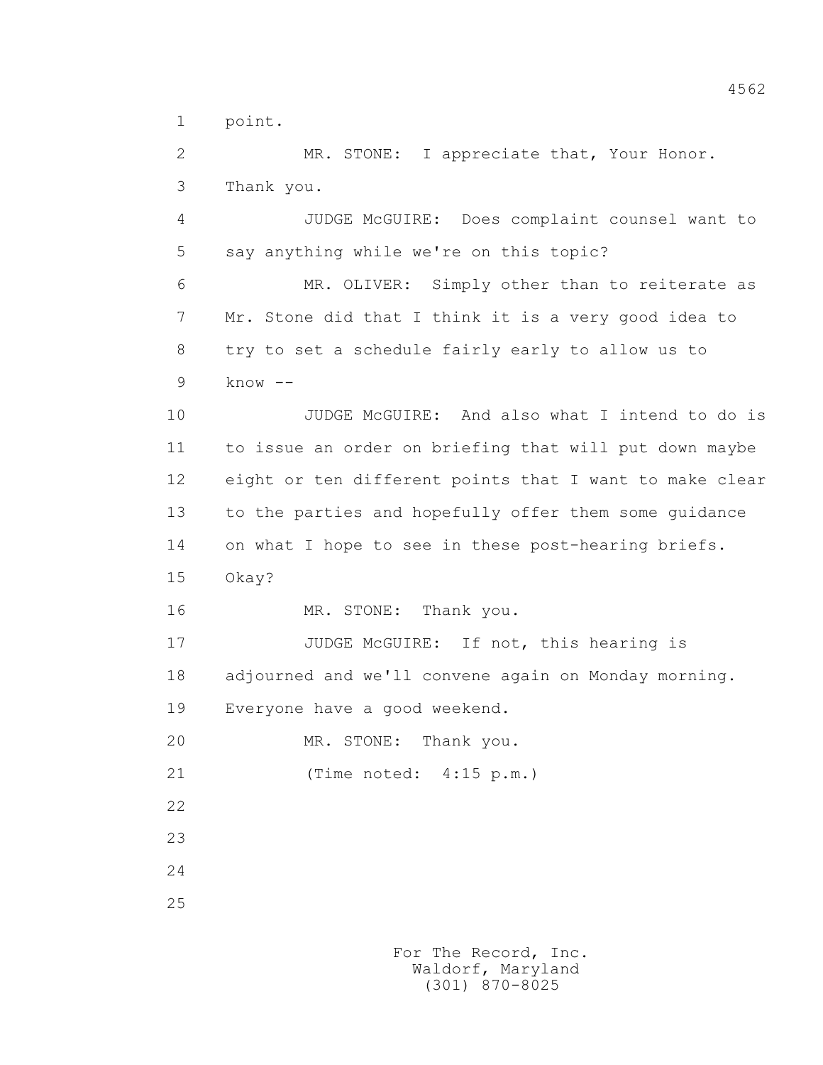1 point.

2 MR. STONE: I appreciate that, Your Honor.

3 Thank you.

4 JUDGE McGUIRE: Does complaint counsel want to

5 say anything while we're on this topic?

6 MR. OLIVER: Simply other than to reiterate as

7 Mr. Stone did that I think it is a very good idea to

8 try to set a schedule fairly early to allow us to

9 know --

10 JUDGE McGUIRE: And also what I intend to do is

11 to issue an order on briefing that will put down maybe

12 eight or ten different points that I want to make clear

13 to the parties and hopefully offer them some guidance

14 on what I hope to see in these post-hearing briefs.

15 Okay?

16 MR. STONE: Thank you.

17 JUDGE McGUIRE: If not, this hearing is

18 adjourned and we'll convene again on Monday morning.

19 Everyone have a good weekend.

20 MR. STONE: Thank you.

21 (Time noted: 4:15 p.m.)

22

23

24

25

For The Record, Inc.
Waldorf, Maryland
(301) 870-8025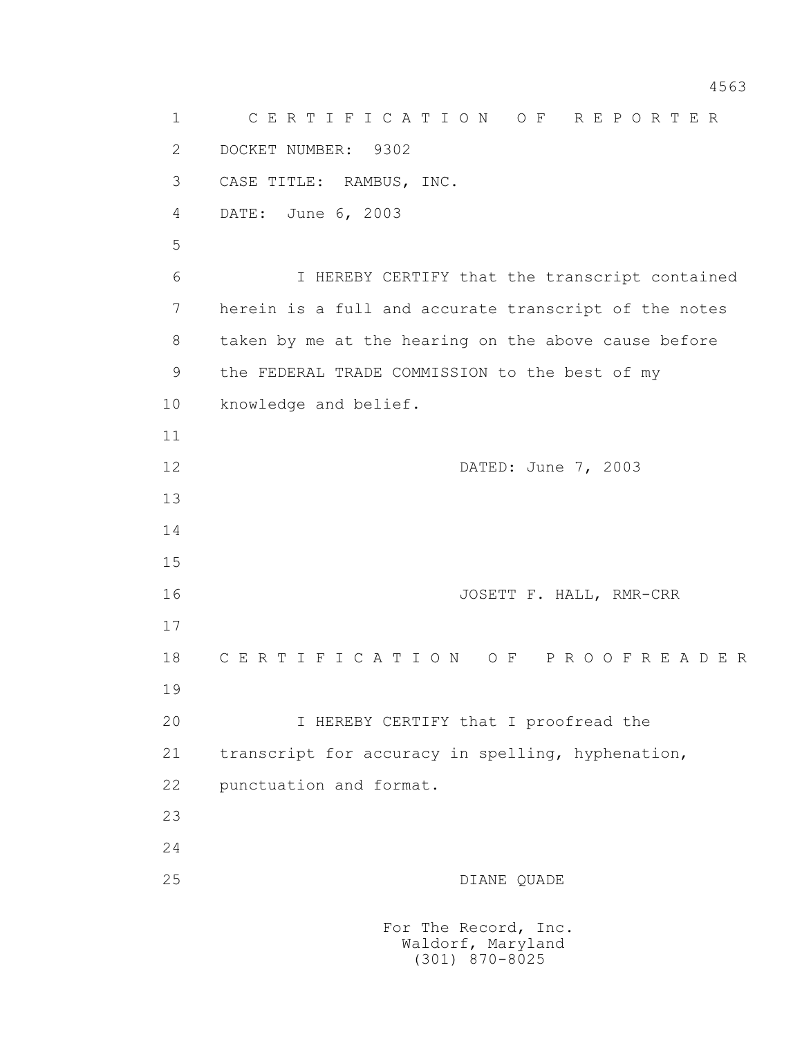# C E R T I F I C A T I O N   O F   R E P O R T E R

DOCKET NUMBER: 9302

CASE TITLE: RAMBUS, INC.

DATE: June 6, 2003

I HEREBY CERTIFY that the transcript contained herein is a full and accurate transcript of the notes taken by me at the hearing on the above cause before the FEDERAL TRADE COMMISSION to the best of my knowledge and belief.

DATED: June 7, 2003

JOSETT F. HALL, RMR-CRR

# C E R T I F I C A T I O N   O F   P R O O F R E A D E R

I HEREBY CERTIFY that I proofread the transcript for accuracy in spelling, hyphenation, punctuation and format.

DIANE QUADE

For The Record, Inc.
Waldorf, Maryland
(301) 870-8025